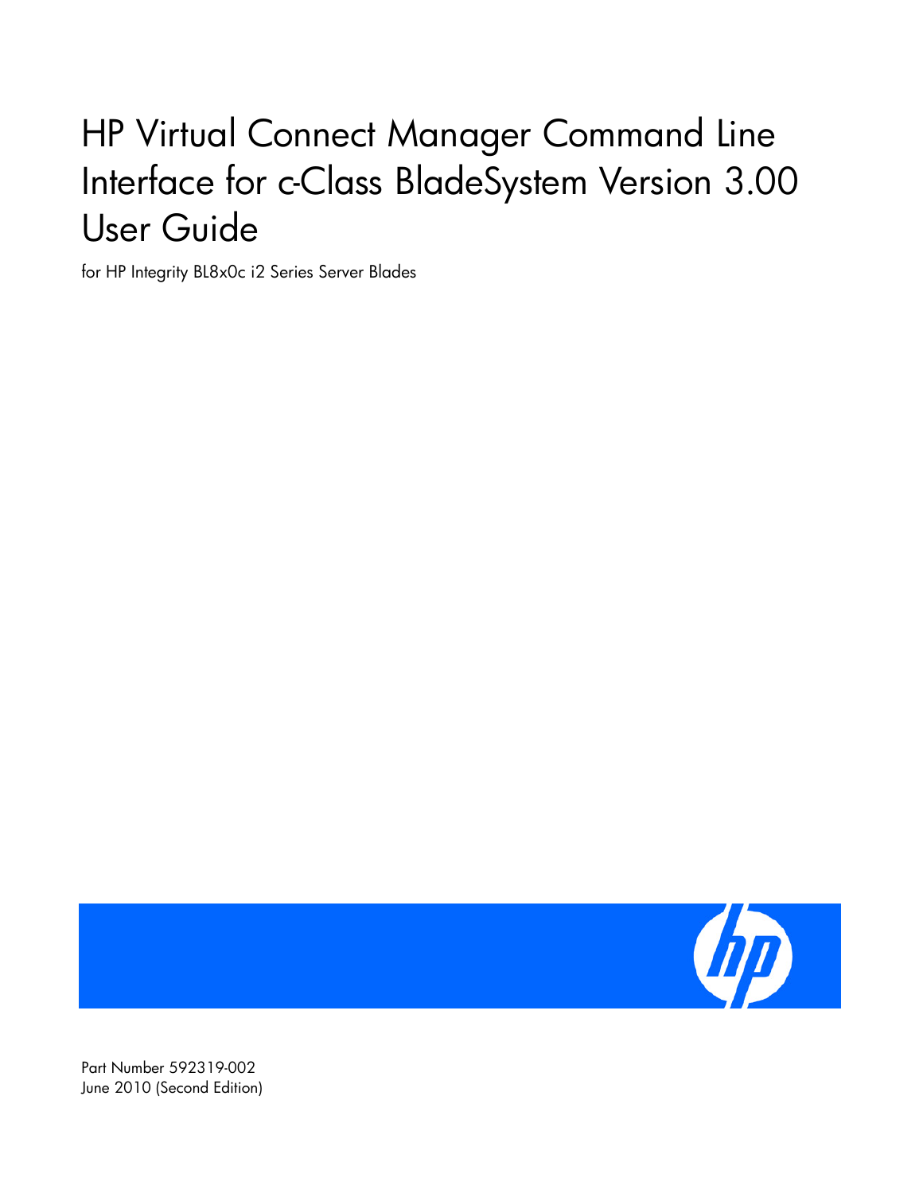# HP Virtual Connect Manager Command Line Interface for c-Class BladeSystem Version 3.00 User Guide

for HP Integrity BL8x0c i2 Series Server Blades

Part Number 592319-002
June 2010 (Second Edition)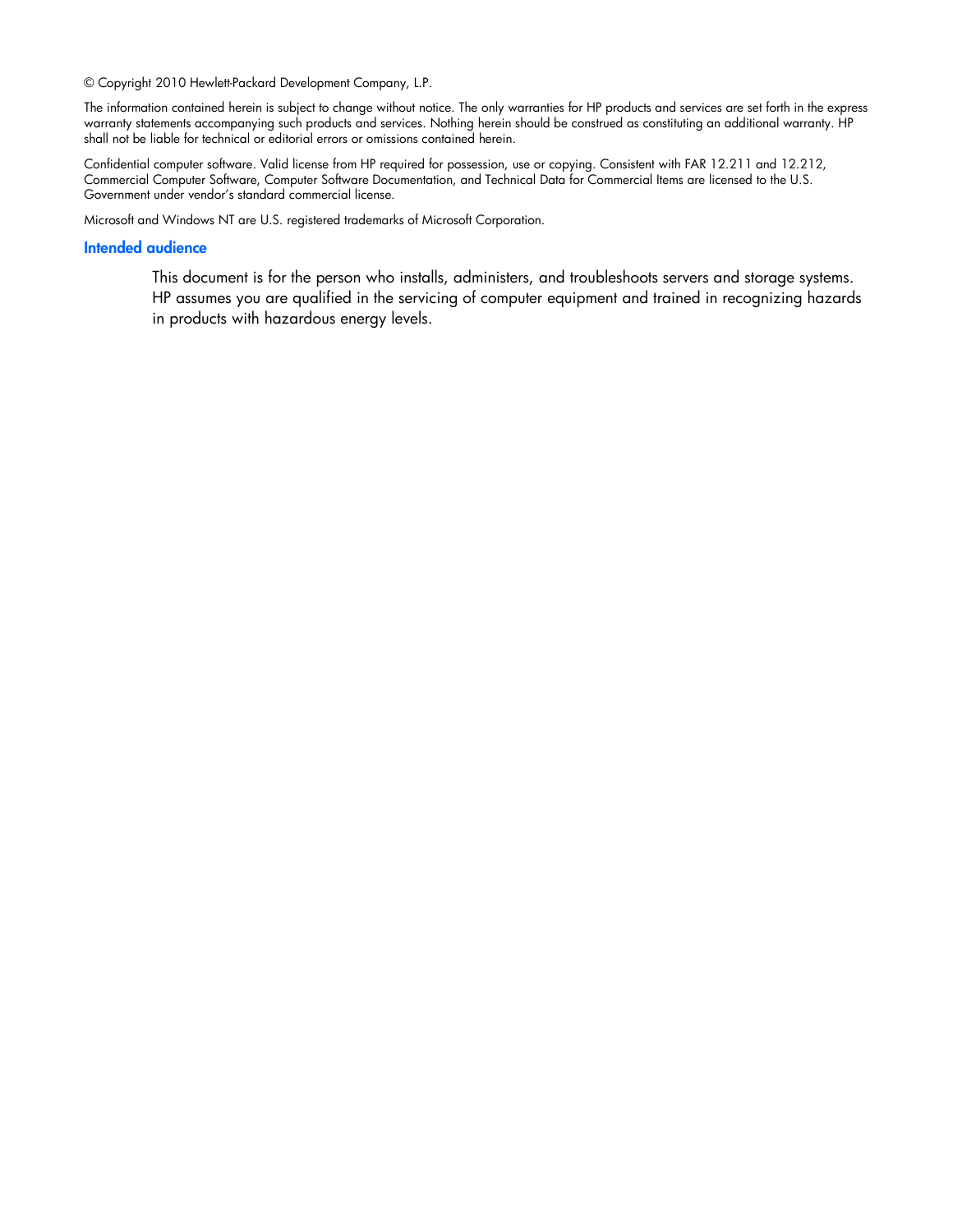© Copyright 2010 Hewlett-Packard Development Company, L.P.

The information contained herein is subject to change without notice. The only warranties for HP products and services are set forth in the express warranty statements accompanying such products and services. Nothing herein should be construed as constituting an additional warranty. HP shall not be liable for technical or editorial errors or omissions contained herein.

Confidential computer software. Valid license from HP required for possession, use or copying. Consistent with FAR 12.211 and 12.212, Commercial Computer Software, Computer Software Documentation, and Technical Data for Commercial Items are licensed to the U.S. Government under vendor's standard commercial license.

Microsoft and Windows NT are U.S. registered trademarks of Microsoft Corporation.

## Intended audience

This document is for the person who installs, administers, and troubleshoots servers and storage systems. HP assumes you are qualified in the servicing of computer equipment and trained in recognizing hazards in products with hazardous energy levels.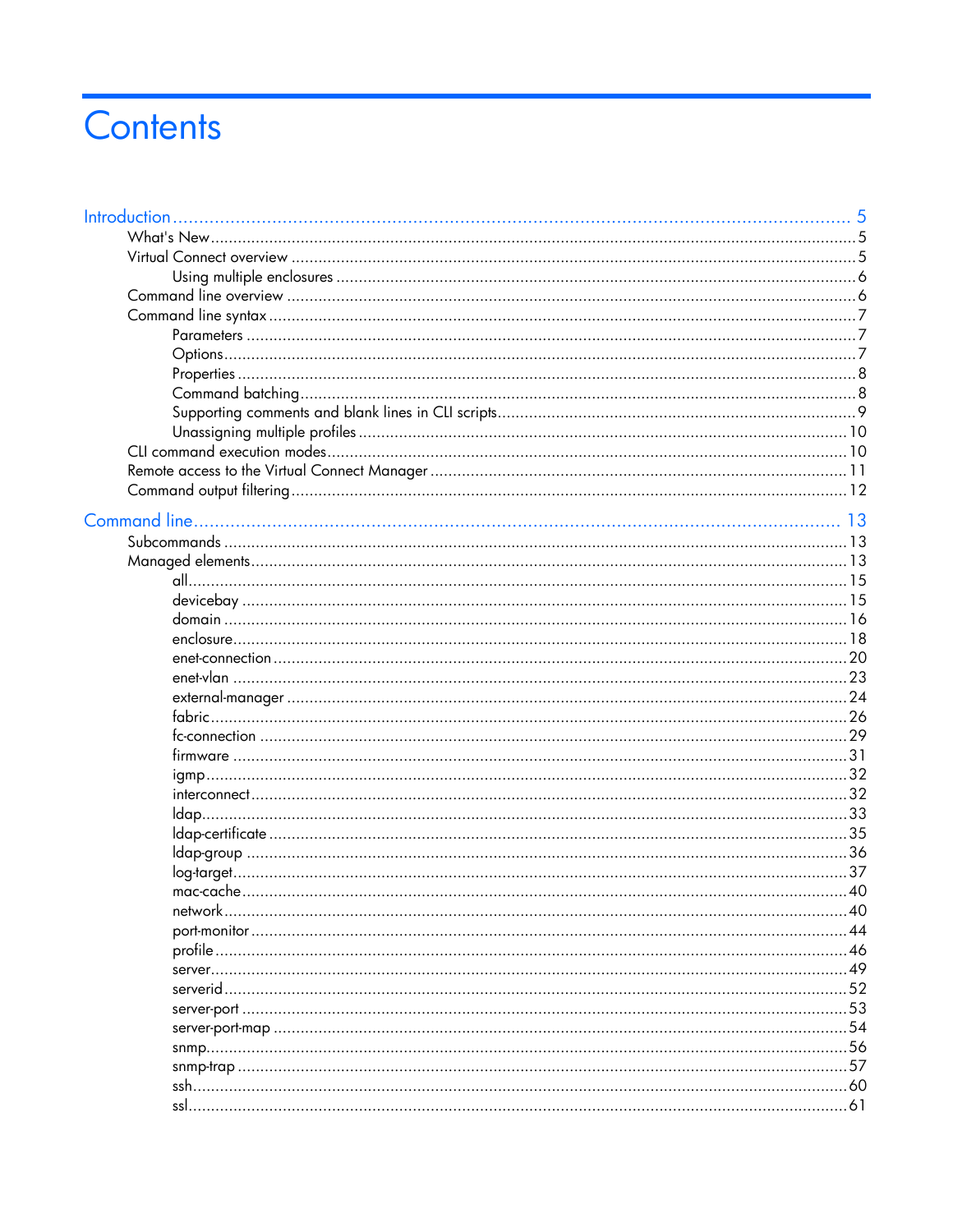# Contents

Introduction ..... 5
- What's New ..... 5
- Virtual Connect overview ..... 5
  - Using multiple enclosures ..... 6
- Command line overview ..... 6
- Command line syntax ..... 7
  - Parameters ..... 7
  - Options ..... 7
  - Properties ..... 8
  - Command batching ..... 8
  - Supporting comments and blank lines in CLI scripts ..... 9
  - Unassigning multiple profiles ..... 10
- CLI command execution modes ..... 10
- Remote access to the Virtual Connect Manager ..... 11
- Command output filtering ..... 12

Command line ..... 13
- Subcommands ..... 13
- Managed elements ..... 13
  - all ..... 15
  - devicebay ..... 15
  - domain ..... 16
  - enclosure ..... 18
  - enet-connection ..... 20
  - enet-vlan ..... 23
  - external-manager ..... 24
  - fabric ..... 26
  - fc-connection ..... 29
  - firmware ..... 31
  - igmp ..... 32
  - interconnect ..... 32
  - ldap ..... 33
  - ldap-certificate ..... 35
  - ldap-group ..... 36
  - log-target ..... 37
  - mac-cache ..... 40
  - network ..... 40
  - port-monitor ..... 44
  - profile ..... 46
  - server ..... 49
  - serverid ..... 52
  - server-port ..... 53
  - server-port-map ..... 54
  - snmp ..... 56
  - snmp-trap ..... 57
  - ssh ..... 60
  - ssl ..... 61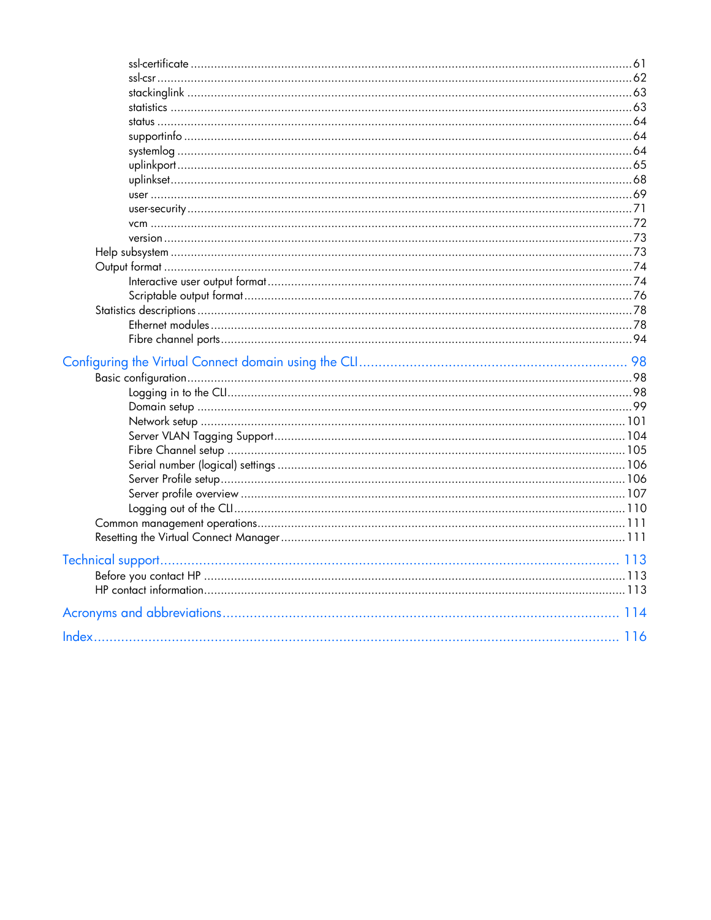- ssl-certificate ... 61
- ssl-csr ... 62
- stackinglink ... 63
- statistics ... 63
- status ... 64
- supportinfo ... 64
- systemlog ... 64
- uplinkport ... 65
- uplinkset ... 68
- user ... 69
- user-security ... 71
- vcm ... 72
- version ... 73

Help subsystem ... 73

Output format ... 74
- Interactive user output format ... 74
- Scriptable output format ... 76

Statistics descriptions ... 78
- Ethernet modules ... 78
- Fibre channel ports ... 94

Configuring the Virtual Connect domain using the CLI ... 98

Basic configuration ... 98
- Logging in to the CLI ... 98
- Domain setup ... 99
- Network setup ... 101
- Server VLAN Tagging Support ... 104
- Fibre Channel setup ... 105
- Serial number (logical) settings ... 106
- Server Profile setup ... 106
- Server profile overview ... 107
- Logging out of the CLI ... 110

Common management operations ... 111

Resetting the Virtual Connect Manager ... 111

Technical support ... 113

Before you contact HP ... 113

HP contact information ... 113

Acronyms and abbreviations ... 114

Index ... 116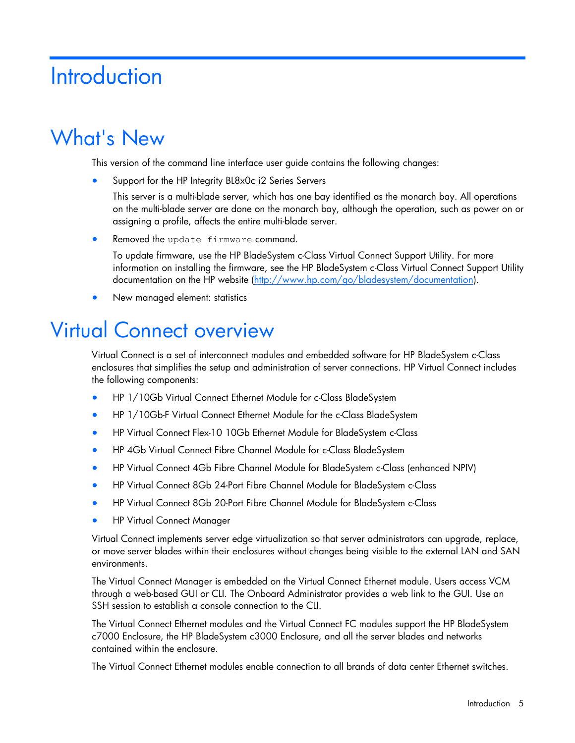# Introduction

## What's New

This version of the command line interface user guide contains the following changes:

- Support for the HP Integrity BL8x0c i2 Series Servers

  This server is a multi-blade server, which has one bay identified as the monarch bay. All operations on the multi-blade server are done on the monarch bay, although the operation, such as power on or assigning a profile, affects the entire multi-blade server.

- Removed the `update firmware` command.

  To update firmware, use the HP BladeSystem c-Class Virtual Connect Support Utility. For more information on installing the firmware, see the HP BladeSystem c-Class Virtual Connect Support Utility documentation on the HP website (http://www.hp.com/go/bladesystem/documentation).

- New managed element: statistics

## Virtual Connect overview

Virtual Connect is a set of interconnect modules and embedded software for HP BladeSystem c-Class enclosures that simplifies the setup and administration of server connections. HP Virtual Connect includes the following components:

- HP 1/10Gb Virtual Connect Ethernet Module for c-Class BladeSystem
- HP 1/10Gb-F Virtual Connect Ethernet Module for the c-Class BladeSystem
- HP Virtual Connect Flex-10 10Gb Ethernet Module for BladeSystem c-Class
- HP 4Gb Virtual Connect Fibre Channel Module for c-Class BladeSystem
- HP Virtual Connect 4Gb Fibre Channel Module for BladeSystem c-Class (enhanced NPIV)
- HP Virtual Connect 8Gb 24-Port Fibre Channel Module for BladeSystem c-Class
- HP Virtual Connect 8Gb 20-Port Fibre Channel Module for BladeSystem c-Class
- HP Virtual Connect Manager

Virtual Connect implements server edge virtualization so that server administrators can upgrade, replace, or move server blades within their enclosures without changes being visible to the external LAN and SAN environments.

The Virtual Connect Manager is embedded on the Virtual Connect Ethernet module. Users access VCM through a web-based GUI or CLI. The Onboard Administrator provides a web link to the GUI. Use an SSH session to establish a console connection to the CLI.

The Virtual Connect Ethernet modules and the Virtual Connect FC modules support the HP BladeSystem c7000 Enclosure, the HP BladeSystem c3000 Enclosure, and all the server blades and networks contained within the enclosure.

The Virtual Connect Ethernet modules enable connection to all brands of data center Ethernet switches.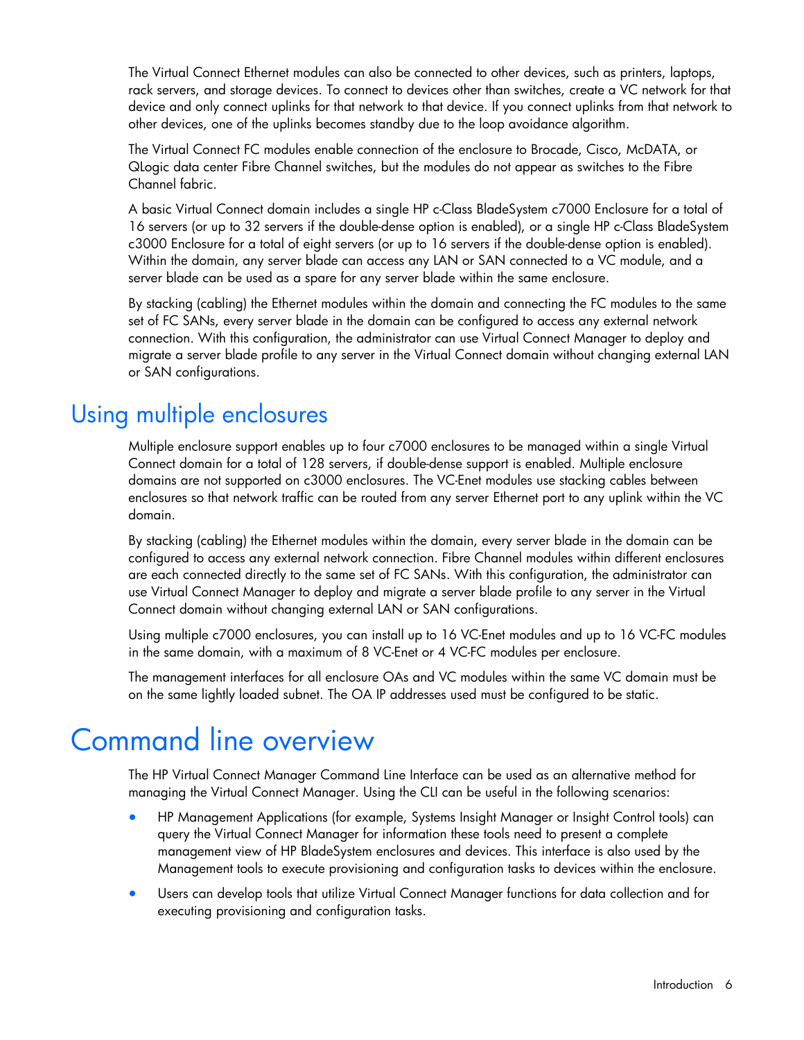The Virtual Connect Ethernet modules can also be connected to other devices, such as printers, laptops, rack servers, and storage devices. To connect to devices other than switches, create a VC network for that device and only connect uplinks for that network to that device. If you connect uplinks from that network to other devices, one of the uplinks becomes standby due to the loop avoidance algorithm.

The Virtual Connect FC modules enable connection of the enclosure to Brocade, Cisco, McDATA, or QLogic data center Fibre Channel switches, but the modules do not appear as switches to the Fibre Channel fabric.

A basic Virtual Connect domain includes a single HP c-Class BladeSystem c7000 Enclosure for a total of 16 servers (or up to 32 servers if the double-dense option is enabled), or a single HP c-Class BladeSystem c3000 Enclosure for a total of eight servers (or up to 16 servers if the double-dense option is enabled). Within the domain, any server blade can access any LAN or SAN connected to a VC module, and a server blade can be used as a spare for any server blade within the same enclosure.

By stacking (cabling) the Ethernet modules within the domain and connecting the FC modules to the same set of FC SANs, every server blade in the domain can be configured to access any external network connection. With this configuration, the administrator can use Virtual Connect Manager to deploy and migrate a server blade profile to any server in the Virtual Connect domain without changing external LAN or SAN configurations.

## Using multiple enclosures

Multiple enclosure support enables up to four c7000 enclosures to be managed within a single Virtual Connect domain for a total of 128 servers, if double-dense support is enabled. Multiple enclosure domains are not supported on c3000 enclosures. The VC-Enet modules use stacking cables between enclosures so that network traffic can be routed from any server Ethernet port to any uplink within the VC domain.

By stacking (cabling) the Ethernet modules within the domain, every server blade in the domain can be configured to access any external network connection. Fibre Channel modules within different enclosures are each connected directly to the same set of FC SANs. With this configuration, the administrator can use Virtual Connect Manager to deploy and migrate a server blade profile to any server in the Virtual Connect domain without changing external LAN or SAN configurations.

Using multiple c7000 enclosures, you can install up to 16 VC-Enet modules and up to 16 VC-FC modules in the same domain, with a maximum of 8 VC-Enet or 4 VC-FC modules per enclosure.

The management interfaces for all enclosure OAs and VC modules within the same VC domain must be on the same lightly loaded subnet. The OA IP addresses used must be configured to be static.

# Command line overview

The HP Virtual Connect Manager Command Line Interface can be used as an alternative method for managing the Virtual Connect Manager. Using the CLI can be useful in the following scenarios:

- HP Management Applications (for example, Systems Insight Manager or Insight Control tools) can query the Virtual Connect Manager for information these tools need to present a complete management view of HP BladeSystem enclosures and devices. This interface is also used by the Management tools to execute provisioning and configuration tasks to devices within the enclosure.
- Users can develop tools that utilize Virtual Connect Manager functions for data collection and for executing provisioning and configuration tasks.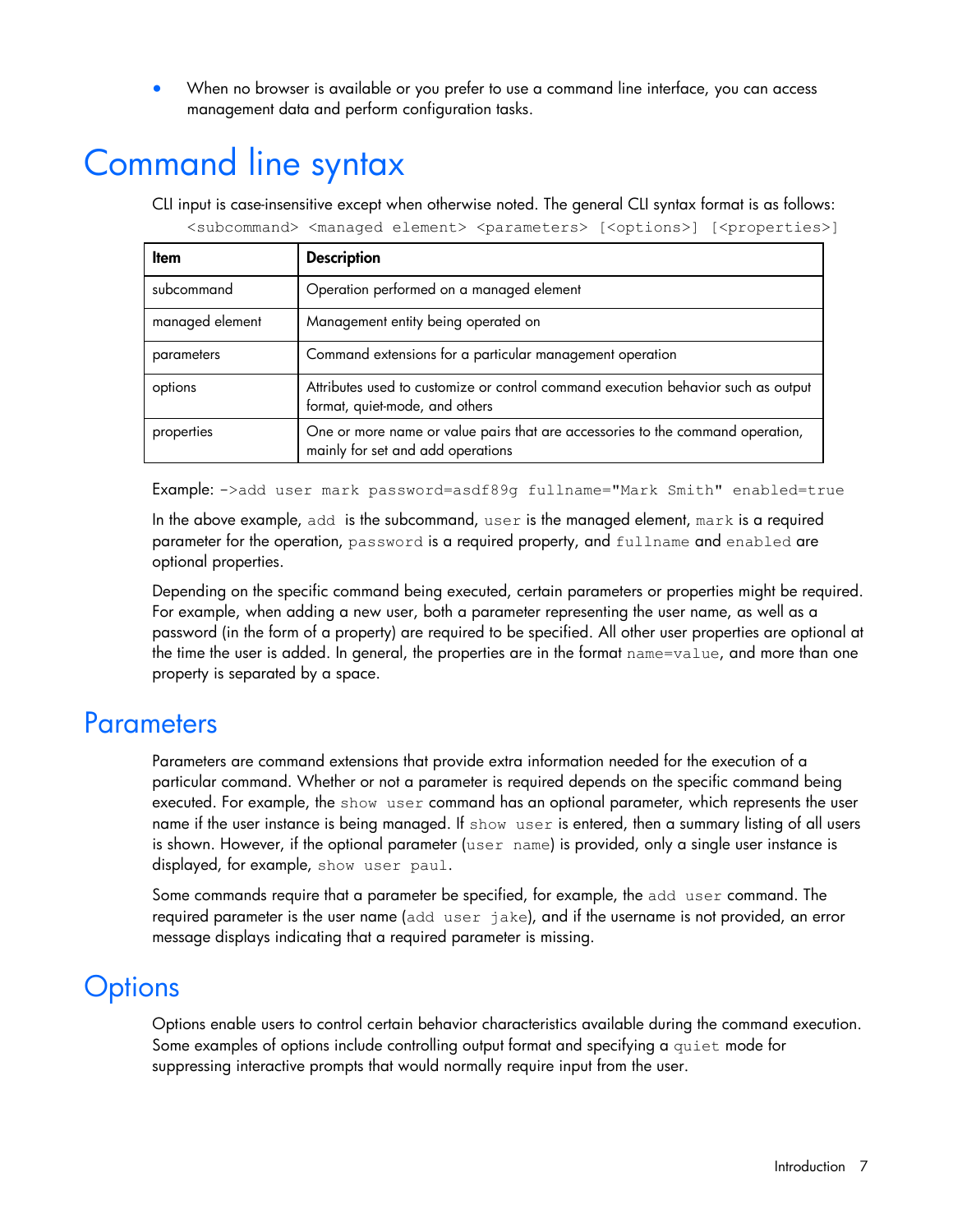- When no browser is available or you prefer to use a command line interface, you can access management data and perform configuration tasks.

# Command line syntax

CLI input is case-insensitive except when otherwise noted. The general CLI syntax format is as follows:

```
<subcommand> <managed element> <parameters> [<options>] [<properties>]
```

| Item | Description |
| --- | --- |
| subcommand | Operation performed on a managed element |
| managed element | Management entity being operated on |
| parameters | Command extensions for a particular management operation |
| options | Attributes used to customize or control command execution behavior such as output format, quiet-mode, and others |
| properties | One or more name or value pairs that are accessories to the command operation, mainly for set and add operations |

Example: `->add user mark password=asdf89g fullname="Mark Smith" enabled=true`

In the above example, `add` is the subcommand, `user` is the managed element, `mark` is a required parameter for the operation, `password` is a required property, and `fullname` and `enabled` are optional properties.

Depending on the specific command being executed, certain parameters or properties might be required. For example, when adding a new user, both a parameter representing the user name, as well as a password (in the form of a property) are required to be specified. All other user properties are optional at the time the user is added. In general, the properties are in the format `name=value`, and more than one property is separated by a space.

## Parameters

Parameters are command extensions that provide extra information needed for the execution of a particular command. Whether or not a parameter is required depends on the specific command being executed. For example, the `show user` command has an optional parameter, which represents the user name if the user instance is being managed. If `show user` is entered, then a summary listing of all users is shown. However, if the optional parameter (`user name`) is provided, only a single user instance is displayed, for example, `show user paul`.

Some commands require that a parameter be specified, for example, the `add user` command. The required parameter is the user name (`add user jake`), and if the username is not provided, an error message displays indicating that a required parameter is missing.

## Options

Options enable users to control certain behavior characteristics available during the command execution. Some examples of options include controlling output format and specifying a `quiet` mode for suppressing interactive prompts that would normally require input from the user.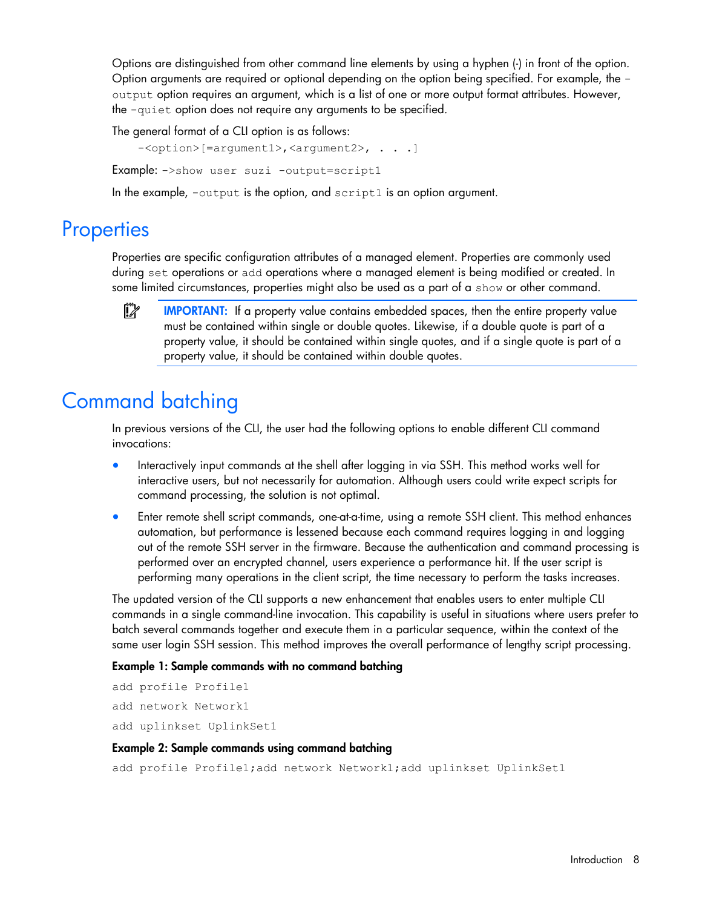Options are distinguished from other command line elements by using a hyphen (-) in front of the option. Option arguments are required or optional depending on the option being specified. For example, the –output option requires an argument, which is a list of one or more output format attributes. However, the -quiet option does not require any arguments to be specified.

The general format of a CLI option is as follows:

```
-<option>[=argument1>,<argument2>, . . .]
```

Example: `->show user suzi -output=script1`

In the example, `-output` is the option, and `script1` is an option argument.

# Properties

Properties are specific configuration attributes of a managed element. Properties are commonly used during `set` operations or `add` operations where a managed element is being modified or created. In some limited circumstances, properties might also be used as a part of a `show` or other command.

**IMPORTANT:** If a property value contains embedded spaces, then the entire property value must be contained within single or double quotes. Likewise, if a double quote is part of a property value, it should be contained within single quotes, and if a single quote is part of a property value, it should be contained within double quotes.

# Command batching

In previous versions of the CLI, the user had the following options to enable different CLI command invocations:

- Interactively input commands at the shell after logging in via SSH. This method works well for interactive users, but not necessarily for automation. Although users could write expect scripts for command processing, the solution is not optimal.
- Enter remote shell script commands, one-at-a-time, using a remote SSH client. This method enhances automation, but performance is lessened because each command requires logging in and logging out of the remote SSH server in the firmware. Because the authentication and command processing is performed over an encrypted channel, users experience a performance hit. If the user script is performing many operations in the client script, the time necessary to perform the tasks increases.

The updated version of the CLI supports a new enhancement that enables users to enter multiple CLI commands in a single command-line invocation. This capability is useful in situations where users prefer to batch several commands together and execute them in a particular sequence, within the context of the same user login SSH session. This method improves the overall performance of lengthy script processing.

**Example 1: Sample commands with no command batching**

```
add profile Profile1
add network Network1
add uplinkset UplinkSet1
```

**Example 2: Sample commands using command batching**

```
add profile Profile1;add network Network1;add uplinkset UplinkSet1
```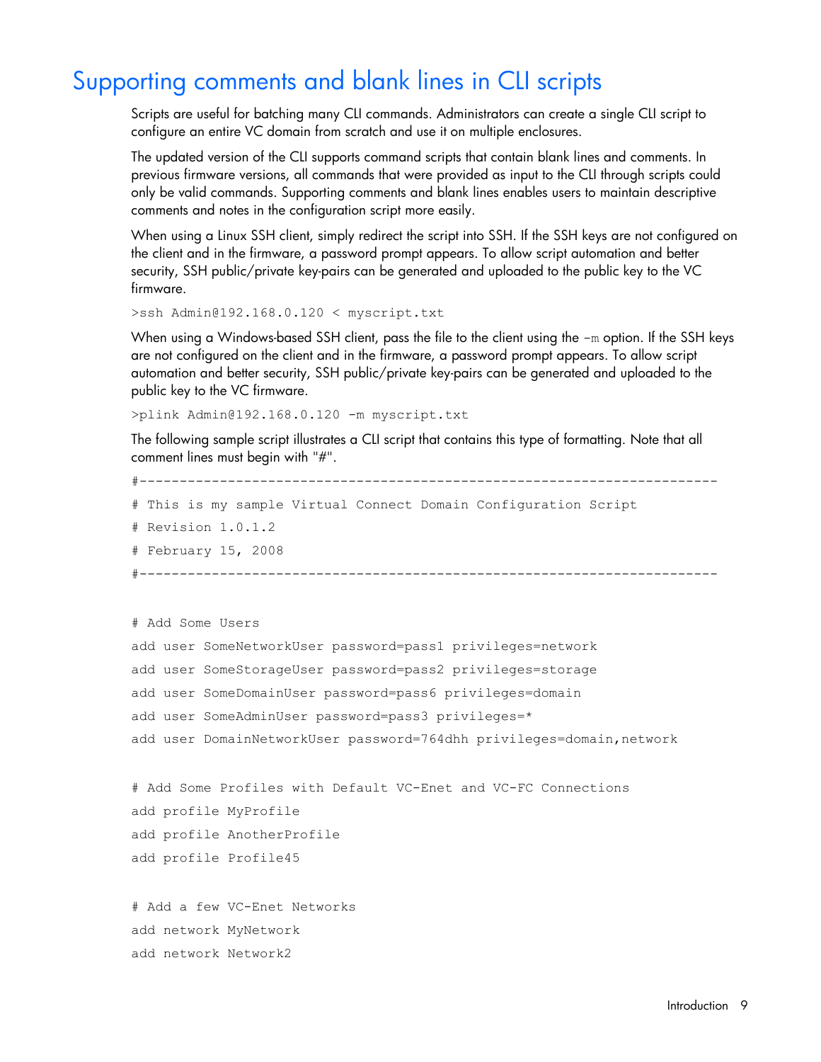## Supporting comments and blank lines in CLI scripts

Scripts are useful for batching many CLI commands. Administrators can create a single CLI script to configure an entire VC domain from scratch and use it on multiple enclosures.

The updated version of the CLI supports command scripts that contain blank lines and comments. In previous firmware versions, all commands that were provided as input to the CLI through scripts could only be valid commands. Supporting comments and blank lines enables users to maintain descriptive comments and notes in the configuration script more easily.

When using a Linux SSH client, simply redirect the script into SSH. If the SSH keys are not configured on the client and in the firmware, a password prompt appears. To allow script automation and better security, SSH public/private key-pairs can be generated and uploaded to the public key to the VC firmware.

```
>ssh Admin@192.168.0.120 < myscript.txt
```

When using a Windows-based SSH client, pass the file to the client using the `-m` option. If the SSH keys are not configured on the client and in the firmware, a password prompt appears. To allow script automation and better security, SSH public/private key-pairs can be generated and uploaded to the public key to the VC firmware.

```
>plink Admin@192.168.0.120 -m myscript.txt
```

The following sample script illustrates a CLI script that contains this type of formatting. Note that all comment lines must begin with "#".

```
#--------------------------------------------------------------------------
# This is my sample Virtual Connect Domain Configuration Script
# Revision 1.0.1.2
# February 15, 2008
#--------------------------------------------------------------------------

# Add Some Users
add user SomeNetworkUser password=pass1 privileges=network
add user SomeStorageUser password=pass2 privileges=storage
add user SomeDomainUser password=pass6 privileges=domain
add user SomeAdminUser password=pass3 privileges=*
add user DomainNetworkUser password=764dhh privileges=domain,network

# Add Some Profiles with Default VC-Enet and VC-FC Connections
add profile MyProfile
add profile AnotherProfile
add profile Profile45

# Add a few VC-Enet Networks
add network MyNetwork
add network Network2
```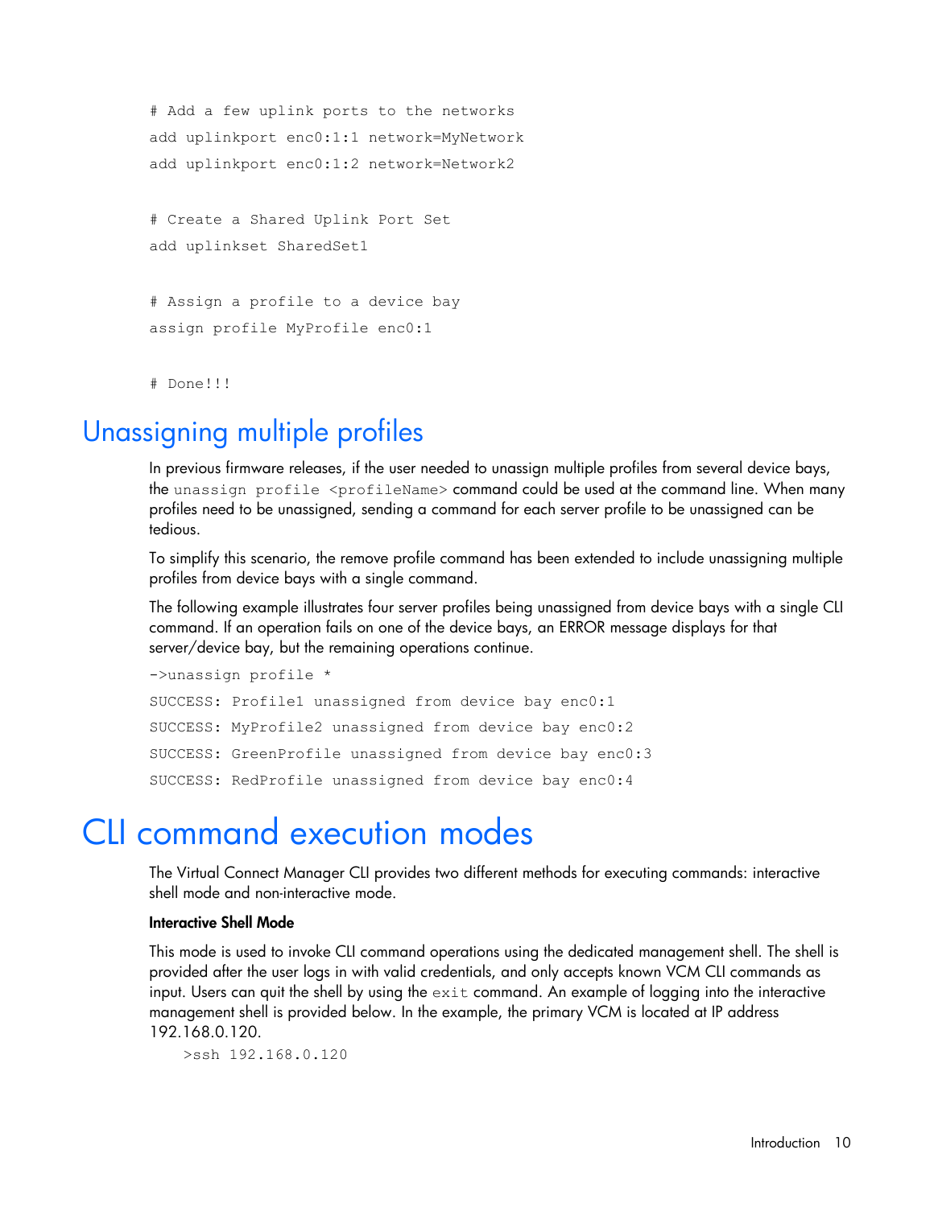```
# Add a few uplink ports to the networks
add uplinkport enc0:1:1 network=MyNetwork
add uplinkport enc0:1:2 network=Network2

# Create a Shared Uplink Port Set
add uplinkset SharedSet1

# Assign a profile to a device bay
assign profile MyProfile enc0:1

# Done!!!
```

## Unassigning multiple profiles

In previous firmware releases, if the user needed to unassign multiple profiles from several device bays, the `unassign profile <profileName>` command could be used at the command line. When many profiles need to be unassigned, sending a command for each server profile to be unassigned can be tedious.

To simplify this scenario, the remove profile command has been extended to include unassigning multiple profiles from device bays with a single command.

The following example illustrates four server profiles being unassigned from device bays with a single CLI command. If an operation fails on one of the device bays, an ERROR message displays for that server/device bay, but the remaining operations continue.

```
->unassign profile *
SUCCESS: Profile1 unassigned from device bay enc0:1
SUCCESS: MyProfile2 unassigned from device bay enc0:2
SUCCESS: GreenProfile unassigned from device bay enc0:3
SUCCESS: RedProfile unassigned from device bay enc0:4
```

# CLI command execution modes

The Virtual Connect Manager CLI provides two different methods for executing commands: interactive shell mode and non-interactive mode.

**Interactive Shell Mode**

This mode is used to invoke CLI command operations using the dedicated management shell. The shell is provided after the user logs in with valid credentials, and only accepts known VCM CLI commands as input. Users can quit the shell by using the `exit` command. An example of logging into the interactive management shell is provided below. In the example, the primary VCM is located at IP address 192.168.0.120.

```
>ssh 192.168.0.120
```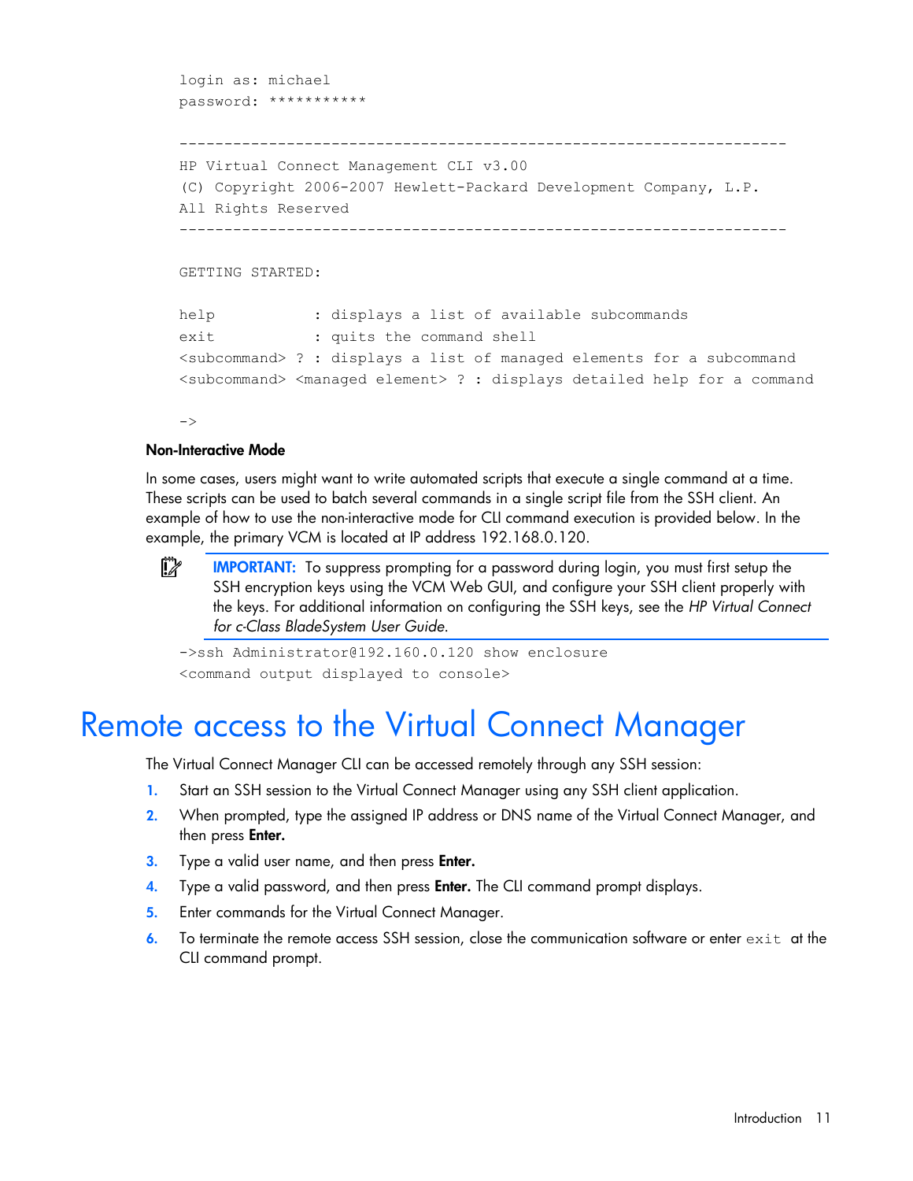```
login as: michael
password: ***********

--------------------------------------------------------------------
HP Virtual Connect Management CLI v3.00
(C) Copyright 2006-2007 Hewlett-Packard Development Company, L.P.
All Rights Reserved
--------------------------------------------------------------------

GETTING STARTED:

help           : displays a list of available subcommands
exit           : quits the command shell
<subcommand> ? : displays a list of managed elements for a subcommand
<subcommand> <managed element> ? : displays detailed help for a command

->
```

### Non-Interactive Mode

In some cases, users might want to write automated scripts that execute a single command at a time. These scripts can be used to batch several commands in a single script file from the SSH client. An example of how to use the non-interactive mode for CLI command execution is provided below. In the example, the primary VCM is located at IP address 192.168.0.120.

**IMPORTANT:** To suppress prompting for a password during login, you must first setup the SSH encryption keys using the VCM Web GUI, and configure your SSH client properly with the keys. For additional information on configuring the SSH keys, see the *HP Virtual Connect for c-Class BladeSystem User Guide*.

```
->ssh Administrator@192.160.0.120 show enclosure
<command output displayed to console>
```

# Remote access to the Virtual Connect Manager

The Virtual Connect Manager CLI can be accessed remotely through any SSH session:

1. Start an SSH session to the Virtual Connect Manager using any SSH client application.
2. When prompted, type the assigned IP address or DNS name of the Virtual Connect Manager, and then press **Enter.**
3. Type a valid user name, and then press **Enter.**
4. Type a valid password, and then press **Enter.** The CLI command prompt displays.
5. Enter commands for the Virtual Connect Manager.
6. To terminate the remote access SSH session, close the communication software or enter `exit` at the CLI command prompt.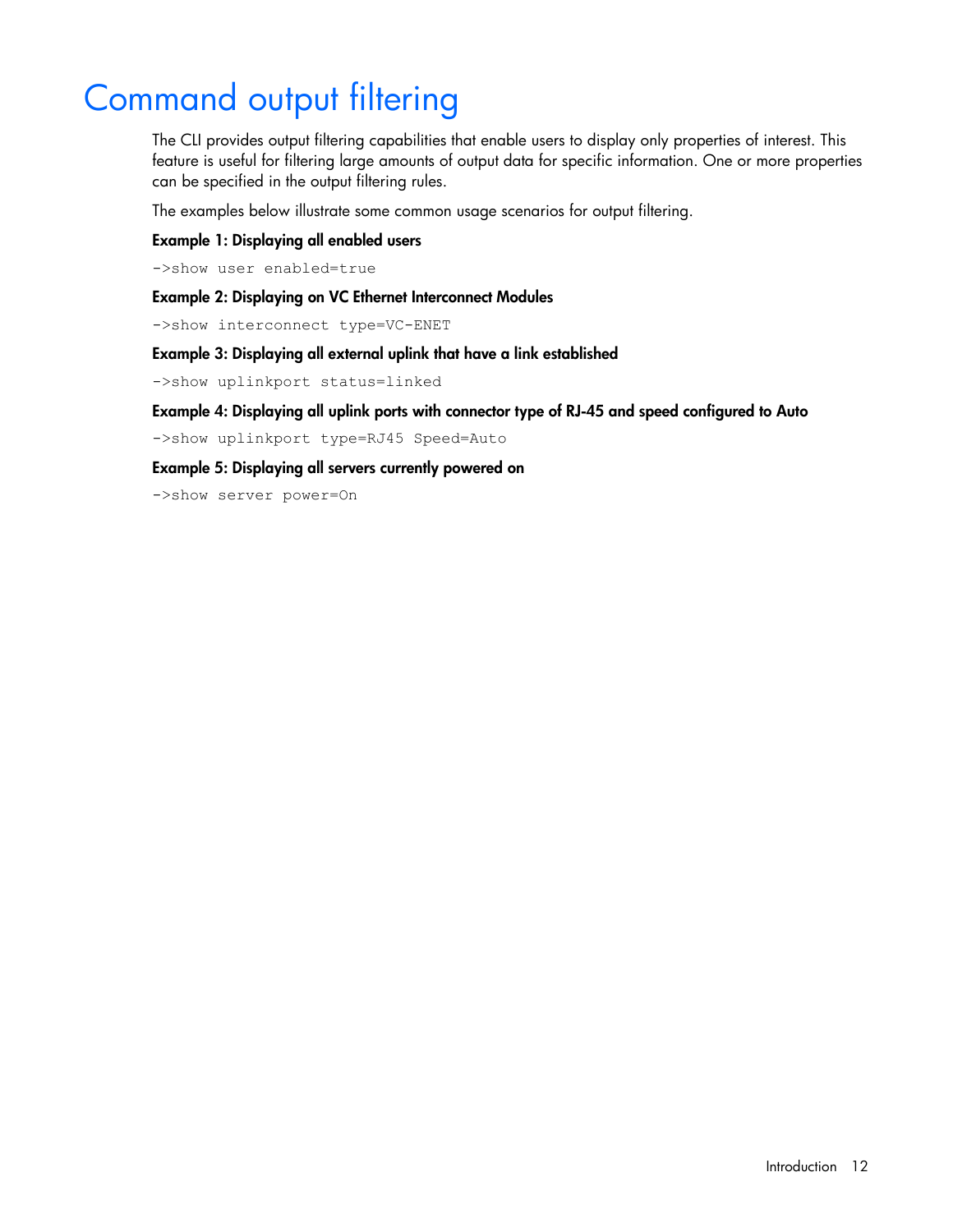# Command output filtering

The CLI provides output filtering capabilities that enable users to display only properties of interest. This feature is useful for filtering large amounts of output data for specific information. One or more properties can be specified in the output filtering rules.

The examples below illustrate some common usage scenarios for output filtering.

**Example 1: Displaying all enabled users**

```
->show user enabled=true
```

**Example 2: Displaying on VC Ethernet Interconnect Modules**

```
->show interconnect type=VC-ENET
```

**Example 3: Displaying all external uplink that have a link established**

```
->show uplinkport status=linked
```

**Example 4: Displaying all uplink ports with connector type of RJ-45 and speed configured to Auto**

```
->show uplinkport type=RJ45 Speed=Auto
```

**Example 5: Displaying all servers currently powered on**

```
->show server power=On
```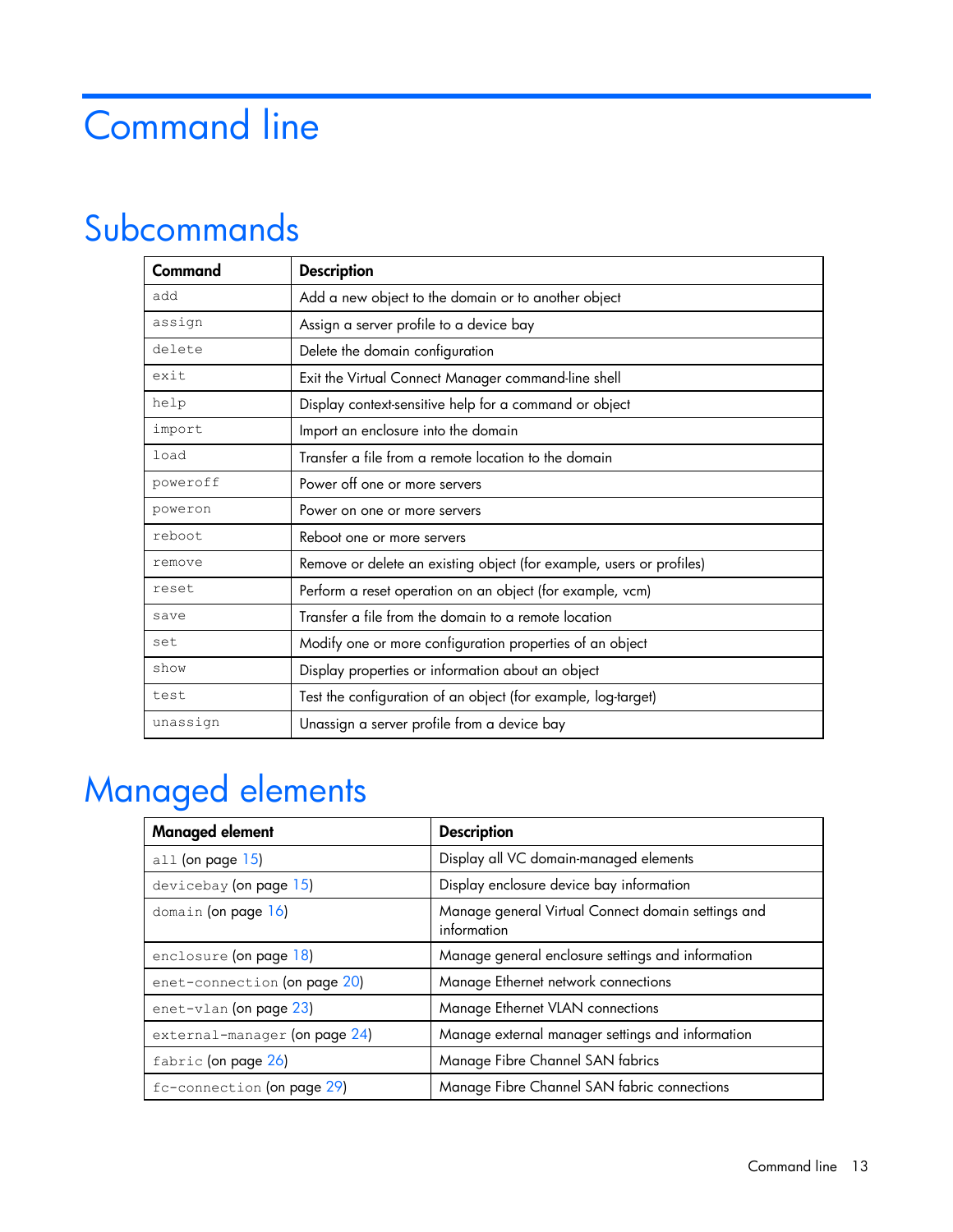# Command line

## Subcommands

| Command | Description |
|---|---|
| `add` | Add a new object to the domain or to another object |
| `assign` | Assign a server profile to a device bay |
| `delete` | Delete the domain configuration |
| `exit` | Exit the Virtual Connect Manager command-line shell |
| `help` | Display context-sensitive help for a command or object |
| `import` | Import an enclosure into the domain |
| `load` | Transfer a file from a remote location to the domain |
| `poweroff` | Power off one or more servers |
| `poweron` | Power on one or more servers |
| `reboot` | Reboot one or more servers |
| `remove` | Remove or delete an existing object (for example, users or profiles) |
| `reset` | Perform a reset operation on an object (for example, vcm) |
| `save` | Transfer a file from the domain to a remote location |
| `set` | Modify one or more configuration properties of an object |
| `show` | Display properties or information about an object |
| `test` | Test the configuration of an object (for example, log-target) |
| `unassign` | Unassign a server profile from a device bay |

## Managed elements

| Managed element | Description |
|---|---|
| `all` (on page 15) | Display all VC domain-managed elements |
| `devicebay` (on page 15) | Display enclosure device bay information |
| `domain` (on page 16) | Manage general Virtual Connect domain settings and information |
| `enclosure` (on page 18) | Manage general enclosure settings and information |
| `enet-connection` (on page 20) | Manage Ethernet network connections |
| `enet-vlan` (on page 23) | Manage Ethernet VLAN connections |
| `external-manager` (on page 24) | Manage external manager settings and information |
| `fabric` (on page 26) | Manage Fibre Channel SAN fabrics |
| `fc-connection` (on page 29) | Manage Fibre Channel SAN fabric connections |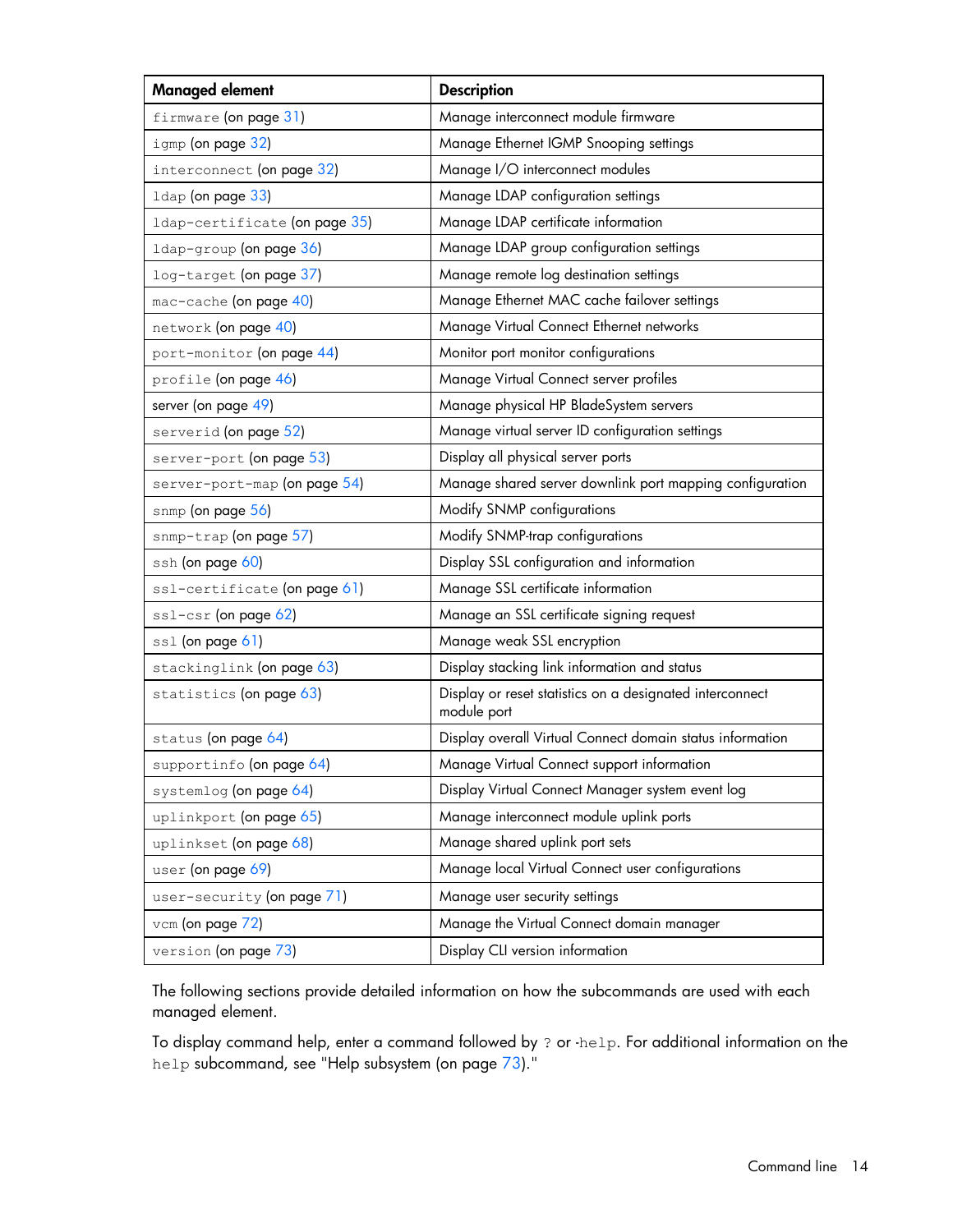| Managed element | Description |
| --- | --- |
| `firmware` (on page 31) | Manage interconnect module firmware |
| `igmp` (on page 32) | Manage Ethernet IGMP Snooping settings |
| `interconnect` (on page 32) | Manage I/O interconnect modules |
| `ldap` (on page 33) | Manage LDAP configuration settings |
| `ldap-certificate` (on page 35) | Manage LDAP certificate information |
| `ldap-group` (on page 36) | Manage LDAP group configuration settings |
| `log-target` (on page 37) | Manage remote log destination settings |
| `mac-cache` (on page 40) | Manage Ethernet MAC cache failover settings |
| `network` (on page 40) | Manage Virtual Connect Ethernet networks |
| `port-monitor` (on page 44) | Monitor port monitor configurations |
| `profile` (on page 46) | Manage Virtual Connect server profiles |
| server (on page 49) | Manage physical HP BladeSystem servers |
| `serverid` (on page 52) | Manage virtual server ID configuration settings |
| `server-port` (on page 53) | Display all physical server ports |
| `server-port-map` (on page 54) | Manage shared server downlink port mapping configuration |
| `snmp` (on page 56) | Modify SNMP configurations |
| `snmp-trap` (on page 57) | Modify SNMP-trap configurations |
| `ssh` (on page 60) | Display SSL configuration and information |
| `ssl-certificate` (on page 61) | Manage SSL certificate information |
| `ssl-csr` (on page 62) | Manage an SSL certificate signing request |
| `ssl` (on page 61) | Manage weak SSL encryption |
| `stackinglink` (on page 63) | Display stacking link information and status |
| `statistics` (on page 63) | Display or reset statistics on a designated interconnect module port |
| `status` (on page 64) | Display overall Virtual Connect domain status information |
| `supportinfo` (on page 64) | Manage Virtual Connect support information |
| `systemlog` (on page 64) | Display Virtual Connect Manager system event log |
| `uplinkport` (on page 65) | Manage interconnect module uplink ports |
| `uplinkset` (on page 68) | Manage shared uplink port sets |
| `user` (on page 69) | Manage local Virtual Connect user configurations |
| `user-security` (on page 71) | Manage user security settings |
| `vcm` (on page 72) | Manage the Virtual Connect domain manager |
| `version` (on page 73) | Display CLI version information |

The following sections provide detailed information on how the subcommands are used with each managed element.

To display command help, enter a command followed by `?` or `-help`. For additional information on the `help` subcommand, see "Help subsystem (on page 73)."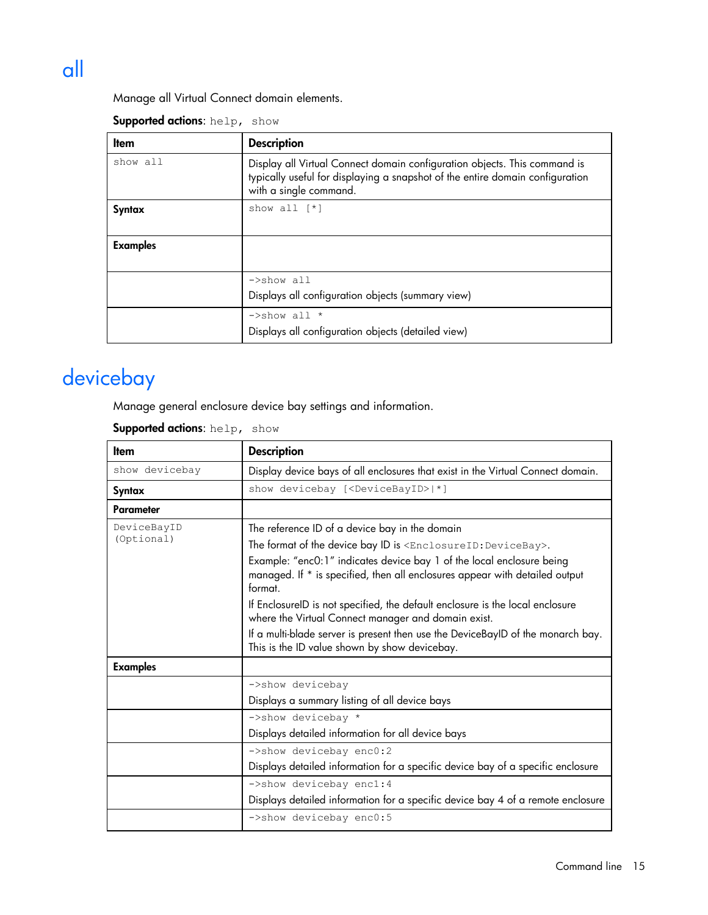# all

Manage all Virtual Connect domain elements.

**Supported actions**: help, show

| Item | Description |
|---|---|
| show all | Display all Virtual Connect domain configuration objects. This command is typically useful for displaying a snapshot of the entire domain configuration with a single command. |
| **Syntax** | show all [*] |
| **Examples** | |
| | ->show all<br>Displays all configuration objects (summary view) |
| | ->show all *<br>Displays all configuration objects (detailed view) |

# devicebay

Manage general enclosure device bay settings and information.

**Supported actions**: help, show

| Item | Description |
|---|---|
| show devicebay | Display device bays of all enclosures that exist in the Virtual Connect domain. |
| **Syntax** | show devicebay [<DeviceBayID>\|*] |
| **Parameter** | |
| DeviceBayID (Optional) | The reference ID of a device bay in the domain<br>The format of the device bay ID is <EnclosureID:DeviceBay>.<br>Example: "enc0:1" indicates device bay 1 of the local enclosure being managed. If * is specified, then all enclosures appear with detailed output format.<br>If EnclosureID is not specified, the default enclosure is the local enclosure where the Virtual Connect manager and domain exist.<br>If a multi-blade server is present then use the DeviceBayID of the monarch bay. This is the ID value shown by show devicebay. |
| **Examples** | |
| | ->show devicebay<br>Displays a summary listing of all device bays |
| | ->show devicebay *<br>Displays detailed information for all device bays |
| | ->show devicebay enc0:2<br>Displays detailed information for a specific device bay of a specific enclosure |
| | ->show devicebay enc1:4<br>Displays detailed information for a specific device bay 4 of a remote enclosure |
| | ->show devicebay enc0:5 |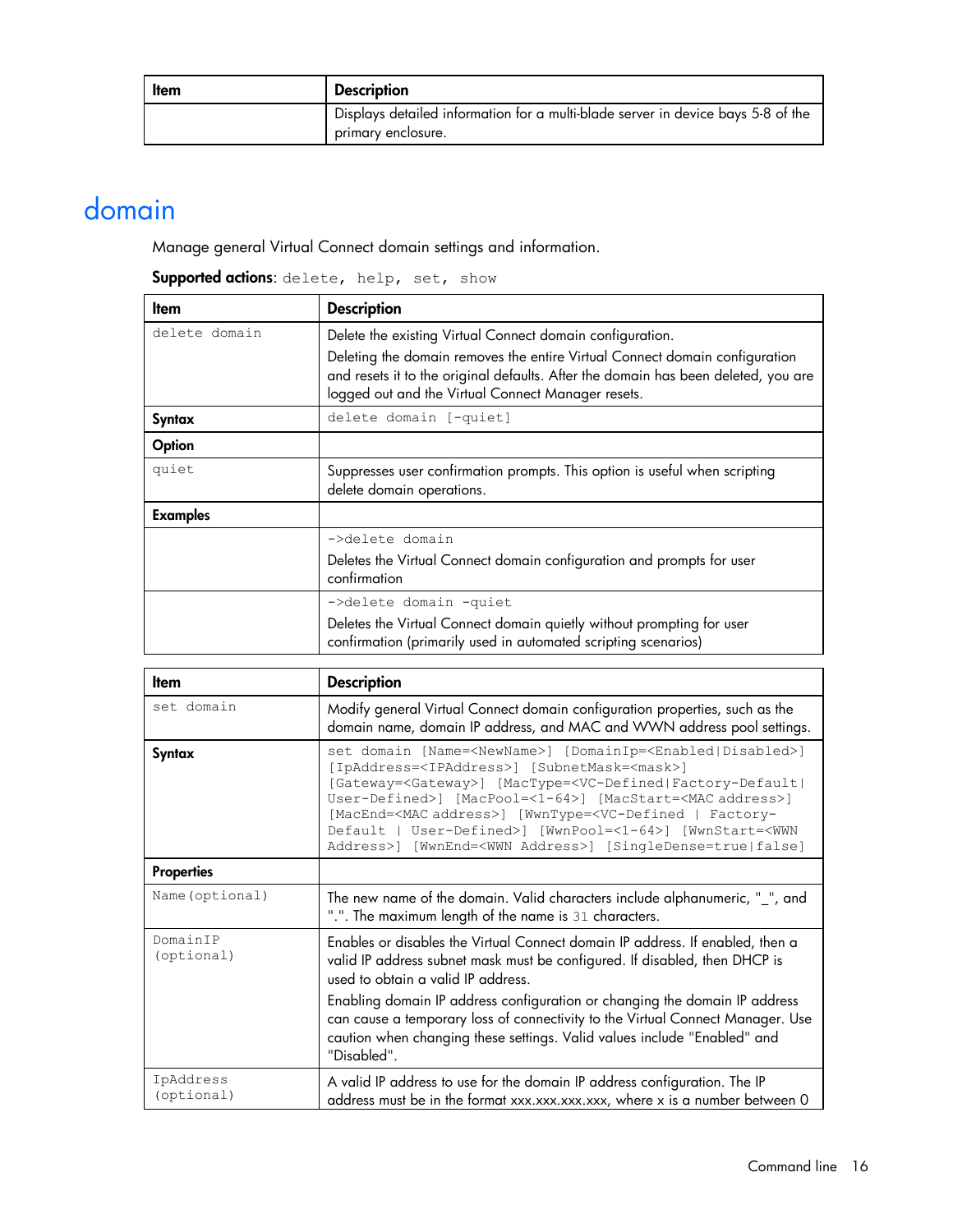| Item | Description |
|---|---|
| | Displays detailed information for a multi-blade server in device bays 5-8 of the primary enclosure. |

# domain

Manage general Virtual Connect domain settings and information.

**Supported actions**: `delete, help, set, show`

| Item | Description |
|---|---|
| `delete domain` | Delete the existing Virtual Connect domain configuration.<br>Deleting the domain removes the entire Virtual Connect domain configuration and resets it to the original defaults. After the domain has been deleted, you are logged out and the Virtual Connect Manager resets. |
| **Syntax** | `delete domain [-quiet]` |
| **Option** | |
| `quiet` | Suppresses user confirmation prompts. This option is useful when scripting delete domain operations. |
| **Examples** | |
| | `->delete domain`<br>Deletes the Virtual Connect domain configuration and prompts for user confirmation |
| | `->delete domain -quiet`<br>Deletes the Virtual Connect domain quietly without prompting for user confirmation (primarily used in automated scripting scenarios) |

| Item | Description |
|---|---|
| `set domain` | Modify general Virtual Connect domain configuration properties, such as the domain name, domain IP address, and MAC and WWN address pool settings. |
| **Syntax** | `set domain [Name=<NewName>] [DomainIp=<Enabled|Disabled>] [IpAddress=<IPAddress>] [SubnetMask=<mask>] [Gateway=<Gateway>] [MacType=<VC-Defined|Factory-Default|User-Defined>] [MacPool=<1-64>] [MacStart=<MAC address>] [MacEnd=<MAC address>] [WwnType=<VC-Defined | Factory-Default | User-Defined>] [WwnPool=<1-64>] [WwnStart=<WWN Address>] [WwnEnd=<WWN Address>] [SingleDense=true|false]` |
| **Properties** | |
| `Name(optional)` | The new name of the domain. Valid characters include alphanumeric, "_", and ".". The maximum length of the name is 31 characters. |
| `DomainIP (optional)` | Enables or disables the Virtual Connect domain IP address. If enabled, then a valid IP address subnet mask must be configured. If disabled, then DHCP is used to obtain a valid IP address.<br>Enabling domain IP address configuration or changing the domain IP address can cause a temporary loss of connectivity to the Virtual Connect Manager. Use caution when changing these settings. Valid values include "Enabled" and "Disabled". |
| `IpAddress (optional)` | A valid IP address to use for the domain IP address configuration. The IP address must be in the format xxx.xxx.xxx.xxx, where x is a number between 0 |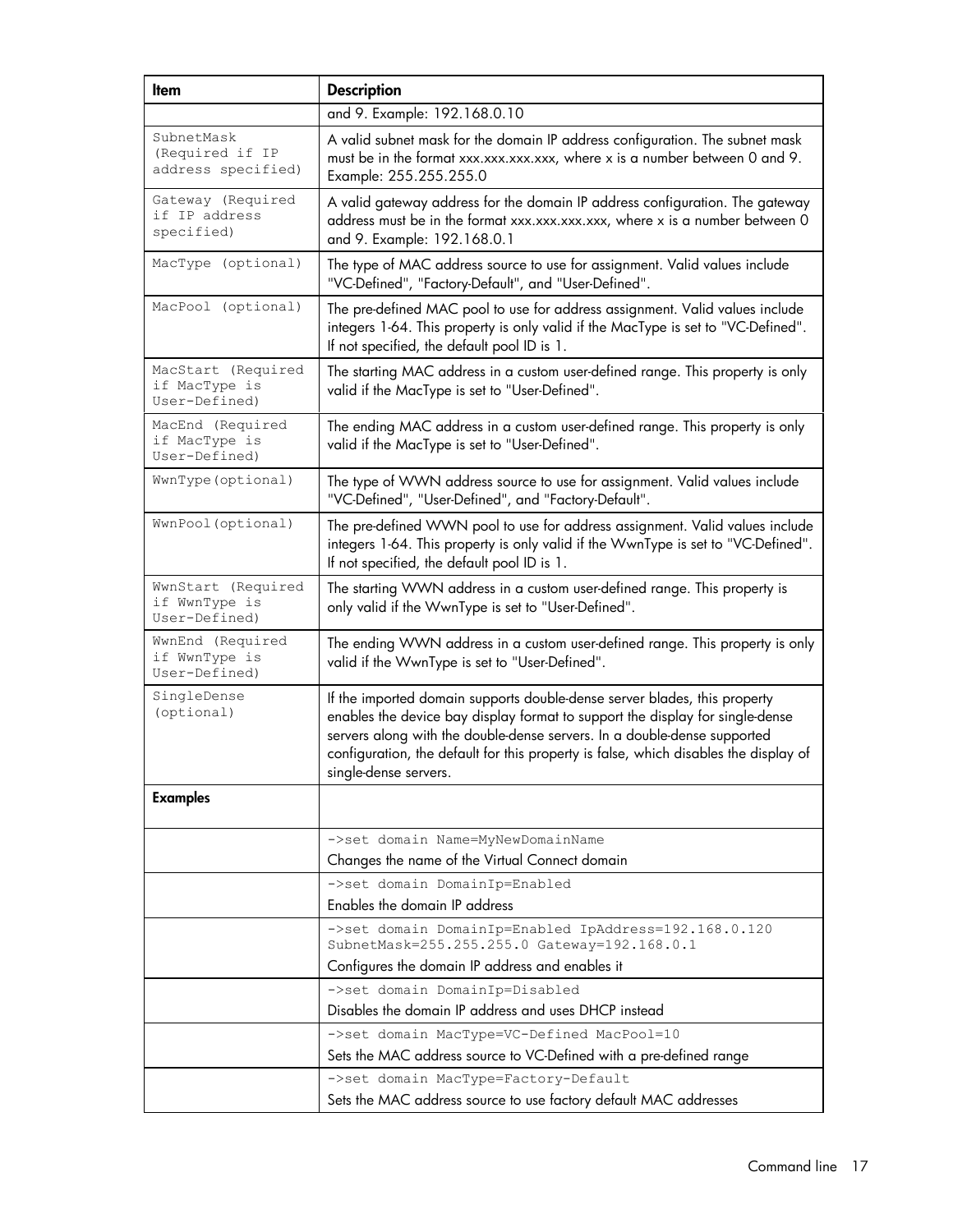| Item | Description |
|---|---|
| | and 9. Example: 192.168.0.10 |
| `SubnetMask (Required if IP address specified)` | A valid subnet mask for the domain IP address configuration. The subnet mask must be in the format xxx.xxx.xxx.xxx, where x is a number between 0 and 9. Example: 255.255.255.0 |
| `Gateway (Required if IP address specified)` | A valid gateway address for the domain IP address configuration. The gateway address must be in the format xxx.xxx.xxx.xxx, where x is a number between 0 and 9. Example: 192.168.0.1 |
| `MacType (optional)` | The type of MAC address source to use for assignment. Valid values include "VC-Defined", "Factory-Default", and "User-Defined". |
| `MacPool (optional)` | The pre-defined MAC pool to use for address assignment. Valid values include integers 1-64. This property is only valid if the MacType is set to "VC-Defined". If not specified, the default pool ID is 1. |
| `MacStart (Required if MacType is User-Defined)` | The starting MAC address in a custom user-defined range. This property is only valid if the MacType is set to "User-Defined". |
| `MacEnd (Required if MacType is User-Defined)` | The ending MAC address in a custom user-defined range. This property is only valid if the MacType is set to "User-Defined". |
| `WwnType(optional)` | The type of WWN address source to use for assignment. Valid values include "VC-Defined", "User-Defined", and "Factory-Default". |
| `WwnPool(optional)` | The pre-defined WWN pool to use for address assignment. Valid values include integers 1-64. This property is only valid if the WwnType is set to "VC-Defined". If not specified, the default pool ID is 1. |
| `WwnStart (Required if WwnType is User-Defined)` | The starting WWN address in a custom user-defined range. This property is only valid if the WwnType is set to "User-Defined". |
| `WwnEnd (Required if WwnType is User-Defined)` | The ending WWN address in a custom user-defined range. This property is only valid if the WwnType is set to "User-Defined". |
| `SingleDense (optional)` | If the imported domain supports double-dense server blades, this property enables the device bay display format to support the display for single-dense servers along with the double-dense servers. In a double-dense supported configuration, the default for this property is false, which disables the display of single-dense servers. |
| **Examples** | |
| | `->set domain Name=MyNewDomainName`<br>Changes the name of the Virtual Connect domain |
| | `->set domain DomainIp=Enabled`<br>Enables the domain IP address |
| | `->set domain DomainIp=Enabled IpAddress=192.168.0.120 SubnetMask=255.255.255.0 Gateway=192.168.0.1`<br>Configures the domain IP address and enables it |
| | `->set domain DomainIp=Disabled`<br>Disables the domain IP address and uses DHCP instead |
| | `->set domain MacType=VC-Defined MacPool=10`<br>Sets the MAC address source to VC-Defined with a pre-defined range |
| | `->set domain MacType=Factory-Default`<br>Sets the MAC address source to use factory default MAC addresses |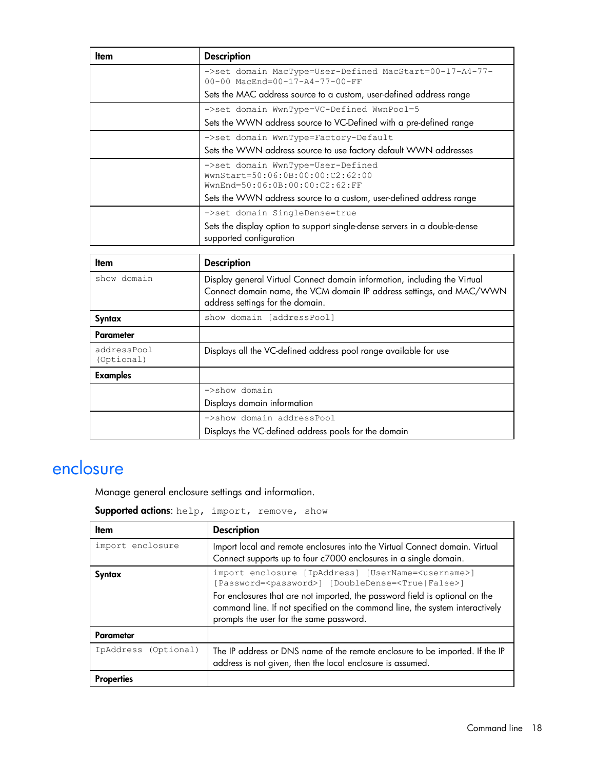| Item | Description |
| --- | --- |
| | `->set domain MacType=User-Defined MacStart=00-17-A4-77-00-00 MacEnd=00-17-A4-77-00-FF` Sets the MAC address source to a custom, user-defined address range |
| | `->set domain WwnType=VC-Defined WwnPool=5` Sets the WWN address source to VC-Defined with a pre-defined range |
| | `->set domain WwnType=Factory-Default` Sets the WWN address source to use factory default WWN addresses |
| | `->set domain WwnType=User-Defined WwnStart=50:06:0B:00:00:C2:62:00 WwnEnd=50:06:0B:00:00:C2:62:FF` Sets the WWN address source to a custom, user-defined address range |
| | `->set domain SingleDense=true` Sets the display option to support single-dense servers in a double-dense supported configuration |

| Item | Description |
| --- | --- |
| `show domain` | Display general Virtual Connect domain information, including the Virtual Connect domain name, the VCM domain IP address settings, and MAC/WWN address settings for the domain. |
| **Syntax** | `show domain [addressPool]` |
| **Parameter** | |
| `addressPool (Optional)` | Displays all the VC-defined address pool range available for use |
| **Examples** | |
| | `->show domain` Displays domain information |
| | `->show domain addressPool` Displays the VC-defined address pools for the domain |

# enclosure

Manage general enclosure settings and information.

**Supported actions**: `help, import, remove, show`

| Item | Description |
| --- | --- |
| `import enclosure` | Import local and remote enclosures into the Virtual Connect domain. Virtual Connect supports up to four c7000 enclosures in a single domain. |
| **Syntax** | `import enclosure [IpAddress] [UserName=<username>] [Password=<password>] [DoubleDense=<True\|False>]` For enclosures that are not imported, the password field is optional on the command line. If not specified on the command line, the system interactively prompts the user for the same password. |
| **Parameter** | |
| `IpAddress (Optional)` | The IP address or DNS name of the remote enclosure to be imported. If the IP address is not given, then the local enclosure is assumed. |
| **Properties** | |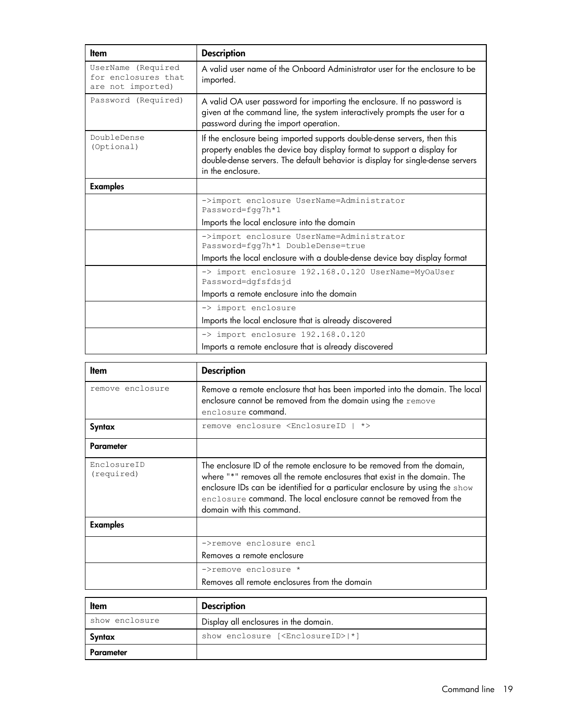| Item | Description |
| --- | --- |
| UserName (Required for enclosures that are not imported) | A valid user name of the Onboard Administrator user for the enclosure to be imported. |
| Password (Required) | A valid OA user password for importing the enclosure. If no password is given at the command line, the system interactively prompts the user for a password during the import operation. |
| DoubleDense (Optional) | If the enclosure being imported supports double-dense servers, then this property enables the device bay display format to support a display for double-dense servers. The default behavior is display for single-dense servers in the enclosure. |
| **Examples** | |
| | `->import enclosure UserName=Administrator Password=fgg7h*1`<br>Imports the local enclosure into the domain |
| | `->import enclosure UserName=Administrator Password=fgg7h*1 DoubleDense=true`<br>Imports the local enclosure with a double-dense device bay display format |
| | `-> import enclosure 192.168.0.120 UserName=MyOaUser Password=dgfsfdsjd`<br>Imports a remote enclosure into the domain |
| | `-> import enclosure`<br>Imports the local enclosure that is already discovered |
| | `-> import enclosure 192.168.0.120`<br>Imports a remote enclosure that is already discovered |

| Item | Description |
| --- | --- |
| remove enclosure | Remove a remote enclosure that has been imported into the domain. The local enclosure cannot be removed from the domain using the `remove enclosure` command. |
| **Syntax** | `remove enclosure <EnclosureID | *>` |
| **Parameter** | |
| EnclosureID (required) | The enclosure ID of the remote enclosure to be removed from the domain, where "*" removes all the remote enclosures that exist in the domain. The enclosure IDs can be identified for a particular enclosure by using the `show enclosure` command. The local enclosure cannot be removed from the domain with this command. |
| **Examples** | |
| | `->remove enclosure encl`<br>Removes a remote enclosure |
| | `->remove enclosure *`<br>Removes all remote enclosures from the domain |

| Item | Description |
| --- | --- |
| show enclosure | Display all enclosures in the domain. |
| **Syntax** | `show enclosure [<EnclosureID>|*]` |
| **Parameter** | |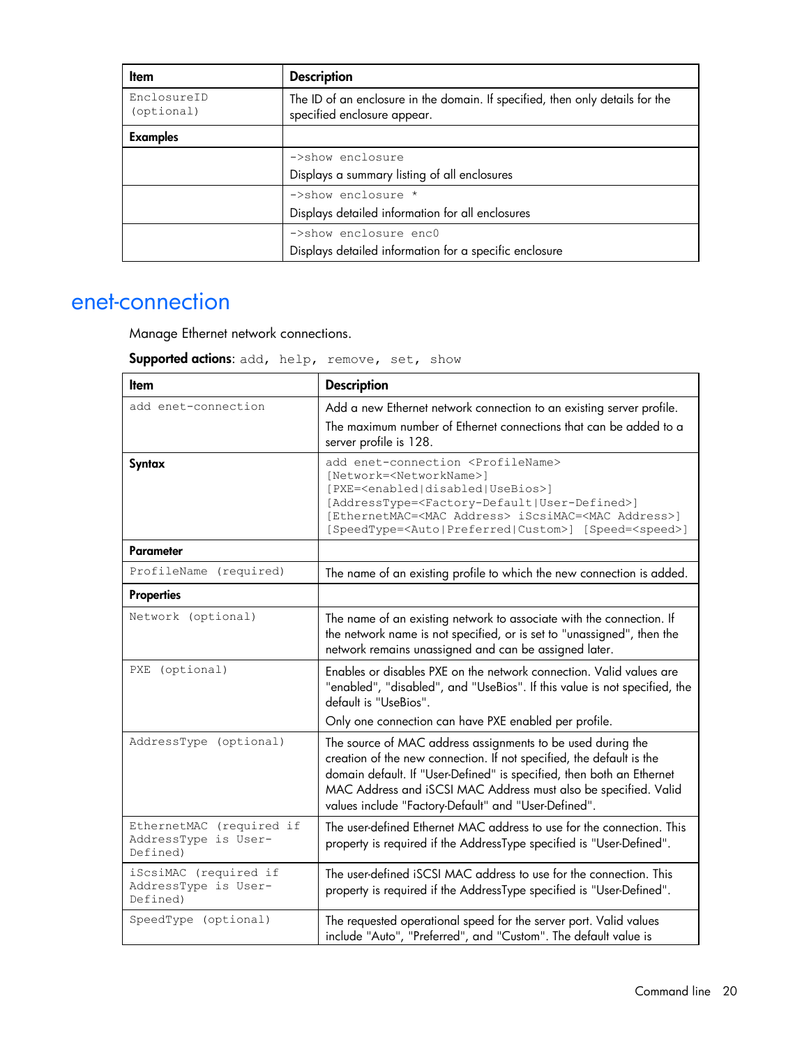| Item | Description |
|---|---|
| EnclosureID (optional) | The ID of an enclosure in the domain. If specified, then only details for the specified enclosure appear. |
| **Examples** | |
| | `->show enclosure`<br>Displays a summary listing of all enclosures |
| | `->show enclosure *`<br>Displays detailed information for all enclosures |
| | `->show enclosure enc0`<br>Displays detailed information for a specific enclosure |

## enet-connection

Manage Ethernet network connections.

**Supported actions**: `add, help, remove, set, show`

| Item | Description |
|---|---|
| `add enet-connection` | Add a new Ethernet network connection to an existing server profile.<br>The maximum number of Ethernet connections that can be added to a server profile is 128. |
| **Syntax** | `add enet-connection <ProfileName> [Network=<NetworkName>] [PXE=<enabled|disabled|UseBios>] [AddressType=<Factory-Default|User-Defined>] [EthernetMAC=<MAC Address> iScsiMAC=<MAC Address>] [SpeedType=<Auto|Preferred|Custom>] [Speed=<speed>]` |
| **Parameter** | |
| `ProfileName (required)` | The name of an existing profile to which the new connection is added. |
| **Properties** | |
| `Network (optional)` | The name of an existing network to associate with the connection. If the network name is not specified, or is set to "unassigned", then the network remains unassigned and can be assigned later. |
| `PXE (optional)` | Enables or disables PXE on the network connection. Valid values are "enabled", "disabled", and "UseBios". If this value is not specified, the default is "UseBios".<br>Only one connection can have PXE enabled per profile. |
| `AddressType (optional)` | The source of MAC address assignments to be used during the creation of the new connection. If not specified, the default is the domain default. If "User-Defined" is specified, then both an Ethernet MAC Address and iSCSI MAC Address must also be specified. Valid values include "Factory-Default" and "User-Defined". |
| `EthernetMAC (required if AddressType is User-Defined)` | The user-defined Ethernet MAC address to use for the connection. This property is required if the AddressType specified is "User-Defined". |
| `iScsiMAC (required if AddressType is User-Defined)` | The user-defined iSCSI MAC address to use for the connection. This property is required if the AddressType specified is "User-Defined". |
| `SpeedType (optional)` | The requested operational speed for the server port. Valid values include "Auto", "Preferred", and "Custom". The default value is |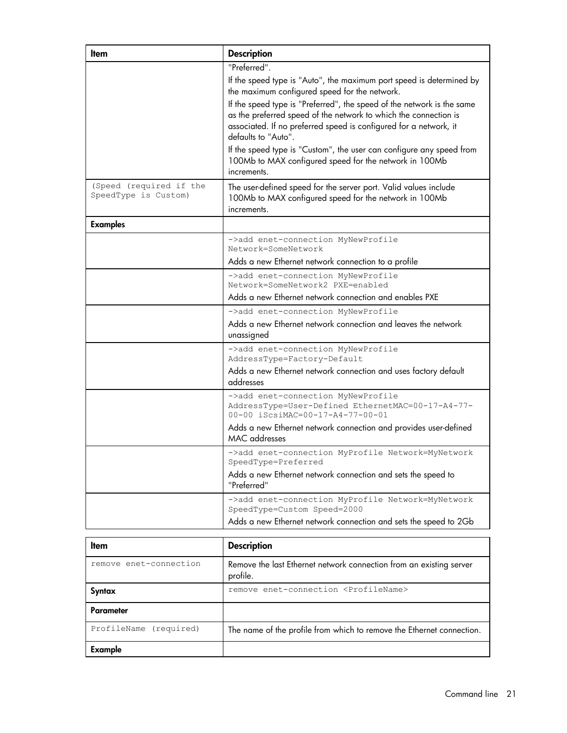| Item | Description |
| --- | --- |
| | "Preferred".<br>If the speed type is "Auto", the maximum port speed is determined by the maximum configured speed for the network.<br>If the speed type is "Preferred", the speed of the network is the same as the preferred speed of the network to which the connection is associated. If no preferred speed is configured for a network, it defaults to "Auto".<br>If the speed type is "Custom", the user can configure any speed from 100Mb to MAX configured speed for the network in 100Mb increments. |
| `(Speed (required if the SpeedType is Custom)` | The user-defined speed for the server port. Valid values include 100Mb to MAX configured speed for the network in 100Mb increments. |
| **Examples** | |
| | `->add enet-connection MyNewProfile Network=SomeNetwork`<br>Adds a new Ethernet network connection to a profile |
| | `->add enet-connection MyNewProfile Network=SomeNetwork2 PXE=enabled`<br>Adds a new Ethernet network connection and enables PXE |
| | `->add enet-connection MyNewProfile`<br>Adds a new Ethernet network connection and leaves the network unassigned |
| | `->add enet-connection MyNewProfile AddressType=Factory-Default`<br>Adds a new Ethernet network connection and uses factory default addresses |
| | `->add enet-connection MyNewProfile AddressType=User-Defined EthernetMAC=00-17-A4-77-00-00 iScsiMAC=00-17-A4-77-00-01`<br>Adds a new Ethernet network connection and provides user-defined MAC addresses |
| | `->add enet-connection MyProfile Network=MyNetwork SpeedType=Preferred`<br>Adds a new Ethernet network connection and sets the speed to "Preferred" |
| | `->add enet-connection MyProfile Network=MyNetwork SpeedType=Custom Speed=2000`<br>Adds a new Ethernet network connection and sets the speed to 2Gb |

| Item | Description |
| --- | --- |
| `remove enet-connection` | Remove the last Ethernet network connection from an existing server profile. |
| **Syntax** | `remove enet-connection <ProfileName>` |
| **Parameter** | |
| `ProfileName (required)` | The name of the profile from which to remove the Ethernet connection. |
| **Example** | |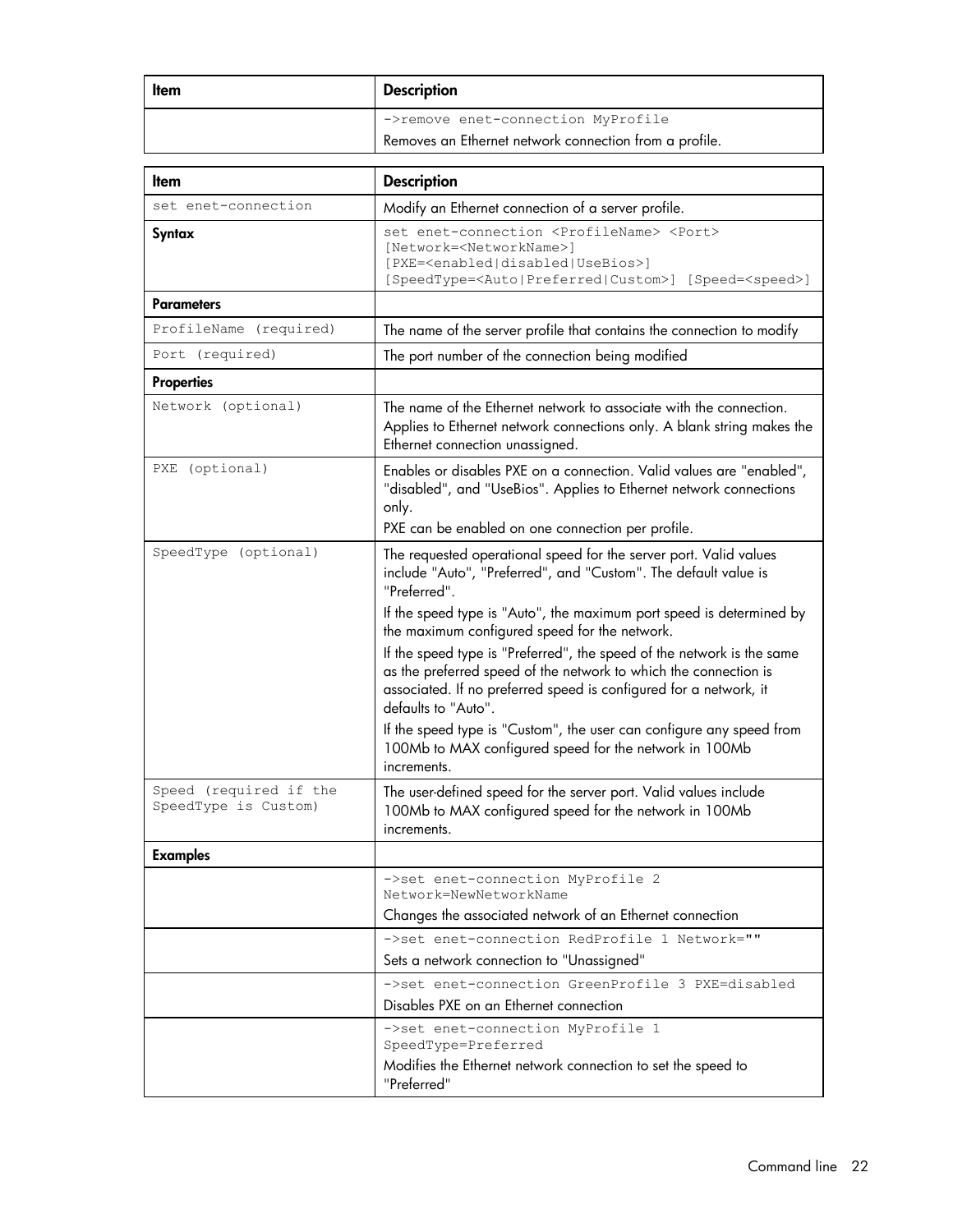| Item | Description |
| --- | --- |
| | ->remove enet-connection MyProfile<br>Removes an Ethernet network connection from a profile. |

| Item | Description |
| --- | --- |
| set enet-connection | Modify an Ethernet connection of a server profile. |
| **Syntax** | set enet-connection <ProfileName> <Port> [Network=<NetworkName>] [PXE=<enabled\|disabled\|UseBios>] [SpeedType=<Auto\|Preferred\|Custom>] [Speed=<speed>] |
| **Parameters** | |
| ProfileName (required) | The name of the server profile that contains the connection to modify |
| Port (required) | The port number of the connection being modified |
| **Properties** | |
| Network (optional) | The name of the Ethernet network to associate with the connection. Applies to Ethernet network connections only. A blank string makes the Ethernet connection unassigned. |
| PXE (optional) | Enables or disables PXE on a connection. Valid values are "enabled", "disabled", and "UseBios". Applies to Ethernet network connections only.<br>PXE can be enabled on one connection per profile. |
| SpeedType (optional) | The requested operational speed for the server port. Valid values include "Auto", "Preferred", and "Custom". The default value is "Preferred".<br>If the speed type is "Auto", the maximum port speed is determined by the maximum configured speed for the network.<br>If the speed type is "Preferred", the speed of the network is the same as the preferred speed of the network to which the connection is associated. If no preferred speed is configured for a network, it defaults to "Auto".<br>If the speed type is "Custom", the user can configure any speed from 100Mb to MAX configured speed for the network in 100Mb increments. |
| Speed (required if the SpeedType is Custom) | The user-defined speed for the server port. Valid values include 100Mb to MAX configured speed for the network in 100Mb increments. |
| **Examples** | |
| | ->set enet-connection MyProfile 2 Network=NewNetworkName<br>Changes the associated network of an Ethernet connection |
| | ->set enet-connection RedProfile 1 Network=""<br>Sets a network connection to "Unassigned" |
| | ->set enet-connection GreenProfile 3 PXE=disabled<br>Disables PXE on an Ethernet connection |
| | ->set enet-connection MyProfile 1 SpeedType=Preferred<br>Modifies the Ethernet network connection to set the speed to "Preferred" |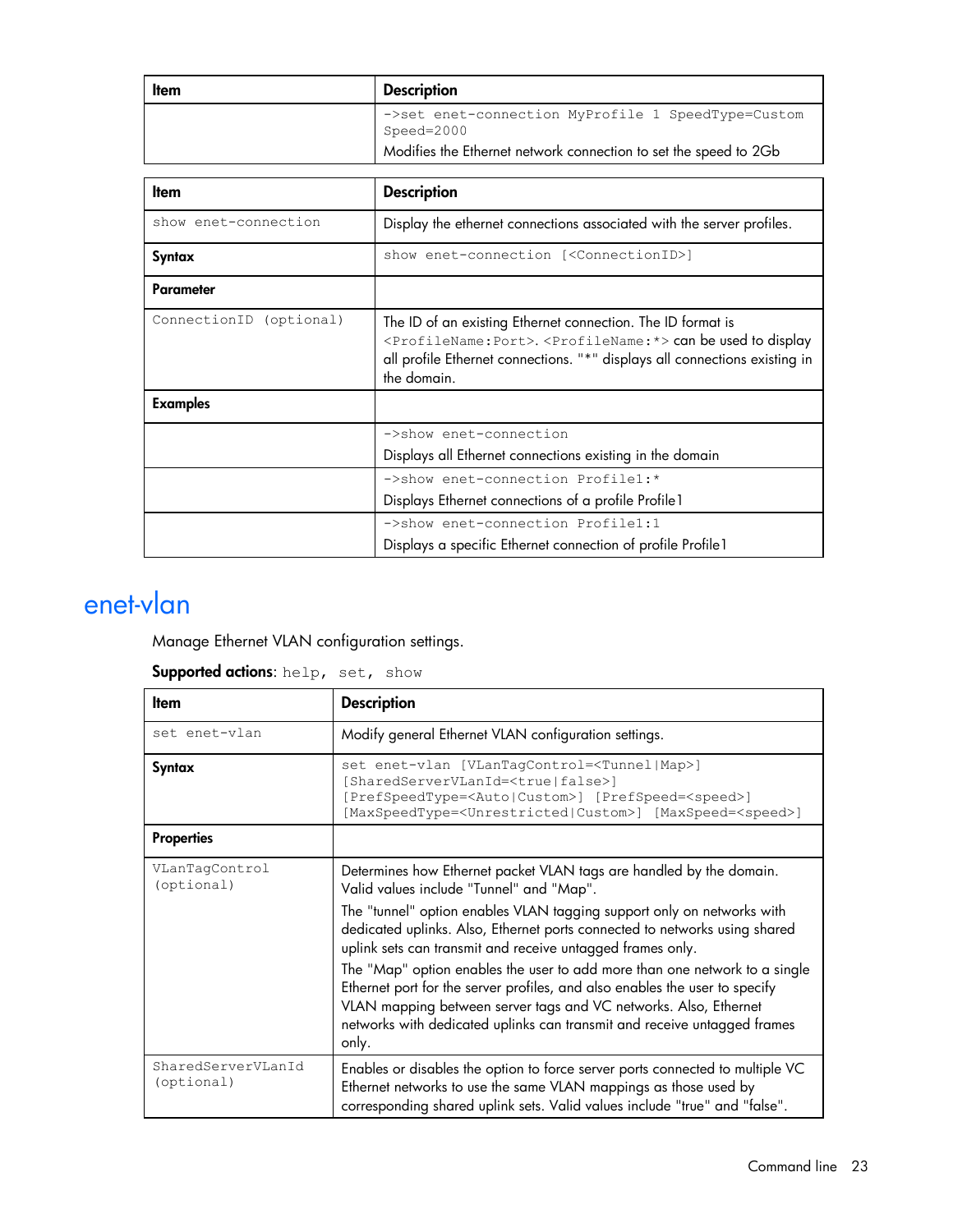| Item | Description |
| --- | --- |
| | `->set enet-connection MyProfile 1 SpeedType=Custom Speed=2000` Modifies the Ethernet network connection to set the speed to 2Gb |

| Item | Description |
| --- | --- |
| `show enet-connection` | Display the ethernet connections associated with the server profiles. |
| **Syntax** | `show enet-connection [<ConnectionID>]` |
| **Parameter** | |
| `ConnectionID (optional)` | The ID of an existing Ethernet connection. The ID format is `<ProfileName:Port>`. `<ProfileName:*>` can be used to display all profile Ethernet connections. "*" displays all connections existing in the domain. |
| **Examples** | |
| | `->show enet-connection` Displays all Ethernet connections existing in the domain |
| | `->show enet-connection Profile1:*` Displays Ethernet connections of a profile Profile1 |
| | `->show enet-connection Profile1:1` Displays a specific Ethernet connection of profile Profile1 |

# enet-vlan

Manage Ethernet VLAN configuration settings.

**Supported actions**: `help, set, show`

| Item | Description |
| --- | --- |
| `set enet-vlan` | Modify general Ethernet VLAN configuration settings. |
| **Syntax** | `set enet-vlan [VLanTagControl=<Tunnel|Map>] [SharedServerVLanId=<true|false>] [PrefSpeedType=<Auto|Custom>] [PrefSpeed=<speed>] [MaxSpeedType=<Unrestricted|Custom>] [MaxSpeed=<speed>]` |
| **Properties** | |
| `VLanTagControl (optional)` | Determines how Ethernet packet VLAN tags are handled by the domain. Valid values include "Tunnel" and "Map".<br>The "tunnel" option enables VLAN tagging support only on networks with dedicated uplinks. Also, Ethernet ports connected to networks using shared uplink sets can transmit and receive untagged frames only.<br>The "Map" option enables the user to add more than one network to a single Ethernet port for the server profiles, and also enables the user to specify VLAN mapping between server tags and VC networks. Also, Ethernet networks with dedicated uplinks can transmit and receive untagged frames only. |
| `SharedServerVLanId (optional)` | Enables or disables the option to force server ports connected to multiple VC Ethernet networks to use the same VLAN mappings as those used by corresponding shared uplink sets. Valid values include "true" and "false". |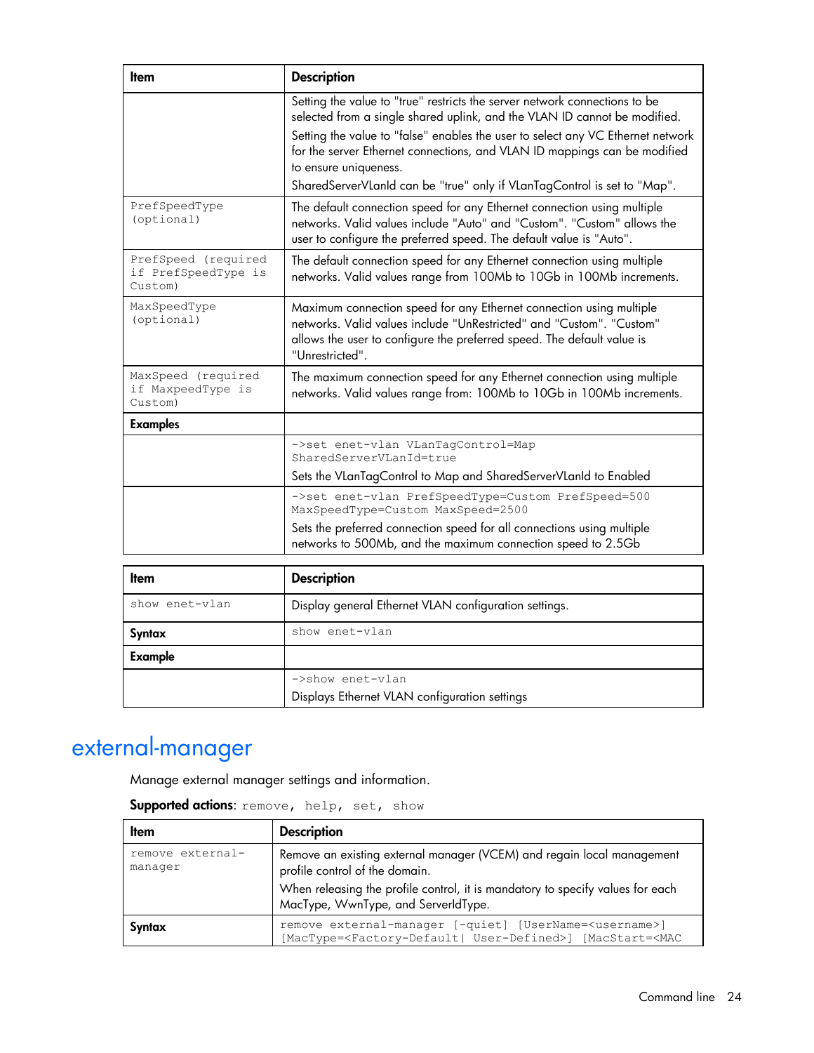| Item | Description |
|---|---|
| | Setting the value to "true" restricts the server network connections to be selected from a single shared uplink, and the VLAN ID cannot be modified.<br>Setting the value to "false" enables the user to select any VC Ethernet network for the server Ethernet connections, and VLAN ID mappings can be modified to ensure uniqueness.<br>SharedServerVLanId can be "true" only if VLanTagControl is set to "Map". |
| `PrefSpeedType (optional)` | The default connection speed for any Ethernet connection using multiple networks. Valid values include "Auto" and "Custom". "Custom" allows the user to configure the preferred speed. The default value is "Auto". |
| `PrefSpeed (required if PrefSpeedType is Custom)` | The default connection speed for any Ethernet connection using multiple networks. Valid values range from 100Mb to 10Gb in 100Mb increments. |
| `MaxSpeedType (optional)` | Maximum connection speed for any Ethernet connection using multiple networks. Valid values include "UnRestricted" and "Custom". "Custom" allows the user to configure the preferred speed. The default value is "Unrestricted". |
| `MaxSpeed (required if MaxpeedType is Custom)` | The maximum connection speed for any Ethernet connection using multiple networks. Valid values range from: 100Mb to 10Gb in 100Mb increments. |
| **Examples** | |
| | `->set enet-vlan VLanTagControl=Map SharedServerVLanId=true`<br>Sets the VLanTagControl to Map and SharedServerVLanId to Enabled |
| | `->set enet-vlan PrefSpeedType=Custom PrefSpeed=500 MaxSpeedType=Custom MaxSpeed=2500`<br>Sets the preferred connection speed for all connections using multiple networks to 500Mb, and the maximum connection speed to 2.5Gb |

| Item | Description |
|---|---|
| `show enet-vlan` | Display general Ethernet VLAN configuration settings. |
| **Syntax** | `show enet-vlan` |
| **Example** | |
| | `->show enet-vlan`<br>Displays Ethernet VLAN configuration settings |

# external-manager

Manage external manager settings and information.

**Supported actions**: `remove, help, set, show`

| Item | Description |
|---|---|
| `remove external-manager` | Remove an existing external manager (VCEM) and regain local management profile control of the domain.<br>When releasing the profile control, it is mandatory to specify values for each MacType, WwnType, and ServerIdType. |
| **Syntax** | `remove external-manager [-quiet] [UserName=<username>] [MacType=<Factory-Default\| User-Defined>] [MacStart=<MAC` |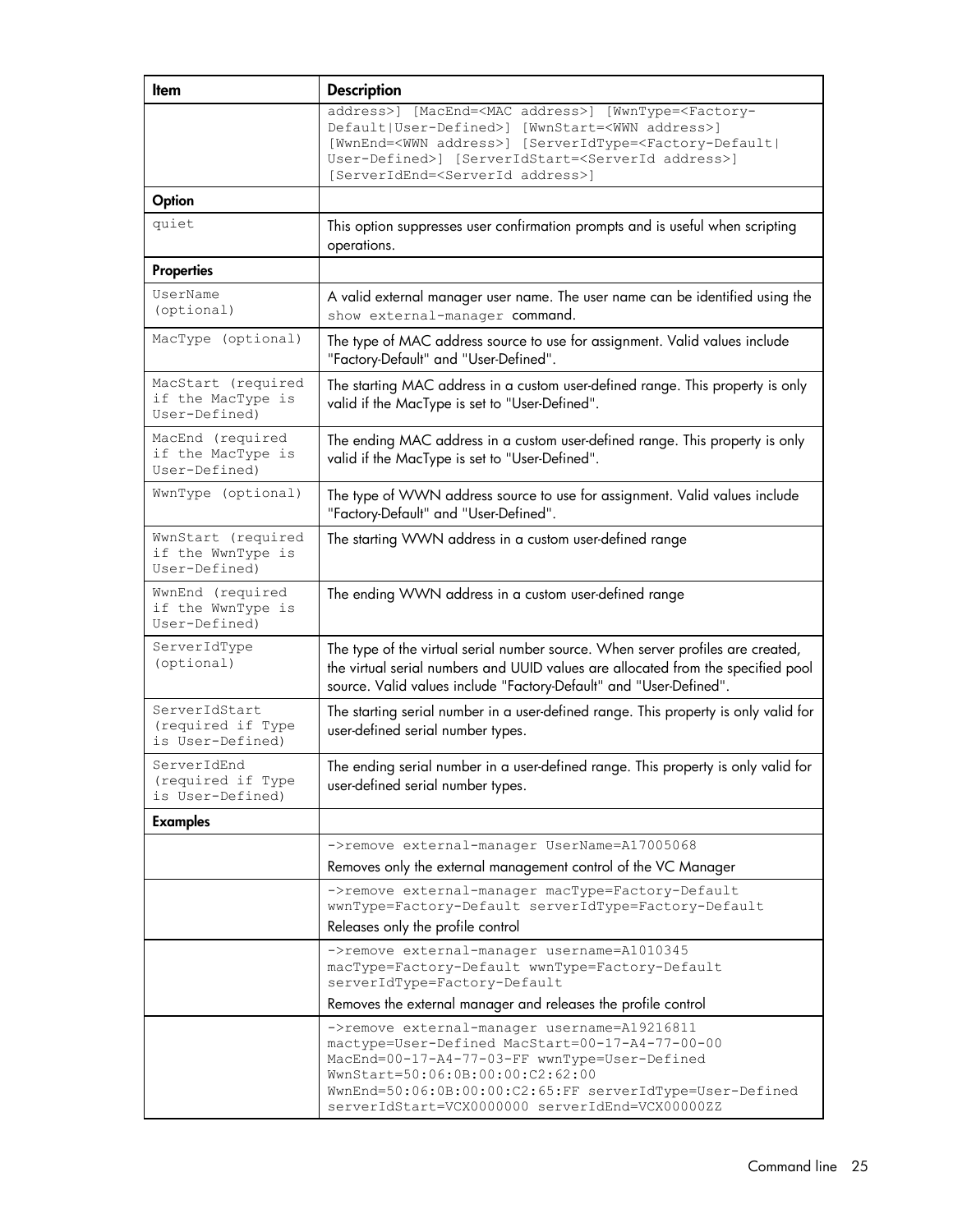| Item | Description |
| --- | --- |
| | `address>] [MacEnd=<MAC address>] [WwnType=<Factory-Default|User-Defined>] [WwnStart=<WWN address>] [WwnEnd=<WWN address>] [ServerIdType=<Factory-Default| User-Defined>] [ServerIdStart=<ServerId address>] [ServerIdEnd=<ServerId address>]` |
| **Option** | |
| `quiet` | This option suppresses user confirmation prompts and is useful when scripting operations. |
| **Properties** | |
| `UserName (optional)` | A valid external manager user name. The user name can be identified using the `show external-manager` command. |
| `MacType (optional)` | The type of MAC address source to use for assignment. Valid values include "Factory-Default" and "User-Defined". |
| `MacStart (required if the MacType is User-Defined)` | The starting MAC address in a custom user-defined range. This property is only valid if the MacType is set to "User-Defined". |
| `MacEnd (required if the MacType is User-Defined)` | The ending MAC address in a custom user-defined range. This property is only valid if the MacType is set to "User-Defined". |
| `WwnType (optional)` | The type of WWN address source to use for assignment. Valid values include "Factory-Default" and "User-Defined". |
| `WwnStart (required if the WwnType is User-Defined)` | The starting WWN address in a custom user-defined range |
| `WwnEnd (required if the WwnType is User-Defined)` | The ending WWN address in a custom user-defined range |
| `ServerIdType (optional)` | The type of the virtual serial number source. When server profiles are created, the virtual serial numbers and UUID values are allocated from the specified pool source. Valid values include "Factory-Default" and "User-Defined". |
| `ServerIdStart (required if Type is User-Defined)` | The starting serial number in a user-defined range. This property is only valid for user-defined serial number types. |
| `ServerIdEnd (required if Type is User-Defined)` | The ending serial number in a user-defined range. This property is only valid for user-defined serial number types. |
| **Examples** | |
| | `->remove external-manager UserName=A17005068`<br>Removes only the external management control of the VC Manager |
| | `->remove external-manager macType=Factory-Default wwnType=Factory-Default serverIdType=Factory-Default`<br>Releases only the profile control |
| | `->remove external-manager username=A1010345 macType=Factory-Default wwnType=Factory-Default serverIdType=Factory-Default`<br>Removes the external manager and releases the profile control |
| | `->remove external-manager username=A19216811 mactype=User-Defined MacStart=00-17-A4-77-00-00 MacEnd=00-17-A4-77-03-FF wwnType=User-Defined WwnStart=50:06:0B:00:00:C2:62:00 WwnEnd=50:06:0B:00:00:C2:65:FF serverIdType=User-Defined serverIdStart=VCX0000000 serverIdEnd=VCX00000ZZ` |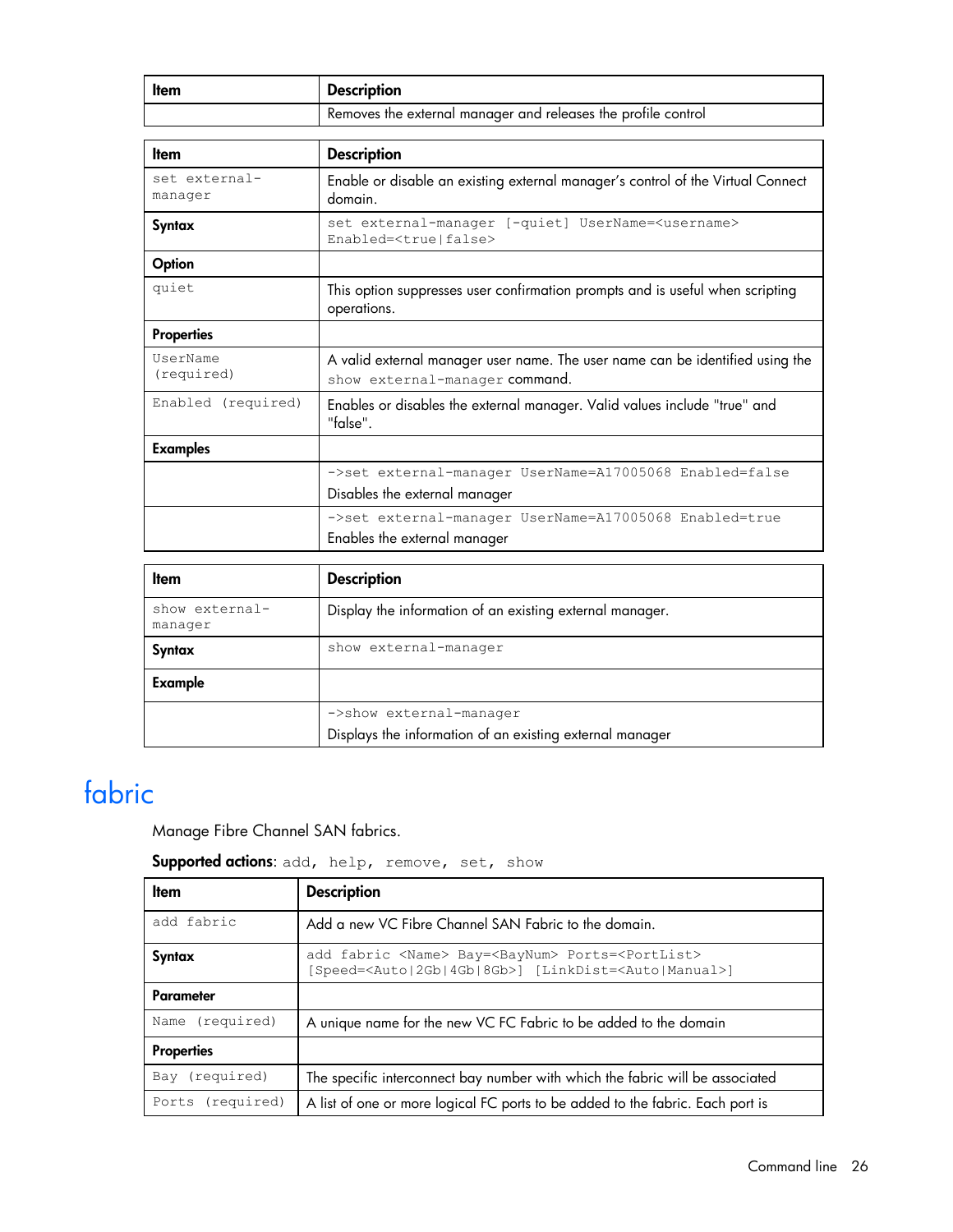| Item | Description |
| --- | --- |
| | Removes the external manager and releases the profile control |

| Item | Description |
| --- | --- |
| set external-manager | Enable or disable an existing external manager's control of the Virtual Connect domain. |
| **Syntax** | set external-manager [-quiet] UserName=<username> Enabled=<true\|false> |
| **Option** | |
| quiet | This option suppresses user confirmation prompts and is useful when scripting operations. |
| **Properties** | |
| UserName (required) | A valid external manager user name. The user name can be identified using the show external-manager command. |
| Enabled (required) | Enables or disables the external manager. Valid values include "true" and "false". |
| **Examples** | |
| | ->set external-manager UserName=A17005068 Enabled=false<br>Disables the external manager |
| | ->set external-manager UserName=A17005068 Enabled=true<br>Enables the external manager |

| Item | Description |
| --- | --- |
| show external-manager | Display the information of an existing external manager. |
| **Syntax** | show external-manager |
| **Example** | |
| | ->show external-manager<br>Displays the information of an existing external manager |

# fabric

Manage Fibre Channel SAN fabrics.

**Supported actions**: add, help, remove, set, show

| Item | Description |
| --- | --- |
| add fabric | Add a new VC Fibre Channel SAN Fabric to the domain. |
| **Syntax** | add fabric <Name> Bay=<BayNum> Ports=<PortList> [Speed=<Auto\|2Gb\|4Gb\|8Gb>] [LinkDist=<Auto\|Manual>] |
| **Parameter** | |
| Name (required) | A unique name for the new VC FC Fabric to be added to the domain |
| **Properties** | |
| Bay (required) | The specific interconnect bay number with which the fabric will be associated |
| Ports (required) | A list of one or more logical FC ports to be added to the fabric. Each port is |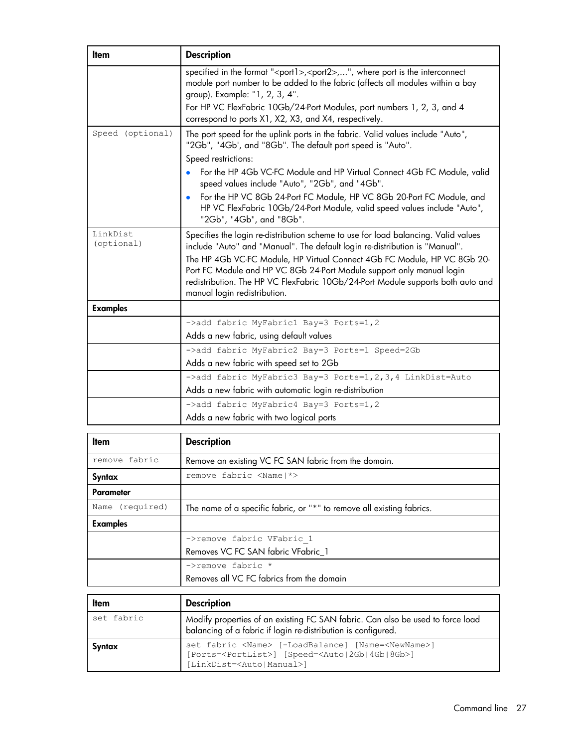| Item | Description |
| --- | --- |
| | specified in the format "<port1>,<port2>,...", where port is the interconnect module port number to be added to the fabric (affects all modules within a bay group). Example: "1, 2, 3, 4".<br>For HP VC FlexFabric 10Gb/24-Port Modules, port numbers 1, 2, 3, and 4 correspond to ports X1, X2, X3, and X4, respectively. |
| `Speed (optional)` | The port speed for the uplink ports in the fabric. Valid values include "Auto", "2Gb", "4Gb', and "8Gb". The default port speed is "Auto".<br>Speed restrictions:<br>• For the HP 4Gb VC-FC Module and HP Virtual Connect 4Gb FC Module, valid speed values include "Auto", "2Gb", and "4Gb".<br>• For the HP VC 8Gb 24-Port FC Module, HP VC 8Gb 20-Port FC Module, and HP VC FlexFabric 10Gb/24-Port Module, valid speed values include "Auto", "2Gb", "4Gb", and "8Gb". |
| `LinkDist (optional)` | Specifies the login re-distribution scheme to use for load balancing. Valid values include "Auto" and "Manual". The default login re-distribution is "Manual".<br>The HP 4Gb VC-FC Module, HP Virtual Connect 4Gb FC Module, HP VC 8Gb 20-Port FC Module and HP VC 8Gb 24-Port Module support only manual login redistribution. The HP VC FlexFabric 10Gb/24-Port Module supports both auto and manual login redistribution. |
| **Examples** | |
| | `->add fabric MyFabric1 Bay=3 Ports=1,2`<br>Adds a new fabric, using default values |
| | `->add fabric MyFabric2 Bay=3 Ports=1 Speed=2Gb`<br>Adds a new fabric with speed set to 2Gb |
| | `->add fabric MyFabric3 Bay=3 Ports=1,2,3,4 LinkDist=Auto`<br>Adds a new fabric with automatic login re-distribution |
| | `->add fabric MyFabric4 Bay=3 Ports=1,2`<br>Adds a new fabric with two logical ports |

| Item | Description |
| --- | --- |
| `remove fabric` | Remove an existing VC FC SAN fabric from the domain. |
| **Syntax** | `remove fabric <Name|*>` |
| **Parameter** | |
| `Name (required)` | The name of a specific fabric, or "*" to remove all existing fabrics. |
| **Examples** | |
| | `->remove fabric VFabric_1`<br>Removes VC FC SAN fabric VFabric_1 |
| | `->remove fabric *`<br>Removes all VC FC fabrics from the domain |

| Item | Description |
| --- | --- |
| `set fabric` | Modify properties of an existing FC SAN fabric. Can also be used to force load balancing of a fabric if login re-distribution is configured. |
| **Syntax** | `set fabric <Name> [-LoadBalance] [Name=<NewName>] [Ports=<PortList>] [Speed=<Auto|2Gb|4Gb|8Gb>] [LinkDist=<Auto|Manual>]` |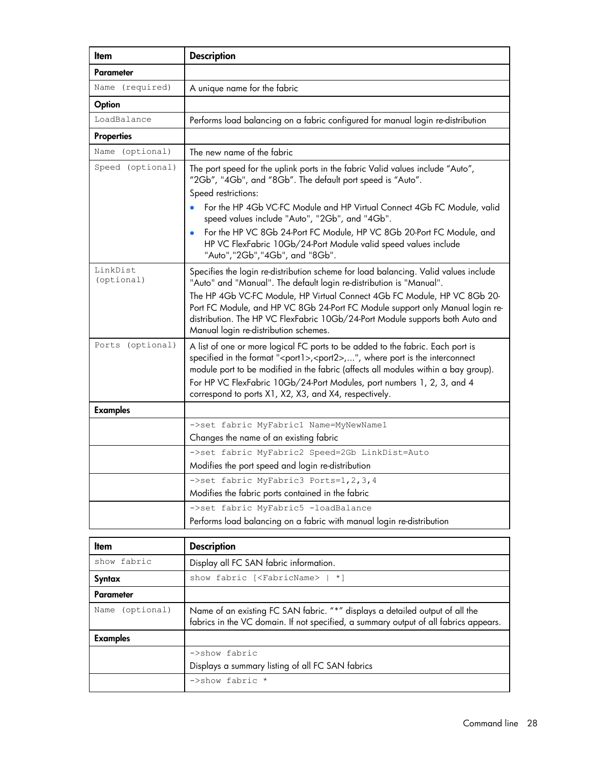| Item | Description |
| --- | --- |
| **Parameter** | |
| Name (required) | A unique name for the fabric |
| **Option** | |
| LoadBalance | Performs load balancing on a fabric configured for manual login re-distribution |
| **Properties** | |
| Name (optional) | The new name of the fabric |
| Speed (optional) | The port speed for the uplink ports in the fabric Valid values include "Auto", "2Gb", "4Gb", and "8Gb". The default port speed is "Auto".<br>Speed restrictions:<br>• For the HP 4Gb VC-FC Module and HP Virtual Connect 4Gb FC Module, valid speed values include "Auto", "2Gb", and "4Gb".<br>• For the HP VC 8Gb 24-Port FC Module, HP VC 8Gb 20-Port FC Module, and HP VC FlexFabric 10Gb/24-Port Module valid speed values include "Auto","2Gb","4Gb", and "8Gb". |
| LinkDist (optional) | Specifies the login re-distribution scheme for load balancing. Valid values include "Auto" and "Manual". The default login re-distribution is "Manual".<br>The HP 4Gb VC-FC Module, HP Virtual Connect 4Gb FC Module, HP VC 8Gb 20-Port FC Module, and HP VC 8Gb 24-Port FC Module support only Manual login re-distribution. The HP VC FlexFabric 10Gb/24-Port Module supports both Auto and Manual login re-distribution schemes. |
| Ports (optional) | A list of one or more logical FC ports to be added to the fabric. Each port is specified in the format "<port1>,<port2>,...", where port is the interconnect module port to be modified in the fabric (affects all modules within a bay group).<br>For HP VC FlexFabric 10Gb/24-Port Modules, port numbers 1, 2, 3, and 4 correspond to ports X1, X2, X3, and X4, respectively. |
| **Examples** | |
| | `->set fabric MyFabric1 Name=MyNewName1`<br>Changes the name of an existing fabric |
| | `->set fabric MyFabric2 Speed=2Gb LinkDist=Auto`<br>Modifies the port speed and login re-distribution |
| | `->set fabric MyFabric3 Ports=1,2,3,4`<br>Modifies the fabric ports contained in the fabric |
| | `->set fabric MyFabric5 -loadBalance`<br>Performs load balancing on a fabric with manual login re-distribution |

| Item | Description |
| --- | --- |
| show fabric | Display all FC SAN fabric information. |
| **Syntax** | `show fabric [<FabricName> | *]` |
| **Parameter** | |
| Name (optional) | Name of an existing FC SAN fabric. "*" displays a detailed output of all the fabrics in the VC domain. If not specified, a summary output of all fabrics appears. |
| **Examples** | |
| | `->show fabric`<br>Displays a summary listing of all FC SAN fabrics |
| | `->show fabric *` |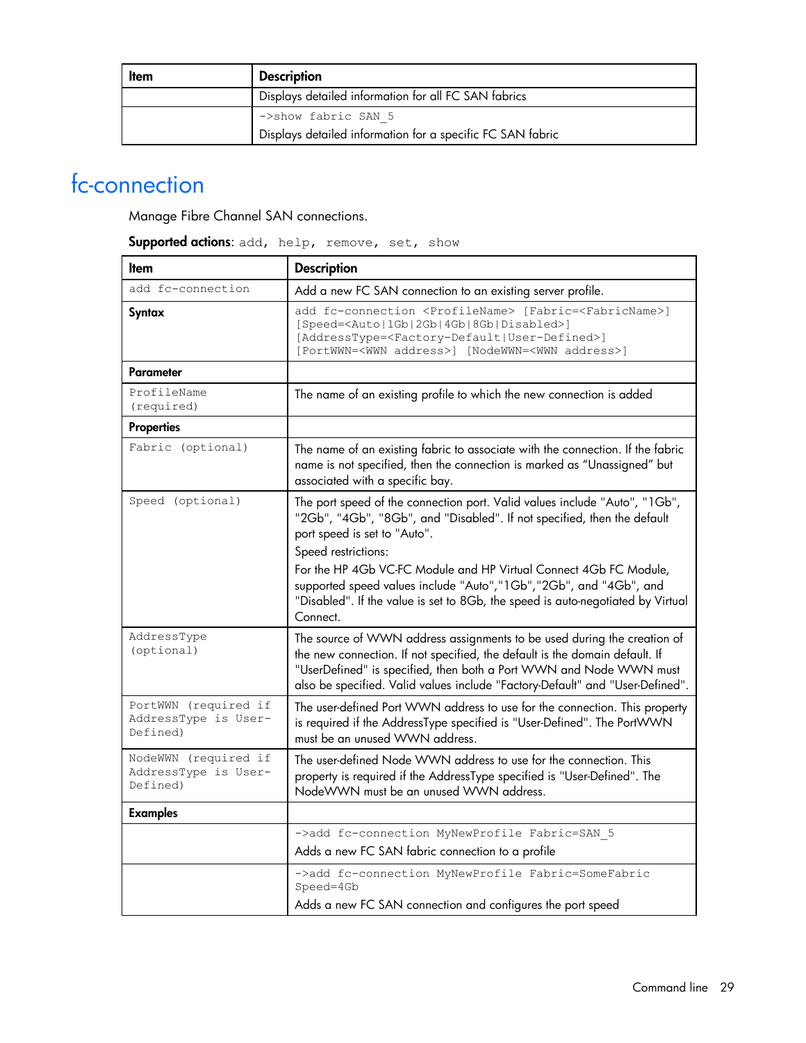| Item | Description |
|---|---|
| | Displays detailed information for all FC SAN fabrics |
| | `->show fabric SAN_5`<br>Displays detailed information for a specific FC SAN fabric |

# fc-connection

Manage Fibre Channel SAN connections.

**Supported actions**: `add, help, remove, set, show`

| Item | Description |
|---|---|
| `add fc-connection` | Add a new FC SAN connection to an existing server profile. |
| **Syntax** | `add fc-connection <ProfileName> [Fabric=<FabricName>] [Speed=<Auto\|1Gb\|2Gb\|4Gb\|8Gb\|Disabled>] [AddressType=<Factory-Default\|User-Defined>] [PortWWN=<WWN address>] [NodeWWN=<WWN address>]` |
| **Parameter** | |
| `ProfileName (required)` | The name of an existing profile to which the new connection is added |
| **Properties** | |
| `Fabric (optional)` | The name of an existing fabric to associate with the connection. If the fabric name is not specified, then the connection is marked as "Unassigned" but associated with a specific bay. |
| `Speed (optional)` | The port speed of the connection port. Valid values include "Auto", "1Gb", "2Gb", "4Gb", "8Gb", and "Disabled". If not specified, then the default port speed is set to "Auto".<br>Speed restrictions:<br>For the HP 4Gb VC-FC Module and HP Virtual Connect 4Gb FC Module, supported speed values include "Auto","1Gb","2Gb", and "4Gb", and "Disabled". If the value is set to 8Gb, the speed is auto-negotiated by Virtual Connect. |
| `AddressType (optional)` | The source of WWN address assignments to be used during the creation of the new connection. If not specified, the default is the domain default. If "UserDefined" is specified, then both a Port WWN and Node WWN must also be specified. Valid values include "Factory-Default" and "User-Defined". |
| `PortWWN (required if AddressType is User-Defined)` | The user-defined Port WWN address to use for the connection. This property is required if the AddressType specified is "User-Defined". The PortWWN must be an unused WWN address. |
| `NodeWWN (required if AddressType is User-Defined)` | The user-defined Node WWN address to use for the connection. This property is required if the AddressType specified is "User-Defined". The NodeWWN must be an unused WWN address. |
| **Examples** | |
| | `->add fc-connection MyNewProfile Fabric=SAN_5`<br>Adds a new FC SAN fabric connection to a profile |
| | `->add fc-connection MyNewProfile Fabric=SomeFabric Speed=4Gb`<br>Adds a new FC SAN connection and configures the port speed |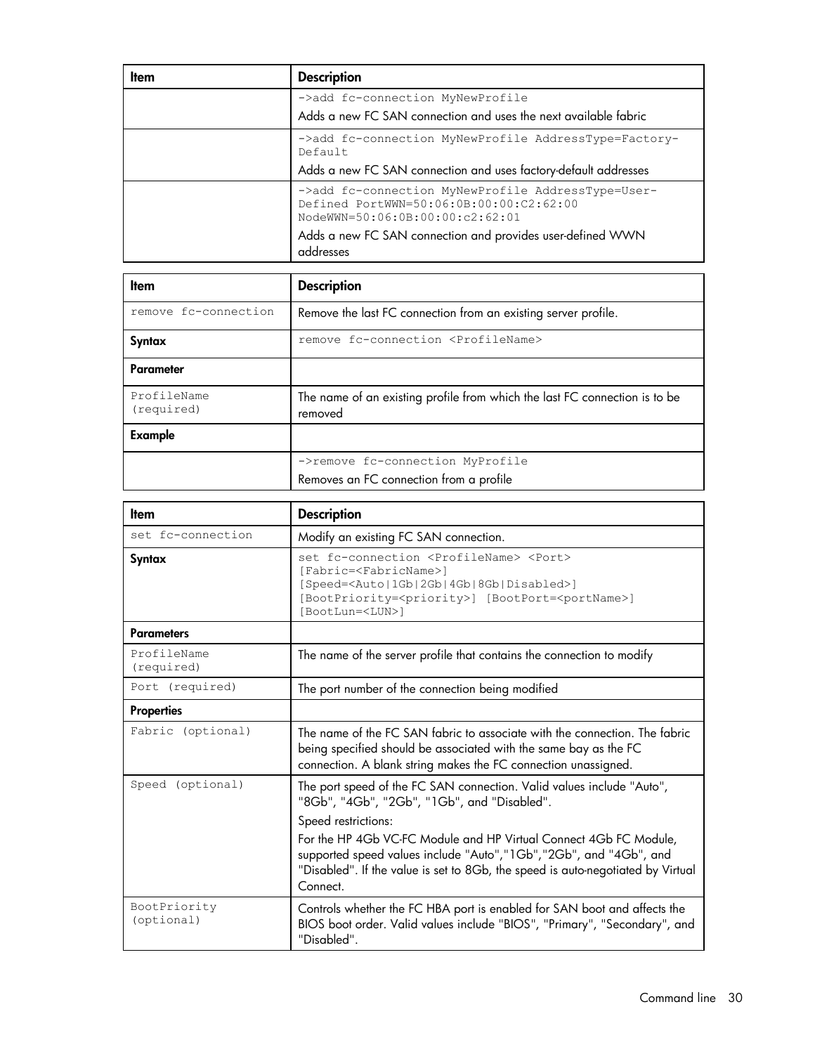| Item | Description |
| --- | --- |
| | `->add fc-connection MyNewProfile`<br>Adds a new FC SAN connection and uses the next available fabric |
| | `->add fc-connection MyNewProfile AddressType=Factory-Default`<br>Adds a new FC SAN connection and uses factory-default addresses |
| | `->add fc-connection MyNewProfile AddressType=User-Defined PortWWN=50:06:0B:00:00:C2:62:00 NodeWWN=50:06:0B:00:00:c2:62:01`<br>Adds a new FC SAN connection and provides user-defined WWN addresses |

| Item | Description |
| --- | --- |
| `remove fc-connection` | Remove the last FC connection from an existing server profile. |
| **Syntax** | `remove fc-connection <ProfileName>` |
| **Parameter** | |
| `ProfileName (required)` | The name of an existing profile from which the last FC connection is to be removed |
| **Example** | |
| | `->remove fc-connection MyProfile`<br>Removes an FC connection from a profile |

| Item | Description |
| --- | --- |
| `set fc-connection` | Modify an existing FC SAN connection. |
| **Syntax** | `set fc-connection <ProfileName> <Port> [Fabric=<FabricName>] [Speed=<Auto\|1Gb\|2Gb\|4Gb\|8Gb\|Disabled>] [BootPriority=<priority>] [BootPort=<portName>] [BootLun=<LUN>]` |
| **Parameters** | |
| `ProfileName (required)` | The name of the server profile that contains the connection to modify |
| `Port (required)` | The port number of the connection being modified |
| **Properties** | |
| `Fabric (optional)` | The name of the FC SAN fabric to associate with the connection. The fabric being specified should be associated with the same bay as the FC connection. A blank string makes the FC connection unassigned. |
| `Speed (optional)` | The port speed of the FC SAN connection. Valid values include "Auto", "8Gb", "4Gb", "2Gb", "1Gb", and "Disabled".<br>Speed restrictions:<br>For the HP 4Gb VC-FC Module and HP Virtual Connect 4Gb FC Module, supported speed values include "Auto","1Gb","2Gb", and "4Gb", and "Disabled". If the value is set to 8Gb, the speed is auto-negotiated by Virtual Connect. |
| `BootPriority (optional)` | Controls whether the FC HBA port is enabled for SAN boot and affects the BIOS boot order. Valid values include "BIOS", "Primary", "Secondary", and "Disabled". |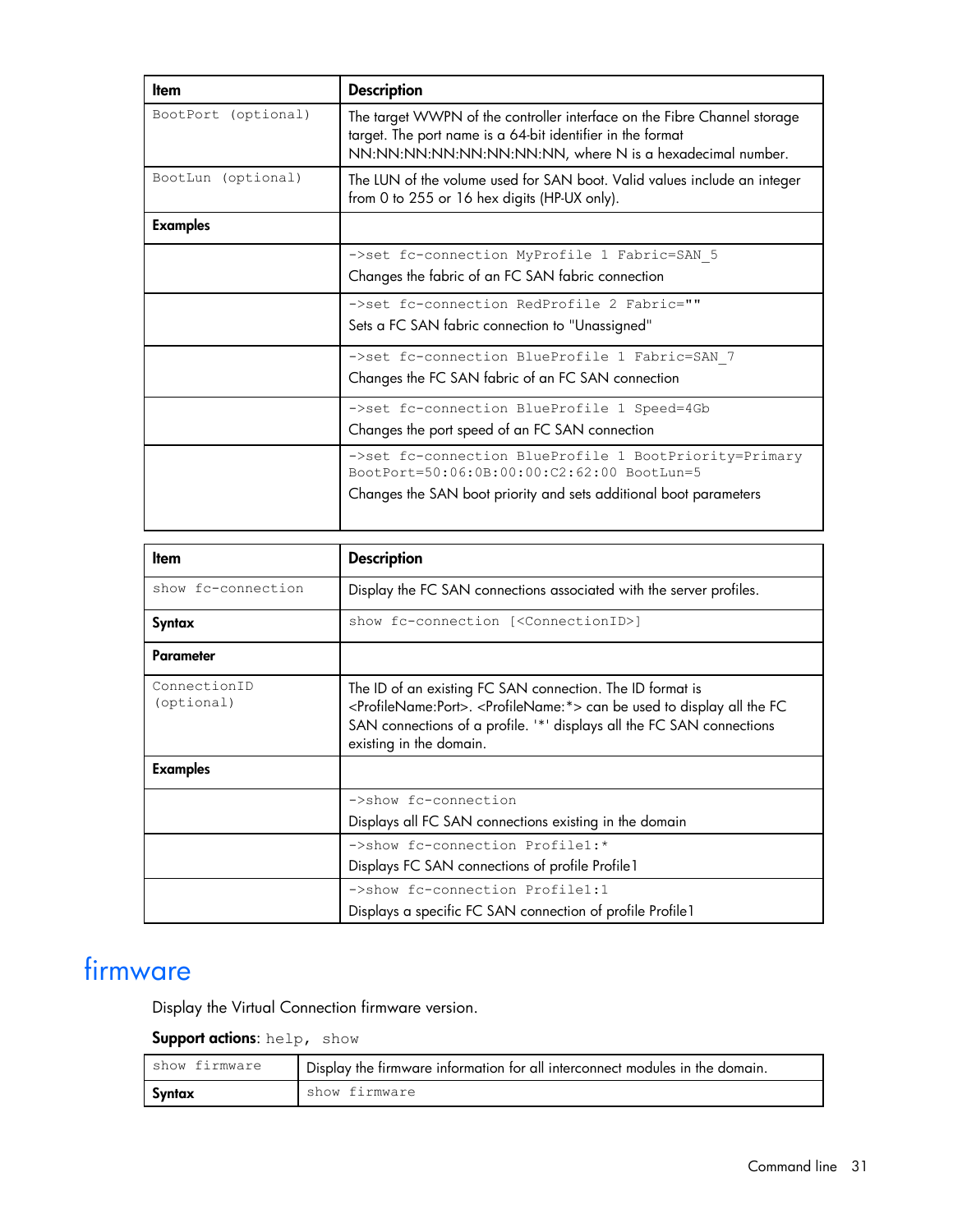| Item | Description |
|---|---|
| BootPort (optional) | The target WWPN of the controller interface on the Fibre Channel storage target. The port name is a 64-bit identifier in the format NN:NN:NN:NN:NN:NN:NN:NN, where N is a hexadecimal number. |
| BootLun (optional) | The LUN of the volume used for SAN boot. Valid values include an integer from 0 to 255 or 16 hex digits (HP-UX only). |
| **Examples** | |
| | `->set fc-connection MyProfile 1 Fabric=SAN_5` Changes the fabric of an FC SAN fabric connection |
| | `->set fc-connection RedProfile 2 Fabric=""` Sets a FC SAN fabric connection to "Unassigned" |
| | `->set fc-connection BlueProfile 1 Fabric=SAN_7` Changes the FC SAN fabric of an FC SAN connection |
| | `->set fc-connection BlueProfile 1 Speed=4Gb` Changes the port speed of an FC SAN connection |
| | `->set fc-connection BlueProfile 1 BootPriority=Primary BootPort=50:06:0B:00:00:C2:62:00 BootLun=5` Changes the SAN boot priority and sets additional boot parameters |

| Item | Description |
|---|---|
| show fc-connection | Display the FC SAN connections associated with the server profiles. |
| **Syntax** | `show fc-connection [<ConnectionID>]` |
| **Parameter** | |
| ConnectionID (optional) | The ID of an existing FC SAN connection. The ID format is <ProfileName:Port>. <ProfileName:*> can be used to display all the FC SAN connections of a profile. '*' displays all the FC SAN connections existing in the domain. |
| **Examples** | |
| | `->show fc-connection` Displays all FC SAN connections existing in the domain |
| | `->show fc-connection Profile1:*` Displays FC SAN connections of profile Profile1 |
| | `->show fc-connection Profile1:1` Displays a specific FC SAN connection of profile Profile1 |

# firmware

Display the Virtual Connection firmware version.

**Support actions**: `help, show`

| show firmware | Display the firmware information for all interconnect modules in the domain. |
|---|---|
| **Syntax** | `show firmware` |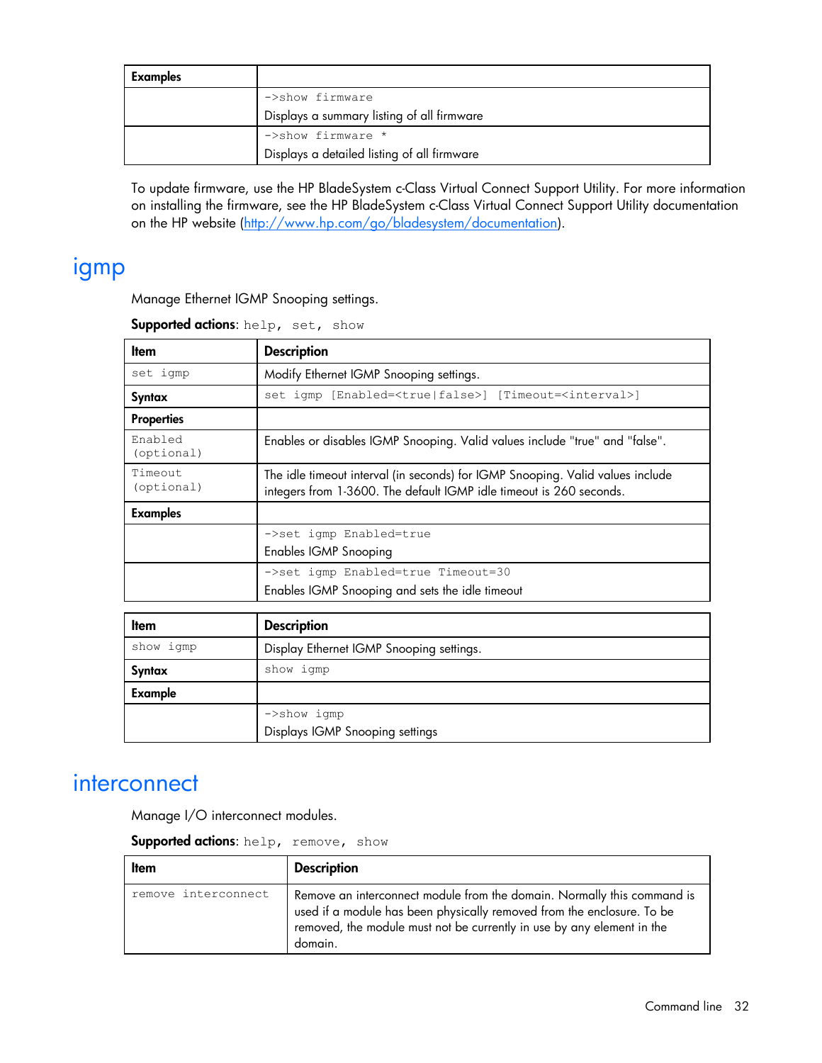| Examples | |
|---|---|
| | `->show firmware`<br>Displays a summary listing of all firmware |
| | `->show firmware *`<br>Displays a detailed listing of all firmware |

To update firmware, use the HP BladeSystem c-Class Virtual Connect Support Utility. For more information on installing the firmware, see the HP BladeSystem c-Class Virtual Connect Support Utility documentation on the HP website (http://www.hp.com/go/bladesystem/documentation).

# igmp

Manage Ethernet IGMP Snooping settings.

**Supported actions**: `help, set, show`

| Item | Description |
|---|---|
| `set igmp` | Modify Ethernet IGMP Snooping settings. |
| **Syntax** | `set igmp [Enabled=<true\|false>] [Timeout=<interval>]` |
| **Properties** | |
| `Enabled (optional)` | Enables or disables IGMP Snooping. Valid values include "true" and "false". |
| `Timeout (optional)` | The idle timeout interval (in seconds) for IGMP Snooping. Valid values include integers from 1-3600. The default IGMP idle timeout is 260 seconds. |
| **Examples** | |
| | `->set igmp Enabled=true`<br>Enables IGMP Snooping |
| | `->set igmp Enabled=true Timeout=30`<br>Enables IGMP Snooping and sets the idle timeout |

| Item | Description |
|---|---|
| `show igmp` | Display Ethernet IGMP Snooping settings. |
| **Syntax** | `show igmp` |
| **Example** | |
| | `->show igmp`<br>Displays IGMP Snooping settings |

# interconnect

Manage I/O interconnect modules.

**Supported actions**: `help, remove, show`

| Item | Description |
|---|---|
| `remove interconnect` | Remove an interconnect module from the domain. Normally this command is used if a module has been physically removed from the enclosure. To be removed, the module must not be currently in use by any element in the domain. |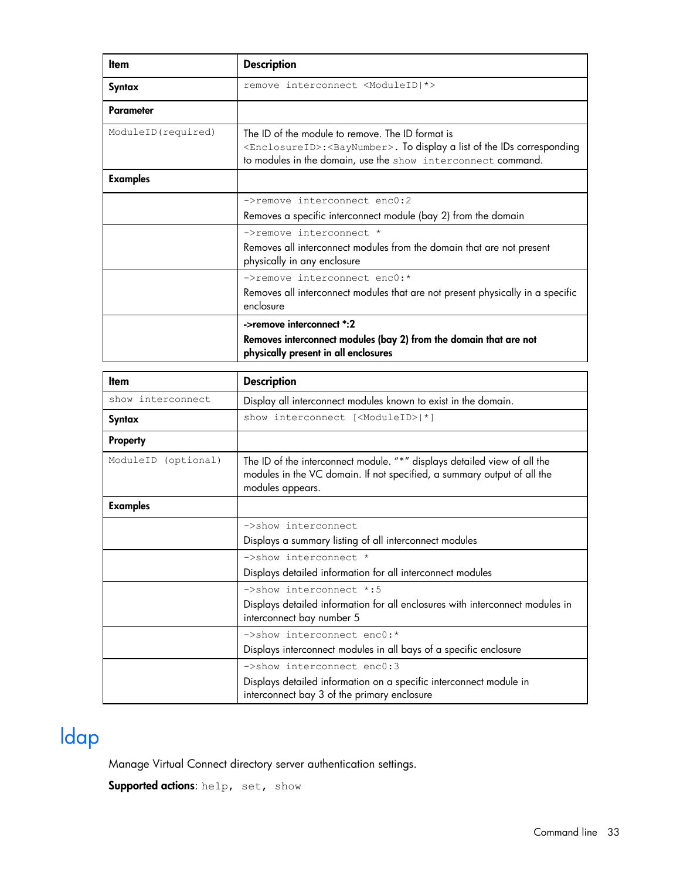| Item | Description |
|---|---|
| **Syntax** | `remove interconnect <ModuleID|*>` |
| **Parameter** | |
| `ModuleID(required)` | The ID of the module to remove. The ID format is `<EnclosureID>:<BayNumber>`. To display a list of the IDs corresponding to modules in the domain, use the `show interconnect` command. |
| **Examples** | |
| | `->remove interconnect enc0:2`<br>Removes a specific interconnect module (bay 2) from the domain |
| | `->remove interconnect *`<br>Removes all interconnect modules from the domain that are not present physically in any enclosure |
| | `->remove interconnect enc0:*`<br>Removes all interconnect modules that are not present physically in a specific enclosure |
| | **->remove interconnect *:2**<br>**Removes interconnect modules (bay 2) from the domain that are not physically present in all enclosures** |

| Item | Description |
|---|---|
| `show interconnect` | Display all interconnect modules known to exist in the domain. |
| **Syntax** | `show interconnect [<ModuleID>|*]` |
| **Property** | |
| `ModuleID (optional)` | The ID of the interconnect module. "*" displays detailed view of all the modules in the VC domain. If not specified, a summary output of all the modules appears. |
| **Examples** | |
| | `->show interconnect`<br>Displays a summary listing of all interconnect modules |
| | `->show interconnect *`<br>Displays detailed information for all interconnect modules |
| | `->show interconnect *:5`<br>Displays detailed information for all enclosures with interconnect modules in interconnect bay number 5 |
| | `->show interconnect enc0:*`<br>Displays interconnect modules in all bays of a specific enclosure |
| | `->show interconnect enc0:3`<br>Displays detailed information on a specific interconnect module in interconnect bay 3 of the primary enclosure |

# ldap

Manage Virtual Connect directory server authentication settings.

**Supported actions**: `help, set, show`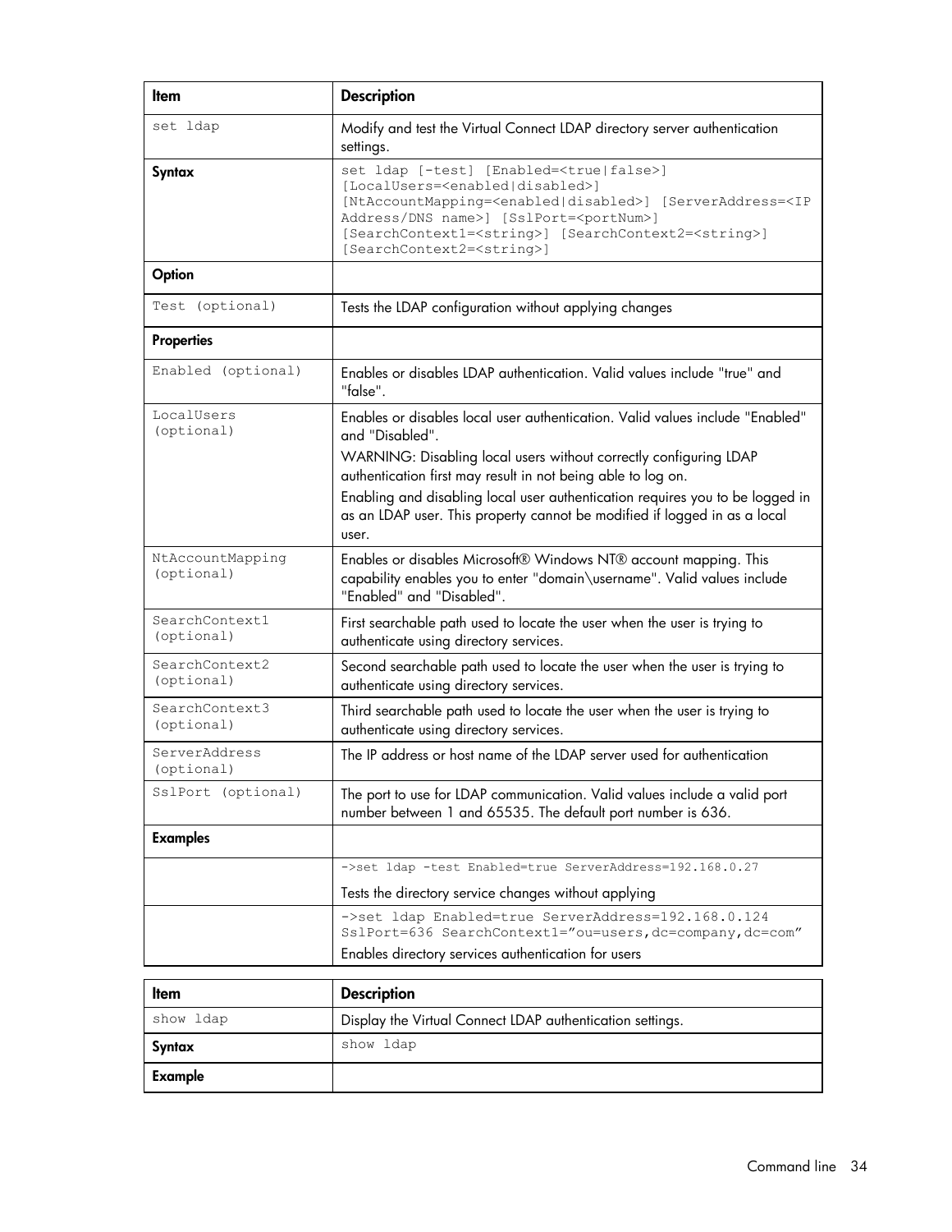| Item | Description |
|---|---|
| `set ldap` | Modify and test the Virtual Connect LDAP directory server authentication settings. |
| **Syntax** | `set ldap [-test] [Enabled=<true\|false>] [LocalUsers=<enabled\|disabled>] [NtAccountMapping=<enabled\|disabled>] [ServerAddress=<IP Address/DNS name>] [SslPort=<portNum>] [SearchContext1=<string>] [SearchContext2=<string>] [SearchContext2=<string>]` |
| **Option** | |
| `Test (optional)` | Tests the LDAP configuration without applying changes |
| **Properties** | |
| `Enabled (optional)` | Enables or disables LDAP authentication. Valid values include "true" and "false". |
| `LocalUsers (optional)` | Enables or disables local user authentication. Valid values include "Enabled" and "Disabled".<br>WARNING: Disabling local users without correctly configuring LDAP authentication first may result in not being able to log on.<br>Enabling and disabling local user authentication requires you to be logged in as an LDAP user. This property cannot be modified if logged in as a local user. |
| `NtAccountMapping (optional)` | Enables or disables Microsoft® Windows NT® account mapping. This capability enables you to enter "domain\username". Valid values include "Enabled" and "Disabled". |
| `SearchContext1 (optional)` | First searchable path used to locate the user when the user is trying to authenticate using directory services. |
| `SearchContext2 (optional)` | Second searchable path used to locate the user when the user is trying to authenticate using directory services. |
| `SearchContext3 (optional)` | Third searchable path used to locate the user when the user is trying to authenticate using directory services. |
| `ServerAddress (optional)` | The IP address or host name of the LDAP server used for authentication |
| `SslPort (optional)` | The port to use for LDAP communication. Valid values include a valid port number between 1 and 65535. The default port number is 636. |
| **Examples** | |
| | `->set ldap -test Enabled=true ServerAddress=192.168.0.27`<br>Tests the directory service changes without applying |
| | `->set ldap Enabled=true ServerAddress=192.168.0.124 SslPort=636 SearchContext1="ou=users,dc=company,dc=com"`<br>Enables directory services authentication for users |

| Item | Description |
|---|---|
| `show ldap` | Display the Virtual Connect LDAP authentication settings. |
| **Syntax** | `show ldap` |
| **Example** | |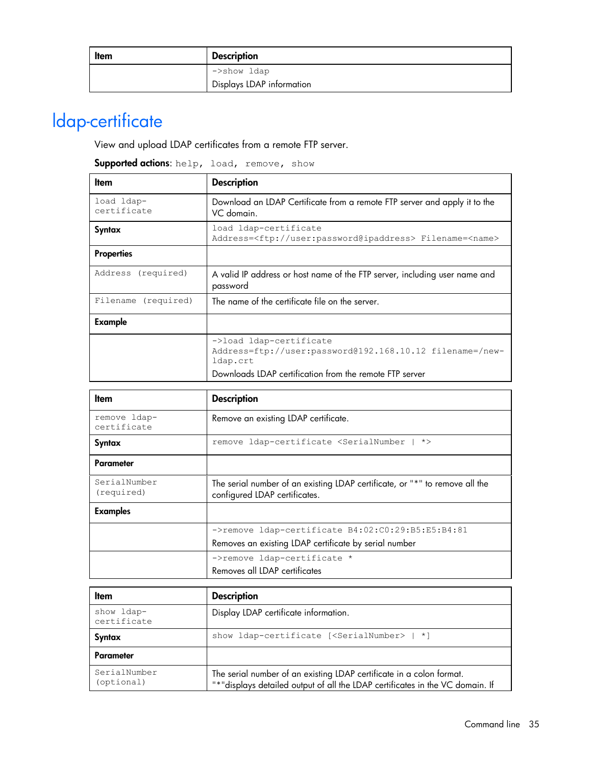| Item | Description |
|---|---|
| | `->show ldap`<br>Displays LDAP information |

## ldap-certificate

View and upload LDAP certificates from a remote FTP server.

**Supported actions**: `help, load, remove, show`

| Item | Description |
|---|---|
| `load ldap-certificate` | Download an LDAP Certificate from a remote FTP server and apply it to the VC domain. |
| **Syntax** | `load ldap-certificate Address=<ftp://user:password@ipaddress> Filename=<name>` |
| **Properties** | |
| `Address (required)` | A valid IP address or host name of the FTP server, including user name and password |
| `Filename (required)` | The name of the certificate file on the server. |
| **Example** | |
| | `->load ldap-certificate Address=ftp://user:password@192.168.10.12 filename=/new-ldap.crt`<br>Downloads LDAP certification from the remote FTP server |

| Item | Description |
|---|---|
| `remove ldap-certificate` | Remove an existing LDAP certificate. |
| **Syntax** | `remove ldap-certificate <SerialNumber \| *>` |
| **Parameter** | |
| `SerialNumber (required)` | The serial number of an existing LDAP certificate, or "*" to remove all the configured LDAP certificates. |
| **Examples** | |
| | `->remove ldap-certificate B4:02:C0:29:B5:E5:B4:81`<br>Removes an existing LDAP certificate by serial number |
| | `->remove ldap-certificate *`<br>Removes all LDAP certificates |

| Item | Description |
|---|---|
| `show ldap-certificate` | Display LDAP certificate information. |
| **Syntax** | `show ldap-certificate [<SerialNumber> \| *]` |
| **Parameter** | |
| `SerialNumber (optional)` | The serial number of an existing LDAP certificate in a colon format. "*"displays detailed output of all the LDAP certificates in the VC domain. If |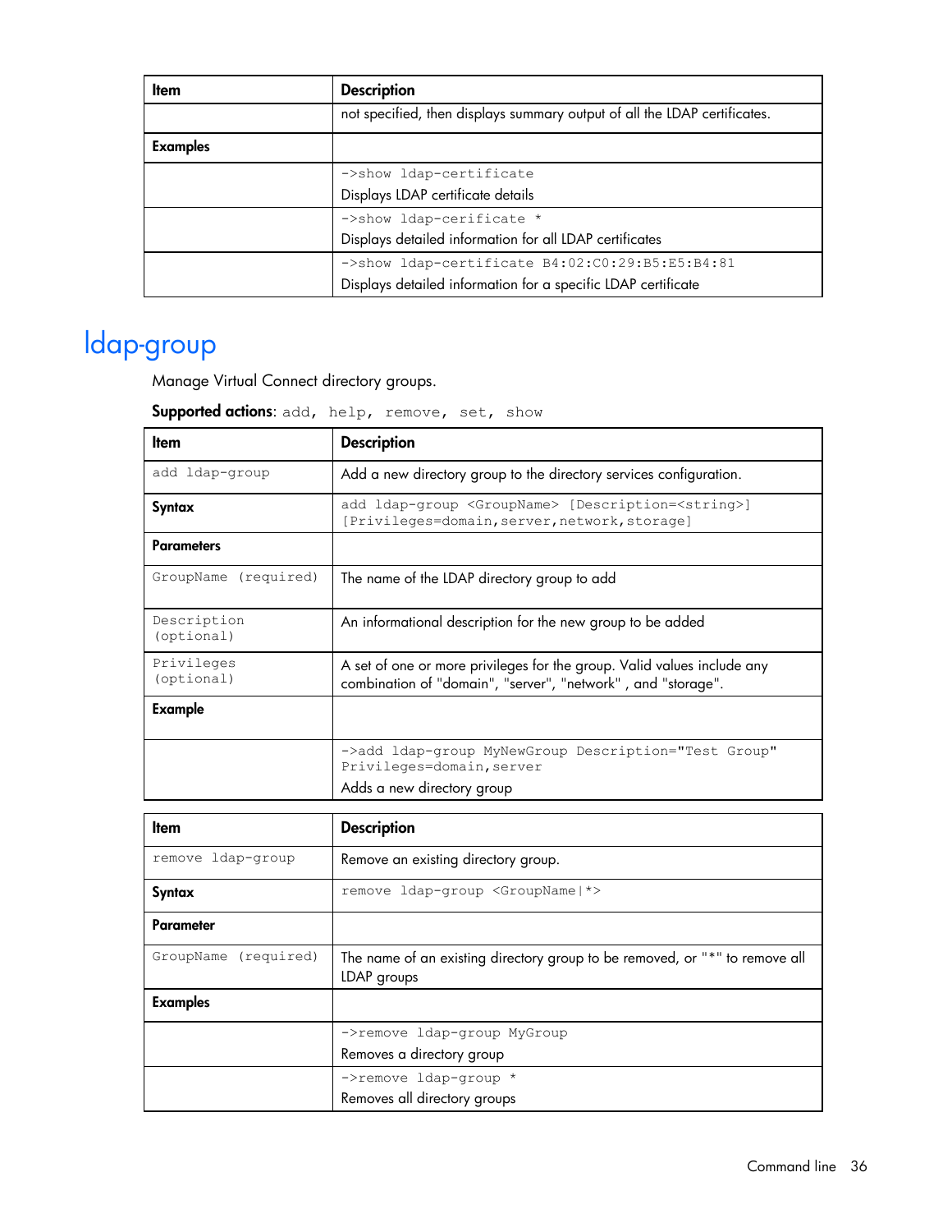| Item | Description |
|---|---|
| | not specified, then displays summary output of all the LDAP certificates. |
| **Examples** | |
| | `->show ldap-certificate`<br>Displays LDAP certificate details |
| | `->show ldap-cerificate *`<br>Displays detailed information for all LDAP certificates |
| | `->show ldap-certificate B4:02:C0:29:B5:E5:B4:81`<br>Displays detailed information for a specific LDAP certificate |

# ldap-group

Manage Virtual Connect directory groups.

**Supported actions**: `add, help, remove, set, show`

| Item | Description |
|---|---|
| `add ldap-group` | Add a new directory group to the directory services configuration. |
| **Syntax** | `add ldap-group <GroupName> [Description=<string>] [Privileges=domain,server,network,storage]` |
| **Parameters** | |
| `GroupName (required)` | The name of the LDAP directory group to add |
| `Description (optional)` | An informational description for the new group to be added |
| `Privileges (optional)` | A set of one or more privileges for the group. Valid values include any combination of "domain", "server", "network" , and "storage". |
| **Example** | |
| | `->add ldap-group MyNewGroup Description="Test Group" Privileges=domain,server`<br>Adds a new directory group |

| Item | Description |
|---|---|
| `remove ldap-group` | Remove an existing directory group. |
| **Syntax** | `remove ldap-group <GroupName\|*>` |
| **Parameter** | |
| `GroupName (required)` | The name of an existing directory group to be removed, or "*" to remove all LDAP groups |
| **Examples** | |
| | `->remove ldap-group MyGroup`<br>Removes a directory group |
| | `->remove ldap-group *`<br>Removes all directory groups |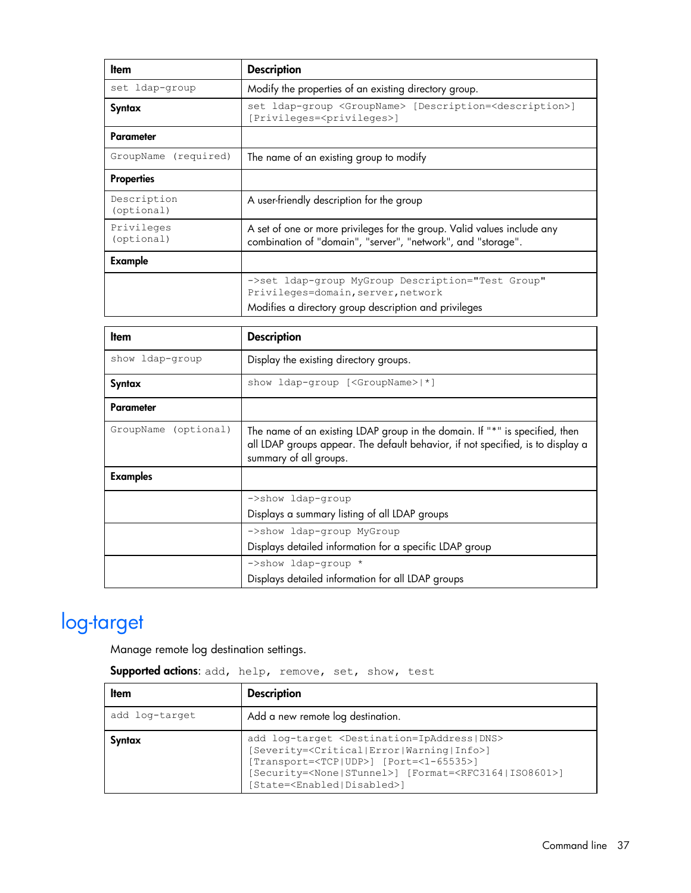| Item | Description |
| --- | --- |
| `set ldap-group` | Modify the properties of an existing directory group. |
| **Syntax** | `set ldap-group <GroupName> [Description=<description>] [Privileges=<privileges>]` |
| **Parameter** | |
| `GroupName (required)` | The name of an existing group to modify |
| **Properties** | |
| `Description (optional)` | A user-friendly description for the group |
| `Privileges (optional)` | A set of one or more privileges for the group. Valid values include any combination of "domain", "server", "network", and "storage". |
| **Example** | |
| | `->set ldap-group MyGroup Description="Test Group" Privileges=domain,server,network`<br>Modifies a directory group description and privileges |

| Item | Description |
| --- | --- |
| `show ldap-group` | Display the existing directory groups. |
| **Syntax** | `show ldap-group [<GroupName>|*]` |
| **Parameter** | |
| `GroupName (optional)` | The name of an existing LDAP group in the domain. If "*" is specified, then all LDAP groups appear. The default behavior, if not specified, is to display a summary of all groups. |
| **Examples** | |
| | `->show ldap-group`<br>Displays a summary listing of all LDAP groups |
| | `->show ldap-group MyGroup`<br>Displays detailed information for a specific LDAP group |
| | `->show ldap-group *`<br>Displays detailed information for all LDAP groups |

# log-target

Manage remote log destination settings.

**Supported actions**: `add, help, remove, set, show, test`

| Item | Description |
| --- | --- |
| `add log-target` | Add a new remote log destination. |
| **Syntax** | `add log-target <Destination=IpAddress|DNS> [Severity=<Critical|Error|Warning|Info>] [Transport=<TCP|UDP>] [Port=<1-65535>] [Security=<None|STunnel>] [Format=<RFC3164|ISO8601>] [State=<Enabled|Disabled>]` |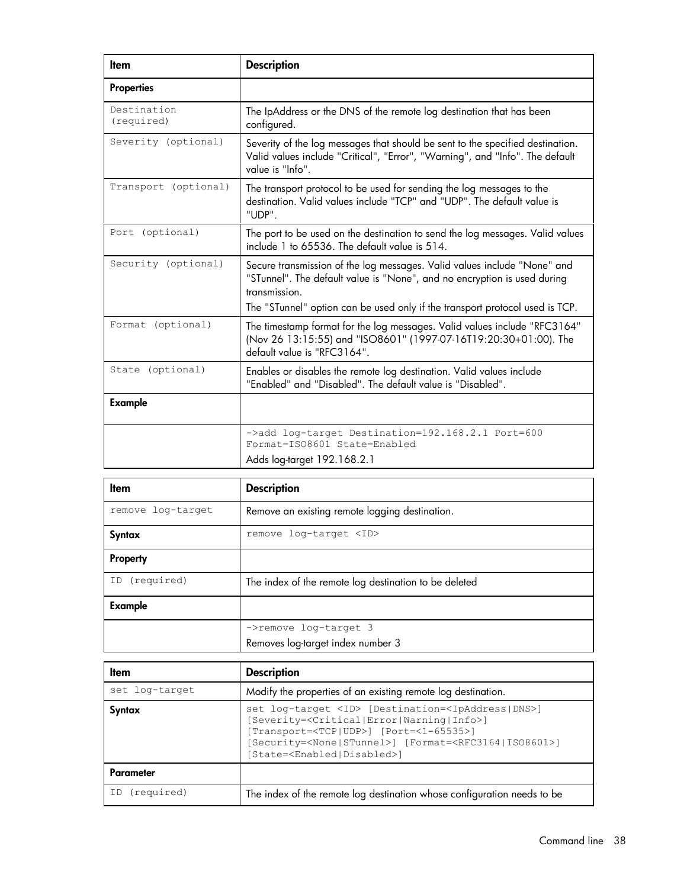| Item | Description |
| --- | --- |
| **Properties** | |
| `Destination (required)` | The IpAddress or the DNS of the remote log destination that has been configured. |
| `Severity (optional)` | Severity of the log messages that should be sent to the specified destination. Valid values include "Critical", "Error", "Warning", and "Info". The default value is "Info". |
| `Transport (optional)` | The transport protocol to be used for sending the log messages to the destination. Valid values include "TCP" and "UDP". The default value is "UDP". |
| `Port (optional)` | The port to be used on the destination to send the log messages. Valid values include 1 to 65536. The default value is 514. |
| `Security (optional)` | Secure transmission of the log messages. Valid values include "None" and "STunnel". The default value is "None", and no encryption is used during transmission.<br>The "STunnel" option can be used only if the transport protocol used is TCP. |
| `Format (optional)` | The timestamp format for the log messages. Valid values include "RFC3164" (Nov 26 13:15:55) and "ISO8601" (1997-07-16T19:20:30+01:00). The default value is "RFC3164". |
| `State (optional)` | Enables or disables the remote log destination. Valid values include "Enabled" and "Disabled". The default value is "Disabled". |
| **Example** | |
| | `->add log-target Destination=192.168.2.1 Port=600 Format=ISO8601 State=Enabled`<br>Adds log-target 192.168.2.1 |

| Item | Description |
| --- | --- |
| `remove log-target` | Remove an existing remote logging destination. |
| **Syntax** | `remove log-target <ID>` |
| **Property** | |
| `ID (required)` | The index of the remote log destination to be deleted |
| **Example** | |
| | `->remove log-target 3`<br>Removes log-target index number 3 |

| Item | Description |
| --- | --- |
| `set log-target` | Modify the properties of an existing remote log destination. |
| **Syntax** | `set log-target <ID> [Destination=<IpAddress|DNS>] [Severity=<Critical|Error|Warning|Info>] [Transport=<TCP|UDP>] [Port=<1-65535>] [Security=<None|STunnel>] [Format=<RFC3164|ISO8601>] [State=<Enabled|Disabled>]` |
| **Parameter** | |
| `ID (required)` | The index of the remote log destination whose configuration needs to be |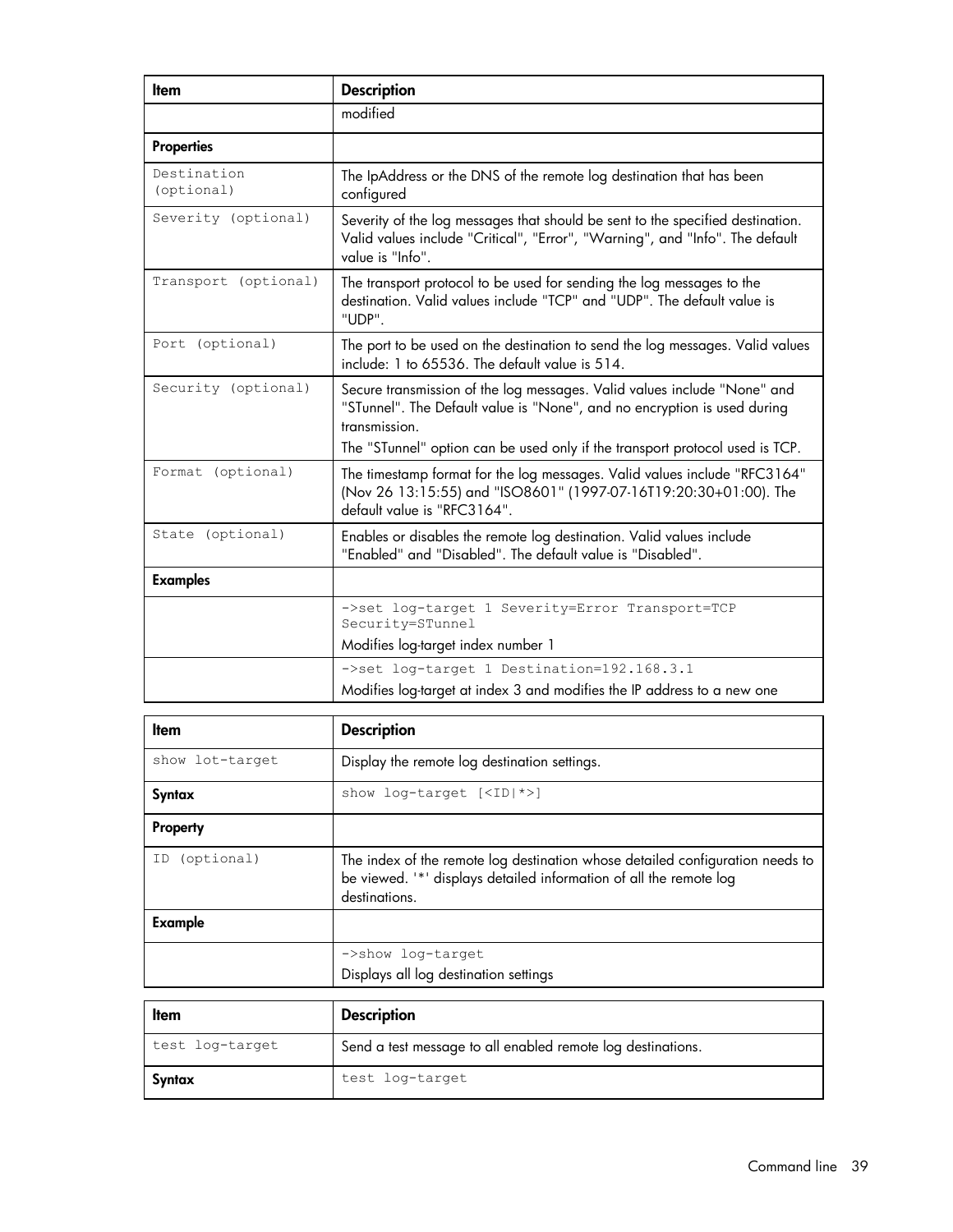| Item | Description |
| --- | --- |
| | modified |
| **Properties** | |
| `Destination (optional)` | The IpAddress or the DNS of the remote log destination that has been configured |
| `Severity (optional)` | Severity of the log messages that should be sent to the specified destination. Valid values include "Critical", "Error", "Warning", and "Info". The default value is "Info". |
| `Transport (optional)` | The transport protocol to be used for sending the log messages to the destination. Valid values include "TCP" and "UDP". The default value is "UDP". |
| `Port (optional)` | The port to be used on the destination to send the log messages. Valid values include: 1 to 65536. The default value is 514. |
| `Security (optional)` | Secure transmission of the log messages. Valid values include "None" and "STunnel". The Default value is "None", and no encryption is used during transmission.<br>The "STunnel" option can be used only if the transport protocol used is TCP. |
| `Format (optional)` | The timestamp format for the log messages. Valid values include "RFC3164" (Nov 26 13:15:55) and "ISO8601" (1997-07-16T19:20:30+01:00). The default value is "RFC3164". |
| `State (optional)` | Enables or disables the remote log destination. Valid values include "Enabled" and "Disabled". The default value is "Disabled". |
| **Examples** | |
| | `->set log-target 1 Severity=Error Transport=TCP Security=STunnel`<br>Modifies log-target index number 1 |
| | `->set log-target 1 Destination=192.168.3.1`<br>Modifies log-target at index 3 and modifies the IP address to a new one |

| Item | Description |
| --- | --- |
| `show lot-target` | Display the remote log destination settings. |
| **Syntax** | `show log-target [<ID|*>]` |
| **Property** | |
| `ID (optional)` | The index of the remote log destination whose detailed configuration needs to be viewed. '*' displays detailed information of all the remote log destinations. |
| **Example** | |
| | `->show log-target`<br>Displays all log destination settings |

| Item | Description |
| --- | --- |
| `test log-target` | Send a test message to all enabled remote log destinations. |
| **Syntax** | `test log-target` |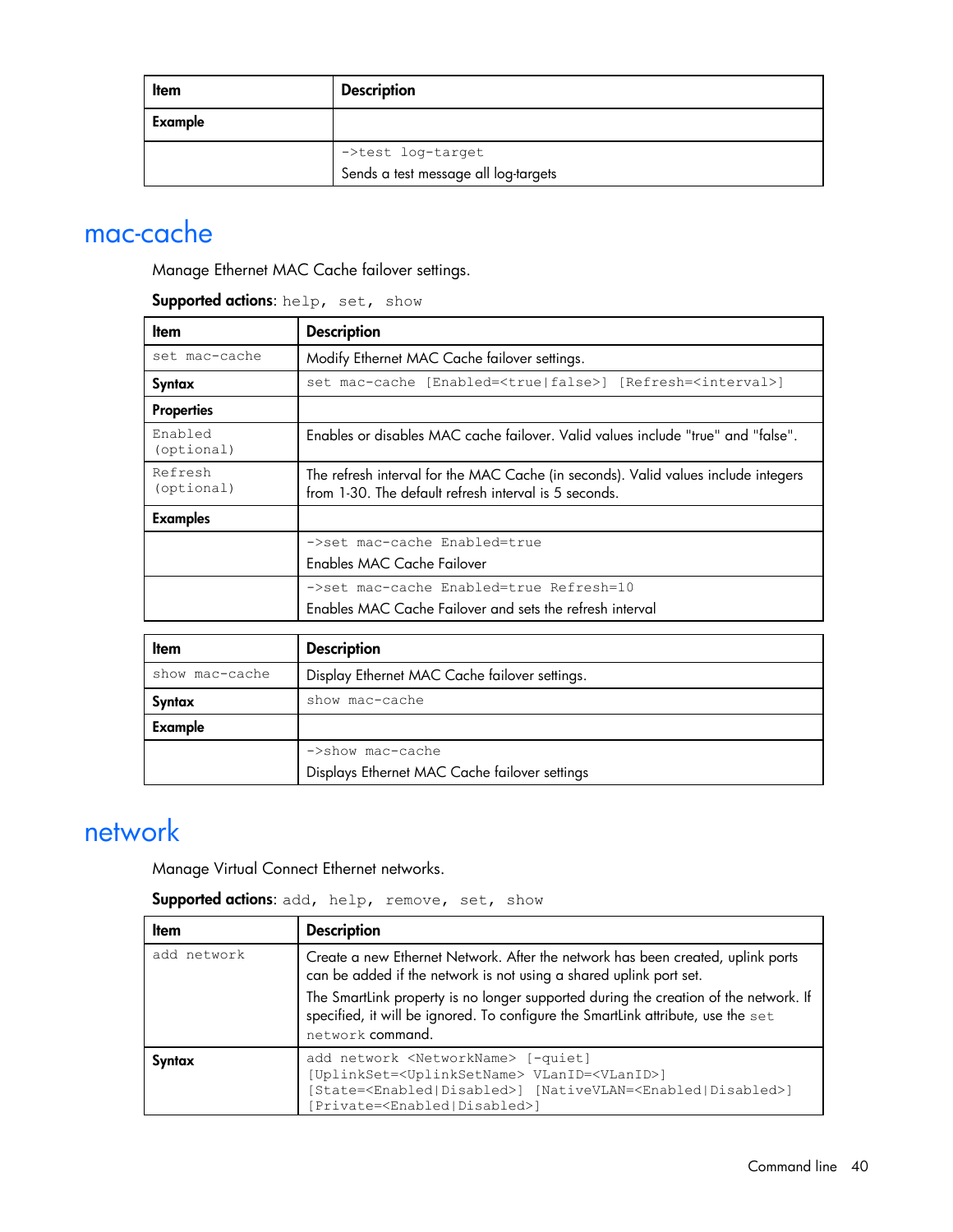| Item | Description |
| --- | --- |
| **Example** | |
| | `->test log-target`<br>Sends a test message all log-targets |

# mac-cache

Manage Ethernet MAC Cache failover settings.

**Supported actions**: `help, set, show`

| Item | Description |
| --- | --- |
| `set mac-cache` | Modify Ethernet MAC Cache failover settings. |
| **Syntax** | `set mac-cache [Enabled=<true|false>] [Refresh=<interval>]` |
| **Properties** | |
| `Enabled (optional)` | Enables or disables MAC cache failover. Valid values include "true" and "false". |
| `Refresh (optional)` | The refresh interval for the MAC Cache (in seconds). Valid values include integers from 1-30. The default refresh interval is 5 seconds. |
| **Examples** | |
| | `->set mac-cache Enabled=true`<br>Enables MAC Cache Failover |
| | `->set mac-cache Enabled=true Refresh=10`<br>Enables MAC Cache Failover and sets the refresh interval |

| Item | Description |
| --- | --- |
| `show mac-cache` | Display Ethernet MAC Cache failover settings. |
| **Syntax** | `show mac-cache` |
| **Example** | |
| | `->show mac-cache`<br>Displays Ethernet MAC Cache failover settings |

# network

Manage Virtual Connect Ethernet networks.

**Supported actions**: `add, help, remove, set, show`

| Item | Description |
| --- | --- |
| `add network` | Create a new Ethernet Network. After the network has been created, uplink ports can be added if the network is not using a shared uplink port set.<br>The SmartLink property is no longer supported during the creation of the network. If specified, it will be ignored. To configure the SmartLink attribute, use the `set network` command. |
| **Syntax** | `add network <NetworkName> [-quiet] [UplinkSet=<UplinkSetName> VLanID=<VLanID>] [State=<Enabled|Disabled>] [NativeVLAN=<Enabled|Disabled>] [Private=<Enabled|Disabled>]` |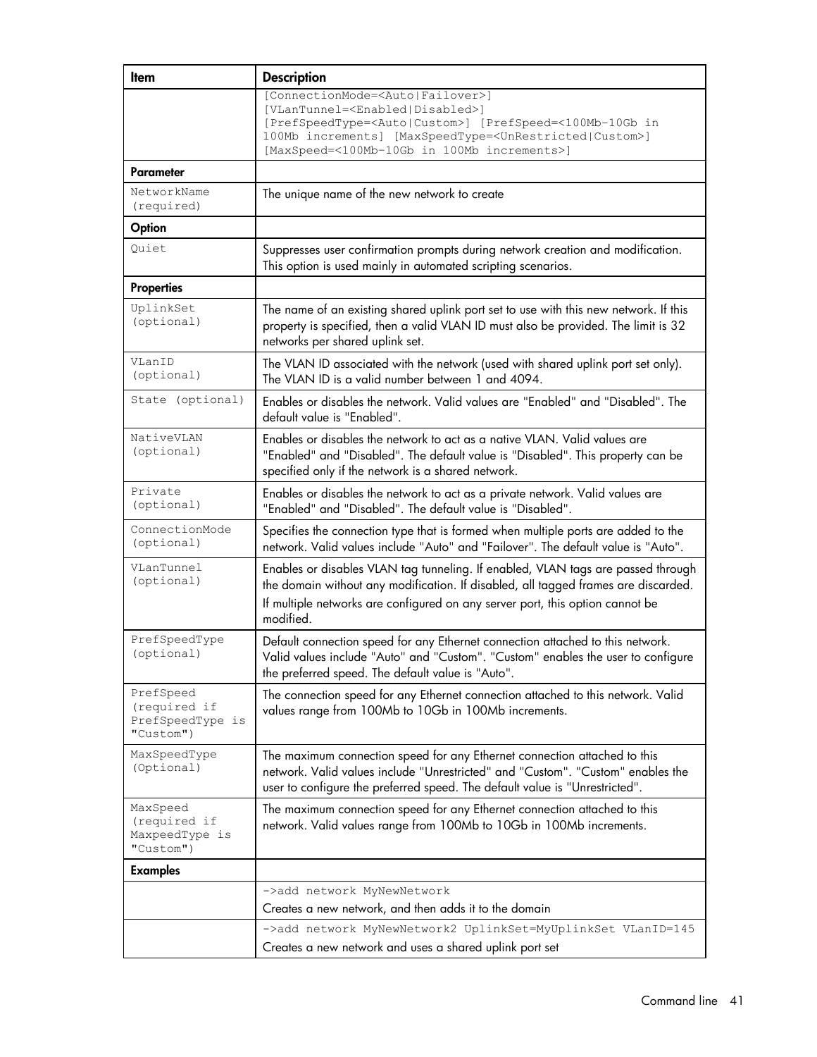| Item | Description |
| --- | --- |
| | [ConnectionMode=<Auto\|Failover>] [VLanTunnel=<Enabled\|Disabled>] [PrefSpeedType=<Auto\|Custom>] [PrefSpeed=<100Mb-10Gb in 100Mb increments] [MaxSpeedType=<UnRestricted\|Custom>] [MaxSpeed=<100Mb-10Gb in 100Mb increments>] |
| **Parameter** | |
| NetworkName (required) | The unique name of the new network to create |
| **Option** | |
| Quiet | Suppresses user confirmation prompts during network creation and modification. This option is used mainly in automated scripting scenarios. |
| **Properties** | |
| UplinkSet (optional) | The name of an existing shared uplink port set to use with this new network. If this property is specified, then a valid VLAN ID must also be provided. The limit is 32 networks per shared uplink set. |
| VLanID (optional) | The VLAN ID associated with the network (used with shared uplink port set only). The VLAN ID is a valid number between 1 and 4094. |
| State (optional) | Enables or disables the network. Valid values are "Enabled" and "Disabled". The default value is "Enabled". |
| NativeVLAN (optional) | Enables or disables the network to act as a native VLAN. Valid values are "Enabled" and "Disabled". The default value is "Disabled". This property can be specified only if the network is a shared network. |
| Private (optional) | Enables or disables the network to act as a private network. Valid values are "Enabled" and "Disabled". The default value is "Disabled". |
| ConnectionMode (optional) | Specifies the connection type that is formed when multiple ports are added to the network. Valid values include "Auto" and "Failover". The default value is "Auto". |
| VLanTunnel (optional) | Enables or disables VLAN tag tunneling. If enabled, VLAN tags are passed through the domain without any modification. If disabled, all tagged frames are discarded. If multiple networks are configured on any server port, this option cannot be modified. |
| PrefSpeedType (optional) | Default connection speed for any Ethernet connection attached to this network. Valid values include "Auto" and "Custom". "Custom" enables the user to configure the preferred speed. The default value is "Auto". |
| PrefSpeed (required if PrefSpeedType is "Custom") | The connection speed for any Ethernet connection attached to this network. Valid values range from 100Mb to 10Gb in 100Mb increments. |
| MaxSpeedType (Optional) | The maximum connection speed for any Ethernet connection attached to this network. Valid values include "Unrestricted" and "Custom". "Custom" enables the user to configure the preferred speed. The default value is "Unrestricted". |
| MaxSpeed (required if MaxpeedType is "Custom") | The maximum connection speed for any Ethernet connection attached to this network. Valid values range from 100Mb to 10Gb in 100Mb increments. |
| **Examples** | |
| | `->add network MyNewNetwork` Creates a new network, and then adds it to the domain |
| | `->add network MyNewNetwork2 UplinkSet=MyUplinkSet VLanID=145` Creates a new network and uses a shared uplink port set |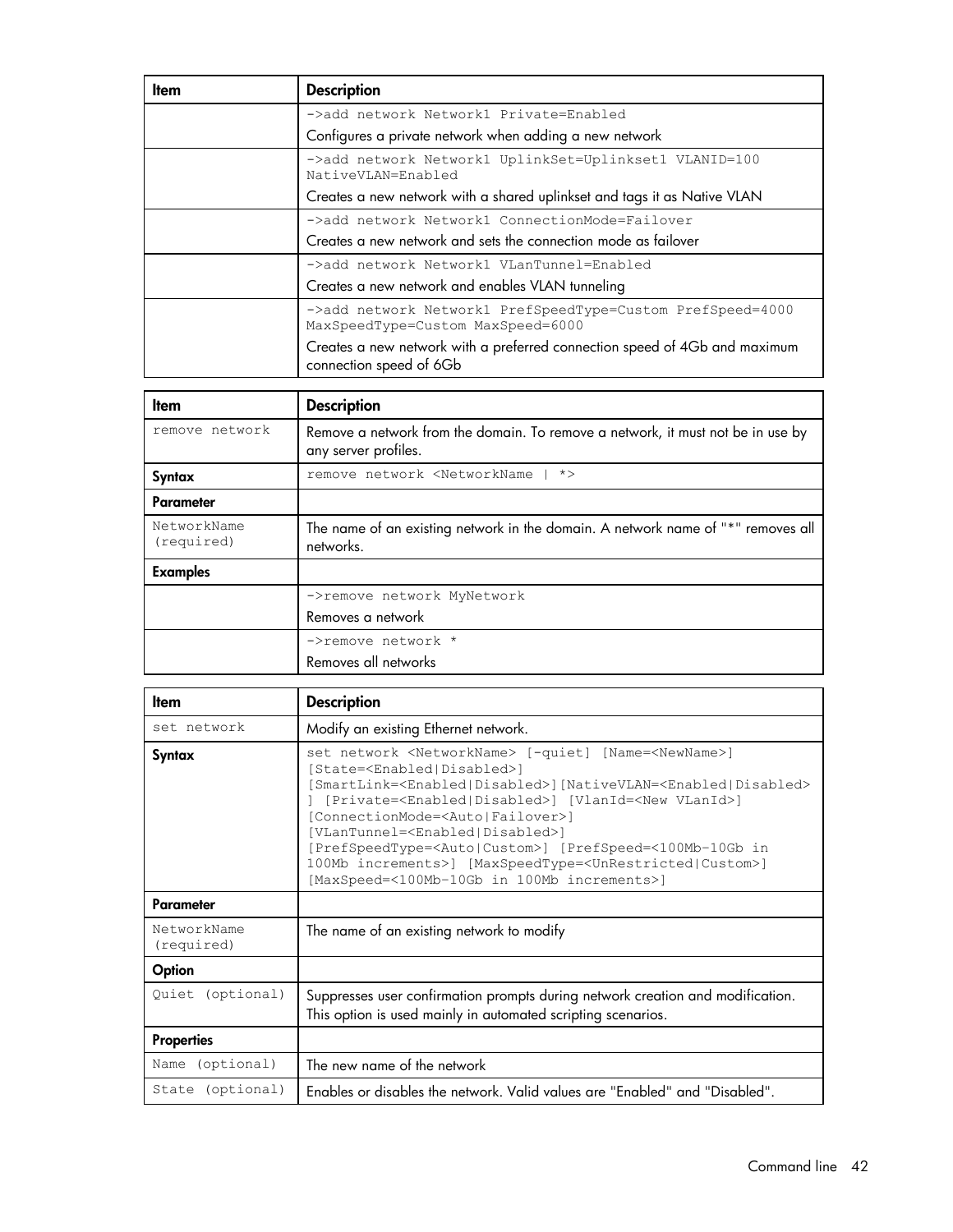| Item | Description |
| --- | --- |
| | ->add network Network1 Private=Enabled<br>Configures a private network when adding a new network |
| | ->add network Network1 UplinkSet=Uplinkset1 VLANID=100 NativeVLAN=Enabled<br>Creates a new network with a shared uplinkset and tags it as Native VLAN |
| | ->add network Network1 ConnectionMode=Failover<br>Creates a new network and sets the connection mode as failover |
| | ->add network Network1 VLanTunnel=Enabled<br>Creates a new network and enables VLAN tunneling |
| | ->add network Network1 PrefSpeedType=Custom PrefSpeed=4000 MaxSpeedType=Custom MaxSpeed=6000<br>Creates a new network with a preferred connection speed of 4Gb and maximum connection speed of 6Gb |

| Item | Description |
| --- | --- |
| remove network | Remove a network from the domain. To remove a network, it must not be in use by any server profiles. |
| **Syntax** | remove network <NetworkName \| *> |
| **Parameter** | |
| NetworkName (required) | The name of an existing network in the domain. A network name of "*" removes all networks. |
| **Examples** | |
| | ->remove network MyNetwork<br>Removes a network |
| | ->remove network *<br>Removes all networks |

| Item | Description |
| --- | --- |
| set network | Modify an existing Ethernet network. |
| **Syntax** | set network <NetworkName> [-quiet] [Name=<NewName>] [State=<Enabled\|Disabled>] [SmartLink=<Enabled\|Disabled>][NativeVLAN=<Enabled\|Disabled>] [Private=<Enabled\|Disabled>] [VlanId=<New VLanId>] [ConnectionMode=<Auto\|Failover>] [VLanTunnel=<Enabled\|Disabled>] [PrefSpeedType=<Auto\|Custom>] [PrefSpeed=<100Mb-10Gb in 100Mb increments>] [MaxSpeedType=<UnRestricted\|Custom>] [MaxSpeed=<100Mb-10Gb in 100Mb increments>] |
| **Parameter** | |
| NetworkName (required) | The name of an existing network to modify |
| **Option** | |
| Quiet (optional) | Suppresses user confirmation prompts during network creation and modification. This option is used mainly in automated scripting scenarios. |
| **Properties** | |
| Name (optional) | The new name of the network |
| State (optional) | Enables or disables the network. Valid values are "Enabled" and "Disabled". |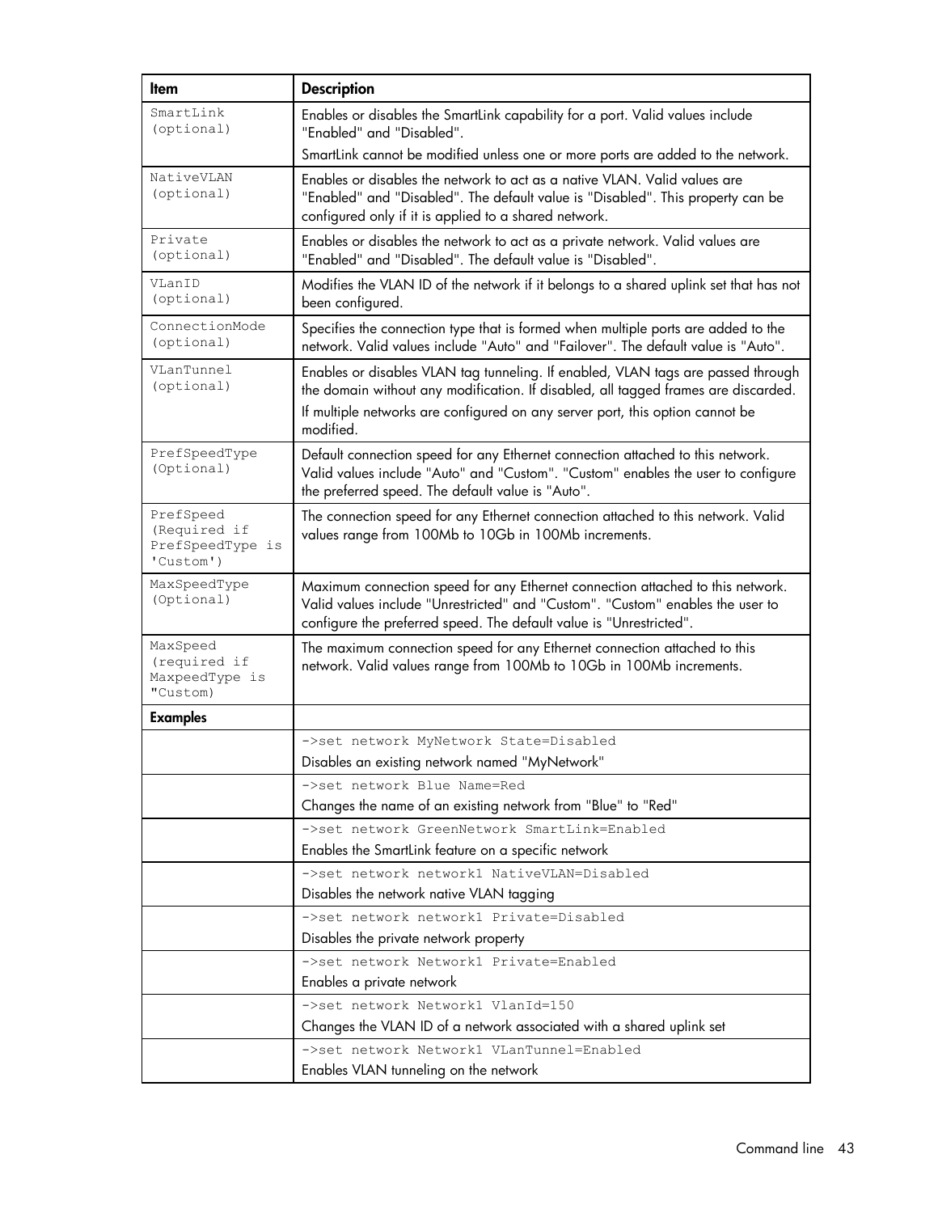| Item | Description |
|---|---|
| SmartLink (optional) | Enables or disables the SmartLink capability for a port. Valid values include "Enabled" and "Disabled".<br>SmartLink cannot be modified unless one or more ports are added to the network. |
| NativeVLAN (optional) | Enables or disables the network to act as a native VLAN. Valid values are "Enabled" and "Disabled". The default value is "Disabled". This property can be configured only if it is applied to a shared network. |
| Private (optional) | Enables or disables the network to act as a private network. Valid values are "Enabled" and "Disabled". The default value is "Disabled". |
| VLanID (optional) | Modifies the VLAN ID of the network if it belongs to a shared uplink set that has not been configured. |
| ConnectionMode (optional) | Specifies the connection type that is formed when multiple ports are added to the network. Valid values include "Auto" and "Failover". The default value is "Auto". |
| VLanTunnel (optional) | Enables or disables VLAN tag tunneling. If enabled, VLAN tags are passed through the domain without any modification. If disabled, all tagged frames are discarded.<br>If multiple networks are configured on any server port, this option cannot be modified. |
| PrefSpeedType (Optional) | Default connection speed for any Ethernet connection attached to this network. Valid values include "Auto" and "Custom". "Custom" enables the user to configure the preferred speed. The default value is "Auto". |
| PrefSpeed (Required if PrefSpeedType is 'Custom') | The connection speed for any Ethernet connection attached to this network. Valid values range from 100Mb to 10Gb in 100Mb increments. |
| MaxSpeedType (Optional) | Maximum connection speed for any Ethernet connection attached to this network. Valid values include "Unrestricted" and "Custom". "Custom" enables the user to configure the preferred speed. The default value is "Unrestricted". |
| MaxSpeed (required if MaxpeedType is "Custom) | The maximum connection speed for any Ethernet connection attached to this network. Valid values range from 100Mb to 10Gb in 100Mb increments. |
| **Examples** | |
| | `->set network MyNetwork State=Disabled`<br>Disables an existing network named "MyNetwork" |
| | `->set network Blue Name=Red`<br>Changes the name of an existing network from "Blue" to "Red" |
| | `->set network GreenNetwork SmartLink=Enabled`<br>Enables the SmartLink feature on a specific network |
| | `->set network network1 NativeVLAN=Disabled`<br>Disables the network native VLAN tagging |
| | `->set network network1 Private=Disabled`<br>Disables the private network property |
| | `->set network Network1 Private=Enabled`<br>Enables a private network |
| | `->set network Network1 VlanId=150`<br>Changes the VLAN ID of a network associated with a shared uplink set |
| | `->set network Network1 VLanTunnel=Enabled`<br>Enables VLAN tunneling on the network |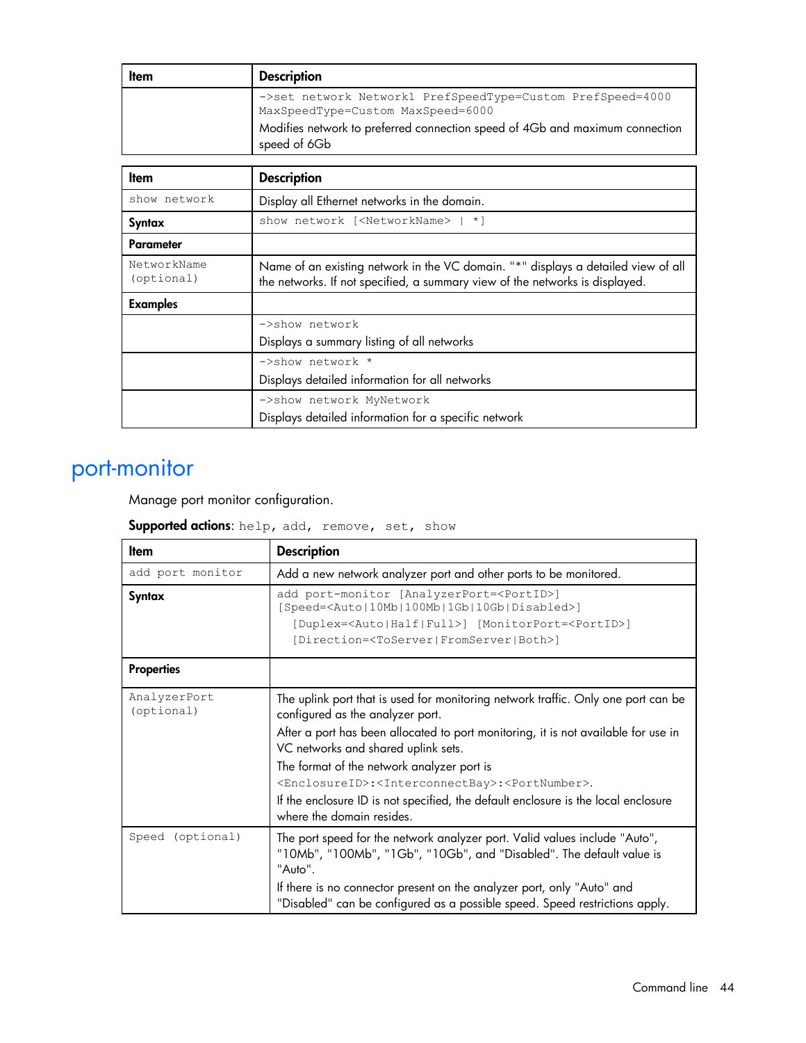| Item | Description |
| --- | --- |
| | ->set network Network1 PrefSpeedType=Custom PrefSpeed=4000 MaxSpeedType=Custom MaxSpeed=6000<br>Modifies network to preferred connection speed of 4Gb and maximum connection speed of 6Gb |

| Item | Description |
| --- | --- |
| show network | Display all Ethernet networks in the domain. |
| **Syntax** | show network [<NetworkName> \| *] |
| **Parameter** | |
| NetworkName (optional) | Name of an existing network in the VC domain. "*" displays a detailed view of all the networks. If not specified, a summary view of the networks is displayed. |
| **Examples** | |
| | ->show network<br>Displays a summary listing of all networks |
| | ->show network *<br>Displays detailed information for all networks |
| | ->show network MyNetwork<br>Displays detailed information for a specific network |

# port-monitor

Manage port monitor configuration.

**Supported actions**: help, add, remove, set, show

| Item | Description |
| --- | --- |
| add port monitor | Add a new network analyzer port and other ports to be monitored. |
| **Syntax** | add port-monitor [AnalyzerPort=<PortID>] [Speed=<Auto\|10Mb\|100Mb\|1Gb\|10Gb\|Disabled>] [Duplex=<Auto\|Half\|Full>] [MonitorPort=<PortID>] [Direction=<ToServer\|FromServer\|Both>] |
| **Properties** | |
| AnalyzerPort (optional) | The uplink port that is used for monitoring network traffic. Only one port can be configured as the analyzer port.<br>After a port has been allocated to port monitoring, it is not available for use in VC networks and shared uplink sets.<br>The format of the network analyzer port is <EnclosureID>:<InterconnectBay>:<PortNumber>.<br>If the enclosure ID is not specified, the default enclosure is the local enclosure where the domain resides. |
| Speed (optional) | The port speed for the network analyzer port. Valid values include "Auto", "10Mb", "100Mb", "1Gb", "10Gb", and "Disabled". The default value is "Auto".<br>If there is no connector present on the analyzer port, only "Auto" and "Disabled" can be configured as a possible speed. Speed restrictions apply. |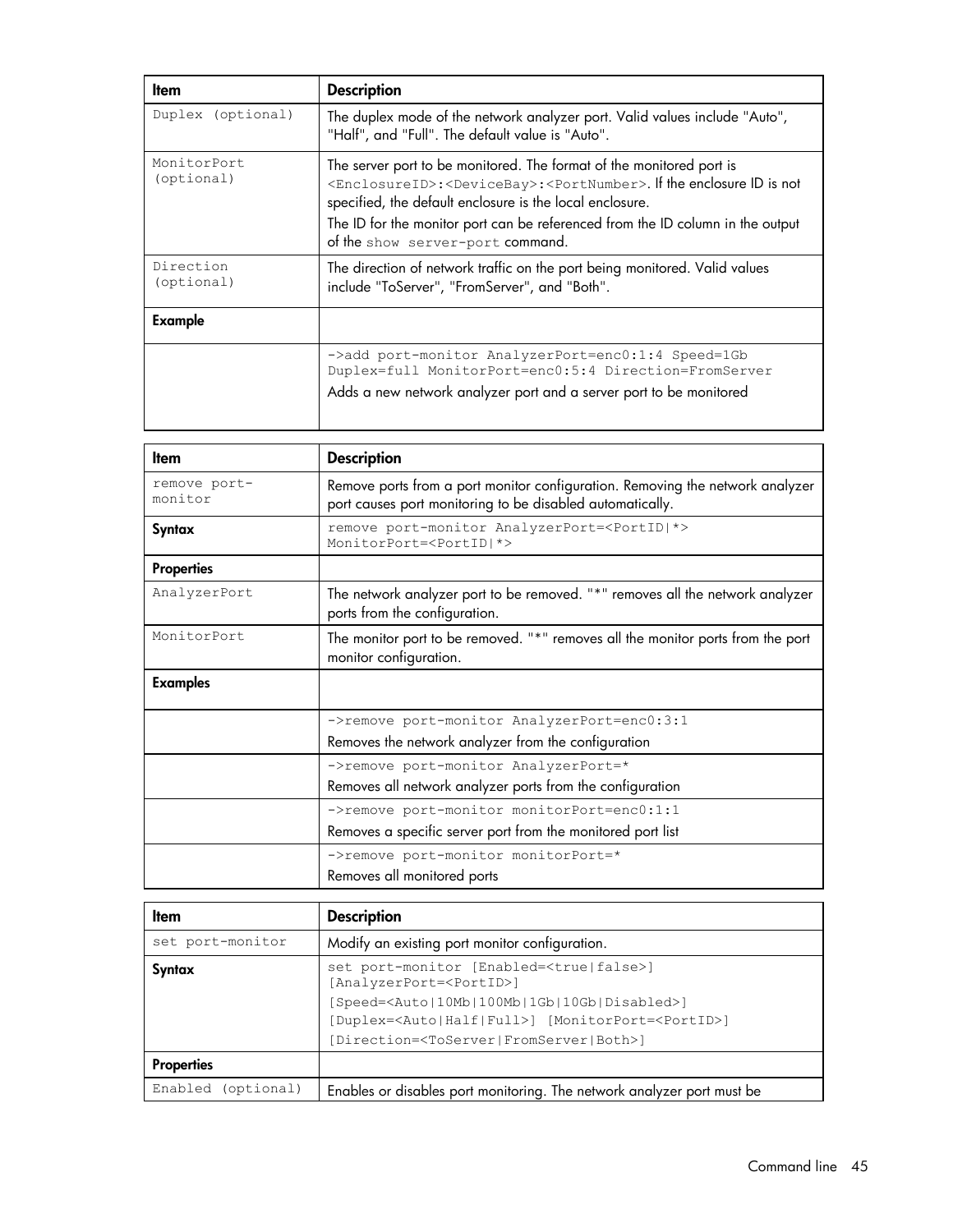| Item | Description |
| --- | --- |
| Duplex (optional) | The duplex mode of the network analyzer port. Valid values include "Auto", "Half", and "Full". The default value is "Auto". |
| MonitorPort (optional) | The server port to be monitored. The format of the monitored port is `<EnclosureID>:<DeviceBay>:<PortNumber>`. If the enclosure ID is not specified, the default enclosure is the local enclosure. The ID for the monitor port can be referenced from the ID column in the output of the `show server-port` command. |
| Direction (optional) | The direction of network traffic on the port being monitored. Valid values include "ToServer", "FromServer", and "Both". |
| **Example** | |
| | `->add port-monitor AnalyzerPort=enc0:1:4 Speed=1Gb Duplex=full MonitorPort=enc0:5:4 Direction=FromServer` Adds a new network analyzer port and a server port to be monitored |

| Item | Description |
| --- | --- |
| remove port-monitor | Remove ports from a port monitor configuration. Removing the network analyzer port causes port monitoring to be disabled automatically. |
| **Syntax** | `remove port-monitor AnalyzerPort=<PortID|*> MonitorPort=<PortID|*>` |
| **Properties** | |
| AnalyzerPort | The network analyzer port to be removed. "*" removes all the network analyzer ports from the configuration. |
| MonitorPort | The monitor port to be removed. "*" removes all the monitor ports from the port monitor configuration. |
| **Examples** | |
| | `->remove port-monitor AnalyzerPort=enc0:3:1` Removes the network analyzer from the configuration |
| | `->remove port-monitor AnalyzerPort=*` Removes all network analyzer ports from the configuration |
| | `->remove port-monitor monitorPort=enc0:1:1` Removes a specific server port from the monitored port list |
| | `->remove port-monitor monitorPort=*` Removes all monitored ports |

| Item | Description |
| --- | --- |
| set port-monitor | Modify an existing port monitor configuration. |
| **Syntax** | `set port-monitor [Enabled=<true|false>] [AnalyzerPort=<PortID>] [Speed=<Auto|10Mb|100Mb|1Gb|10Gb|Disabled>] [Duplex=<Auto|Half|Full>] [MonitorPort=<PortID>] [Direction=<ToServer|FromServer|Both>]` |
| **Properties** | |
| Enabled (optional) | Enables or disables port monitoring. The network analyzer port must be |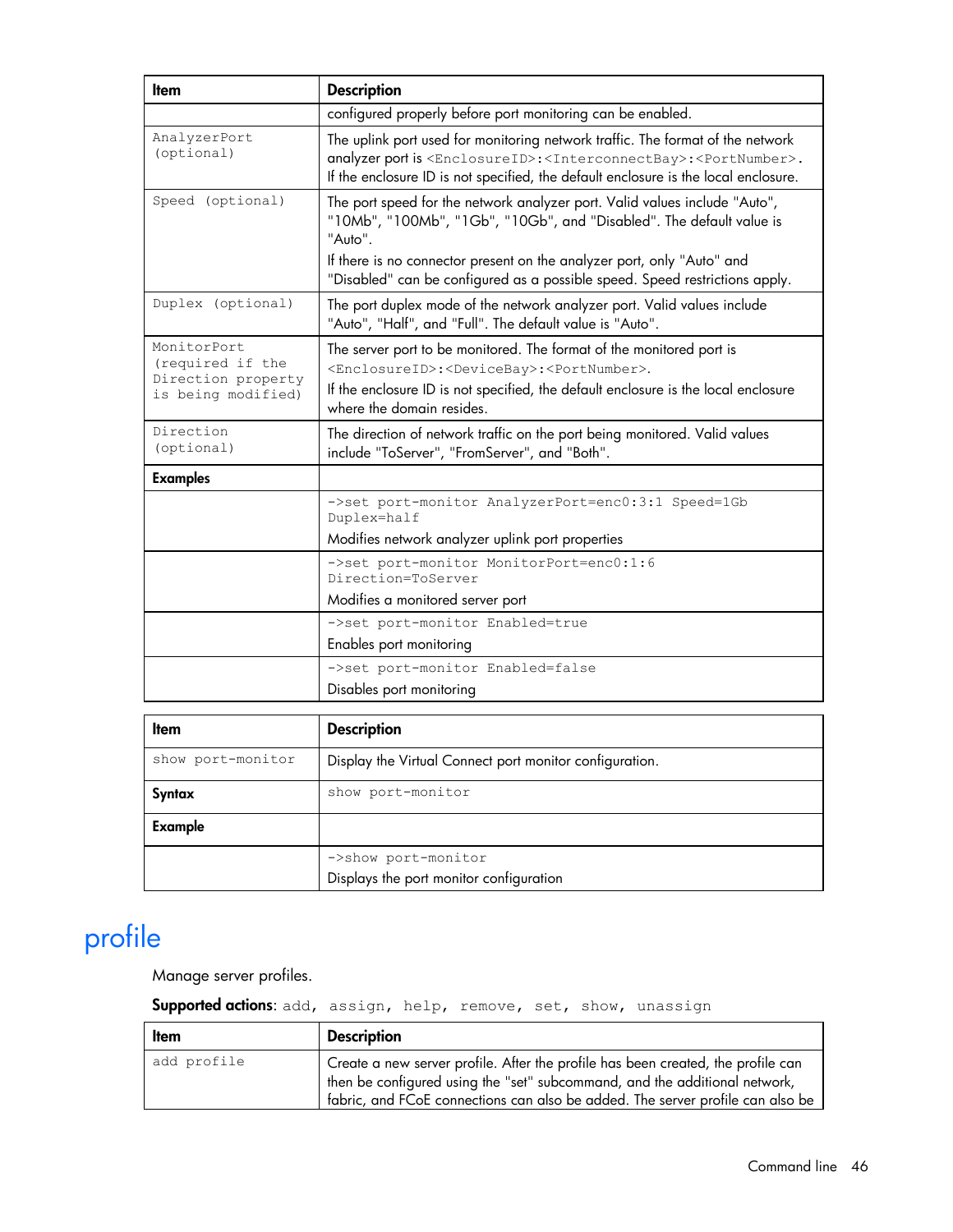| Item | Description |
| --- | --- |
| | configured properly before port monitoring can be enabled. |
| AnalyzerPort (optional) | The uplink port used for monitoring network traffic. The format of the network analyzer port is <EnclosureID>:<InterconnectBay>:<PortNumber>. If the enclosure ID is not specified, the default enclosure is the local enclosure. |
| Speed (optional) | The port speed for the network analyzer port. Valid values include "Auto", "10Mb", "100Mb", "1Gb", "10Gb", and "Disabled". The default value is "Auto".<br>If there is no connector present on the analyzer port, only "Auto" and "Disabled" can be configured as a possible speed. Speed restrictions apply. |
| Duplex (optional) | The port duplex mode of the network analyzer port. Valid values include "Auto", "Half", and "Full". The default value is "Auto". |
| MonitorPort (required if the Direction property is being modified) | The server port to be monitored. The format of the monitored port is <EnclosureID>:<DeviceBay>:<PortNumber>.<br>If the enclosure ID is not specified, the default enclosure is the local enclosure where the domain resides. |
| Direction (optional) | The direction of network traffic on the port being monitored. Valid values include "ToServer", "FromServer", and "Both". |
| **Examples** | |
| | `->set port-monitor AnalyzerPort=enc0:3:1 Speed=1Gb Duplex=half`<br>Modifies network analyzer uplink port properties |
| | `->set port-monitor MonitorPort=enc0:1:6 Direction=ToServer`<br>Modifies a monitored server port |
| | `->set port-monitor Enabled=true`<br>Enables port monitoring |
| | `->set port-monitor Enabled=false`<br>Disables port monitoring |

| Item | Description |
| --- | --- |
| show port-monitor | Display the Virtual Connect port monitor configuration. |
| **Syntax** | `show port-monitor` |
| **Example** | |
| | `->show port-monitor`<br>Displays the port monitor configuration |

# profile

Manage server profiles.

**Supported actions**: `add, assign, help, remove, set, show, unassign`

| Item | Description |
| --- | --- |
| add profile | Create a new server profile. After the profile has been created, the profile can then be configured using the "set" subcommand, and the additional network, fabric, and FCoE connections can also be added. The server profile can also be |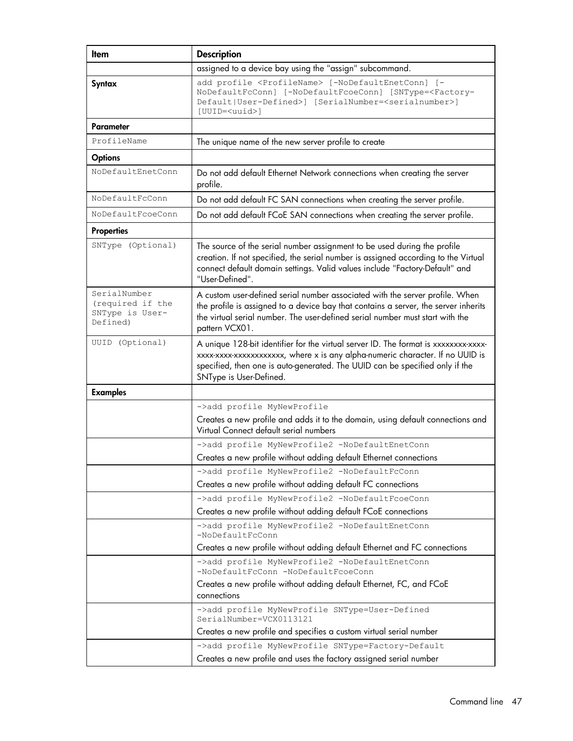| Item | Description |
| --- | --- |
| | assigned to a device bay using the "assign" subcommand. |
| **Syntax** | `add profile <ProfileName> [-NoDefaultEnetConn] [-NoDefaultFcConn] [-NoDefaultFcoeConn] [SNType=<Factory-Default\|User-Defined>] [SerialNumber=<serialnumber>] [UUID=<uuid>]` |
| **Parameter** | |
| `ProfileName` | The unique name of the new server profile to create |
| **Options** | |
| `NoDefaultEnetConn` | Do not add default Ethernet Network connections when creating the server profile. |
| `NoDefaultFcConn` | Do not add default FC SAN connections when creating the server profile. |
| `NoDefaultFcoeConn` | Do not add default FCoE SAN connections when creating the server profile. |
| **Properties** | |
| `SNType (Optional)` | The source of the serial number assignment to be used during the profile creation. If not specified, the serial number is assigned according to the Virtual connect default domain settings. Valid values include "Factory-Default" and "User-Defined". |
| `SerialNumber (required if the SNType is User-Defined)` | A custom user-defined serial number associated with the server profile. When the profile is assigned to a device bay that contains a server, the server inherits the virtual serial number. The user-defined serial number must start with the pattern VCX01. |
| `UUID (Optional)` | A unique 128-bit identifier for the virtual server ID. The format is xxxxxxxx-xxxx-xxxx-xxxx-xxxxxxxxxxxx, where x is any alpha-numeric character. If no UUID is specified, then one is auto-generated. The UUID can be specified only if the SNType is User-Defined. |
| **Examples** | |
| | `->add profile MyNewProfile`<br>Creates a new profile and adds it to the domain, using default connections and Virtual Connect default serial numbers |
| | `->add profile MyNewProfile2 -NoDefaultEnetConn`<br>Creates a new profile without adding default Ethernet connections |
| | `->add profile MyNewProfile2 -NoDefaultFcConn`<br>Creates a new profile without adding default FC connections |
| | `->add profile MyNewProfile2 -NoDefaultFcoeConn`<br>Creates a new profile without adding default FCoE connections |
| | `->add profile MyNewProfile2 -NoDefaultEnetConn -NoDefaultFcConn`<br>Creates a new profile without adding default Ethernet and FC connections |
| | `->add profile MyNewProfile2 -NoDefaultEnetConn -NoDefaultFcConn -NoDefaultFcoeConn`<br>Creates a new profile without adding default Ethernet, FC, and FCoE connections |
| | `->add profile MyNewProfile SNType=User-Defined SerialNumber=VCX0113121`<br>Creates a new profile and specifies a custom virtual serial number |
| | `->add profile MyNewProfile SNType=Factory-Default`<br>Creates a new profile and uses the factory assigned serial number |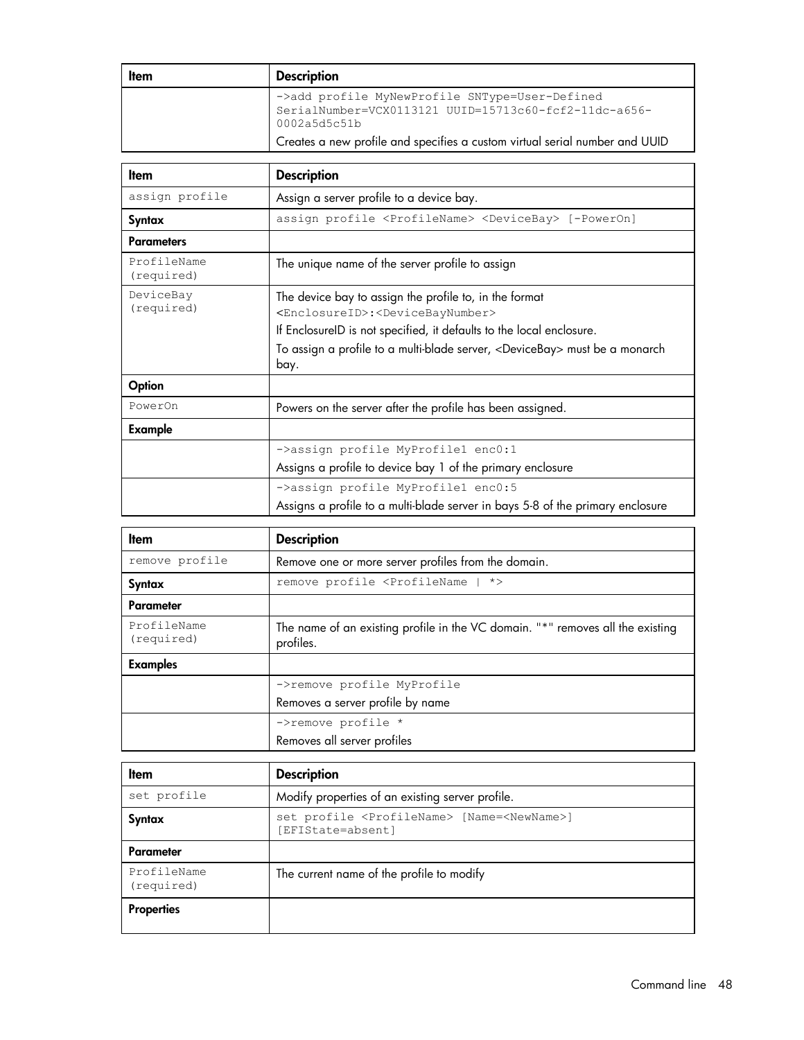| Item | Description |
|---|---|
| | ->add profile MyNewProfile SNType=User-Defined SerialNumber=VCX0113121 UUID=15713c60-fcf2-11dc-a656-0002a5d5c51b<br>Creates a new profile and specifies a custom virtual serial number and UUID |

| Item | Description |
|---|---|
| assign profile | Assign a server profile to a device bay. |
| **Syntax** | assign profile <ProfileName> <DeviceBay> [-PowerOn] |
| **Parameters** | |
| ProfileName (required) | The unique name of the server profile to assign |
| DeviceBay (required) | The device bay to assign the profile to, in the format <EnclosureID>:<DeviceBayNumber><br>If EnclosureID is not specified, it defaults to the local enclosure.<br>To assign a profile to a multi-blade server, <DeviceBay> must be a monarch bay. |
| **Option** | |
| PowerOn | Powers on the server after the profile has been assigned. |
| **Example** | |
| | ->assign profile MyProfile1 enc0:1<br>Assigns a profile to device bay 1 of the primary enclosure |
| | ->assign profile MyProfile1 enc0:5<br>Assigns a profile to a multi-blade server in bays 5-8 of the primary enclosure |

| Item | Description |
|---|---|
| remove profile | Remove one or more server profiles from the domain. |
| **Syntax** | remove profile <ProfileName \| *> |
| **Parameter** | |
| ProfileName (required) | The name of an existing profile in the VC domain. "*" removes all the existing profiles. |
| **Examples** | |
| | ->remove profile MyProfile<br>Removes a server profile by name |
| | ->remove profile *<br>Removes all server profiles |

| Item | Description |
|---|---|
| set profile | Modify properties of an existing server profile. |
| **Syntax** | set profile <ProfileName> [Name=<NewName>] [EFIState=absent] |
| **Parameter** | |
| ProfileName (required) | The current name of the profile to modify |
| **Properties** | |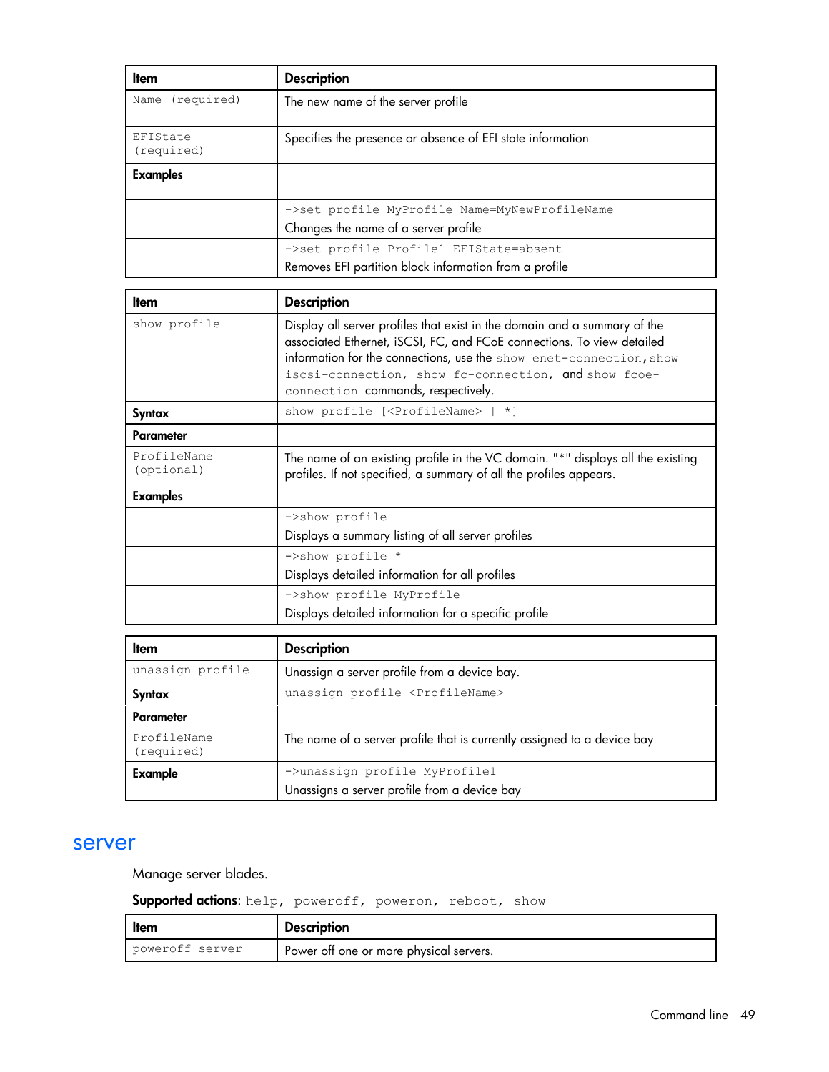| Item | Description |
|---|---|
| Name (required) | The new name of the server profile |
| EFIState (required) | Specifies the presence or absence of EFI state information |
| **Examples** | |
| | `->set profile MyProfile Name=MyNewProfileName`<br>Changes the name of a server profile |
| | `->set profile Profile1 EFIState=absent`<br>Removes EFI partition block information from a profile |

| Item | Description |
|---|---|
| show profile | Display all server profiles that exist in the domain and a summary of the associated Ethernet, iSCSI, FC, and FCoE connections. To view detailed information for the connections, use the `show enet-connection`, `show iscsi-connection`, `show fc-connection`, and `show fcoe-connection` commands, respectively. |
| **Syntax** | `show profile [<ProfileName> | *]` |
| **Parameter** | |
| ProfileName (optional) | The name of an existing profile in the VC domain. "*" displays all the existing profiles. If not specified, a summary of all the profiles appears. |
| **Examples** | |
| | `->show profile`<br>Displays a summary listing of all server profiles |
| | `->show profile *`<br>Displays detailed information for all profiles |
| | `->show profile MyProfile`<br>Displays detailed information for a specific profile |

| Item | Description |
|---|---|
| unassign profile | Unassign a server profile from a device bay. |
| **Syntax** | `unassign profile <ProfileName>` |
| **Parameter** | |
| ProfileName (required) | The name of a server profile that is currently assigned to a device bay |
| **Example** | `->unassign profile MyProfile1`<br>Unassigns a server profile from a device bay |

## server

Manage server blades.

**Supported actions**: `help, poweroff, poweron, reboot, show`

| Item | Description |
|---|---|
| poweroff server | Power off one or more physical servers. |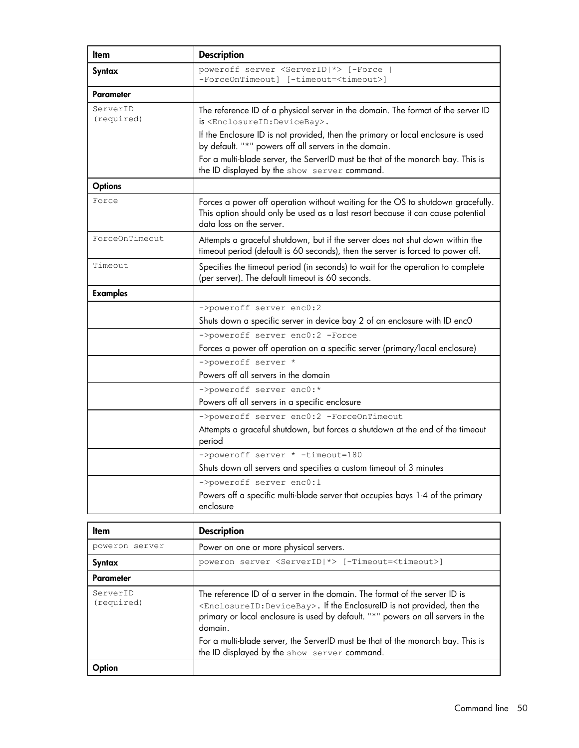| Item | Description |
| --- | --- |
| **Syntax** | poweroff server <ServerID\|*> [-Force \| -ForceOnTimeout] [-timeout=<timeout>] |
| **Parameter** | |
| ServerID (required) | The reference ID of a physical server in the domain. The format of the server ID is <EnclosureID:DeviceBay>. If the Enclosure ID is not provided, then the primary or local enclosure is used by default. "*" powers off all servers in the domain. For a multi-blade server, the ServerID must be that of the monarch bay. This is the ID displayed by the show server command. |
| **Options** | |
| Force | Forces a power off operation without waiting for the OS to shutdown gracefully. This option should only be used as a last resort because it can cause potential data loss on the server. |
| ForceOnTimeout | Attempts a graceful shutdown, but if the server does not shut down within the timeout period (default is 60 seconds), then the server is forced to power off. |
| Timeout | Specifies the timeout period (in seconds) to wait for the operation to complete (per server). The default timeout is 60 seconds. |
| **Examples** | |
| | ->poweroff server enc0:2<br>Shuts down a specific server in device bay 2 of an enclosure with ID enc0 |
| | ->poweroff server enc0:2 -Force<br>Forces a power off operation on a specific server (primary/local enclosure) |
| | ->poweroff server *<br>Powers off all servers in the domain |
| | ->poweroff server enc0:*<br>Powers off all servers in a specific enclosure |
| | ->poweroff server enc0:2 -ForceOnTimeout<br>Attempts a graceful shutdown, but forces a shutdown at the end of the timeout period |
| | ->poweroff server * -timeout=180<br>Shuts down all servers and specifies a custom timeout of 3 minutes |
| | ->poweroff server enc0:1<br>Powers off a specific multi-blade server that occupies bays 1-4 of the primary enclosure |

| Item | Description |
| --- | --- |
| poweron server | Power on one or more physical servers. |
| **Syntax** | poweron server <ServerID\|*> [-Timeout=<timeout>] |
| **Parameter** | |
| ServerID (required) | The reference ID of a server in the domain. The format of the server ID is <EnclosureID:DeviceBay>. If the EnclosureID is not provided, then the primary or local enclosure is used by default. "*" powers on all servers in the domain. For a multi-blade server, the ServerID must be that of the monarch bay. This is the ID displayed by the show server command. |
| **Option** | |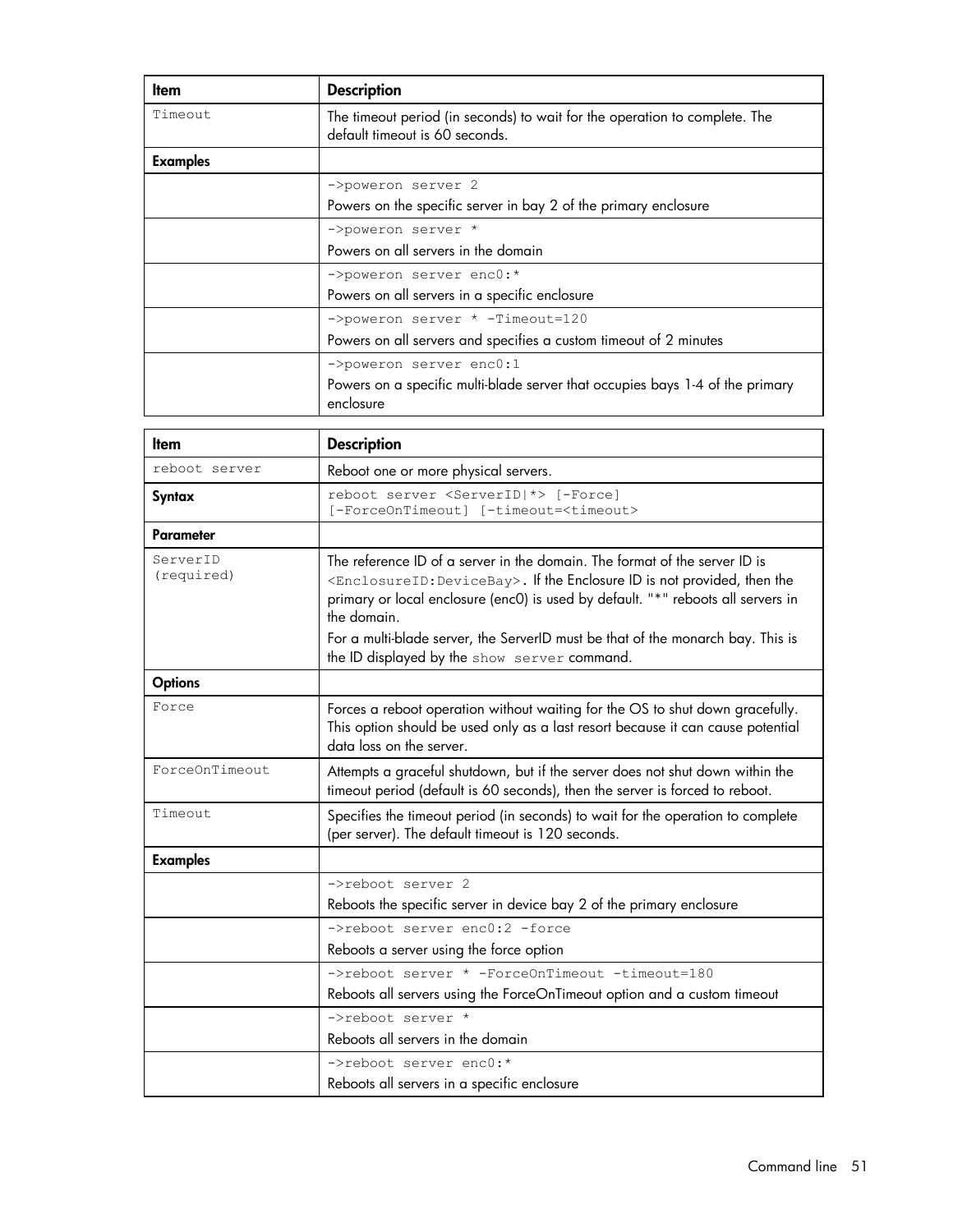| Item | Description |
| --- | --- |
| Timeout | The timeout period (in seconds) to wait for the operation to complete. The default timeout is 60 seconds. |
| **Examples** | |
| | `->poweron server 2`<br>Powers on the specific server in bay 2 of the primary enclosure |
| | `->poweron server *`<br>Powers on all servers in the domain |
| | `->poweron server enc0:*`<br>Powers on all servers in a specific enclosure |
| | `->poweron server * -Timeout=120`<br>Powers on all servers and specifies a custom timeout of 2 minutes |
| | `->poweron server enc0:1`<br>Powers on a specific multi-blade server that occupies bays 1-4 of the primary enclosure |

| Item | Description |
| --- | --- |
| `reboot server` | Reboot one or more physical servers. |
| **Syntax** | `reboot server <ServerID\|*> [-Force] [-ForceOnTimeout] [-timeout=<timeout>` |
| **Parameter** | |
| ServerID (required) | The reference ID of a server in the domain. The format of the server ID is `<EnclosureID:DeviceBay>`. If the Enclosure ID is not provided, then the primary or local enclosure (enc0) is used by default. "*" reboots all servers in the domain.<br>For a multi-blade server, the ServerID must be that of the monarch bay. This is the ID displayed by the `show server` command. |
| **Options** | |
| Force | Forces a reboot operation without waiting for the OS to shut down gracefully. This option should be used only as a last resort because it can cause potential data loss on the server. |
| ForceOnTimeout | Attempts a graceful shutdown, but if the server does not shut down within the timeout period (default is 60 seconds), then the server is forced to reboot. |
| Timeout | Specifies the timeout period (in seconds) to wait for the operation to complete (per server). The default timeout is 120 seconds. |
| **Examples** | |
| | `->reboot server 2`<br>Reboots the specific server in device bay 2 of the primary enclosure |
| | `->reboot server enc0:2 -force`<br>Reboots a server using the force option |
| | `->reboot server * -ForceOnTimeout -timeout=180`<br>Reboots all servers using the ForceOnTimeout option and a custom timeout |
| | `->reboot server *`<br>Reboots all servers in the domain |
| | `->reboot server enc0:*`<br>Reboots all servers in a specific enclosure |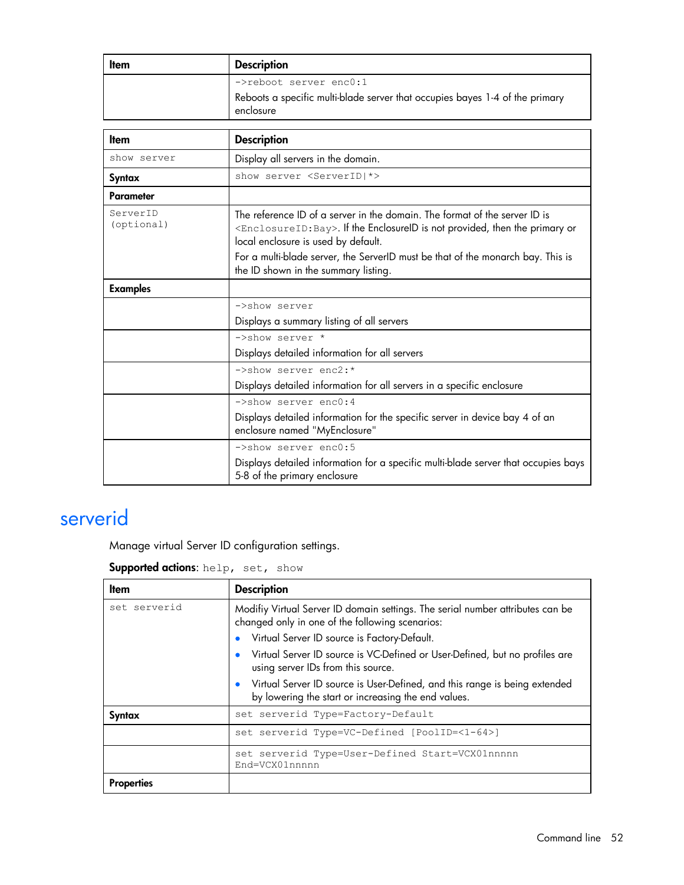| Item | Description |
|---|---|
| | ->reboot server enc0:1<br>Reboots a specific multi-blade server that occupies bayes 1-4 of the primary enclosure |

| Item | Description |
|---|---|
| show server | Display all servers in the domain. |
| **Syntax** | show server <ServerID\|*> |
| **Parameter** | |
| ServerID (optional) | The reference ID of a server in the domain. The format of the server ID is <EnclosureID:Bay>. If the EnclosureID is not provided, then the primary or local enclosure is used by default.<br>For a multi-blade server, the ServerID must be that of the monarch bay. This is the ID shown in the summary listing. |
| **Examples** | |
| | ->show server<br>Displays a summary listing of all servers |
| | ->show server *<br>Displays detailed information for all servers |
| | ->show server enc2:*<br>Displays detailed information for all servers in a specific enclosure |
| | ->show server enc0:4<br>Displays detailed information for the specific server in device bay 4 of an enclosure named "MyEnclosure" |
| | ->show server enc0:5<br>Displays detailed information for a specific multi-blade server that occupies bays 5-8 of the primary enclosure |

# serverid

Manage virtual Server ID configuration settings.

**Supported actions**: help, set, show

| Item | Description |
|---|---|
| set serverid | Modifiy Virtual Server ID domain settings. The serial number attributes can be changed only in one of the following scenarios:<br>• Virtual Server ID source is Factory-Default.<br>• Virtual Server ID source is VC-Defined or User-Defined, but no profiles are using server IDs from this source.<br>• Virtual Server ID source is User-Defined, and this range is being extended by lowering the start or increasing the end values. |
| **Syntax** | set serverid Type=Factory-Default |
| | set serverid Type=VC-Defined [PoolID=<1-64>] |
| | set serverid Type=User-Defined Start=VCX01nnnnn End=VCX01nnnnn |
| **Properties** | |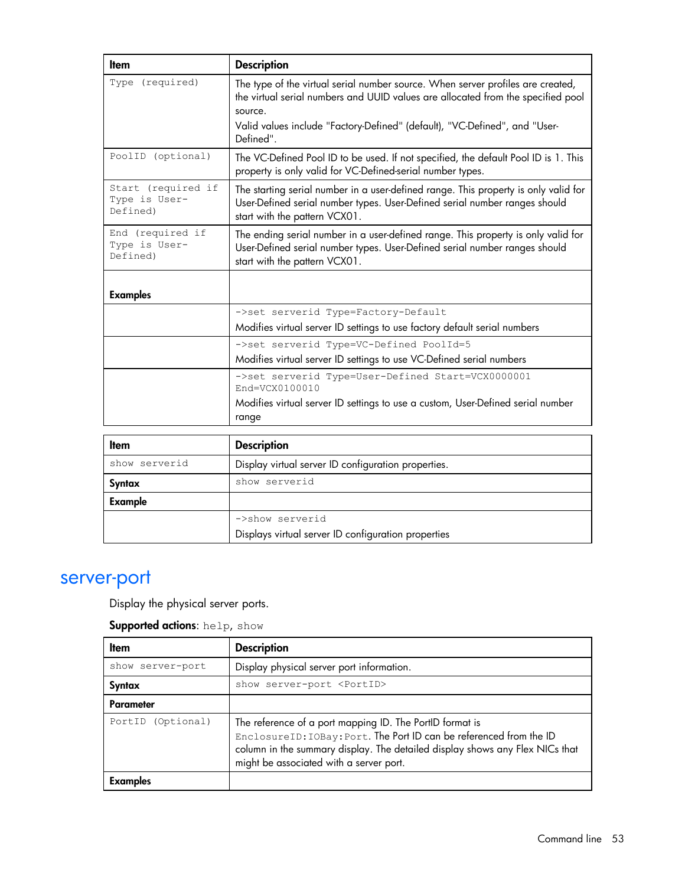| Item | Description |
| --- | --- |
| `Type (required)` | The type of the virtual serial number source. When server profiles are created, the virtual serial numbers and UUID values are allocated from the specified pool source.<br>Valid values include "Factory-Defined" (default), "VC-Defined", and "User-Defined". |
| `PoolID (optional)` | The VC-Defined Pool ID to be used. If not specified, the default Pool ID is 1. This property is only valid for VC-Defined-serial number types. |
| `Start (required if Type is User-Defined)` | The starting serial number in a user-defined range. This property is only valid for User-Defined serial number types. User-Defined serial number ranges should start with the pattern VCX01. |
| `End (required if Type is User-Defined)` | The ending serial number in a user-defined range. This property is only valid for User-Defined serial number types. User-Defined serial number ranges should start with the pattern VCX01. |
| **Examples** | |
| | `->set serverid Type=Factory-Default`<br>Modifies virtual server ID settings to use factory default serial numbers |
| | `->set serverid Type=VC-Defined PoolId=5`<br>Modifies virtual server ID settings to use VC-Defined serial numbers |
| | `->set serverid Type=User-Defined Start=VCX0000001 End=VCX0100010`<br>Modifies virtual server ID settings to use a custom, User-Defined serial number range |

| Item | Description |
| --- | --- |
| `show serverid` | Display virtual server ID configuration properties. |
| **Syntax** | `show serverid` |
| **Example** | |
| | `->show serverid`<br>Displays virtual server ID configuration properties |

## server-port

Display the physical server ports.

**Supported actions**: `help`, `show`

| Item | Description |
| --- | --- |
| `show server-port` | Display physical server port information. |
| **Syntax** | `show server-port <PortID>` |
| **Parameter** | |
| `PortID (Optional)` | The reference of a port mapping ID. The PortID format is `EnclosureID:IOBay:Port`. The Port ID can be referenced from the ID column in the summary display. The detailed display shows any Flex NICs that might be associated with a server port. |
| **Examples** | |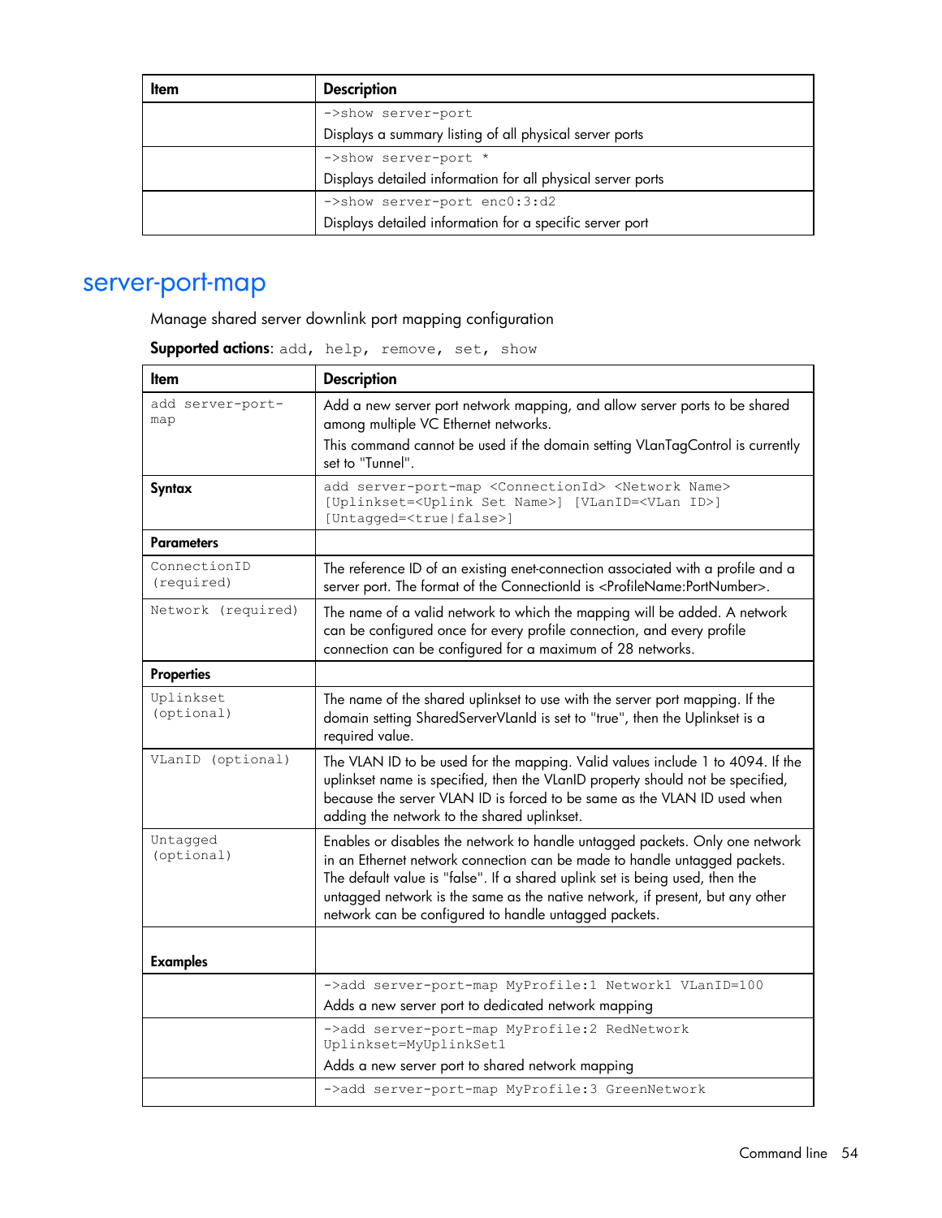| Item | Description |
|---|---|
| | `->show server-port`<br>Displays a summary listing of all physical server ports |
| | `->show server-port *`<br>Displays detailed information for all physical server ports |
| | `->show server-port enc0:3:d2`<br>Displays detailed information for a specific server port |

## server-port-map

Manage shared server downlink port mapping configuration

**Supported actions**: `add, help, remove, set, show`

| Item | Description |
|---|---|
| `add server-port-map` | Add a new server port network mapping, and allow server ports to be shared among multiple VC Ethernet networks.<br>This command cannot be used if the domain setting VLanTagControl is currently set to "Tunnel". |
| **Syntax** | `add server-port-map <ConnectionId> <Network Name> [Uplinkset=<Uplink Set Name>] [VLanID=<VLan ID>] [Untagged=<true\|false>]` |
| **Parameters** | |
| `ConnectionID (required)` | The reference ID of an existing enet-connection associated with a profile and a server port. The format of the ConnectionId is <ProfileName:PortNumber>. |
| `Network (required)` | The name of a valid network to which the mapping will be added. A network can be configured once for every profile connection, and every profile connection can be configured for a maximum of 28 networks. |
| **Properties** | |
| `Uplinkset (optional)` | The name of the shared uplinkset to use with the server port mapping. If the domain setting SharedServerVLanId is set to "true", then the Uplinkset is a required value. |
| `VLanID (optional)` | The VLAN ID to be used for the mapping. Valid values include 1 to 4094. If the uplinkset name is specified, then the VLanID property should not be specified, because the server VLAN ID is forced to be same as the VLAN ID used when adding the network to the shared uplinkset. |
| `Untagged (optional)` | Enables or disables the network to handle untagged packets. Only one network in an Ethernet network connection can be made to handle untagged packets. The default value is "false". If a shared uplink set is being used, then the untagged network is the same as the native network, if present, but any other network can be configured to handle untagged packets. |
| **Examples** | |
| | `->add server-port-map MyProfile:1 Network1 VLanID=100`<br>Adds a new server port to dedicated network mapping |
| | `->add server-port-map MyProfile:2 RedNetwork Uplinkset=MyUplinkSet1`<br>Adds a new server port to shared network mapping |
| | `->add server-port-map MyProfile:3 GreenNetwork` |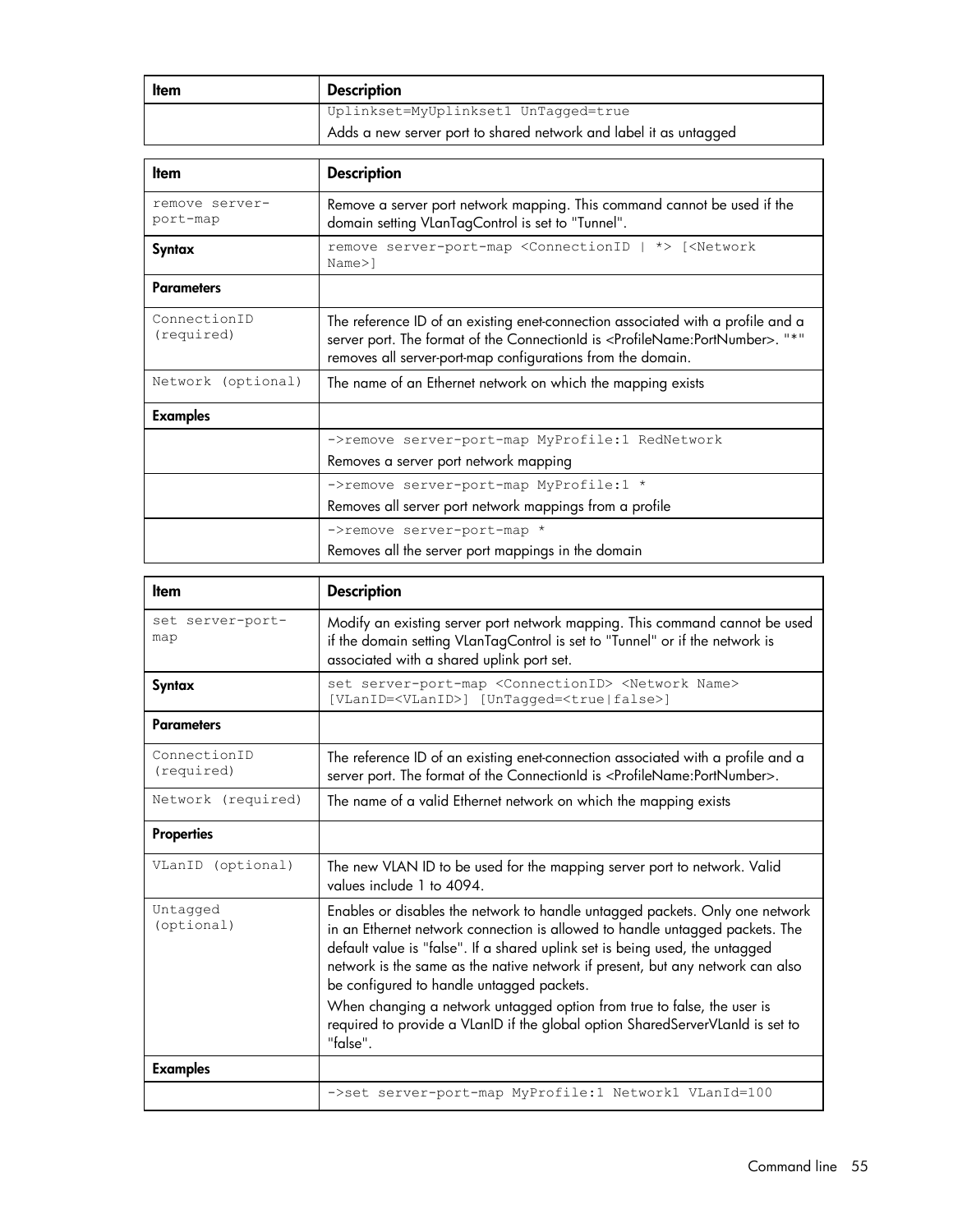| Item | Description |
| --- | --- |
| | Uplinkset=MyUplinkset1 UnTagged=true<br>Adds a new server port to shared network and label it as untagged |

| Item | Description |
| --- | --- |
| remove server-port-map | Remove a server port network mapping. This command cannot be used if the domain setting VLanTagControl is set to "Tunnel". |
| **Syntax** | remove server-port-map <ConnectionID \| *> [<Network Name>] |
| **Parameters** | |
| ConnectionID (required) | The reference ID of an existing enet-connection associated with a profile and a server port. The format of the ConnectionId is <ProfileName:PortNumber>. "*" removes all server-port-map configurations from the domain. |
| Network (optional) | The name of an Ethernet network on which the mapping exists |
| **Examples** | |
| | ->remove server-port-map MyProfile:1 RedNetwork<br>Removes a server port network mapping |
| | ->remove server-port-map MyProfile:1 *<br>Removes all server port network mappings from a profile |
| | ->remove server-port-map *<br>Removes all the server port mappings in the domain |

| Item | Description |
| --- | --- |
| set server-port-map | Modify an existing server port network mapping. This command cannot be used if the domain setting VLanTagControl is set to "Tunnel" or if the network is associated with a shared uplink port set. |
| **Syntax** | set server-port-map <ConnectionID> <Network Name> [VLanID=<VLanID>] [UnTagged=<true\|false>] |
| **Parameters** | |
| ConnectionID (required) | The reference ID of an existing enet-connection associated with a profile and a server port. The format of the ConnectionId is <ProfileName:PortNumber>. |
| Network (required) | The name of a valid Ethernet network on which the mapping exists |
| **Properties** | |
| VLanID (optional) | The new VLAN ID to be used for the mapping server port to network. Valid values include 1 to 4094. |
| Untagged (optional) | Enables or disables the network to handle untagged packets. Only one network in an Ethernet network connection is allowed to handle untagged packets. The default value is "false". If a shared uplink set is being used, the untagged network is the same as the native network if present, but any network can also be configured to handle untagged packets.<br>When changing a network untagged option from true to false, the user is required to provide a VLanID if the global option SharedServerVLanId is set to "false". |
| **Examples** | |
| | ->set server-port-map MyProfile:1 Network1 VLanId=100 |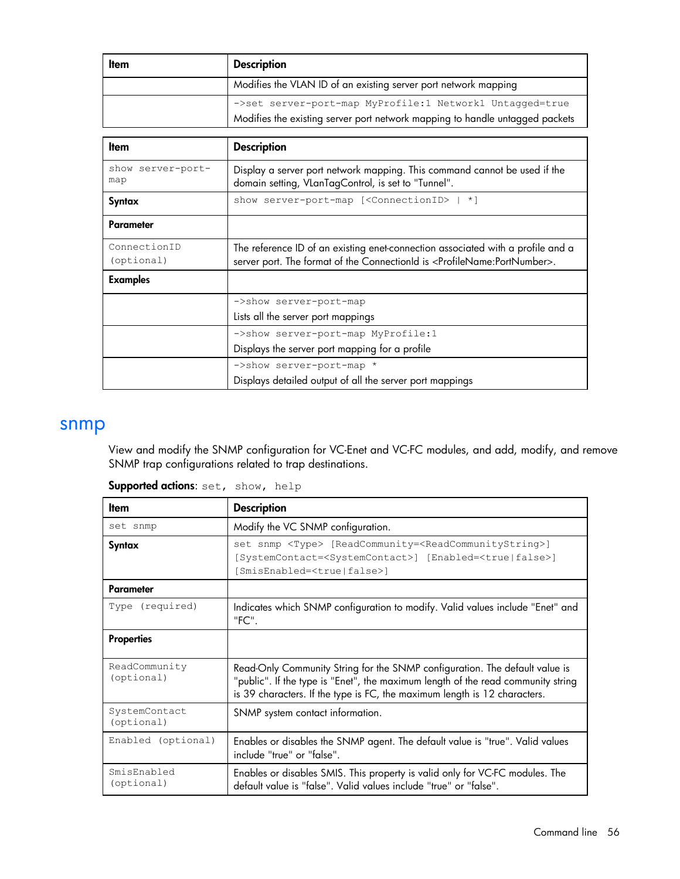| Item | Description |
| --- | --- |
| | Modifies the VLAN ID of an existing server port network mapping |
| | `->set server-port-map MyProfile:1 Network1 Untagged=true`<br>Modifies the existing server port network mapping to handle untagged packets |

| Item | Description |
| --- | --- |
| `show server-port-map` | Display a server port network mapping. This command cannot be used if the domain setting, VLanTagControl, is set to "Tunnel". |
| **Syntax** | `show server-port-map [<ConnectionID> | *]` |
| **Parameter** | |
| `ConnectionID (optional)` | The reference ID of an existing enet-connection associated with a profile and a server port. The format of the ConnectionId is <ProfileName:PortNumber>. |
| **Examples** | |
| | `->show server-port-map`<br>Lists all the server port mappings |
| | `->show server-port-map MyProfile:1`<br>Displays the server port mapping for a profile |
| | `->show server-port-map *`<br>Displays detailed output of all the server port mappings |

## snmp

View and modify the SNMP configuration for VC-Enet and VC-FC modules, and add, modify, and remove SNMP trap configurations related to trap destinations.

**Supported actions**: `set, show, help`

| Item | Description |
| --- | --- |
| `set snmp` | Modify the VC SNMP configuration. |
| **Syntax** | `set snmp <Type> [ReadCommunity=<ReadCommunityString>] [SystemContact=<SystemContact>] [Enabled=<true|false>] [SmisEnabled=<true|false>]` |
| **Parameter** | |
| `Type (required)` | Indicates which SNMP configuration to modify. Valid values include "Enet" and "FC". |
| **Properties** | |
| `ReadCommunity (optional)` | Read-Only Community String for the SNMP configuration. The default value is "public". If the type is "Enet", the maximum length of the read community string is 39 characters. If the type is FC, the maximum length is 12 characters. |
| `SystemContact (optional)` | SNMP system contact information. |
| `Enabled (optional)` | Enables or disables the SNMP agent. The default value is "true". Valid values include "true" or "false". |
| `SmisEnabled (optional)` | Enables or disables SMIS. This property is valid only for VC-FC modules. The default value is "false". Valid values include "true" or "false". |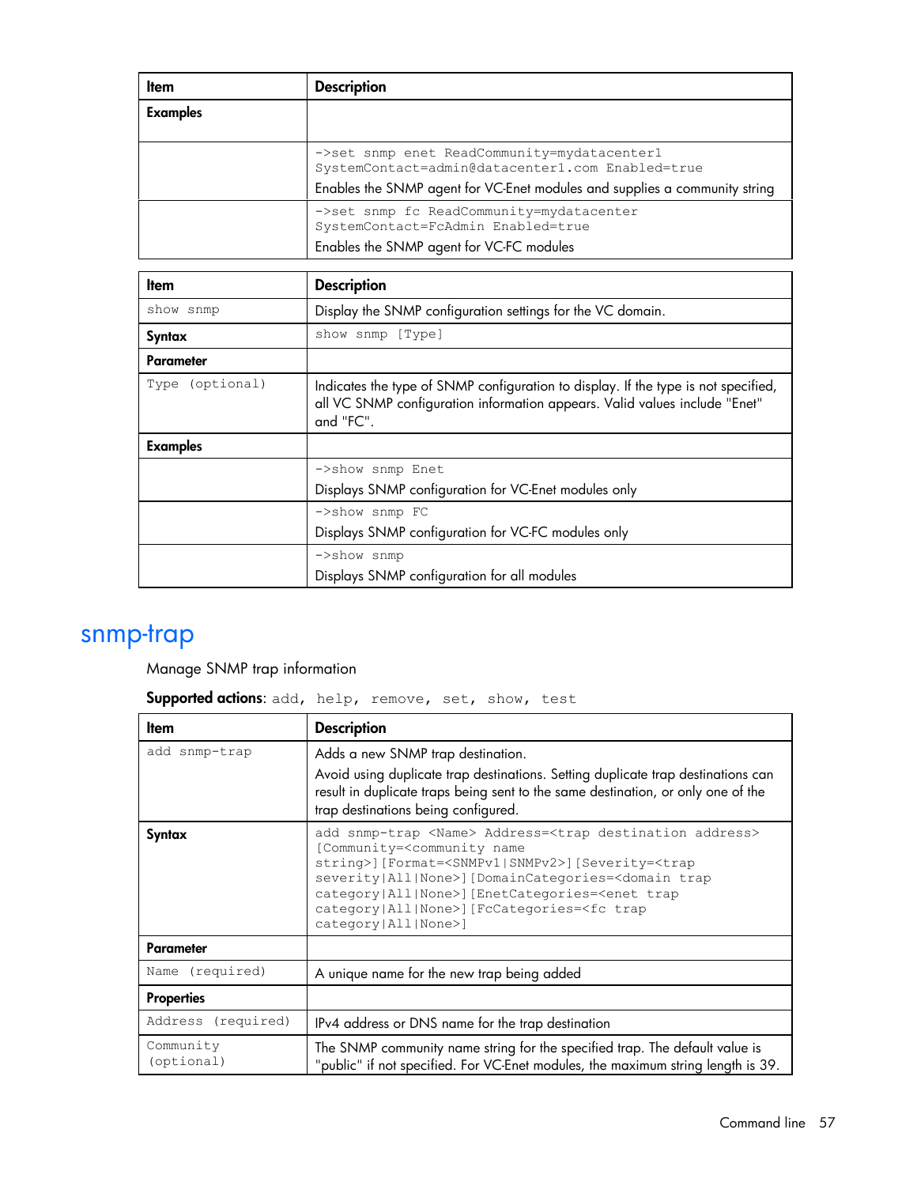| Item | Description |
| --- | --- |
| **Examples** | |
| | ->set snmp enet ReadCommunity=mydatacenter1 SystemContact=admin@datacenter1.com Enabled=true<br>Enables the SNMP agent for VC-Enet modules and supplies a community string |
| | ->set snmp fc ReadCommunity=mydatacenter SystemContact=FcAdmin Enabled=true<br>Enables the SNMP agent for VC-FC modules |

| Item | Description |
| --- | --- |
| show snmp | Display the SNMP configuration settings for the VC domain. |
| **Syntax** | show snmp [Type] |
| **Parameter** | |
| Type (optional) | Indicates the type of SNMP configuration to display. If the type is not specified, all VC SNMP configuration information appears. Valid values include "Enet" and "FC". |
| **Examples** | |
| | ->show snmp Enet<br>Displays SNMP configuration for VC-Enet modules only |
| | ->show snmp FC<br>Displays SNMP configuration for VC-FC modules only |
| | ->show snmp<br>Displays SNMP configuration for all modules |

## snmp-trap

Manage SNMP trap information

**Supported actions**: add, help, remove, set, show, test

| Item | Description |
| --- | --- |
| add snmp-trap | Adds a new SNMP trap destination.<br>Avoid using duplicate trap destinations. Setting duplicate trap destinations can result in duplicate traps being sent to the same destination, or only one of the trap destinations being configured. |
| **Syntax** | add snmp-trap <Name> Address=<trap destination address> [Community=<community name string>][Format=<SNMPv1\|SNMPv2>][Severity=<trap severity\|All\|None>][DomainCategories=<domain trap category\|All\|None>][EnetCategories=<enet trap category\|All\|None>][FcCategories=<fc trap category\|All\|None>] |
| **Parameter** | |
| Name (required) | A unique name for the new trap being added |
| **Properties** | |
| Address (required) | IPv4 address or DNS name for the trap destination |
| Community (optional) | The SNMP community name string for the specified trap. The default value is "public" if not specified. For VC-Enet modules, the maximum string length is 39. |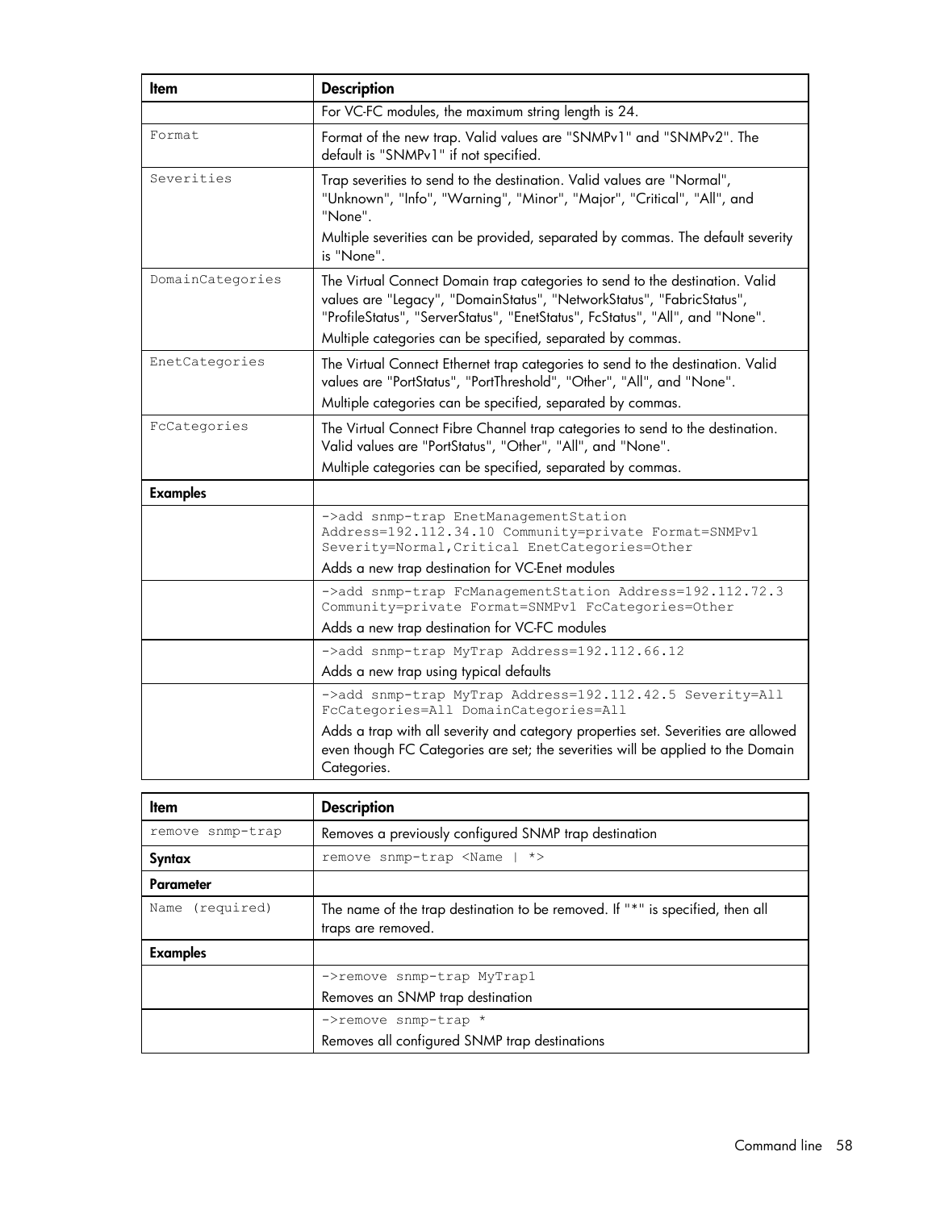| Item | Description |
|---|---|
| | For VC-FC modules, the maximum string length is 24. |
| Format | Format of the new trap. Valid values are "SNMPv1" and "SNMPv2". The default is "SNMPv1" if not specified. |
| Severities | Trap severities to send to the destination. Valid values are "Normal", "Unknown", "Info", "Warning", "Minor", "Major", "Critical", "All", and "None".<br>Multiple severities can be provided, separated by commas. The default severity is "None". |
| DomainCategories | The Virtual Connect Domain trap categories to send to the destination. Valid values are "Legacy", "DomainStatus", "NetworkStatus", "FabricStatus", "ProfileStatus", "ServerStatus", "EnetStatus", FcStatus", "All", and "None".<br>Multiple categories can be specified, separated by commas. |
| EnetCategories | The Virtual Connect Ethernet trap categories to send to the destination. Valid values are "PortStatus", "PortThreshold", "Other", "All", and "None".<br>Multiple categories can be specified, separated by commas. |
| FcCategories | The Virtual Connect Fibre Channel trap categories to send to the destination. Valid values are "PortStatus", "Other", "All", and "None".<br>Multiple categories can be specified, separated by commas. |
| **Examples** | |
| | `->add snmp-trap EnetManagementStation Address=192.112.34.10 Community=private Format=SNMPv1 Severity=Normal,Critical EnetCategories=Other`<br>Adds a new trap destination for VC-Enet modules |
| | `->add snmp-trap FcManagementStation Address=192.112.72.3 Community=private Format=SNMPv1 FcCategories=Other`<br>Adds a new trap destination for VC-FC modules |
| | `->add snmp-trap MyTrap Address=192.112.66.12`<br>Adds a new trap using typical defaults |
| | `->add snmp-trap MyTrap Address=192.112.42.5 Severity=All FcCategories=All DomainCategories=All`<br>Adds a trap with all severity and category properties set. Severities are allowed even though FC Categories are set; the severities will be applied to the Domain Categories. |

| Item | Description |
|---|---|
| remove snmp-trap | Removes a previously configured SNMP trap destination |
| **Syntax** | `remove snmp-trap <Name \| *>` |
| **Parameter** | |
| Name (required) | The name of the trap destination to be removed. If "*" is specified, then all traps are removed. |
| **Examples** | |
| | `->remove snmp-trap MyTrap1`<br>Removes an SNMP trap destination |
| | `->remove snmp-trap *`<br>Removes all configured SNMP trap destinations |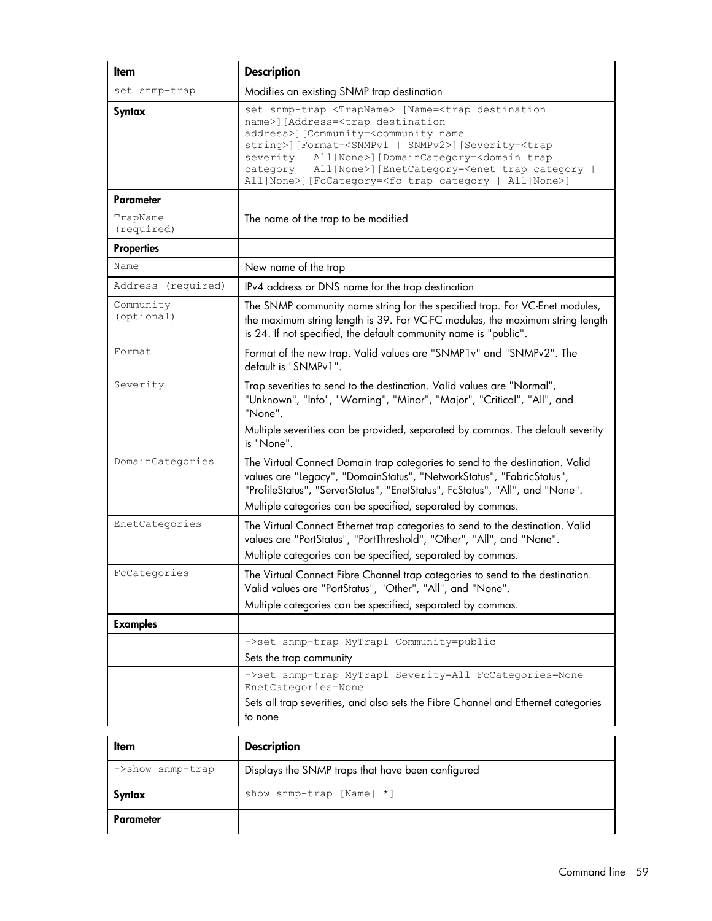| Item | Description |
|---|---|
| set snmp-trap | Modifies an existing SNMP trap destination |
| **Syntax** | set snmp-trap <TrapName> [Name=<trap destination name>][Address=<trap destination address>][Community=<community name string>][Format=<SNMPv1 \| SNMPv2>][Severity=<trap severity \| All\|None>][DomainCategory=<domain trap category \| All\|None>][EnetCategory=<enet trap category \| All\|None>][FcCategory=<fc trap category \| All\|None>] |
| **Parameter** | |
| TrapName (required) | The name of the trap to be modified |
| **Properties** | |
| Name | New name of the trap |
| Address (required) | IPv4 address or DNS name for the trap destination |
| Community (optional) | The SNMP community name string for the specified trap. For VC-Enet modules, the maximum string length is 39. For VC-FC modules, the maximum string length is 24. If not specified, the default community name is "public". |
| Format | Format of the new trap. Valid values are "SNMP1v" and "SNMPv2". The default is "SNMPv1". |
| Severity | Trap severities to send to the destination. Valid values are "Normal", "Unknown", "Info", "Warning", "Minor", "Major", "Critical", "All", and "None".<br>Multiple severities can be provided, separated by commas. The default severity is "None". |
| DomainCategories | The Virtual Connect Domain trap categories to send to the destination. Valid values are "Legacy", "DomainStatus", "NetworkStatus", "FabricStatus", "ProfileStatus", "ServerStatus", "EnetStatus", FcStatus", "All", and "None".<br>Multiple categories can be specified, separated by commas. |
| EnetCategories | The Virtual Connect Ethernet trap categories to send to the destination. Valid values are "PortStatus", "PortThreshold", "Other", "All", and "None".<br>Multiple categories can be specified, separated by commas. |
| FcCategories | The Virtual Connect Fibre Channel trap categories to send to the destination. Valid values are "PortStatus", "Other", "All", and "None".<br>Multiple categories can be specified, separated by commas. |
| **Examples** | |
| | ->set snmp-trap MyTrap1 Community=public<br>Sets the trap community |
| | ->set snmp-trap MyTrap1 Severity=All FcCategories=None EnetCategories=None<br>Sets all trap severities, and also sets the Fibre Channel and Ethernet categories to none |

| Item | Description |
|---|---|
| ->show snmp-trap | Displays the SNMP traps that have been configured |
| **Syntax** | show snmp-trap [Name\| *] |
| **Parameter** | |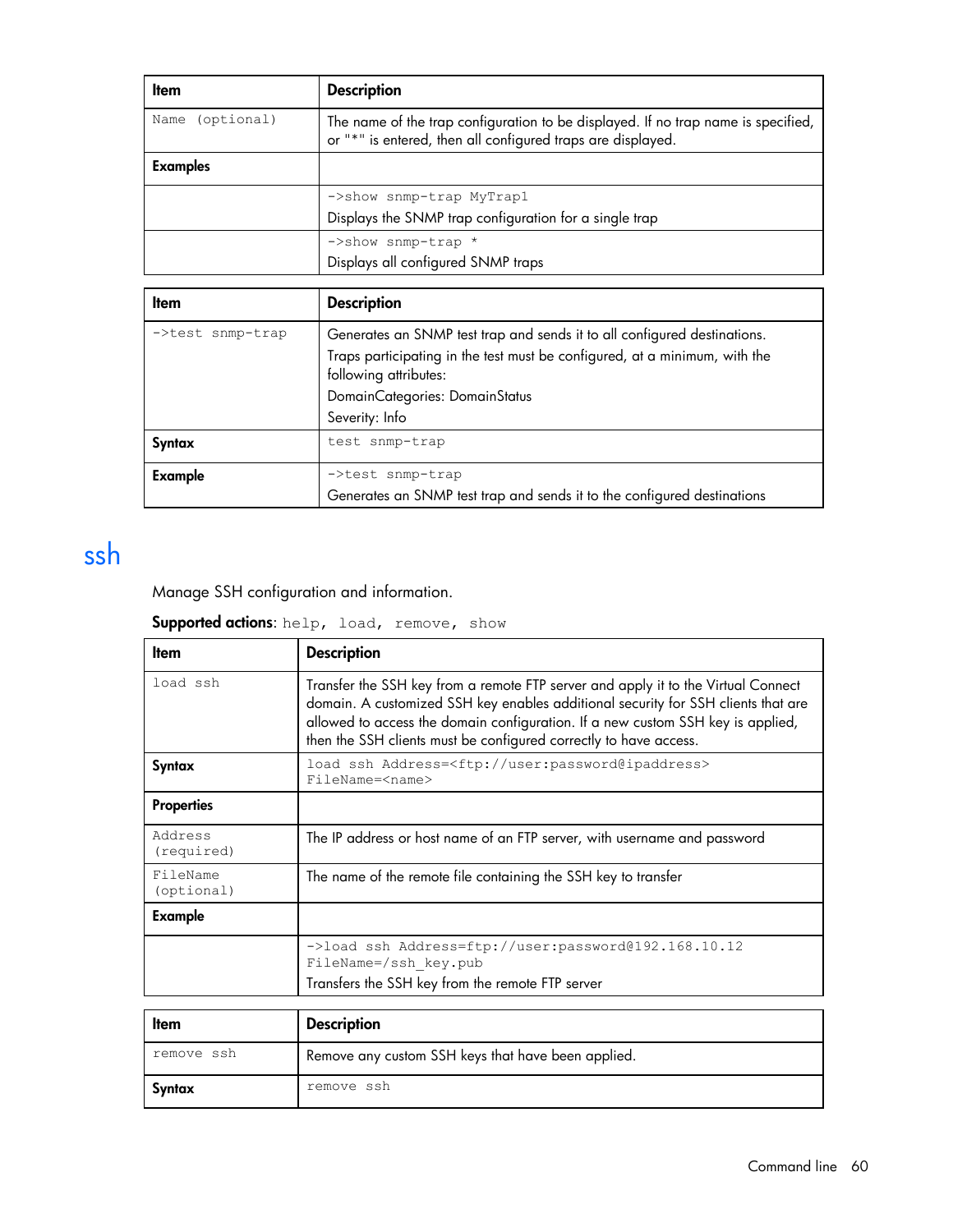| Item | Description |
| --- | --- |
| Name (optional) | The name of the trap configuration to be displayed. If no trap name is specified, or "*" is entered, then all configured traps are displayed. |
| **Examples** | |
| | `->show snmp-trap MyTrap1`<br>Displays the SNMP trap configuration for a single trap |
| | `->show snmp-trap *`<br>Displays all configured SNMP traps |

| Item | Description |
| --- | --- |
| `->test snmp-trap` | Generates an SNMP test trap and sends it to all configured destinations.<br>Traps participating in the test must be configured, at a minimum, with the following attributes:<br>DomainCategories: DomainStatus<br>Severity: Info |
| **Syntax** | `test snmp-trap` |
| **Example** | `->test snmp-trap`<br>Generates an SNMP test trap and sends it to the configured destinations |

# ssh

Manage SSH configuration and information.

**Supported actions**: `help, load, remove, show`

| Item | Description |
| --- | --- |
| `load ssh` | Transfer the SSH key from a remote FTP server and apply it to the Virtual Connect domain. A customized SSH key enables additional security for SSH clients that are allowed to access the domain configuration. If a new custom SSH key is applied, then the SSH clients must be configured correctly to have access. |
| **Syntax** | `load ssh Address=<ftp://user:password@ipaddress> FileName=<name>` |
| **Properties** | |
| Address (required) | The IP address or host name of an FTP server, with username and password |
| FileName (optional) | The name of the remote file containing the SSH key to transfer |
| **Example** | |
| | `->load ssh Address=ftp://user:password@192.168.10.12 FileName=/ssh_key.pub`<br>Transfers the SSH key from the remote FTP server |

| Item | Description |
| --- | --- |
| `remove ssh` | Remove any custom SSH keys that have been applied. |
| **Syntax** | `remove ssh` |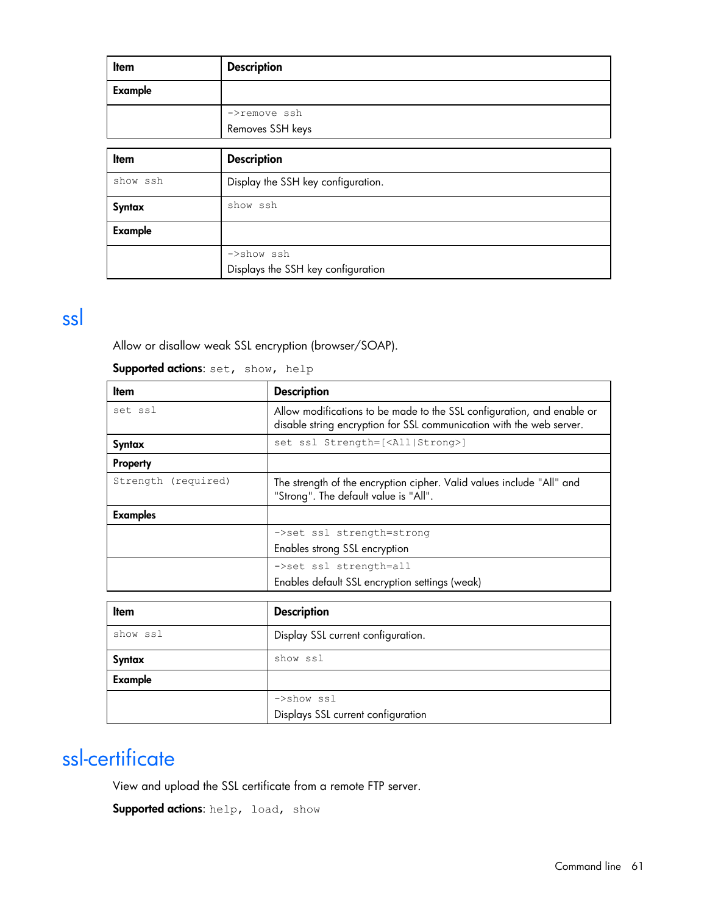| Item | Description |
| --- | --- |
| **Example** | |
| | `->remove ssh`<br>Removes SSH keys |

| Item | Description |
| --- | --- |
| `show ssh` | Display the SSH key configuration. |
| **Syntax** | `show ssh` |
| **Example** | |
| | `->show ssh`<br>Displays the SSH key configuration |

## ssl

Allow or disallow weak SSL encryption (browser/SOAP).

**Supported actions**: `set, show, help`

| Item | Description |
| --- | --- |
| `set ssl` | Allow modifications to be made to the SSL configuration, and enable or disable string encryption for SSL communication with the web server. |
| **Syntax** | `set ssl Strength=[<All|Strong>]` |
| **Property** | |
| `Strength (required)` | The strength of the encryption cipher. Valid values include "All" and "Strong". The default value is "All". |
| **Examples** | |
| | `->set ssl strength=strong`<br>Enables strong SSL encryption |
| | `->set ssl strength=all`<br>Enables default SSL encryption settings (weak) |

| Item | Description |
| --- | --- |
| `show ssl` | Display SSL current configuration. |
| **Syntax** | `show ssl` |
| **Example** | |
| | `->show ssl`<br>Displays SSL current configuration |

## ssl-certificate

View and upload the SSL certificate from a remote FTP server.

**Supported actions**: `help, load, show`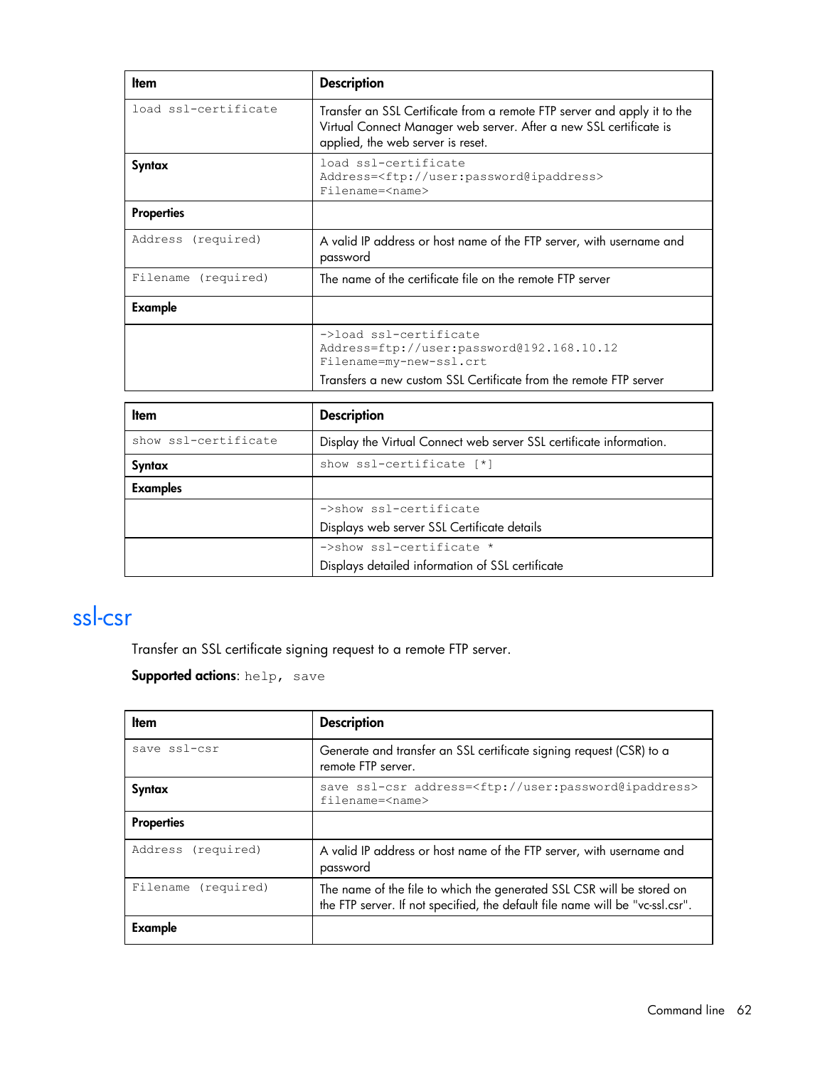| Item | Description |
| --- | --- |
| load ssl-certificate | Transfer an SSL Certificate from a remote FTP server and apply it to the Virtual Connect Manager web server. After a new SSL certificate is applied, the web server is reset. |
| **Syntax** | load ssl-certificate Address=<ftp://user:password@ipaddress> Filename=<name> |
| **Properties** | |
| Address (required) | A valid IP address or host name of the FTP server, with username and password |
| Filename (required) | The name of the certificate file on the remote FTP server |
| **Example** | |
| | ->load ssl-certificate Address=ftp://user:password@192.168.10.12 Filename=my-new-ssl.crt<br>Transfers a new custom SSL Certificate from the remote FTP server |

| Item | Description |
| --- | --- |
| show ssl-certificate | Display the Virtual Connect web server SSL certificate information. |
| **Syntax** | show ssl-certificate [*] |
| **Examples** | |
| | ->show ssl-certificate<br>Displays web server SSL Certificate details |
| | ->show ssl-certificate *<br>Displays detailed information of SSL certificate |

## ssl-csr

Transfer an SSL certificate signing request to a remote FTP server.

**Supported actions**: help, save

| Item | Description |
| --- | --- |
| save ssl-csr | Generate and transfer an SSL certificate signing request (CSR) to a remote FTP server. |
| **Syntax** | save ssl-csr address=<ftp://user:password@ipaddress> filename=<name> |
| **Properties** | |
| Address (required) | A valid IP address or host name of the FTP server, with username and password |
| Filename (required) | The name of the file to which the generated SSL CSR will be stored on the FTP server. If not specified, the default file name will be "vc-ssl.csr". |
| **Example** | |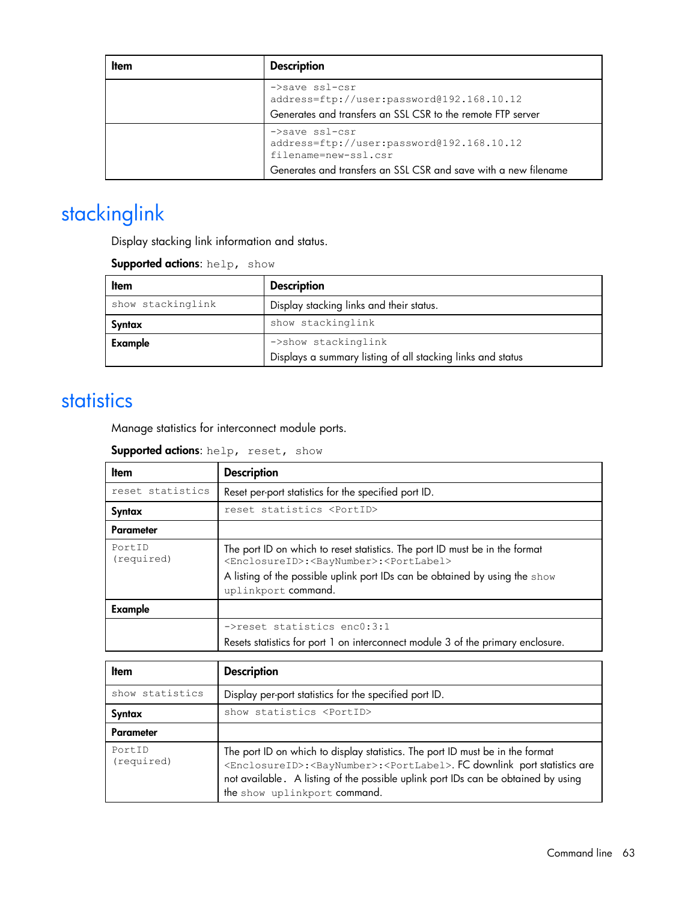| Item | Description |
| --- | --- |
| | `->save ssl-csr address=ftp://user:password@192.168.10.12` Generates and transfers an SSL CSR to the remote FTP server |
| | `->save ssl-csr address=ftp://user:password@192.168.10.12 filename=new-ssl.csr` Generates and transfers an SSL CSR and save with a new filename |

# stackinglink

Display stacking link information and status.

**Supported actions**: `help, show`

| Item | Description |
| --- | --- |
| `show stackinglink` | Display stacking links and their status. |
| **Syntax** | `show stackinglink` |
| **Example** | `->show stackinglink` Displays a summary listing of all stacking links and status |

# statistics

Manage statistics for interconnect module ports.

**Supported actions**: `help, reset, show`

| Item | Description |
| --- | --- |
| `reset statistics` | Reset per-port statistics for the specified port ID. |
| **Syntax** | `reset statistics <PortID>` |
| **Parameter** | |
| `PortID (required)` | The port ID on which to reset statistics. The port ID must be in the format `<EnclosureID>:<BayNumber>:<PortLabel>` A listing of the possible uplink port IDs can be obtained by using the `show uplinkport` command. |
| **Example** | |
| | `->reset statistics enc0:3:1` Resets statistics for port 1 on interconnect module 3 of the primary enclosure. |

| Item | Description |
| --- | --- |
| `show statistics` | Display per-port statistics for the specified port ID. |
| **Syntax** | `show statistics <PortID>` |
| **Parameter** | |
| `PortID (required)` | The port ID on which to display statistics. The port ID must be in the format `<EnclosureID>:<BayNumber>:<PortLabel>`. FC downlink port statistics are not available. A listing of the possible uplink port IDs can be obtained by using the `show uplinkport` command. |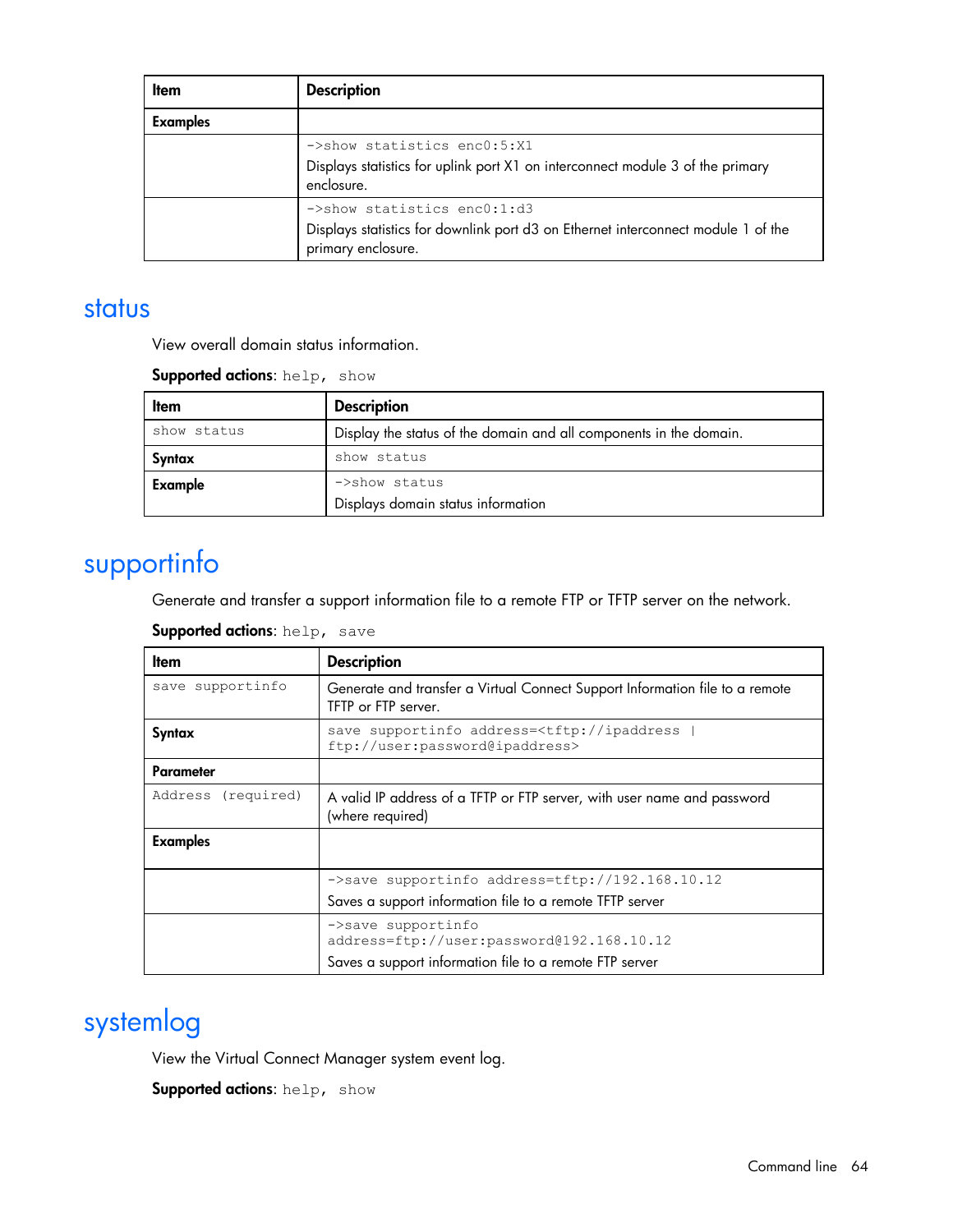| Item | Description |
|---|---|
| **Examples** | |
| | `->show statistics enc0:5:X1`<br>Displays statistics for uplink port X1 on interconnect module 3 of the primary enclosure. |
| | `->show statistics enc0:1:d3`<br>Displays statistics for downlink port d3 on Ethernet interconnect module 1 of the primary enclosure. |

# status

View overall domain status information.

**Supported actions**: `help, show`

| Item | Description |
|---|---|
| `show status` | Display the status of the domain and all components in the domain. |
| **Syntax** | `show status` |
| **Example** | `->show status`<br>Displays domain status information |

# supportinfo

Generate and transfer a support information file to a remote FTP or TFTP server on the network.

**Supported actions**: `help, save`

| Item | Description |
|---|---|
| `save supportinfo` | Generate and transfer a Virtual Connect Support Information file to a remote TFTP or FTP server. |
| **Syntax** | `save supportinfo address=<tftp://ipaddress | ftp://user:password@ipaddress>` |
| **Parameter** | |
| `Address (required)` | A valid IP address of a TFTP or FTP server, with user name and password (where required) |
| **Examples** | |
| | `->save supportinfo address=tftp://192.168.10.12`<br>Saves a support information file to a remote TFTP server |
| | `->save supportinfo address=ftp://user:password@192.168.10.12`<br>Saves a support information file to a remote FTP server |

# systemlog

View the Virtual Connect Manager system event log.

**Supported actions**: `help, show`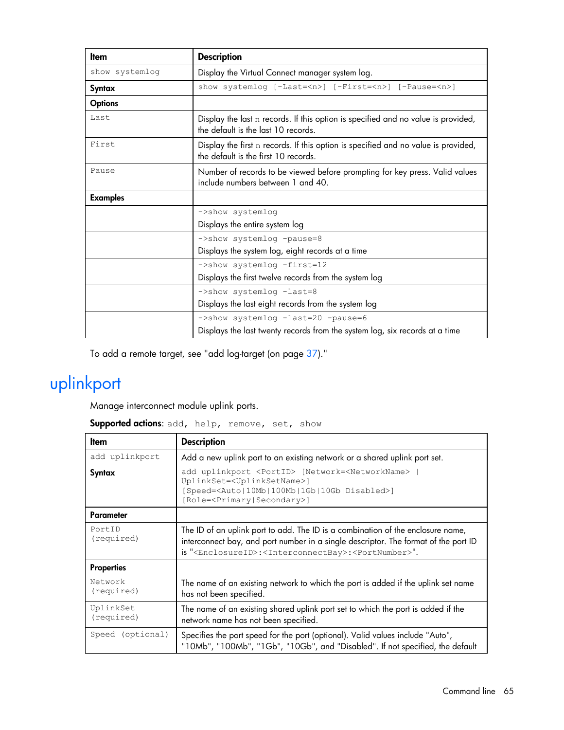| Item | Description |
| --- | --- |
| `show systemlog` | Display the Virtual Connect manager system log. |
| **Syntax** | `show systemlog [-Last=<n>] [-First=<n>] [-Pause=<n>]` |
| **Options** | |
| `Last` | Display the last `n` records. If this option is specified and no value is provided, the default is the last 10 records. |
| `First` | Display the first `n` records. If this option is specified and no value is provided, the default is the first 10 records. |
| `Pause` | Number of records to be viewed before prompting for key press. Valid values include numbers between 1 and 40. |
| **Examples** | |
| | `->show systemlog`<br>Displays the entire system log |
| | `->show systemlog -pause=8`<br>Displays the system log, eight records at a time |
| | `->show systemlog -first=12`<br>Displays the first twelve records from the system log |
| | `->show systemlog -last=8`<br>Displays the last eight records from the system log |
| | `->show systemlog -last=20 -pause=6`<br>Displays the last twenty records from the system log, six records at a time |

To add a remote target, see "add log-target (on page 37)."

# uplinkport

Manage interconnect module uplink ports.

**Supported actions**: `add, help, remove, set, show`

| Item | Description |
| --- | --- |
| `add uplinkport` | Add a new uplink port to an existing network or a shared uplink port set. |
| **Syntax** | `add uplinkport <PortID> [Network=<NetworkName> \| UplinkSet=<UplinkSetName>] [Speed=<Auto\|10Mb\|100Mb\|1Gb\|10Gb\|Disabled>] [Role=<Primary\|Secondary>]` |
| **Parameter** | |
| `PortID (required)` | The ID of an uplink port to add. The ID is a combination of the enclosure name, interconnect bay, and port number in a single descriptor. The format of the port ID is "`<EnclosureID>:<InterconnectBay>:<PortNumber>`". |
| **Properties** | |
| `Network (required)` | The name of an existing network to which the port is added if the uplink set name has not been specified. |
| `UplinkSet (required)` | The name of an existing shared uplink port set to which the port is added if the network name has not been specified. |
| `Speed (optional)` | Specifies the port speed for the port (optional). Valid values include "Auto", "10Mb", "100Mb", "1Gb", "10Gb", and "Disabled". If not specified, the default |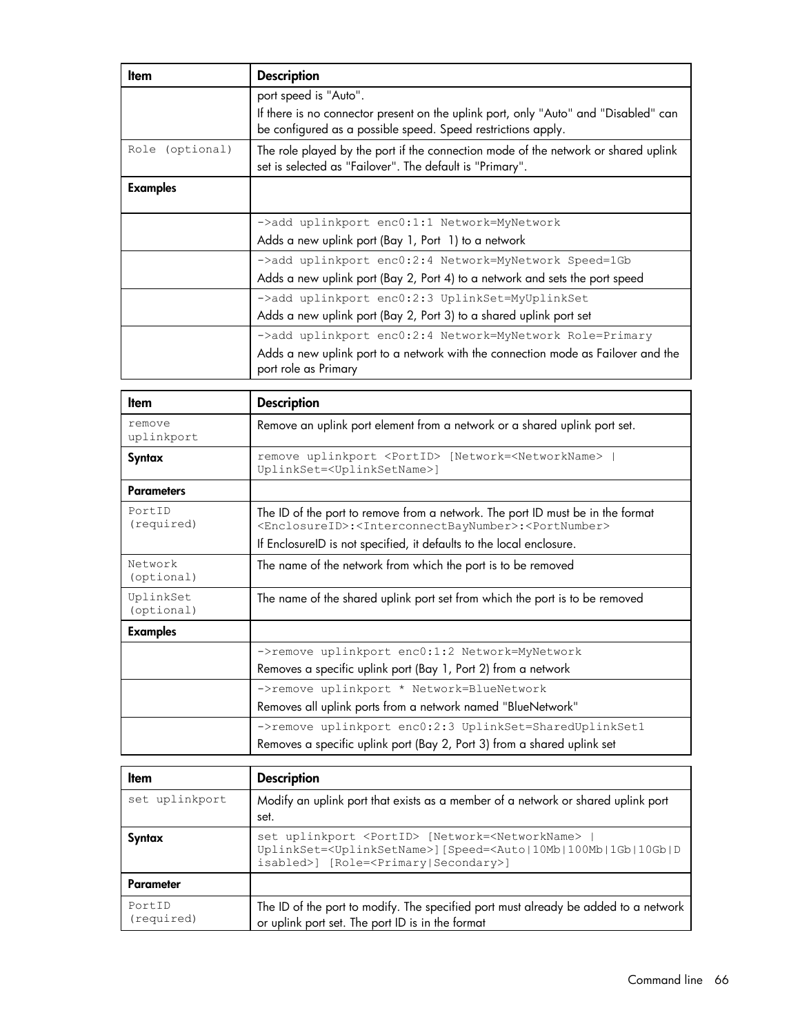| Item | Description |
|---|---|
| | port speed is "Auto".<br>If there is no connector present on the uplink port, only "Auto" and "Disabled" can be configured as a possible speed. Speed restrictions apply. |
| Role (optional) | The role played by the port if the connection mode of the network or shared uplink set is selected as "Failover". The default is "Primary". |
| **Examples** | |
| | `->add uplinkport enc0:1:1 Network=MyNetwork`<br>Adds a new uplink port (Bay 1, Port 1) to a network |
| | `->add uplinkport enc0:2:4 Network=MyNetwork Speed=1Gb`<br>Adds a new uplink port (Bay 2, Port 4) to a network and sets the port speed |
| | `->add uplinkport enc0:2:3 UplinkSet=MyUplinkSet`<br>Adds a new uplink port (Bay 2, Port 3) to a shared uplink port set |
| | `->add uplinkport enc0:2:4 Network=MyNetwork Role=Primary`<br>Adds a new uplink port to a network with the connection mode as Failover and the port role as Primary |

| Item | Description |
|---|---|
| remove uplinkport | Remove an uplink port element from a network or a shared uplink port set. |
| **Syntax** | `remove uplinkport <PortID> [Network=<NetworkName> \| UplinkSet=<UplinkSetName>]` |
| **Parameters** | |
| PortID (required) | The ID of the port to remove from a network. The port ID must be in the format `<EnclosureID>:<InterconnectBayNumber>:<PortNumber>`<br>If EnclosureID is not specified, it defaults to the local enclosure. |
| Network (optional) | The name of the network from which the port is to be removed |
| UplinkSet (optional) | The name of the shared uplink port set from which the port is to be removed |
| **Examples** | |
| | `->remove uplinkport enc0:1:2 Network=MyNetwork`<br>Removes a specific uplink port (Bay 1, Port 2) from a network |
| | `->remove uplinkport * Network=BlueNetwork`<br>Removes all uplink ports from a network named "BlueNetwork" |
| | `->remove uplinkport enc0:2:3 UplinkSet=SharedUplinkSet1`<br>Removes a specific uplink port (Bay 2, Port 3) from a shared uplink set |

| Item | Description |
|---|---|
| set uplinkport | Modify an uplink port that exists as a member of a network or shared uplink port set. |
| **Syntax** | `set uplinkport <PortID> [Network=<NetworkName> \| UplinkSet=<UplinkSetName>][Speed=<Auto\|10Mb\|100Mb\|1Gb\|10Gb\|Disabled>] [Role=<Primary\|Secondary>]` |
| **Parameter** | |
| PortID (required) | The ID of the port to modify. The specified port must already be added to a network or uplink port set. The port ID is in the format |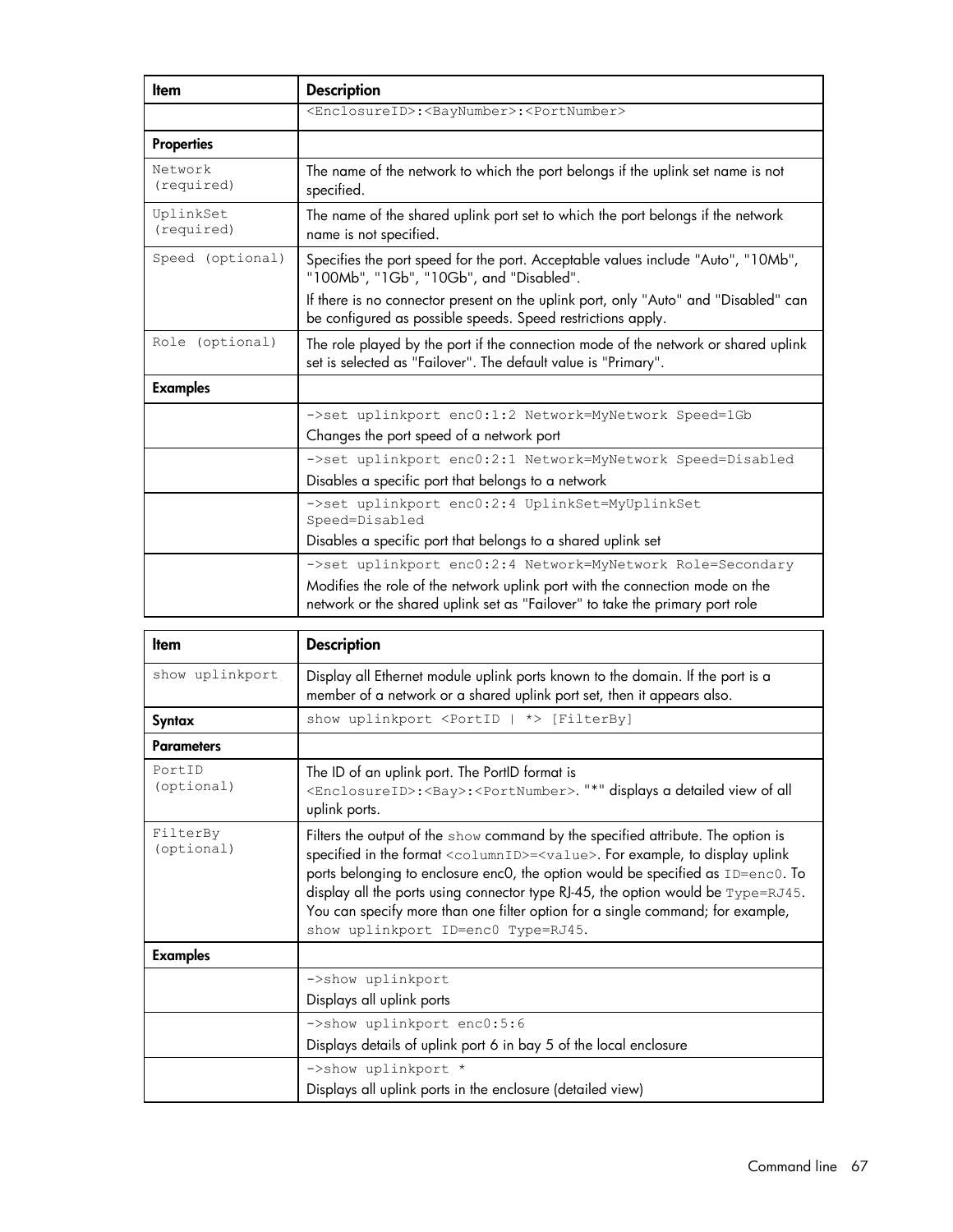| Item | Description |
| --- | --- |
| | <EnclosureID>:<BayNumber>:<PortNumber> |
| **Properties** | |
| Network (required) | The name of the network to which the port belongs if the uplink set name is not specified. |
| UplinkSet (required) | The name of the shared uplink port set to which the port belongs if the network name is not specified. |
| Speed (optional) | Specifies the port speed for the port. Acceptable values include "Auto", "10Mb", "100Mb", "1Gb", "10Gb", and "Disabled".<br>If there is no connector present on the uplink port, only "Auto" and "Disabled" can be configured as possible speeds. Speed restrictions apply. |
| Role (optional) | The role played by the port if the connection mode of the network or shared uplink set is selected as "Failover". The default value is "Primary". |
| **Examples** | |
| | `->set uplinkport enc0:1:2 Network=MyNetwork Speed=1Gb`<br>Changes the port speed of a network port |
| | `->set uplinkport enc0:2:1 Network=MyNetwork Speed=Disabled`<br>Disables a specific port that belongs to a network |
| | `->set uplinkport enc0:2:4 UplinkSet=MyUplinkSet Speed=Disabled`<br>Disables a specific port that belongs to a shared uplink set |
| | `->set uplinkport enc0:2:4 Network=MyNetwork Role=Secondary`<br>Modifies the role of the network uplink port with the connection mode on the network or the shared uplink set as "Failover" to take the primary port role |

| Item | Description |
| --- | --- |
| show uplinkport | Display all Ethernet module uplink ports known to the domain. If the port is a member of a network or a shared uplink port set, then it appears also. |
| **Syntax** | `show uplinkport <PortID | *> [FilterBy]` |
| **Parameters** | |
| PortID (optional) | The ID of an uplink port. The PortID format is <EnclosureID>:<Bay>:<PortNumber>. "*" displays a detailed view of all uplink ports. |
| FilterBy (optional) | Filters the output of the `show` command by the specified attribute. The option is specified in the format `<columnID>=<value>`. For example, to display uplink ports belonging to enclosure enc0, the option would be specified as `ID=enc0`. To display all the ports using connector type RJ-45, the option would be `Type=RJ45`. You can specify more than one filter option for a single command; for example, `show uplinkport ID=enc0 Type=RJ45`. |
| **Examples** | |
| | `->show uplinkport`<br>Displays all uplink ports |
| | `->show uplinkport enc0:5:6`<br>Displays details of uplink port 6 in bay 5 of the local enclosure |
| | `->show uplinkport *`<br>Displays all uplink ports in the enclosure (detailed view) |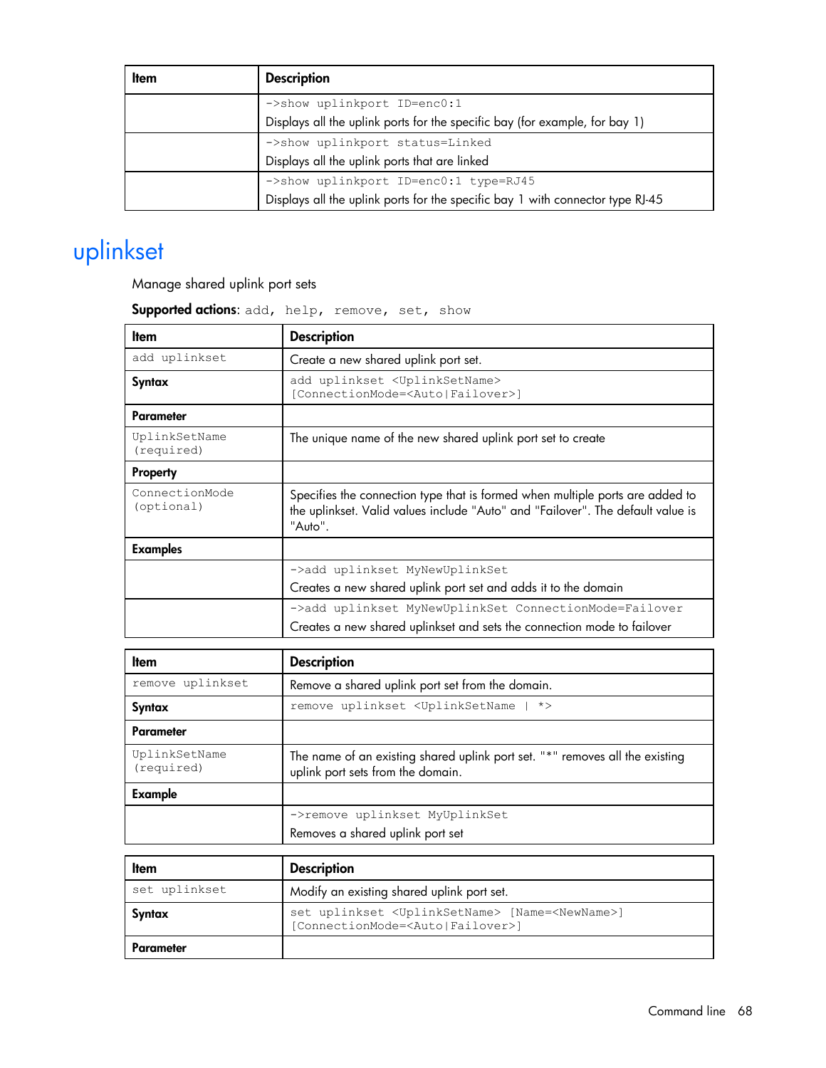| Item | Description |
|---|---|
| | `->show uplinkport ID=enc0:1`<br>Displays all the uplink ports for the specific bay (for example, for bay 1) |
| | `->show uplinkport status=Linked`<br>Displays all the uplink ports that are linked |
| | `->show uplinkport ID=enc0:1 type=RJ45`<br>Displays all the uplink ports for the specific bay 1 with connector type RJ-45 |

# uplinkset

Manage shared uplink port sets

**Supported actions**: `add, help, remove, set, show`

| Item | Description |
|---|---|
| `add uplinkset` | Create a new shared uplink port set. |
| **Syntax** | `add uplinkset <UplinkSetName> [ConnectionMode=<Auto|Failover>]` |
| **Parameter** | |
| `UplinkSetName (required)` | The unique name of the new shared uplink port set to create |
| **Property** | |
| `ConnectionMode (optional)` | Specifies the connection type that is formed when multiple ports are added to the uplinkset. Valid values include "Auto" and "Failover". The default value is "Auto". |
| **Examples** | |
| | `->add uplinkset MyNewUplinkSet`<br>Creates a new shared uplink port set and adds it to the domain |
| | `->add uplinkset MyNewUplinkSet ConnectionMode=Failover`<br>Creates a new shared uplinkset and sets the connection mode to failover |

| Item | Description |
|---|---|
| `remove uplinkset` | Remove a shared uplink port set from the domain. |
| **Syntax** | `remove uplinkset <UplinkSetName | *>` |
| **Parameter** | |
| `UplinkSetName (required)` | The name of an existing shared uplink port set. "*" removes all the existing uplink port sets from the domain. |
| **Example** | |
| | `->remove uplinkset MyUplinkSet`<br>Removes a shared uplink port set |

| Item | Description |
|---|---|
| `set uplinkset` | Modify an existing shared uplink port set. |
| **Syntax** | `set uplinkset <UplinkSetName> [Name=<NewName>] [ConnectionMode=<Auto|Failover>]` |
| **Parameter** | |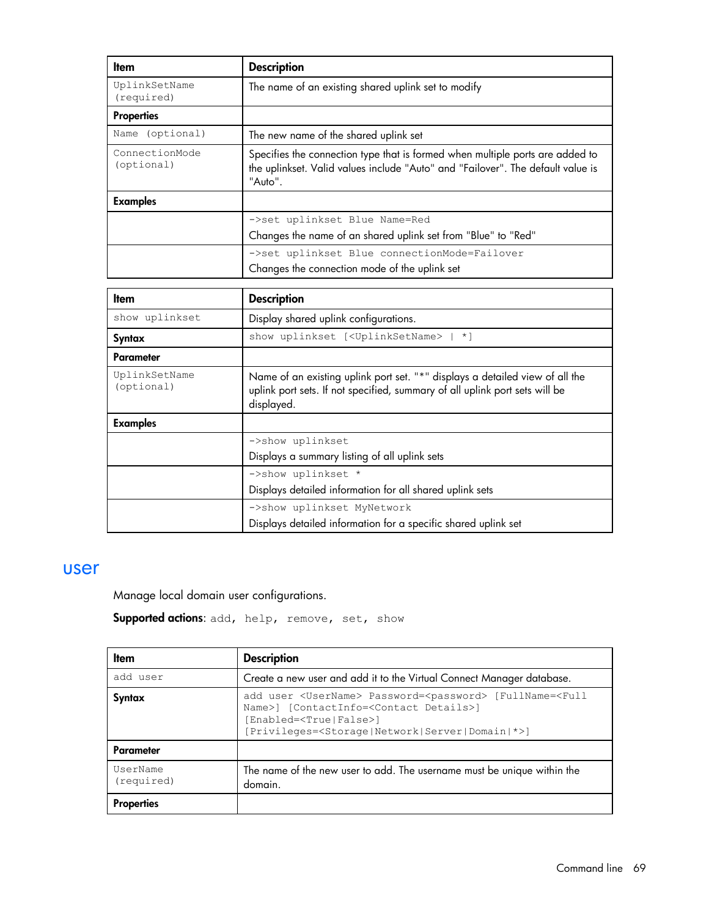| Item | Description |
| --- | --- |
| UplinkSetName (required) | The name of an existing shared uplink set to modify |
| **Properties** | |
| Name (optional) | The new name of the shared uplink set |
| ConnectionMode (optional) | Specifies the connection type that is formed when multiple ports are added to the uplinkset. Valid values include "Auto" and "Failover". The default value is "Auto". |
| **Examples** | |
| | `->set uplinkset Blue Name=Red`<br>Changes the name of an shared uplink set from "Blue" to "Red" |
| | `->set uplinkset Blue connectionMode=Failover`<br>Changes the connection mode of the uplink set |

| Item | Description |
| --- | --- |
| show uplinkset | Display shared uplink configurations. |
| **Syntax** | `show uplinkset [<UplinkSetName> | *]` |
| **Parameter** | |
| UplinkSetName (optional) | Name of an existing uplink port set. "*" displays a detailed view of all the uplink port sets. If not specified, summary of all uplink port sets will be displayed. |
| **Examples** | |
| | `->show uplinkset`<br>Displays a summary listing of all uplink sets |
| | `->show uplinkset *`<br>Displays detailed information for all shared uplink sets |
| | `->show uplinkset MyNetwork`<br>Displays detailed information for a specific shared uplink set |

## user

Manage local domain user configurations.

**Supported actions**: add, help, remove, set, show

| Item | Description |
| --- | --- |
| add user | Create a new user and add it to the Virtual Connect Manager database. |
| **Syntax** | `add user <UserName> Password=<password> [FullName=<Full Name>] [ContactInfo=<Contact Details>] [Enabled=<True|False>] [Privileges=<Storage|Network|Server|Domain|*>]` |
| **Parameter** | |
| UserName (required) | The name of the new user to add. The username must be unique within the domain. |
| **Properties** | |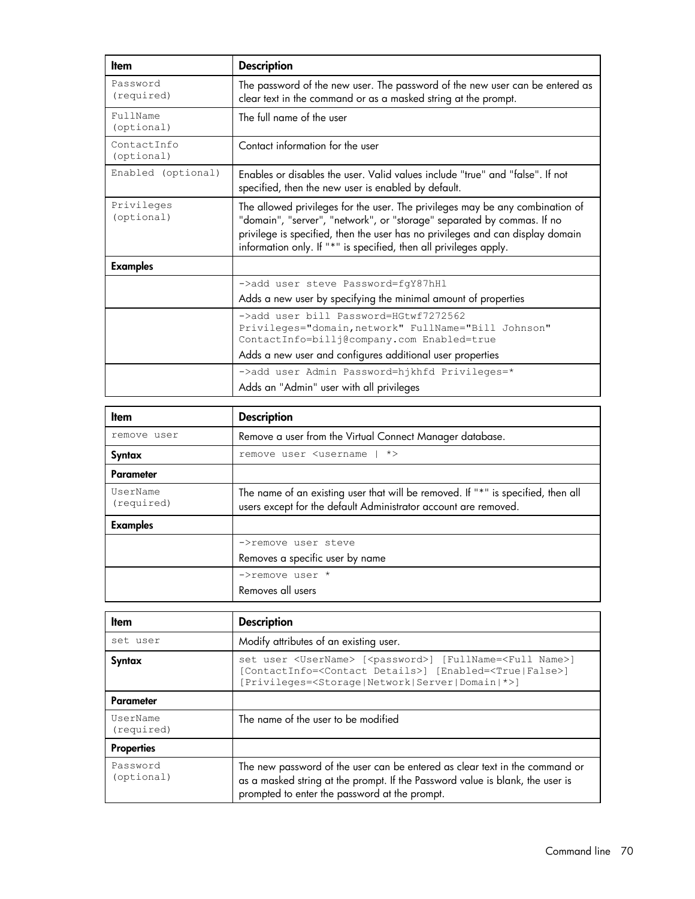| Item | Description |
|---|---|
| Password (required) | The password of the new user. The password of the new user can be entered as clear text in the command or as a masked string at the prompt. |
| FullName (optional) | The full name of the user |
| ContactInfo (optional) | Contact information for the user |
| Enabled (optional) | Enables or disables the user. Valid values include "true" and "false". If not specified, then the new user is enabled by default. |
| Privileges (optional) | The allowed privileges for the user. The privileges may be any combination of "domain", "server", "network", or "storage" separated by commas. If no privilege is specified, then the user has no privileges and can display domain information only. If "*" is specified, then all privileges apply. |
| **Examples** | |
| | `->add user steve Password=fgY87hHl`<br>Adds a new user by specifying the minimal amount of properties |
| | `->add user bill Password=HGtwf7272562 Privileges="domain,network" FullName="Bill Johnson" ContactInfo=billj@company.com Enabled=true`<br>Adds a new user and configures additional user properties |
| | `->add user Admin Password=hjkhfd Privileges=*`<br>Adds an "Admin" user with all privileges |

| Item | Description |
|---|---|
| remove user | Remove a user from the Virtual Connect Manager database. |
| **Syntax** | `remove user <username \| *>` |
| **Parameter** | |
| UserName (required) | The name of an existing user that will be removed. If "*" is specified, then all users except for the default Administrator account are removed. |
| **Examples** | |
| | `->remove user steve`<br>Removes a specific user by name |
| | `->remove user *`<br>Removes all users |

| Item | Description |
|---|---|
| set user | Modify attributes of an existing user. |
| **Syntax** | `set user <UserName> [<password>] [FullName=<Full Name>] [ContactInfo=<Contact Details>] [Enabled=<True\|False>] [Privileges=<Storage\|Network\|Server\|Domain\|*>]` |
| **Parameter** | |
| UserName (required) | The name of the user to be modified |
| **Properties** | |
| Password (optional) | The new password of the user can be entered as clear text in the command or as a masked string at the prompt. If the Password value is blank, the user is prompted to enter the password at the prompt. |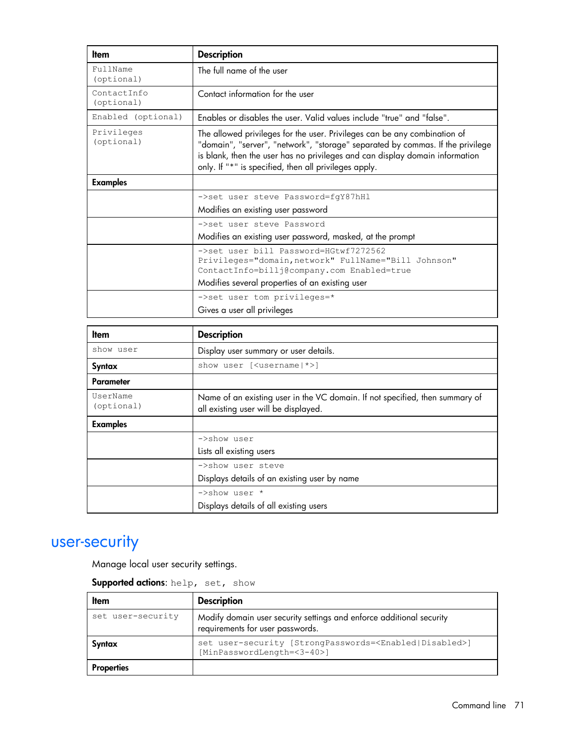| Item | Description |
| --- | --- |
| FullName (optional) | The full name of the user |
| ContactInfo (optional) | Contact information for the user |
| Enabled (optional) | Enables or disables the user. Valid values include "true" and "false". |
| Privileges (optional) | The allowed privileges for the user. Privileges can be any combination of "domain", "server", "network", "storage" separated by commas. If the privilege is blank, then the user has no privileges and can display domain information only. If "*" is specified, then all privileges apply. |
| **Examples** | |
| | `->set user steve Password=fgY87hHl`<br>Modifies an existing user password |
| | `->set user steve Password`<br>Modifies an existing user password, masked, at the prompt |
| | `->set user bill Password=HGtwf7272562 Privileges="domain,network" FullName="Bill Johnson" ContactInfo=billj@company.com Enabled=true`<br>Modifies several properties of an existing user |
| | `->set user tom privileges=*`<br>Gives a user all privileges |

| Item | Description |
| --- | --- |
| show user | Display user summary or user details. |
| **Syntax** | `show user [<username\|*>]` |
| **Parameter** | |
| UserName (optional) | Name of an existing user in the VC domain. If not specified, then summary of all existing user will be displayed. |
| **Examples** | |
| | `->show user`<br>Lists all existing users |
| | `->show user steve`<br>Displays details of an existing user by name |
| | `->show user *`<br>Displays details of all existing users |

# user-security

Manage local user security settings.

**Supported actions**: `help, set, show`

| Item | Description |
| --- | --- |
| set user-security | Modify domain user security settings and enforce additional security requirements for user passwords. |
| **Syntax** | `set user-security [StrongPasswords=<Enabled\|Disabled>] [MinPasswordLength=<3-40>]` |
| **Properties** | |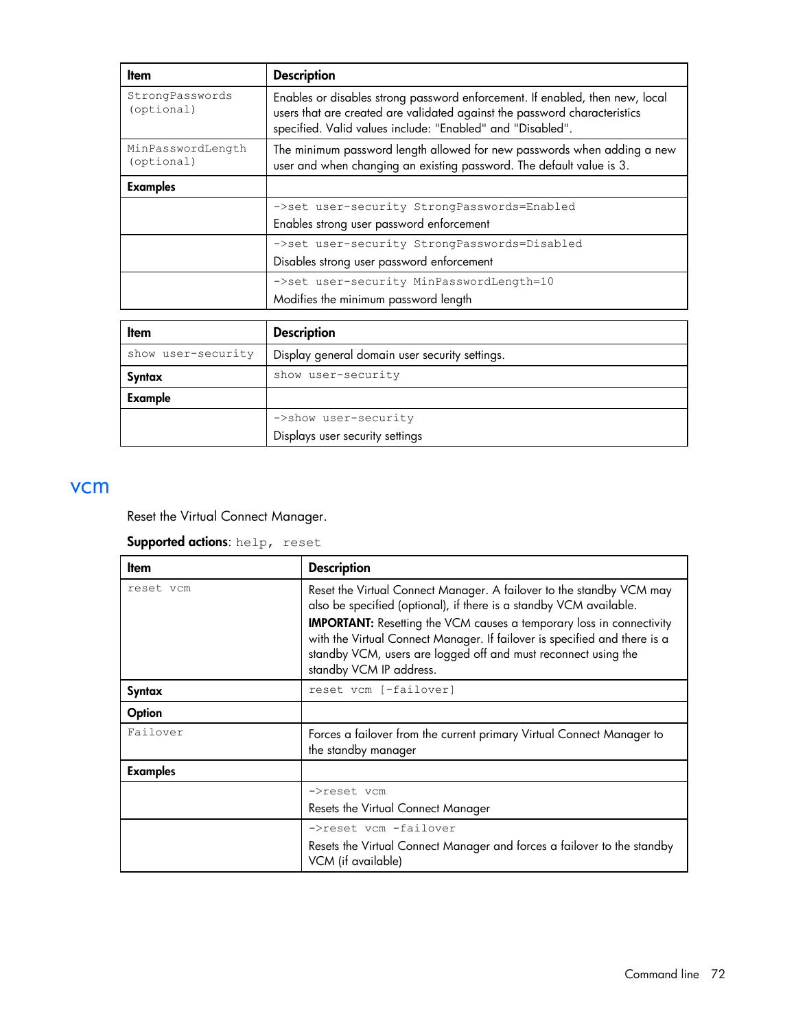| Item | Description |
| --- | --- |
| StrongPasswords (optional) | Enables or disables strong password enforcement. If enabled, then new, local users that are created are validated against the password characteristics specified. Valid values include: "Enabled" and "Disabled". |
| MinPasswordLength (optional) | The minimum password length allowed for new passwords when adding a new user and when changing an existing password. The default value is 3. |
| **Examples** | |
| | `->set user-security StrongPasswords=Enabled`<br>Enables strong user password enforcement |
| | `->set user-security StrongPasswords=Disabled`<br>Disables strong user password enforcement |
| | `->set user-security MinPasswordLength=10`<br>Modifies the minimum password length |

| Item | Description |
| --- | --- |
| `show user-security` | Display general domain user security settings. |
| **Syntax** | `show user-security` |
| **Example** | |
| | `->show user-security`<br>Displays user security settings |

# vcm

Reset the Virtual Connect Manager.

**Supported actions**: `help, reset`

| Item | Description |
| --- | --- |
| `reset vcm` | Reset the Virtual Connect Manager. A failover to the standby VCM may also be specified (optional), if there is a standby VCM available.<br>**IMPORTANT:** Resetting the VCM causes a temporary loss in connectivity with the Virtual Connect Manager. If failover is specified and there is a standby VCM, users are logged off and must reconnect using the standby VCM IP address. |
| **Syntax** | `reset vcm [-failover]` |
| **Option** | |
| `Failover` | Forces a failover from the current primary Virtual Connect Manager to the standby manager |
| **Examples** | |
| | `->reset vcm`<br>Resets the Virtual Connect Manager |
| | `->reset vcm -failover`<br>Resets the Virtual Connect Manager and forces a failover to the standby VCM (if available) |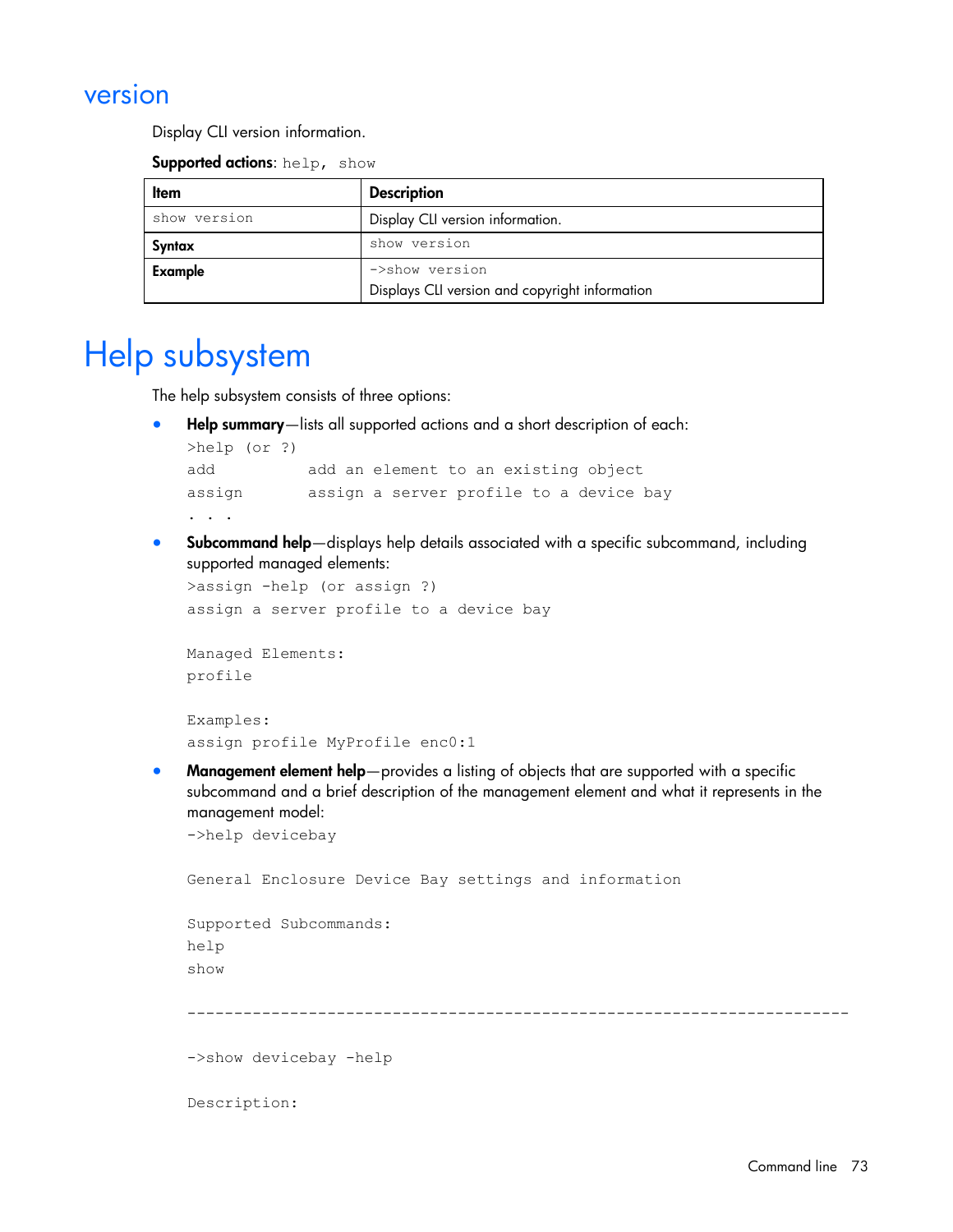## version

Display CLI version information.

**Supported actions**: `help, show`

| **Item** | **Description** |
|---|---|
| `show version` | Display CLI version information. |
| **Syntax** | `show version` |
| **Example** | `->show version`<br>Displays CLI version and copyright information |

# Help subsystem

The help subsystem consists of three options:

- **Help summary**—lists all supported actions and a short description of each:

```
>help (or ?)
add         add an element to an existing object
assign      assign a server profile to a device bay
. . .
```

- **Subcommand help**—displays help details associated with a specific subcommand, including supported managed elements:

```
>assign -help (or assign ?)
assign a server profile to a device bay

Managed Elements:
profile

Examples:
assign profile MyProfile enc0:1
```

- **Management element help**—provides a listing of objects that are supported with a specific subcommand and a brief description of the management element and what it represents in the management model:

```
->help devicebay

General Enclosure Device Bay settings and information

Supported Subcommands:
help
show

-----------------------------------------------------------------------

->show devicebay -help

Description:
```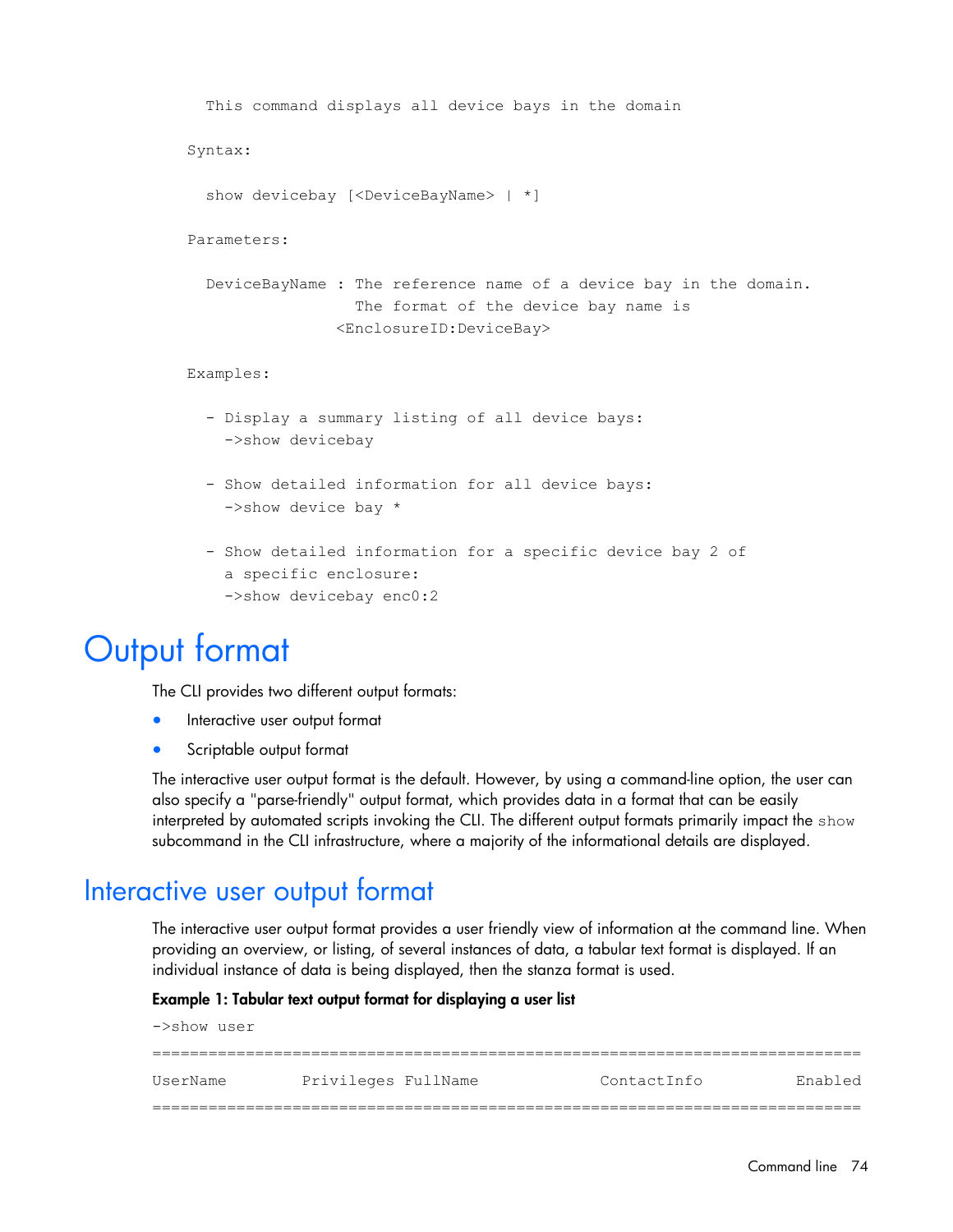```
  This command displays all device bays in the domain

Syntax:

  show devicebay [<DeviceBayName> | *]

Parameters:

  DeviceBayName : The reference name of a device bay in the domain.
                  The format of the device bay name is
                <EnclosureID:DeviceBay>

Examples:

  - Display a summary listing of all device bays:
    ->show devicebay

  - Show detailed information for all device bays:
    ->show device bay *

  - Show detailed information for a specific device bay 2 of
    a specific enclosure:
    ->show devicebay enc0:2
```

# Output format

The CLI provides two different output formats:

- Interactive user output format
- Scriptable output format

The interactive user output format is the default. However, by using a command-line option, the user can also specify a "parse-friendly" output format, which provides data in a format that can be easily interpreted by automated scripts invoking the CLI. The different output formats primarily impact the `show` subcommand in the CLI infrastructure, where a majority of the informational details are displayed.

## Interactive user output format

The interactive user output format provides a user friendly view of information at the command line. When providing an overview, or listing, of several instances of data, a tabular text format is displayed. If an individual instance of data is being displayed, then the stanza format is used.

**Example 1: Tabular text output format for displaying a user list**

```
->show user
============================================================================
UserName        Privileges FullName            ContactInfo           Enabled
============================================================================
```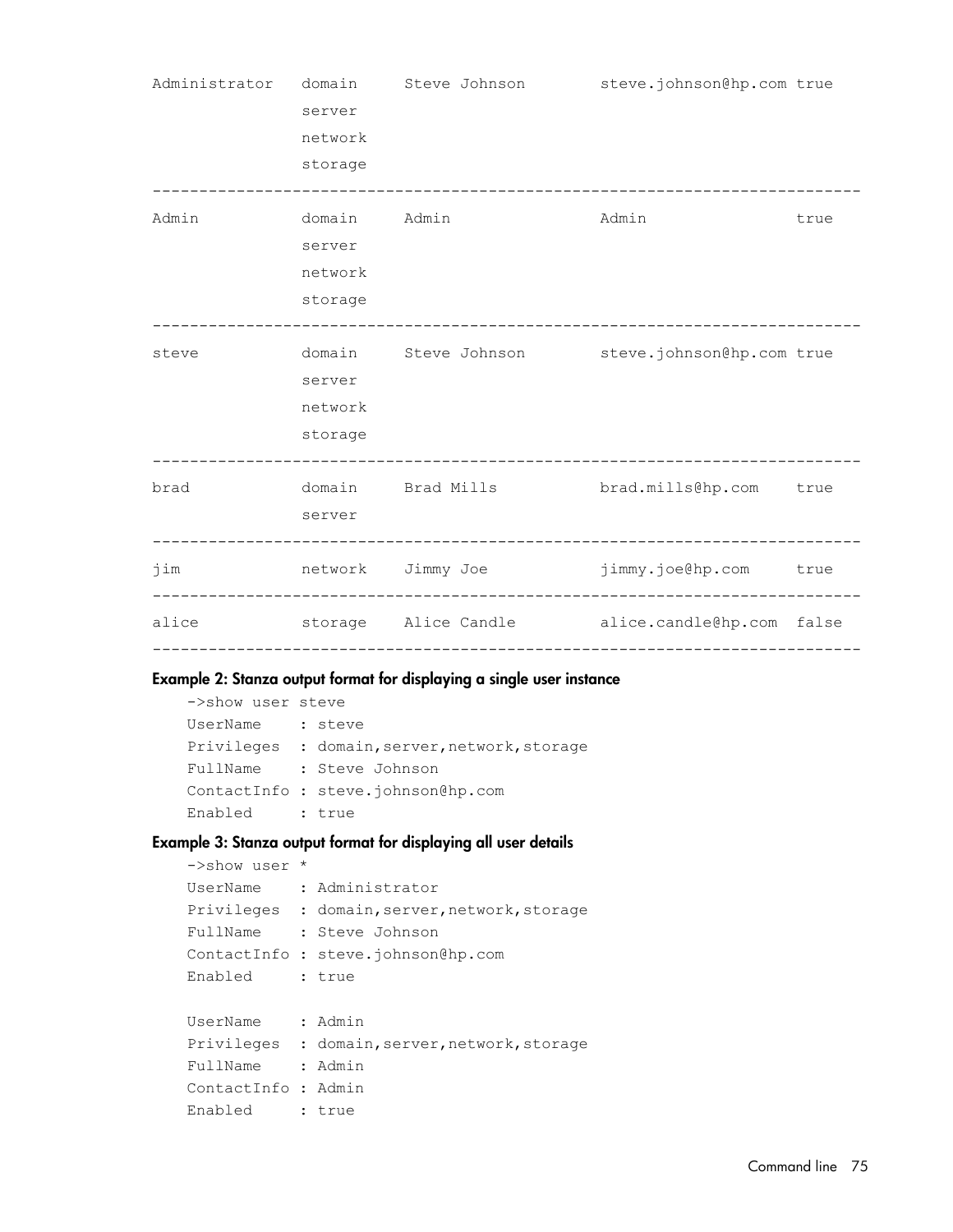```
Administrator   domain     Steve Johnson        steve.johnson@hp.com true
                server
                network
                storage
-----------------------------------------------------------------------------
Admin           domain     Admin                Admin                true
                server
                network
                storage
-----------------------------------------------------------------------------
steve           domain     Steve Johnson        steve.johnson@hp.com true
                server
                network
                storage
-----------------------------------------------------------------------------
brad            domain     Brad Mills           brad.mills@hp.com    true
                server
-----------------------------------------------------------------------------
jim             network    Jimmy Joe            jimmy.joe@hp.com     true
-----------------------------------------------------------------------------
alice           storage    Alice Candle         alice.candle@hp.com  false
-----------------------------------------------------------------------------
```

**Example 2: Stanza output format for displaying a single user instance**

```
->show user steve
UserName    : steve
Privileges  : domain,server,network,storage
FullName    : Steve Johnson
ContactInfo : steve.johnson@hp.com
Enabled     : true
```

**Example 3: Stanza output format for displaying all user details**

```
->show user *
UserName    : Administrator
Privileges  : domain,server,network,storage
FullName    : Steve Johnson
ContactInfo : steve.johnson@hp.com
Enabled     : true

UserName    : Admin
Privileges  : domain,server,network,storage
FullName    : Admin
ContactInfo : Admin
Enabled     : true
```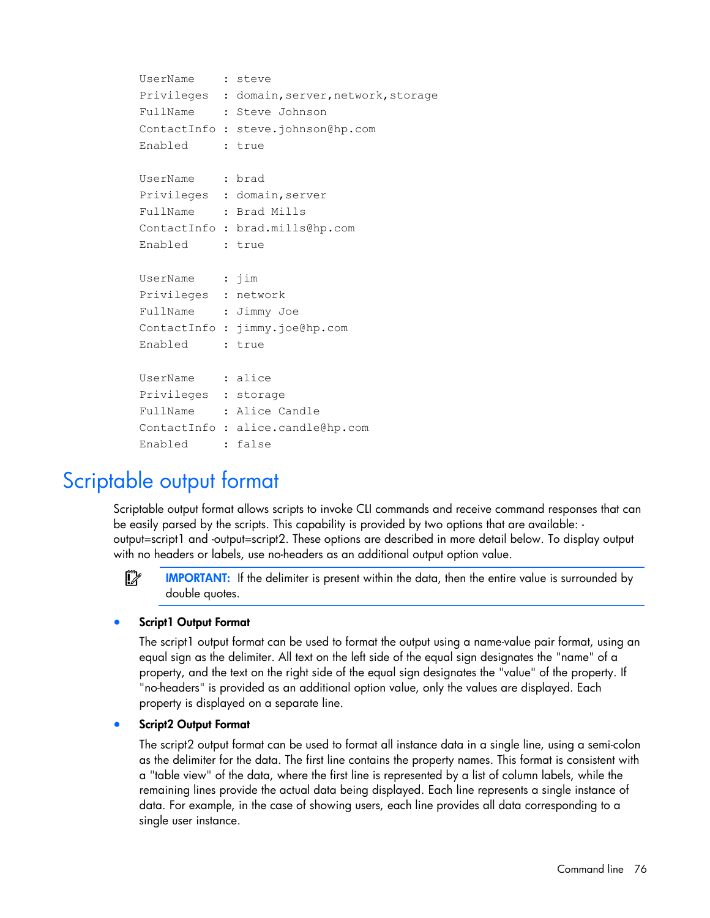```
UserName    : steve
Privileges  : domain,server,network,storage
FullName    : Steve Johnson
ContactInfo : steve.johnson@hp.com
Enabled     : true

UserName    : brad
Privileges  : domain,server
FullName    : Brad Mills
ContactInfo : brad.mills@hp.com
Enabled     : true

UserName    : jim
Privileges  : network
FullName    : Jimmy Joe
ContactInfo : jimmy.joe@hp.com
Enabled     : true

UserName    : alice
Privileges  : storage
FullName    : Alice Candle
ContactInfo : alice.candle@hp.com
Enabled     : false
```

## Scriptable output format

Scriptable output format allows scripts to invoke CLI commands and receive command responses that can be easily parsed by the scripts. This capability is provided by two options that are available: -output=script1 and -output=script2. These options are described in more detail below. To display output with no headers or labels, use no-headers as an additional output option value.

**IMPORTANT:** If the delimiter is present within the data, then the entire value is surrounded by double quotes.

- **Script1 Output Format**

  The script1 output format can be used to format the output using a name-value pair format, using an equal sign as the delimiter. All text on the left side of the equal sign designates the "name" of a property, and the text on the right side of the equal sign designates the "value" of the property. If "no-headers" is provided as an additional option value, only the values are displayed. Each property is displayed on a separate line.

- **Script2 Output Format**

  The script2 output format can be used to format all instance data in a single line, using a semi-colon as the delimiter for the data. The first line contains the property names. This format is consistent with a "table view" of the data, where the first line is represented by a list of column labels, while the remaining lines provide the actual data being displayed. Each line represents a single instance of data. For example, in the case of showing users, each line provides all data corresponding to a single user instance.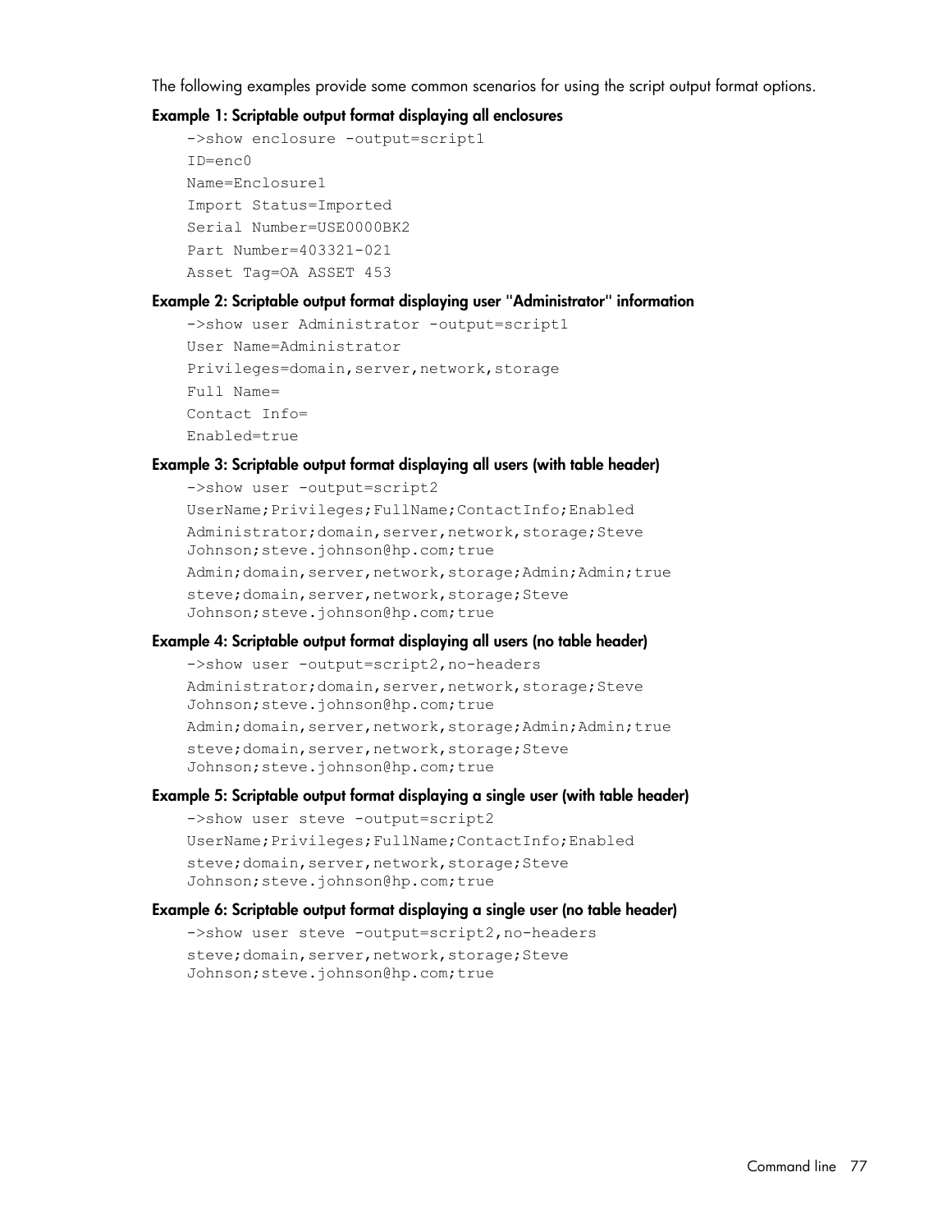The following examples provide some common scenarios for using the script output format options.

**Example 1: Scriptable output format displaying all enclosures**

```
->show enclosure -output=script1
ID=enc0
Name=Enclosure1
Import Status=Imported
Serial Number=USE0000BK2
Part Number=403321-021
Asset Tag=OA ASSET 453
```

**Example 2: Scriptable output format displaying user "Administrator" information**

```
->show user Administrator -output=script1
User Name=Administrator
Privileges=domain,server,network,storage
Full Name=
Contact Info=
Enabled=true
```

**Example 3: Scriptable output format displaying all users (with table header)**

```
->show user -output=script2
UserName;Privileges;FullName;ContactInfo;Enabled
Administrator;domain,server,network,storage;Steve
Johnson;steve.johnson@hp.com;true
Admin;domain,server,network,storage;Admin;Admin;true
steve;domain,server,network,storage;Steve
Johnson;steve.johnson@hp.com;true
```

**Example 4: Scriptable output format displaying all users (no table header)**

```
->show user -output=script2,no-headers
Administrator;domain,server,network,storage;Steve
Johnson;steve.johnson@hp.com;true
Admin;domain,server,network,storage;Admin;Admin;true
steve;domain,server,network,storage;Steve
Johnson;steve.johnson@hp.com;true
```

**Example 5: Scriptable output format displaying a single user (with table header)**

```
->show user steve -output=script2
UserName;Privileges;FullName;ContactInfo;Enabled
steve;domain,server,network,storage;Steve
Johnson;steve.johnson@hp.com;true
```

**Example 6: Scriptable output format displaying a single user (no table header)**

```
->show user steve -output=script2,no-headers
steve;domain,server,network,storage;Steve
Johnson;steve.johnson@hp.com;true
```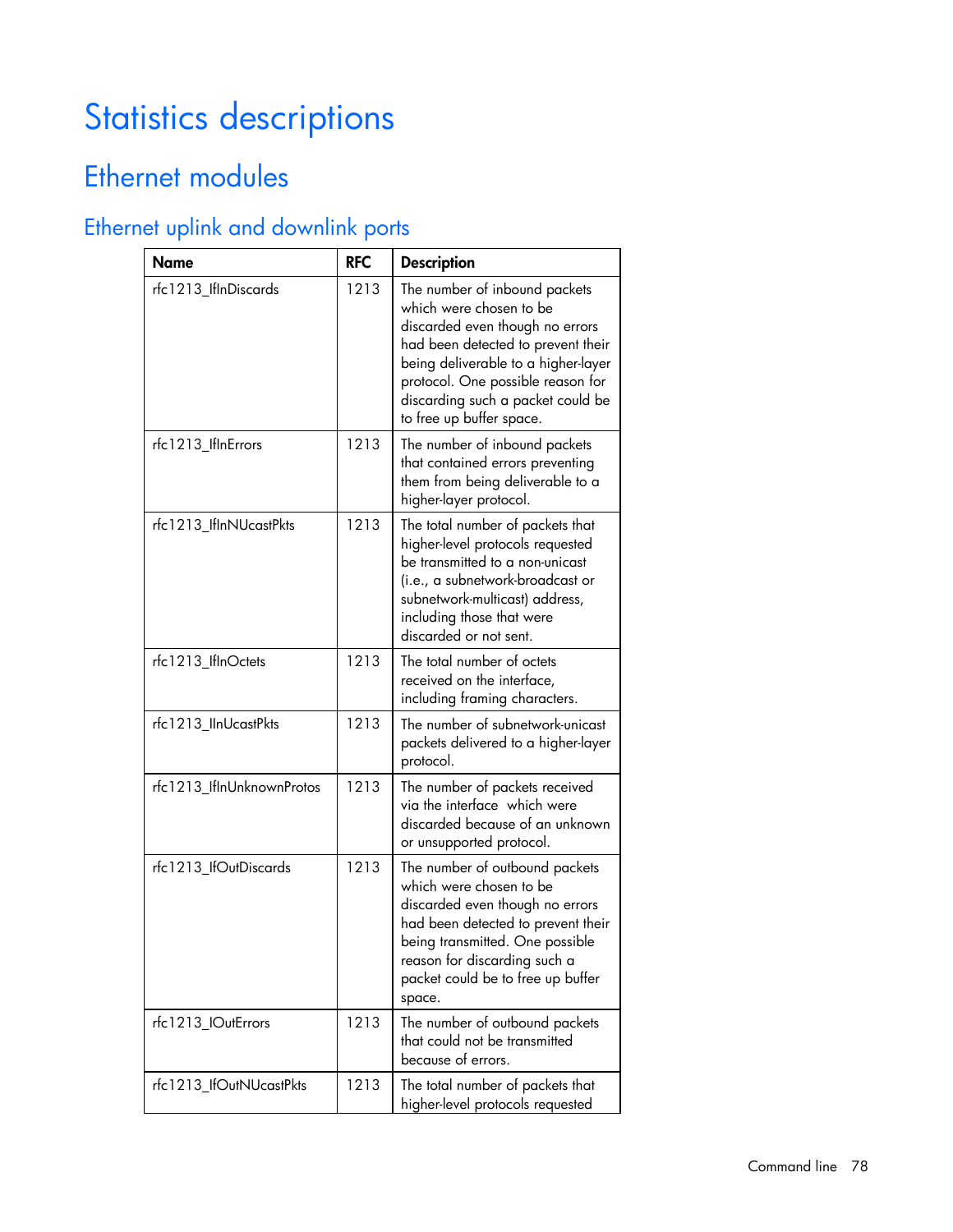# Statistics descriptions

## Ethernet modules

### Ethernet uplink and downlink ports

| Name | RFC | Description |
|---|---|---|
| rfc1213_IfInDiscards | 1213 | The number of inbound packets which were chosen to be discarded even though no errors had been detected to prevent their being deliverable to a higher-layer protocol. One possible reason for discarding such a packet could be to free up buffer space. |
| rfc1213_IfInErrors | 1213 | The number of inbound packets that contained errors preventing them from being deliverable to a higher-layer protocol. |
| rfc1213_IfInNUcastPkts | 1213 | The total number of packets that higher-level protocols requested be transmitted to a non-unicast (i.e., a subnetwork-broadcast or subnetwork-multicast) address, including those that were discarded or not sent. |
| rfc1213_IfInOctets | 1213 | The total number of octets received on the interface, including framing characters. |
| rfc1213_IInUcastPkts | 1213 | The number of subnetwork-unicast packets delivered to a higher-layer protocol. |
| rfc1213_IfInUnknownProtos | 1213 | The number of packets received via the interface which were discarded because of an unknown or unsupported protocol. |
| rfc1213_IfOutDiscards | 1213 | The number of outbound packets which were chosen to be discarded even though no errors had been detected to prevent their being transmitted. One possible reason for discarding such a packet could be to free up buffer space. |
| rfc1213_IOutErrors | 1213 | The number of outbound packets that could not be transmitted because of errors. |
| rfc1213_IfOutNUcastPkts | 1213 | The total number of packets that higher-level protocols requested |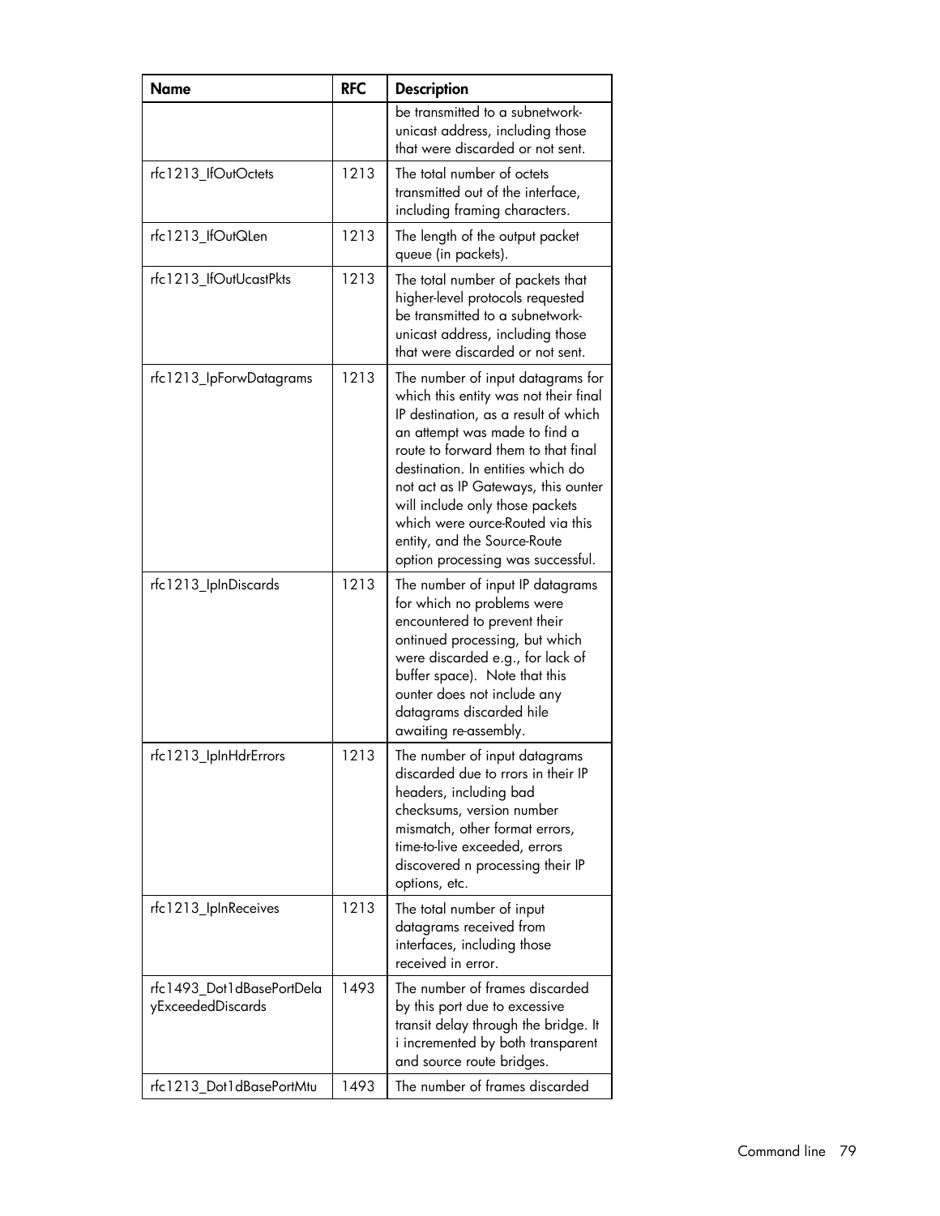| Name | RFC | Description |
|---|---|---|
| | | be transmitted to a subnetwork-unicast address, including those that were discarded or not sent. |
| rfc1213_IfOutOctets | 1213 | The total number of octets transmitted out of the interface, including framing characters. |
| rfc1213_IfOutQLen | 1213 | The length of the output packet queue (in packets). |
| rfc1213_IfOutUcastPkts | 1213 | The total number of packets that higher-level protocols requested be transmitted to a subnetwork-unicast address, including those that were discarded or not sent. |
| rfc1213_IpForwDatagrams | 1213 | The number of input datagrams for which this entity was not their final IP destination, as a result of which an attempt was made to find a route to forward them to that final destination. In entities which do not act as IP Gateways, this ounter will include only those packets which were ource-Routed via this entity, and the Source-Route option processing was successful. |
| rfc1213_IpInDiscards | 1213 | The number of input IP datagrams for which no problems were encountered to prevent their ontinued processing, but which were discarded e.g., for lack of buffer space). Note that this ounter does not include any datagrams discarded hile awaiting re-assembly. |
| rfc1213_IpInHdrErrors | 1213 | The number of input datagrams discarded due to rrors in their IP headers, including bad checksums, version number mismatch, other format errors, time-to-live exceeded, errors discovered n processing their IP options, etc. |
| rfc1213_IpInReceives | 1213 | The total number of input datagrams received from interfaces, including those received in error. |
| rfc1493_Dot1dBasePortDelayExceededDiscards | 1493 | The number of frames discarded by this port due to excessive transit delay through the bridge. It i incremented by both transparent and source route bridges. |
| rfc1213_Dot1dBasePortMtu | 1493 | The number of frames discarded |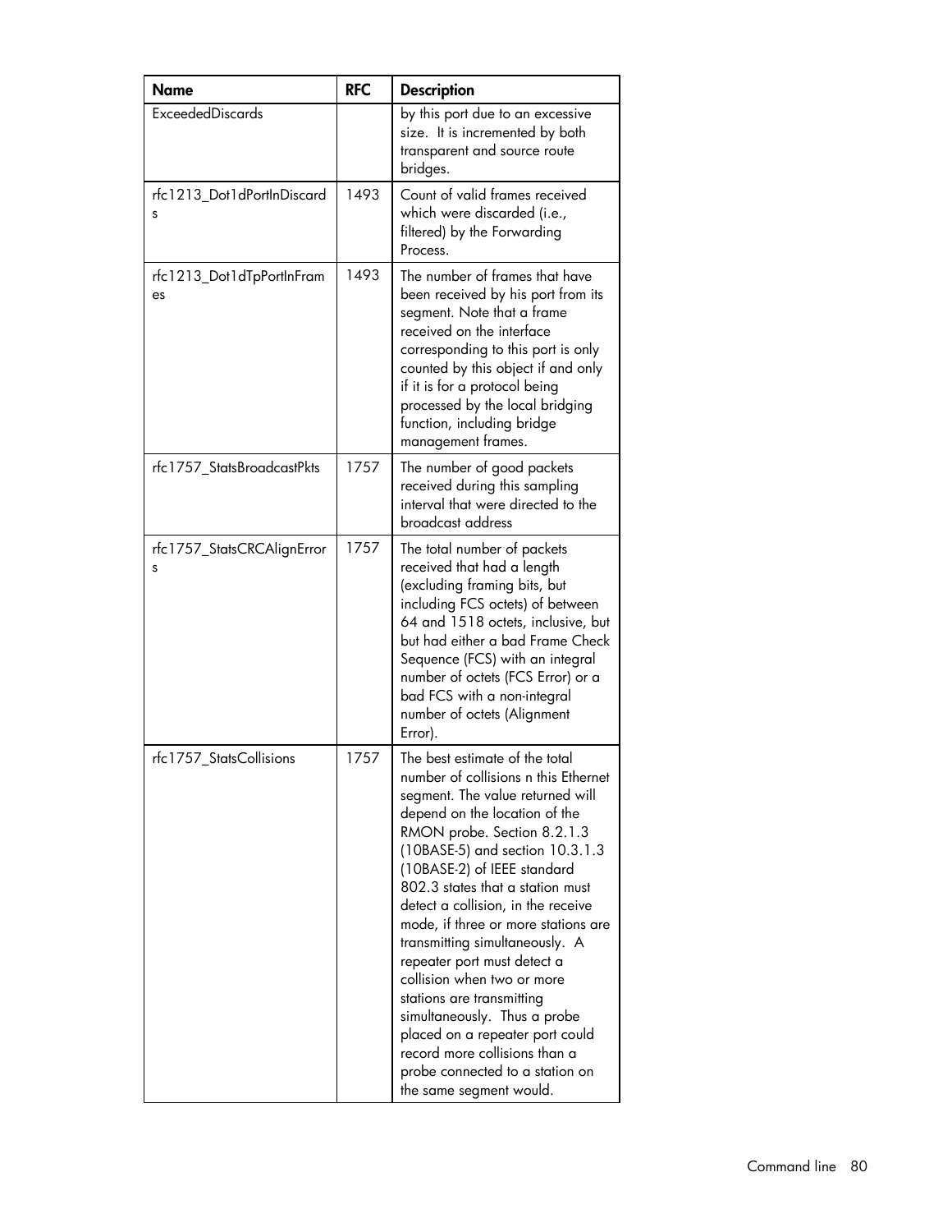| Name | RFC | Description |
|---|---|---|
| ExceededDiscards | | by this port due to an excessive size. It is incremented by both transparent and source route bridges. |
| rfc1213_Dot1dPortInDiscards | 1493 | Count of valid frames received which were discarded (i.e., filtered) by the Forwarding Process. |
| rfc1213_Dot1dTpPortInFrames | 1493 | The number of frames that have been received by his port from its segment. Note that a frame received on the interface corresponding to this port is only counted by this object if and only if it is for a protocol being processed by the local bridging function, including bridge management frames. |
| rfc1757_StatsBroadcastPkts | 1757 | The number of good packets received during this sampling interval that were directed to the broadcast address |
| rfc1757_StatsCRCAlignErrors | 1757 | The total number of packets received that had a length (excluding framing bits, but including FCS octets) of between 64 and 1518 octets, inclusive, but but had either a bad Frame Check Sequence (FCS) with an integral number of octets (FCS Error) or a bad FCS with a non-integral number of octets (Alignment Error). |
| rfc1757_StatsCollisions | 1757 | The best estimate of the total number of collisions n this Ethernet segment. The value returned will depend on the location of the RMON probe. Section 8.2.1.3 (10BASE-5) and section 10.3.1.3 (10BASE-2) of IEEE standard 802.3 states that a station must detect a collision, in the receive mode, if three or more stations are transmitting simultaneously. A repeater port must detect a collision when two or more stations are transmitting simultaneously. Thus a probe placed on a repeater port could record more collisions than a probe connected to a station on the same segment would. |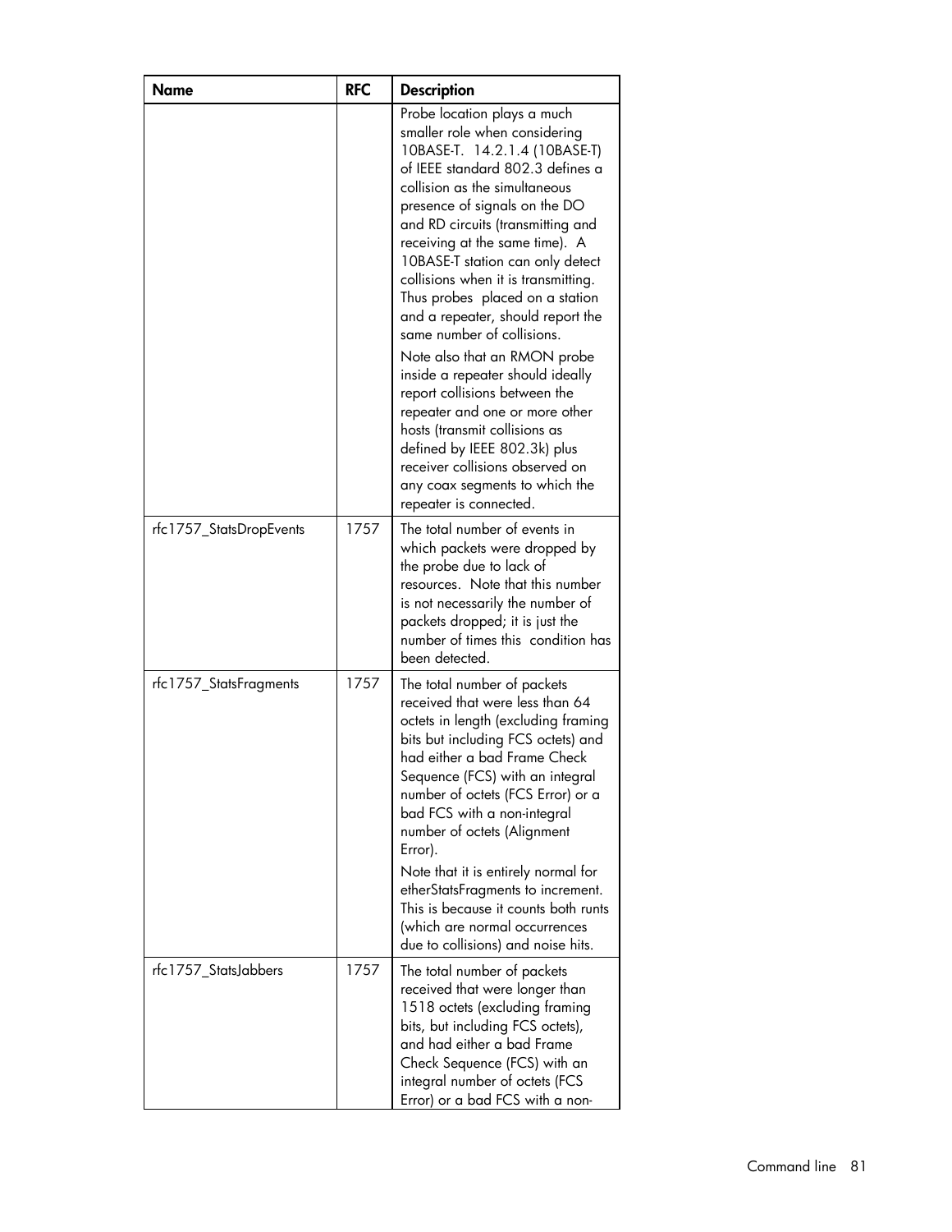| Name | RFC | Description |
| --- | --- | --- |
| | | Probe location plays a much smaller role when considering 10BASE-T. 14.2.1.4 (10BASE-T) of IEEE standard 802.3 defines a collision as the simultaneous presence of signals on the DO and RD circuits (transmitting and receiving at the same time). A 10BASE-T station can only detect collisions when it is transmitting. Thus probes placed on a station and a repeater, should report the same number of collisions.<br>Note also that an RMON probe inside a repeater should ideally report collisions between the repeater and one or more other hosts (transmit collisions as defined by IEEE 802.3k) plus receiver collisions observed on any coax segments to which the repeater is connected. |
| rfc1757_StatsDropEvents | 1757 | The total number of events in which packets were dropped by the probe due to lack of resources. Note that this number is not necessarily the number of packets dropped; it is just the number of times this condition has been detected. |
| rfc1757_StatsFragments | 1757 | The total number of packets received that were less than 64 octets in length (excluding framing bits but including FCS octets) and had either a bad Frame Check Sequence (FCS) with an integral number of octets (FCS Error) or a bad FCS with a non-integral number of octets (Alignment Error).<br>Note that it is entirely normal for etherStatsFragments to increment. This is because it counts both runts (which are normal occurrences due to collisions) and noise hits. |
| rfc1757_StatsJabbers | 1757 | The total number of packets received that were longer than 1518 octets (excluding framing bits, but including FCS octets), and had either a bad Frame Check Sequence (FCS) with an integral number of octets (FCS Error) or a bad FCS with a non- |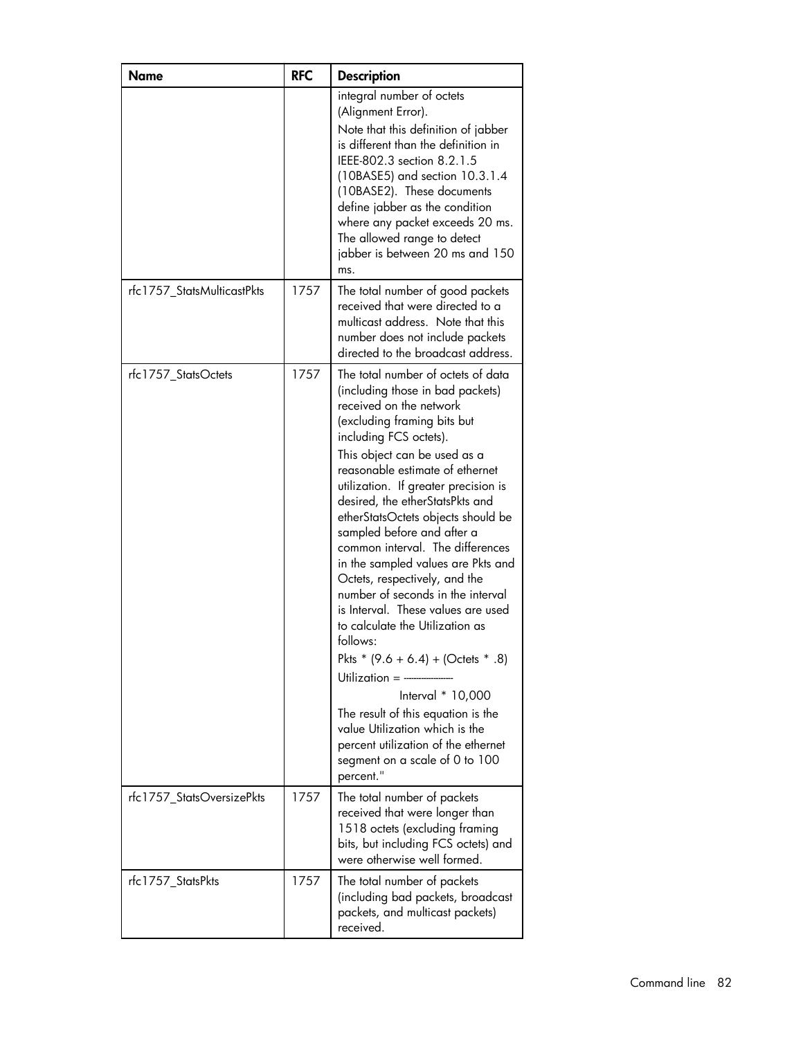| Name | RFC | Description |
|---|---|---|
| | | integral number of octets (Alignment Error).<br>Note that this definition of jabber is different than the definition in IEEE-802.3 section 8.2.1.5 (10BASE5) and section 10.3.1.4 (10BASE2). These documents define jabber as the condition where any packet exceeds 20 ms. The allowed range to detect jabber is between 20 ms and 150 ms. |
| rfc1757_StatsMulticastPkts | 1757 | The total number of good packets received that were directed to a multicast address. Note that this number does not include packets directed to the broadcast address. |
| rfc1757_StatsOctets | 1757 | The total number of octets of data (including those in bad packets) received on the network (excluding framing bits but including FCS octets).<br>This object can be used as a reasonable estimate of ethernet utilization. If greater precision is desired, the etherStatsPkts and etherStatsOctets objects should be sampled before and after a common interval. The differences in the sampled values are Pkts and Octets, respectively, and the number of seconds in the interval is Interval. These values are used to calculate the Utilization as follows:<br>Pkts * (9.6 + 6.4) + (Octets * .8)<br>Utilization = ------------------<br>Interval * 10,000<br>The result of this equation is the value Utilization which is the percent utilization of the ethernet segment on a scale of 0 to 100 percent." |
| rfc1757_StatsOversizePkts | 1757 | The total number of packets received that were longer than 1518 octets (excluding framing bits, but including FCS octets) and were otherwise well formed. |
| rfc1757_StatsPkts | 1757 | The total number of packets (including bad packets, broadcast packets, and multicast packets) received. |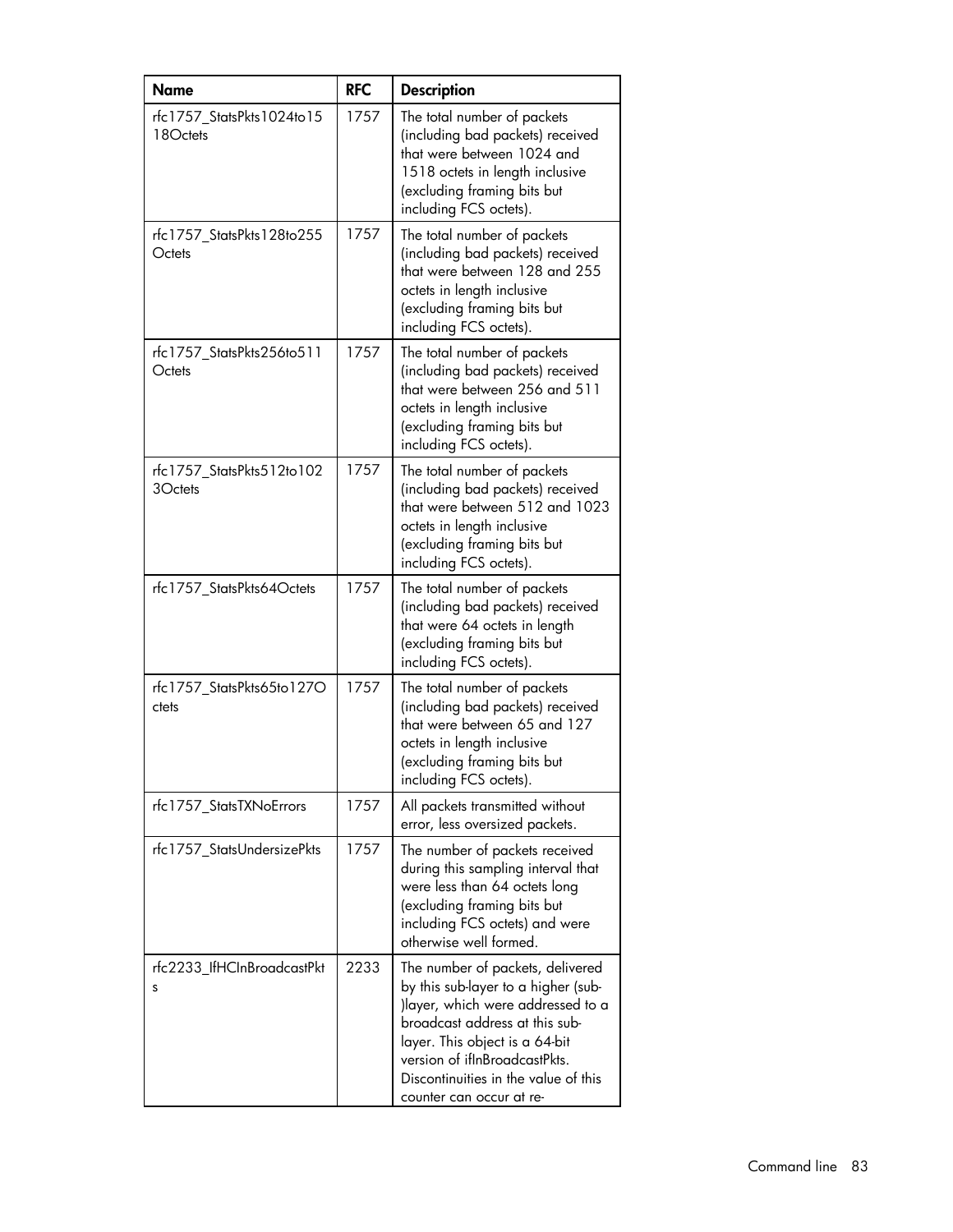| Name | RFC | Description |
| --- | --- | --- |
| rfc1757_StatsPkts1024to1518Octets | 1757 | The total number of packets (including bad packets) received that were between 1024 and 1518 octets in length inclusive (excluding framing bits but including FCS octets). |
| rfc1757_StatsPkts128to255Octets | 1757 | The total number of packets (including bad packets) received that were between 128 and 255 octets in length inclusive (excluding framing bits but including FCS octets). |
| rfc1757_StatsPkts256to511Octets | 1757 | The total number of packets (including bad packets) received that were between 256 and 511 octets in length inclusive (excluding framing bits but including FCS octets). |
| rfc1757_StatsPkts512to1023Octets | 1757 | The total number of packets (including bad packets) received that were between 512 and 1023 octets in length inclusive (excluding framing bits but including FCS octets). |
| rfc1757_StatsPkts64Octets | 1757 | The total number of packets (including bad packets) received that were 64 octets in length (excluding framing bits but including FCS octets). |
| rfc1757_StatsPkts65to127Octets | 1757 | The total number of packets (including bad packets) received that were between 65 and 127 octets in length inclusive (excluding framing bits but including FCS octets). |
| rfc1757_StatsTXNoErrors | 1757 | All packets transmitted without error, less oversized packets. |
| rfc1757_StatsUndersizePkts | 1757 | The number of packets received during this sampling interval that were less than 64 octets long (excluding framing bits but including FCS octets) and were otherwise well formed. |
| rfc2233_IfHCInBroadcastPkts | 2233 | The number of packets, delivered by this sub-layer to a higher (sub-)layer, which were addressed to a broadcast address at this sub-layer. This object is a 64-bit version of ifInBroadcastPkts. Discontinuities in the value of this counter can occur at re- |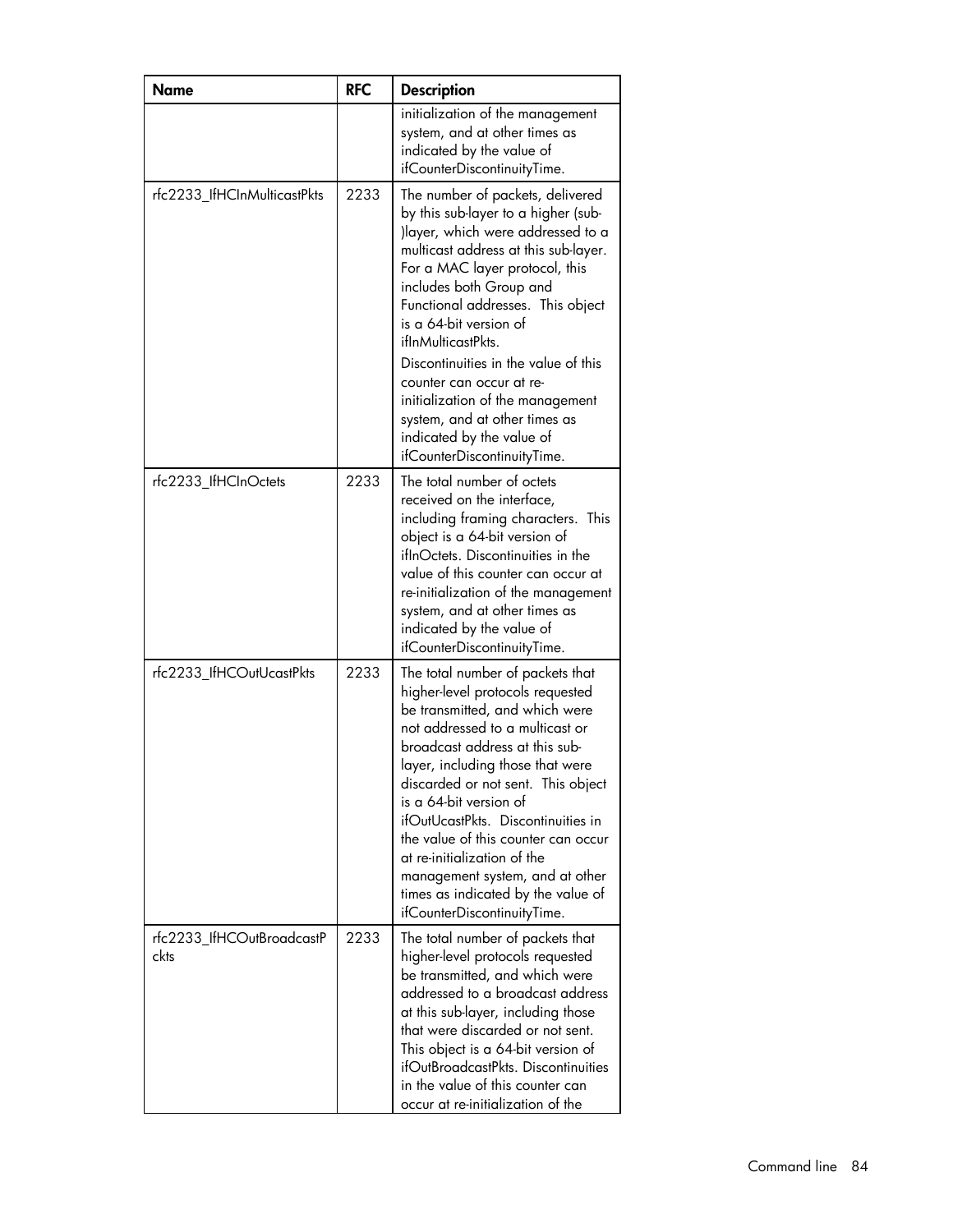| Name | RFC | Description |
|---|---|---|
| | | initialization of the management system, and at other times as indicated by the value of ifCounterDiscontinuityTime. |
| rfc2233_IfHCInMulticastPkts | 2233 | The number of packets, delivered by this sub-layer to a higher (sub-)layer, which were addressed to a multicast address at this sub-layer. For a MAC layer protocol, this includes both Group and Functional addresses. This object is a 64-bit version of ifInMulticastPkts.<br>Discontinuities in the value of this counter can occur at re-initialization of the management system, and at other times as indicated by the value of ifCounterDiscontinuityTime. |
| rfc2233_IfHCInOctets | 2233 | The total number of octets received on the interface, including framing characters. This object is a 64-bit version of ifInOctets. Discontinuities in the value of this counter can occur at re-initialization of the management system, and at other times as indicated by the value of ifCounterDiscontinuityTime. |
| rfc2233_IfHCOutUcastPkts | 2233 | The total number of packets that higher-level protocols requested be transmitted, and which were not addressed to a multicast or broadcast address at this sub-layer, including those that were discarded or not sent. This object is a 64-bit version of ifOutUcastPkts. Discontinuities in the value of this counter can occur at re-initialization of the management system, and at other times as indicated by the value of ifCounterDiscontinuityTime. |
| rfc2233_IfHCOutBroadcastPckts | 2233 | The total number of packets that higher-level protocols requested be transmitted, and which were addressed to a broadcast address at this sub-layer, including those that were discarded or not sent. This object is a 64-bit version of ifOutBroadcastPkts. Discontinuities in the value of this counter can occur at re-initialization of the |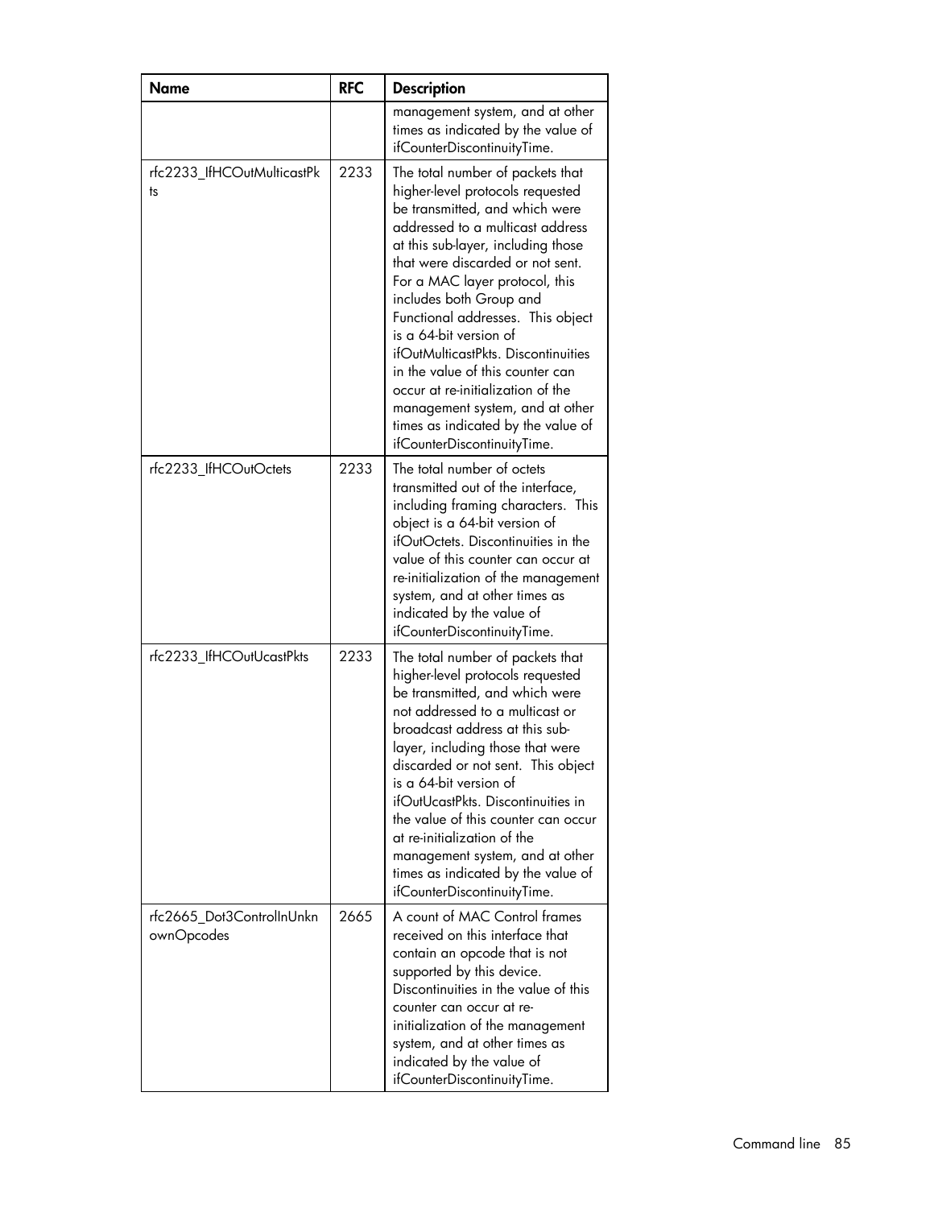| Name | RFC | Description |
|---|---|---|
| | | management system, and at other times as indicated by the value of ifCounterDiscontinuityTime. |
| rfc2233_IfHCOutMulticastPkts | 2233 | The total number of packets that higher-level protocols requested be transmitted, and which were addressed to a multicast address at this sub-layer, including those that were discarded or not sent. For a MAC layer protocol, this includes both Group and Functional addresses. This object is a 64-bit version of ifOutMulticastPkts. Discontinuities in the value of this counter can occur at re-initialization of the management system, and at other times as indicated by the value of ifCounterDiscontinuityTime. |
| rfc2233_IfHCOutOctets | 2233 | The total number of octets transmitted out of the interface, including framing characters. This object is a 64-bit version of ifOutOctets. Discontinuities in the value of this counter can occur at re-initialization of the management system, and at other times as indicated by the value of ifCounterDiscontinuityTime. |
| rfc2233_IfHCOutUcastPkts | 2233 | The total number of packets that higher-level protocols requested be transmitted, and which were not addressed to a multicast or broadcast address at this sub-layer, including those that were discarded or not sent. This object is a 64-bit version of ifOutUcastPkts. Discontinuities in the value of this counter can occur at re-initialization of the management system, and at other times as indicated by the value of ifCounterDiscontinuityTime. |
| rfc2665_Dot3ControlInUnknownOpcodes | 2665 | A count of MAC Control frames received on this interface that contain an opcode that is not supported by this device. Discontinuities in the value of this counter can occur at re-initialization of the management system, and at other times as indicated by the value of ifCounterDiscontinuityTime. |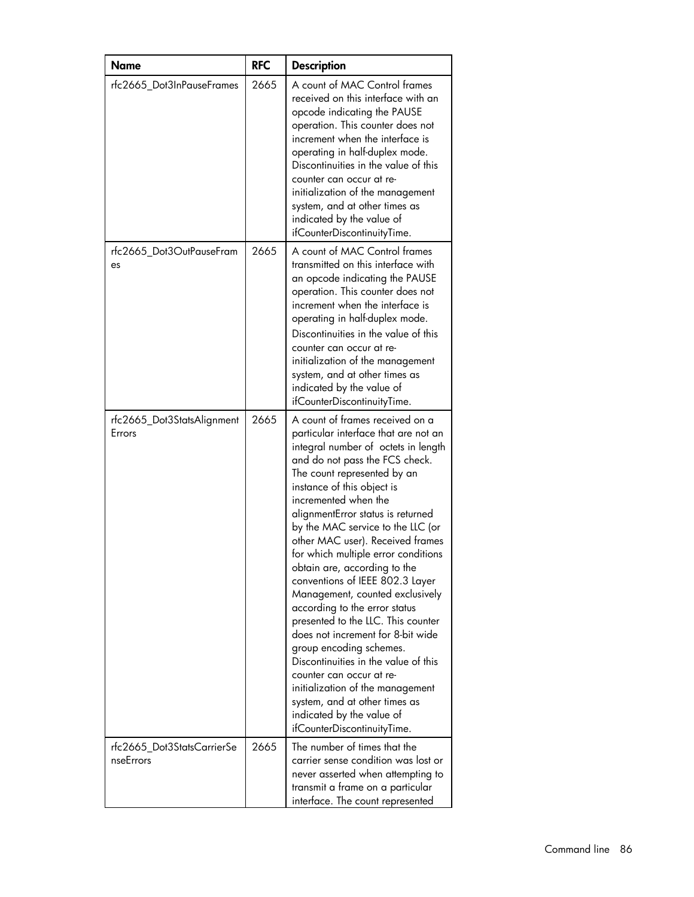| Name | RFC | Description |
|---|---|---|
| rfc2665_Dot3InPauseFrames | 2665 | A count of MAC Control frames received on this interface with an opcode indicating the PAUSE operation. This counter does not increment when the interface is operating in half-duplex mode. Discontinuities in the value of this counter can occur at re-initialization of the management system, and at other times as indicated by the value of ifCounterDiscontinuityTime. |
| rfc2665_Dot3OutPauseFrames | 2665 | A count of MAC Control frames transmitted on this interface with an opcode indicating the PAUSE operation. This counter does not increment when the interface is operating in half-duplex mode. Discontinuities in the value of this counter can occur at re-initialization of the management system, and at other times as indicated by the value of ifCounterDiscontinuityTime. |
| rfc2665_Dot3StatsAlignmentErrors | 2665 | A count of frames received on a particular interface that are not an integral number of octets in length and do not pass the FCS check. The count represented by an instance of this object is incremented when the alignmentError status is returned by the MAC service to the LLC (or other MAC user). Received frames for which multiple error conditions obtain are, according to the conventions of IEEE 802.3 Layer Management, counted exclusively according to the error status presented to the LLC. This counter does not increment for 8-bit wide group encoding schemes. Discontinuities in the value of this counter can occur at re-initialization of the management system, and at other times as indicated by the value of ifCounterDiscontinuityTime. |
| rfc2665_Dot3StatsCarrierSenseErrors | 2665 | The number of times that the carrier sense condition was lost or never asserted when attempting to transmit a frame on a particular interface. The count represented |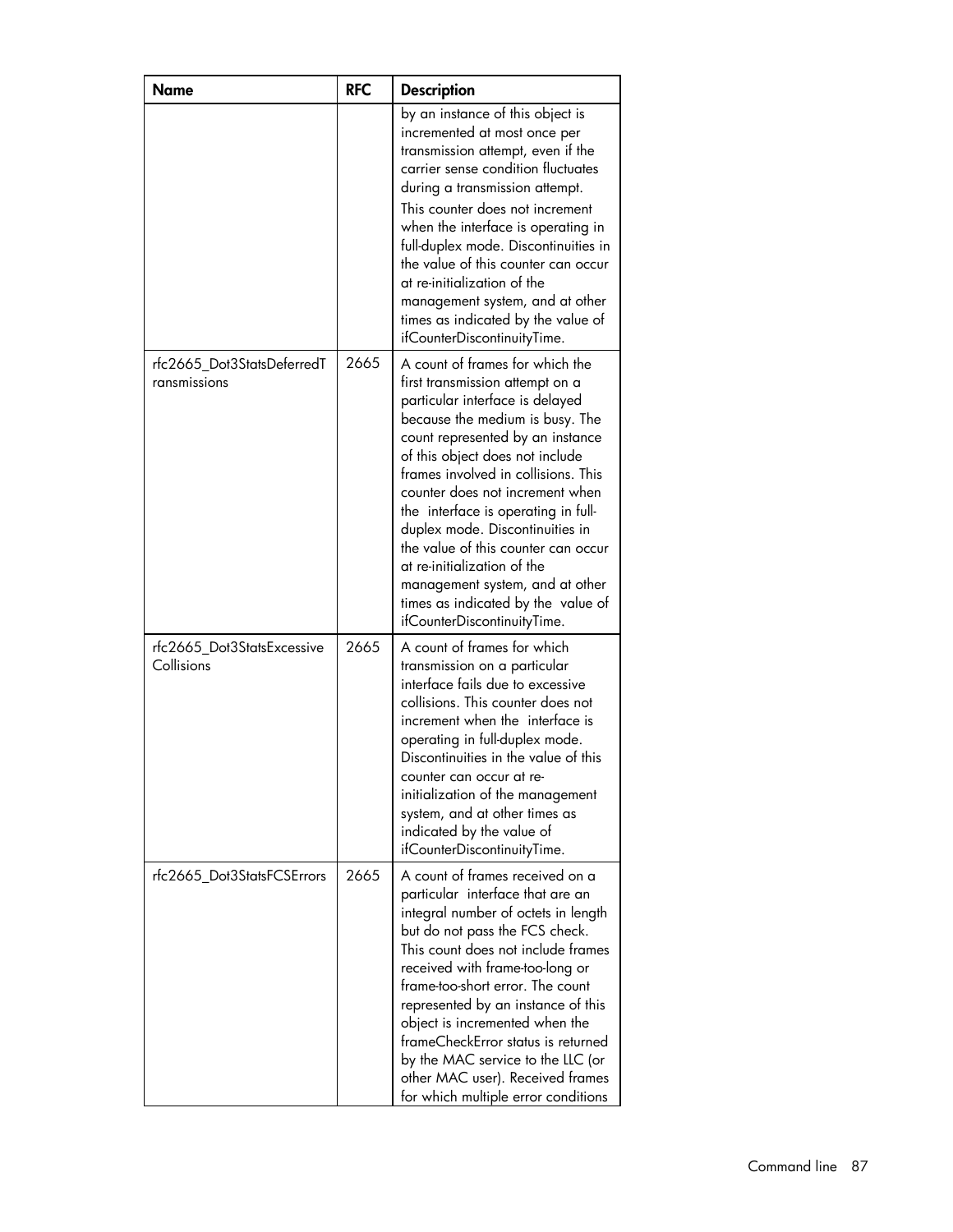| Name | RFC | Description |
|---|---|---|
| | | by an instance of this object is incremented at most once per transmission attempt, even if the carrier sense condition fluctuates during a transmission attempt. This counter does not increment when the interface is operating in full-duplex mode. Discontinuities in the value of this counter can occur at re-initialization of the management system, and at other times as indicated by the value of ifCounterDiscontinuityTime. |
| rfc2665_Dot3StatsDeferredTransmissions | 2665 | A count of frames for which the first transmission attempt on a particular interface is delayed because the medium is busy. The count represented by an instance of this object does not include frames involved in collisions. This counter does not increment when the interface is operating in full-duplex mode. Discontinuities in the value of this counter can occur at re-initialization of the management system, and at other times as indicated by the value of ifCounterDiscontinuityTime. |
| rfc2665_Dot3StatsExcessiveCollisions | 2665 | A count of frames for which transmission on a particular interface fails due to excessive collisions. This counter does not increment when the interface is operating in full-duplex mode. Discontinuities in the value of this counter can occur at re-initialization of the management system, and at other times as indicated by the value of ifCounterDiscontinuityTime. |
| rfc2665_Dot3StatsFCSErrors | 2665 | A count of frames received on a particular interface that are an integral number of octets in length but do not pass the FCS check. This count does not include frames received with frame-too-long or frame-too-short error. The count represented by an instance of this object is incremented when the frameCheckError status is returned by the MAC service to the LLC (or other MAC user). Received frames for which multiple error conditions |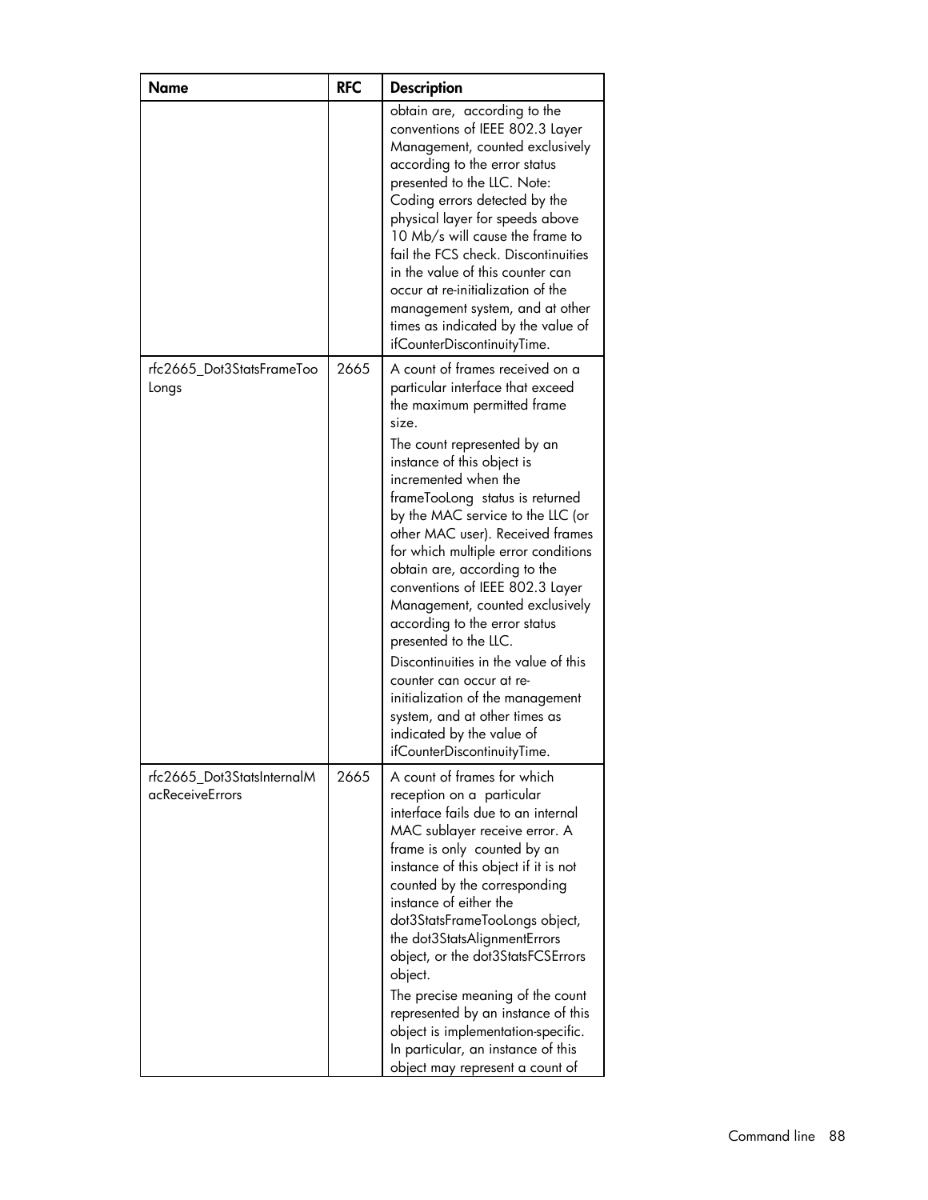| Name | RFC | Description |
| --- | --- | --- |
| | | obtain are, according to the conventions of IEEE 802.3 Layer Management, counted exclusively according to the error status presented to the LLC. Note: Coding errors detected by the physical layer for speeds above 10 Mb/s will cause the frame to fail the FCS check. Discontinuities in the value of this counter can occur at re-initialization of the management system, and at other times as indicated by the value of ifCounterDiscontinuityTime. |
| rfc2665_Dot3StatsFrameTooLongs | 2665 | A count of frames received on a particular interface that exceed the maximum permitted frame size.<br>The count represented by an instance of this object is incremented when the frameTooLong status is returned by the MAC service to the LLC (or other MAC user). Received frames for which multiple error conditions obtain are, according to the conventions of IEEE 802.3 Layer Management, counted exclusively according to the error status presented to the LLC.<br>Discontinuities in the value of this counter can occur at re-initialization of the management system, and at other times as indicated by the value of ifCounterDiscontinuityTime. |
| rfc2665_Dot3StatsInternalMacReceiveErrors | 2665 | A count of frames for which reception on a particular interface fails due to an internal MAC sublayer receive error. A frame is only counted by an instance of this object if it is not counted by the corresponding instance of either the dot3StatsFrameTooLongs object, the dot3StatsAlignmentErrors object, or the dot3StatsFCSErrors object.<br>The precise meaning of the count represented by an instance of this object is implementation-specific. In particular, an instance of this object may represent a count of |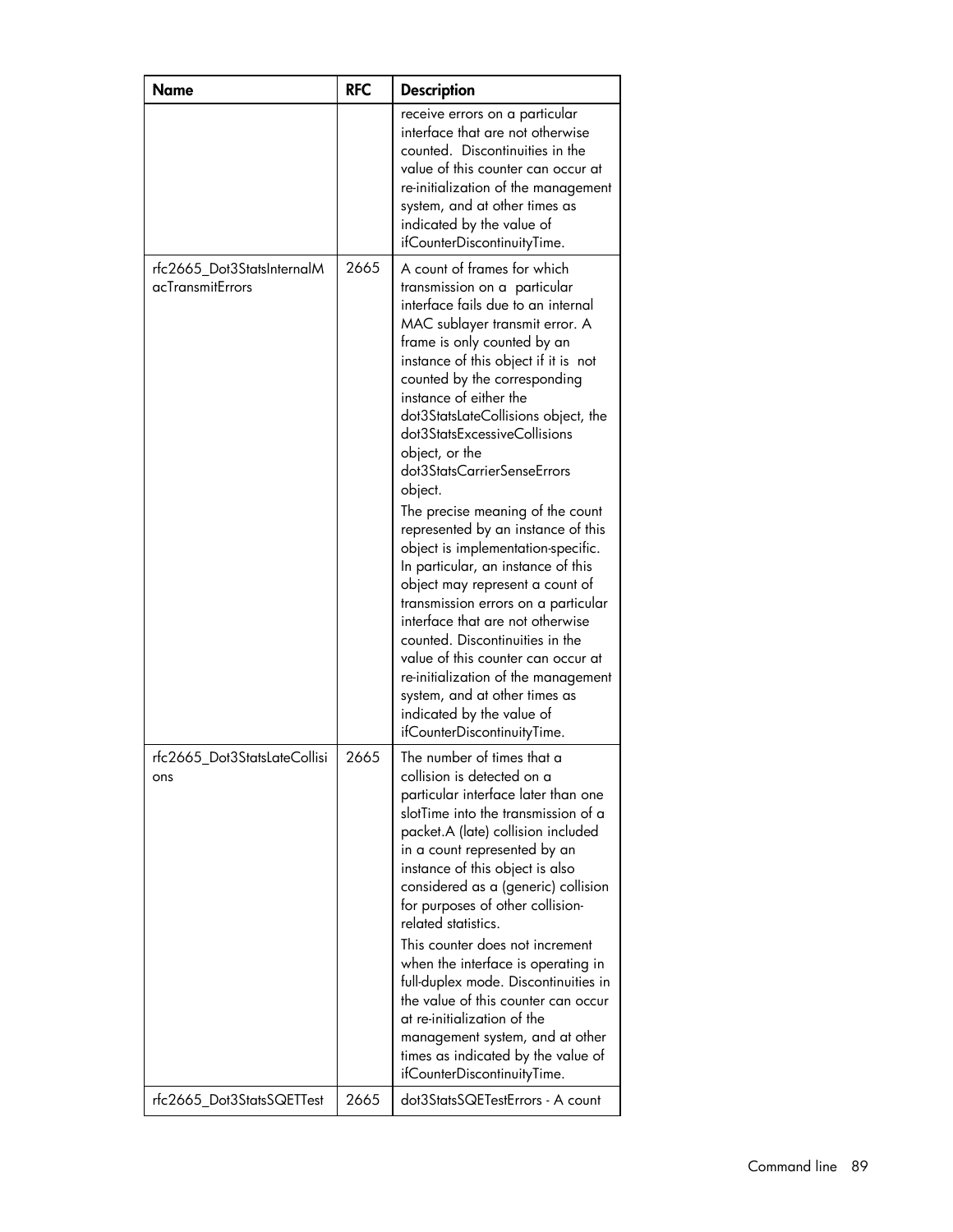| Name | RFC | Description |
| --- | --- | --- |
| | | receive errors on a particular interface that are not otherwise counted. Discontinuities in the value of this counter can occur at re-initialization of the management system, and at other times as indicated by the value of ifCounterDiscontinuityTime. |
| rfc2665_Dot3StatsInternalMacTransmitErrors | 2665 | A count of frames for which transmission on a particular interface fails due to an internal MAC sublayer transmit error. A frame is only counted by an instance of this object if it is not counted by the corresponding instance of either the dot3StatsLateCollisions object, the dot3StatsExcessiveCollisions object, or the dot3StatsCarrierSenseErrors object.<br>The precise meaning of the count represented by an instance of this object is implementation-specific. In particular, an instance of this object may represent a count of transmission errors on a particular interface that are not otherwise counted. Discontinuities in the value of this counter can occur at re-initialization of the management system, and at other times as indicated by the value of ifCounterDiscontinuityTime. |
| rfc2665_Dot3StatsLateCollisions | 2665 | The number of times that a collision is detected on a particular interface later than one slotTime into the transmission of a packet.A (late) collision included in a count represented by an instance of this object is also considered as a (generic) collision for purposes of other collision-related statistics.<br>This counter does not increment when the interface is operating in full-duplex mode. Discontinuities in the value of this counter can occur at re-initialization of the management system, and at other times as indicated by the value of ifCounterDiscontinuityTime. |
| rfc2665_Dot3StatsSQETTest | 2665 | dot3StatsSQETestErrors - A count |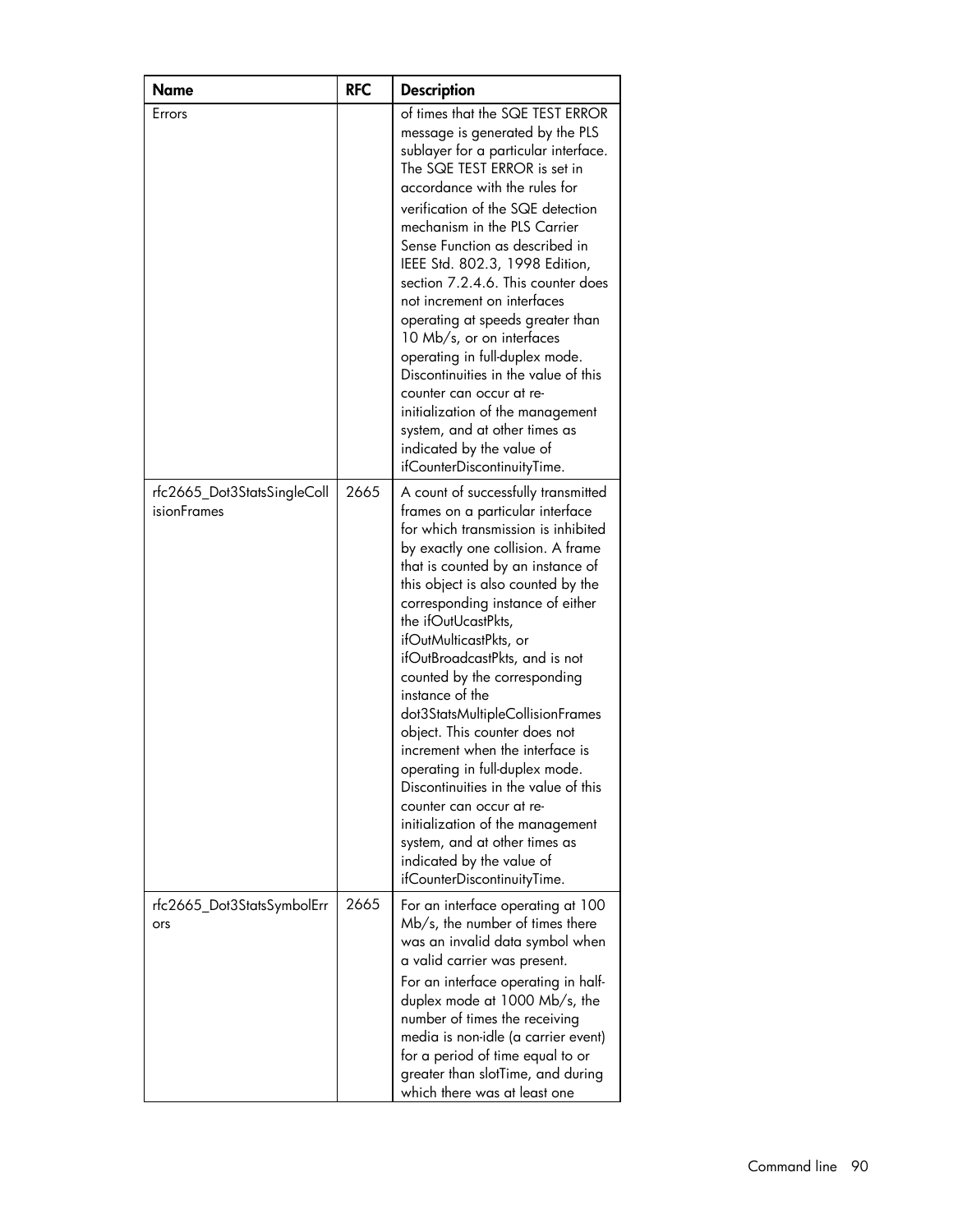| Name | RFC | Description |
|---|---|---|
| Errors | | of times that the SQE TEST ERROR message is generated by the PLS sublayer for a particular interface. The SQE TEST ERROR is set in accordance with the rules for verification of the SQE detection mechanism in the PLS Carrier Sense Function as described in IEEE Std. 802.3, 1998 Edition, section 7.2.4.6. This counter does not increment on interfaces operating at speeds greater than 10 Mb/s, or on interfaces operating in full-duplex mode. Discontinuities in the value of this counter can occur at re-initialization of the management system, and at other times as indicated by the value of ifCounterDiscontinuityTime. |
| rfc2665_Dot3StatsSingleCollisionFrames | 2665 | A count of successfully transmitted frames on a particular interface for which transmission is inhibited by exactly one collision. A frame that is counted by an instance of this object is also counted by the corresponding instance of either the ifOutUcastPkts, ifOutMulticastPkts, or ifOutBroadcastPkts, and is not counted by the corresponding instance of the dot3StatsMultipleCollisionFrames object. This counter does not increment when the interface is operating in full-duplex mode. Discontinuities in the value of this counter can occur at re-initialization of the management system, and at other times as indicated by the value of ifCounterDiscontinuityTime. |
| rfc2665_Dot3StatsSymbolErrors | 2665 | For an interface operating at 100 Mb/s, the number of times there was an invalid data symbol when a valid carrier was present.<br>For an interface operating in half-duplex mode at 1000 Mb/s, the number of times the receiving media is non-idle (a carrier event) for a period of time equal to or greater than slotTime, and during which there was at least one |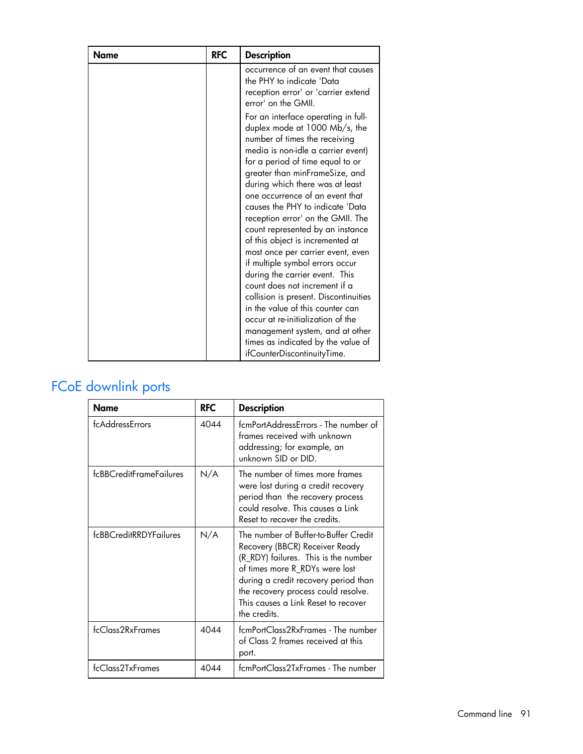| Name | RFC | Description |
|---|---|---|
| | | occurrence of an event that causes the PHY to indicate 'Data reception error' or 'carrier extend error' on the GMII.<br><br>For an interface operating in full-duplex mode at 1000 Mb/s, the number of times the receiving media is non-idle a carrier event) for a period of time equal to or greater than minFrameSize, and during which there was at least one occurrence of an event that causes the PHY to indicate 'Data reception error' on the GMII. The count represented by an instance of this object is incremented at most once per carrier event, even if multiple symbol errors occur during the carrier event. This count does not increment if a collision is present. Discontinuities in the value of this counter can occur at re-initialization of the management system, and at other times as indicated by the value of ifCounterDiscontinuityTime. |

## FCoE downlink ports

| Name | RFC | Description |
|---|---|---|
| fcAddressErrors | 4044 | fcmPortAddressErrors - The number of frames received with unknown addressing; for example, an unknown SID or DID. |
| fcBBCreditFrameFailures | N/A | The number of times more frames were lost during a credit recovery period than the recovery process could resolve. This causes a Link Reset to recover the credits. |
| fcBBCreditRRDYFailures | N/A | The number of Buffer-to-Buffer Credit Recovery (BBCR) Receiver Ready (R_RDY) failures. This is the number of times more R_RDYs were lost during a credit recovery period than the recovery process could resolve. This causes a Link Reset to recover the credits. |
| fcClass2RxFrames | 4044 | fcmPortClass2RxFrames - The number of Class 2 frames received at this port. |
| fcClass2TxFrames | 4044 | fcmPortClass2TxFrames - The number |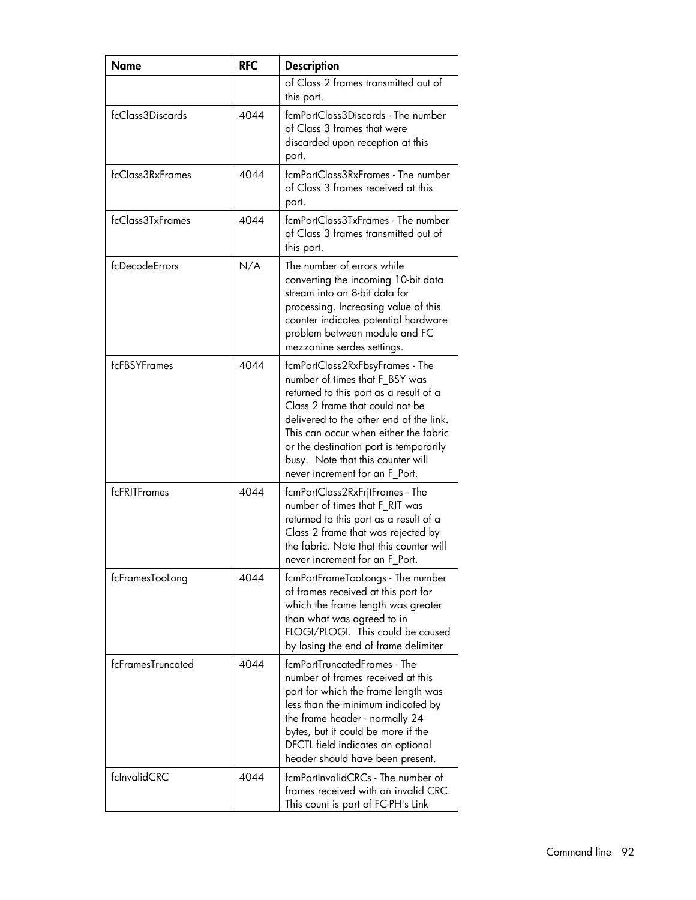| Name | RFC | Description |
|---|---|---|
| | | of Class 2 frames transmitted out of this port. |
| fcClass3Discards | 4044 | fcmPortClass3Discards - The number of Class 3 frames that were discarded upon reception at this port. |
| fcClass3RxFrames | 4044 | fcmPortClass3RxFrames - The number of Class 3 frames received at this port. |
| fcClass3TxFrames | 4044 | fcmPortClass3TxFrames - The number of Class 3 frames transmitted out of this port. |
| fcDecodeErrors | N/A | The number of errors while converting the incoming 10-bit data stream into an 8-bit data for processing. Increasing value of this counter indicates potential hardware problem between module and FC mezzanine serdes settings. |
| fcFBSYFrames | 4044 | fcmPortClass2RxFbsyFrames - The number of times that F_BSY was returned to this port as a result of a Class 2 frame that could not be delivered to the other end of the link. This can occur when either the fabric or the destination port is temporarily busy. Note that this counter will never increment for an F_Port. |
| fcFRJTFrames | 4044 | fcmPortClass2RxFrjtFrames - The number of times that F_RJT was returned to this port as a result of a Class 2 frame that was rejected by the fabric. Note that this counter will never increment for an F_Port. |
| fcFramesTooLong | 4044 | fcmPortFrameTooLongs - The number of frames received at this port for which the frame length was greater than what was agreed to in FLOGI/PLOGI. This could be caused by losing the end of frame delimiter |
| fcFramesTruncated | 4044 | fcmPortTruncatedFrames - The number of frames received at this port for which the frame length was less than the minimum indicated by the frame header - normally 24 bytes, but it could be more if the DFCTL field indicates an optional header should have been present. |
| fcInvalidCRC | 4044 | fcmPortInvalidCRCs - The number of frames received with an invalid CRC. This count is part of FC-PH's Link |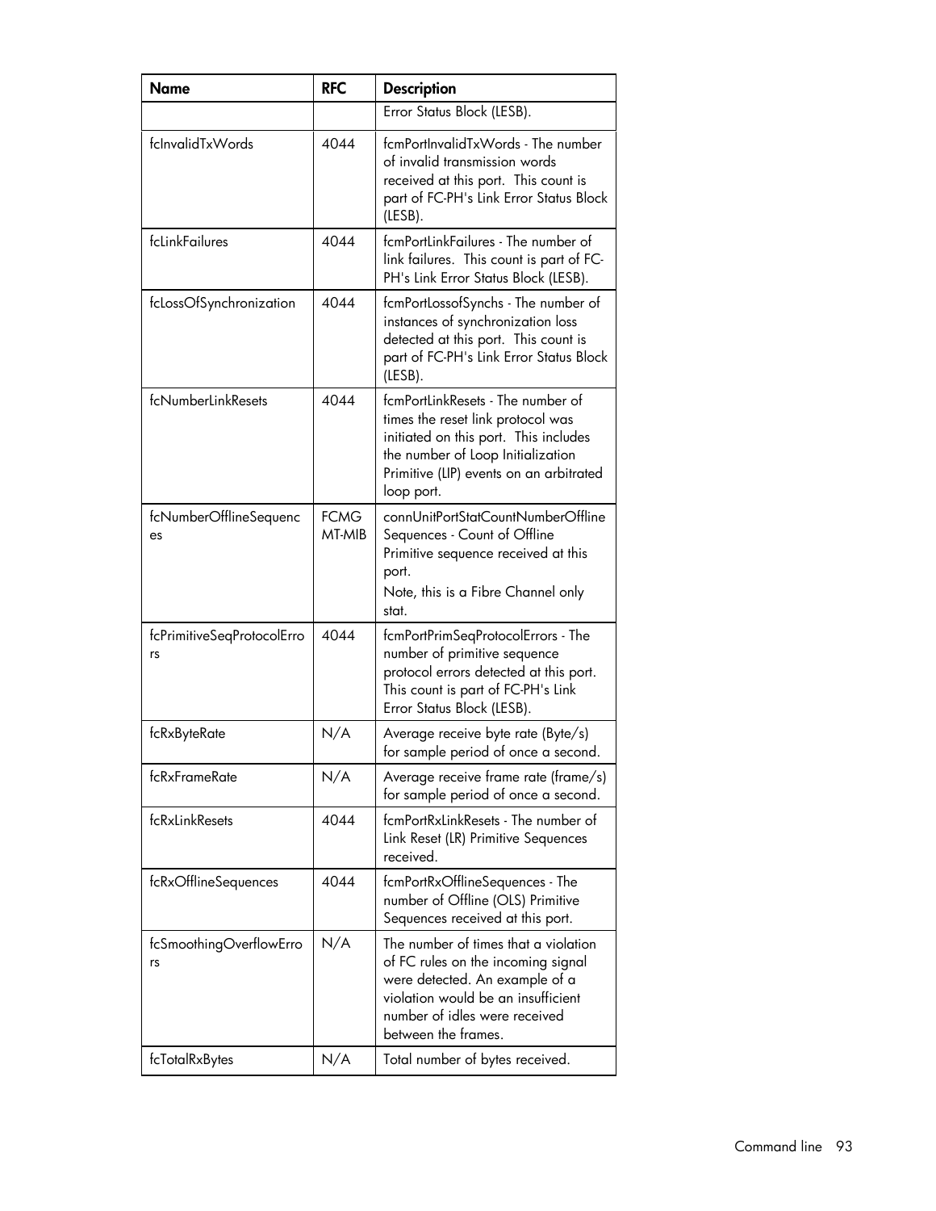| Name | RFC | Description |
|---|---|---|
| | | Error Status Block (LESB). |
| fcInvalidTxWords | 4044 | fcmPortInvalidTxWords - The number of invalid transmission words received at this port. This count is part of FC-PH's Link Error Status Block (LESB). |
| fcLinkFailures | 4044 | fcmPortLinkFailures - The number of link failures. This count is part of FC-PH's Link Error Status Block (LESB). |
| fcLossOfSynchronization | 4044 | fcmPortLossofSynchs - The number of instances of synchronization loss detected at this port. This count is part of FC-PH's Link Error Status Block (LESB). |
| fcNumberLinkResets | 4044 | fcmPortLinkResets - The number of times the reset link protocol was initiated on this port. This includes the number of Loop Initialization Primitive (LIP) events on an arbitrated loop port. |
| fcNumberOfflineSequences | FCMGMT-MIB | connUnitPortStatCountNumberOfflineSequences - Count of Offline Primitive sequence received at this port. Note, this is a Fibre Channel only stat. |
| fcPrimitiveSeqProtocolErrors | 4044 | fcmPortPrimSeqProtocolErrors - The number of primitive sequence protocol errors detected at this port. This count is part of FC-PH's Link Error Status Block (LESB). |
| fcRxByteRate | N/A | Average receive byte rate (Byte/s) for sample period of once a second. |
| fcRxFrameRate | N/A | Average receive frame rate (frame/s) for sample period of once a second. |
| fcRxLinkResets | 4044 | fcmPortRxLinkResets - The number of Link Reset (LR) Primitive Sequences received. |
| fcRxOfflineSequences | 4044 | fcmPortRxOfflineSequences - The number of Offline (OLS) Primitive Sequences received at this port. |
| fcSmoothingOverflowErrors | N/A | The number of times that a violation of FC rules on the incoming signal were detected. An example of a violation would be an insufficient number of idles were received between the frames. |
| fcTotalRxBytes | N/A | Total number of bytes received. |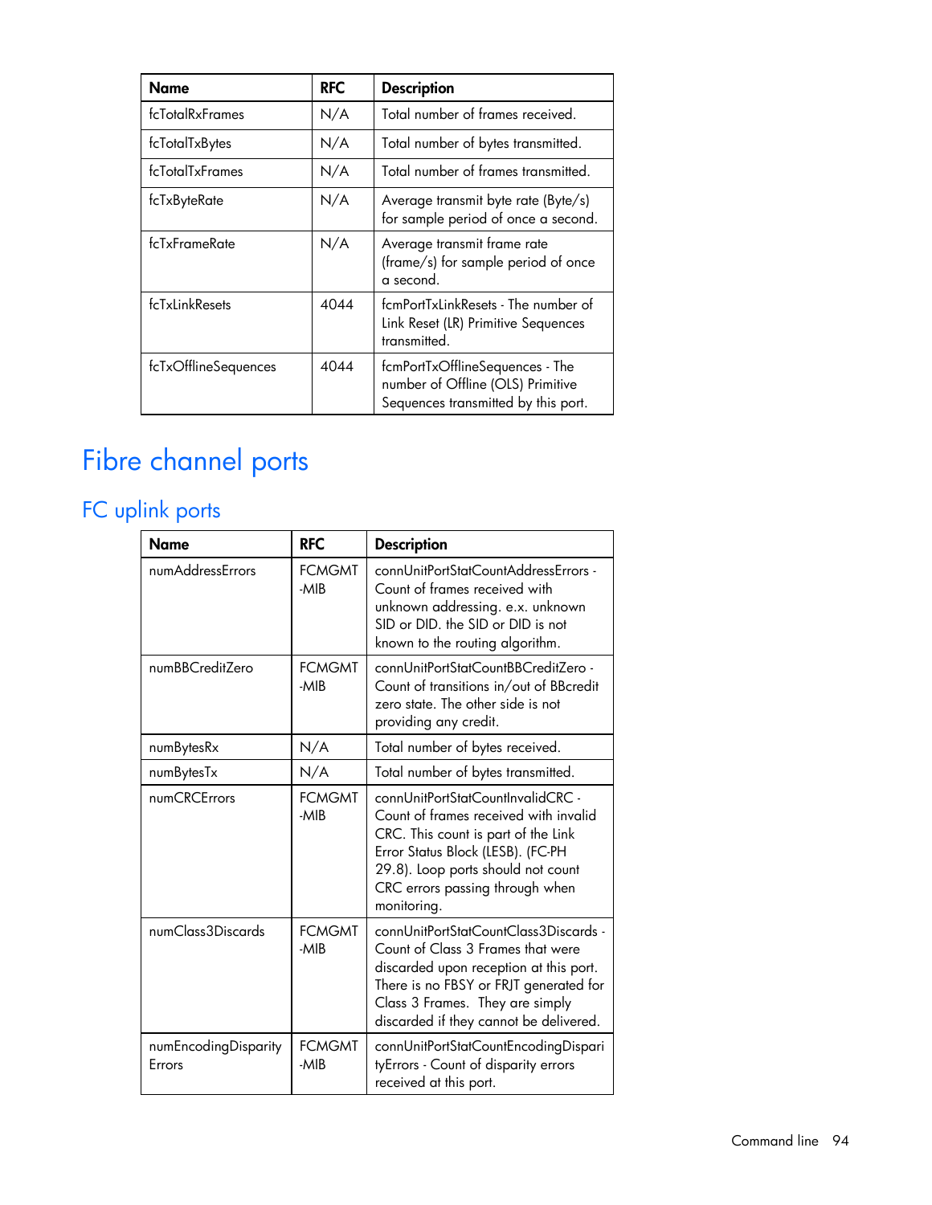| Name | RFC | Description |
| --- | --- | --- |
| fcTotalRxFrames | N/A | Total number of frames received. |
| fcTotalTxBytes | N/A | Total number of bytes transmitted. |
| fcTotalTxFrames | N/A | Total number of frames transmitted. |
| fcTxByteRate | N/A | Average transmit byte rate (Byte/s) for sample period of once a second. |
| fcTxFrameRate | N/A | Average transmit frame rate (frame/s) for sample period of once a second. |
| fcTxLinkResets | 4044 | fcmPortTxLinkResets - The number of Link Reset (LR) Primitive Sequences transmitted. |
| fcTxOfflineSequences | 4044 | fcmPortTxOfflineSequences - The number of Offline (OLS) Primitive Sequences transmitted by this port. |

# Fibre channel ports

## FC uplink ports

| Name | RFC | Description |
| --- | --- | --- |
| numAddressErrors | FCMGMT -MIB | connUnitPortStatCountAddressErrors - Count of frames received with unknown addressing. e.x. unknown SID or DID. the SID or DID is not known to the routing algorithm. |
| numBBCreditZero | FCMGMT -MIB | connUnitPortStatCountBBCreditZero - Count of transitions in/out of BBcredit zero state. The other side is not providing any credit. |
| numBytesRx | N/A | Total number of bytes received. |
| numBytesTx | N/A | Total number of bytes transmitted. |
| numCRCErrors | FCMGMT -MIB | connUnitPortStatCountInvalidCRC - Count of frames received with invalid CRC. This count is part of the Link Error Status Block (LESB). (FC-PH 29.8). Loop ports should not count CRC errors passing through when monitoring. |
| numClass3Discards | FCMGMT -MIB | connUnitPortStatCountClass3Discards - Count of Class 3 Frames that were discarded upon reception at this port. There is no FBSY or FRJT generated for Class 3 Frames. They are simply discarded if they cannot be delivered. |
| numEncodingDisparity Errors | FCMGMT -MIB | connUnitPortStatCountEncodingDisparityErrors - Count of disparity errors received at this port. |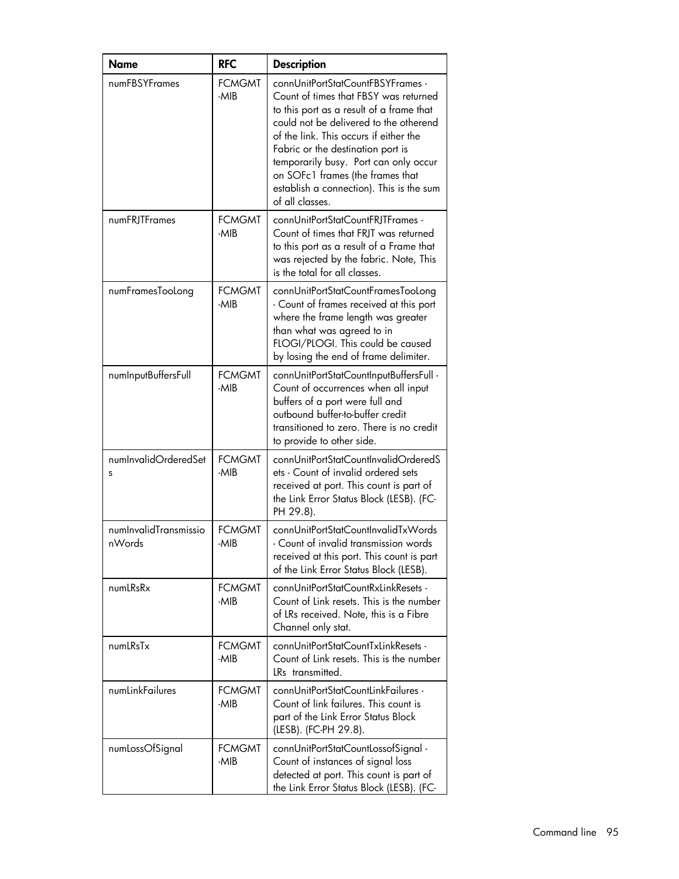| Name | RFC | Description |
|---|---|---|
| numFBSYFrames | FCMGMT-MIB | connUnitPortStatCountFBSYFrames - Count of times that FBSY was returned to this port as a result of a frame that could not be delivered to the otherend of the link. This occurs if either the Fabric or the destination port is temporarily busy. Port can only occur on SOFc1 frames (the frames that establish a connection). This is the sum of all classes. |
| numFRJTFrames | FCMGMT-MIB | connUnitPortStatCountFRJTFrames - Count of times that FRJT was returned to this port as a result of a Frame that was rejected by the fabric. Note, This is the total for all classes. |
| numFramesTooLong | FCMGMT-MIB | connUnitPortStatCountFramesTooLong - Count of frames received at this port where the frame length was greater than what was agreed to in FLOGI/PLOGI. This could be caused by losing the end of frame delimiter. |
| numInputBuffersFull | FCMGMT-MIB | connUnitPortStatCountInputBuffersFull - Count of occurrences when all input buffers of a port were full and outbound buffer-to-buffer credit transitioned to zero. There is no credit to provide to other side. |
| numInvalidOrderedSets | FCMGMT-MIB | connUnitPortStatCountInvalidOrderedSets - Count of invalid ordered sets received at port. This count is part of the Link Error Status Block (LESB). (FC-PH 29.8). |
| numInvalidTransmissionWords | FCMGMT-MIB | connUnitPortStatCountInvalidTxWords - Count of invalid transmission words received at this port. This count is part of the Link Error Status Block (LESB). |
| numLRsRx | FCMGMT-MIB | connUnitPortStatCountRxLinkResets - Count of Link resets. This is the number of LRs received. Note, this is a Fibre Channel only stat. |
| numLRsTx | FCMGMT-MIB | connUnitPortStatCountTxLinkResets - Count of Link resets. This is the number LRs transmitted. |
| numLinkFailures | FCMGMT-MIB | connUnitPortStatCountLinkFailures - Count of link failures. This count is part of the Link Error Status Block (LESB). (FC-PH 29.8). |
| numLossOfSignal | FCMGMT-MIB | connUnitPortStatCountLossofSignal - Count of instances of signal loss detected at port. This count is part of the Link Error Status Block (LESB). (FC- |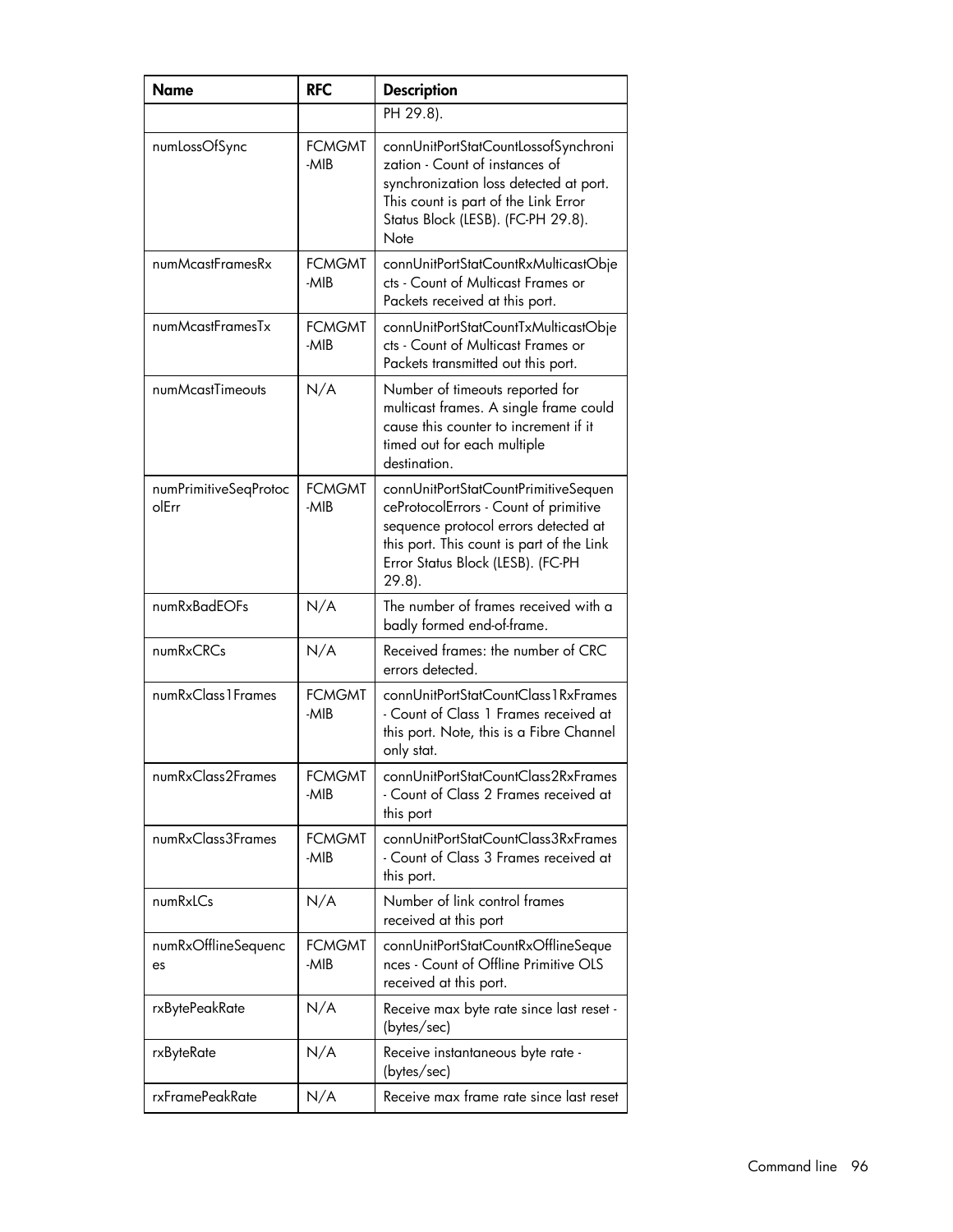| Name | RFC | Description |
| --- | --- | --- |
| | | PH 29.8). |
| numLossOfSync | FCMGMT-MIB | connUnitPortStatCountLossofSynchronization - Count of instances of synchronization loss detected at port. This count is part of the Link Error Status Block (LESB). (FC-PH 29.8). Note |
| numMcastFramesRx | FCMGMT-MIB | connUnitPortStatCountRxMulticastObjects - Count of Multicast Frames or Packets received at this port. |
| numMcastFramesTx | FCMGMT-MIB | connUnitPortStatCountTxMulticastObjects - Count of Multicast Frames or Packets transmitted out this port. |
| numMcastTimeouts | N/A | Number of timeouts reported for multicast frames. A single frame could cause this counter to increment if it timed out for each multiple destination. |
| numPrimitiveSeqProtocolErr | FCMGMT-MIB | connUnitPortStatCountPrimitiveSequenceProtocolErrors - Count of primitive sequence protocol errors detected at this port. This count is part of the Link Error Status Block (LESB). (FC-PH 29.8). |
| numRxBadEOFs | N/A | The number of frames received with a badly formed end-of-frame. |
| numRxCRCs | N/A | Received frames: the number of CRC errors detected. |
| numRxClass1Frames | FCMGMT-MIB | connUnitPortStatCountClass1RxFrames - Count of Class 1 Frames received at this port. Note, this is a Fibre Channel only stat. |
| numRxClass2Frames | FCMGMT-MIB | connUnitPortStatCountClass2RxFrames - Count of Class 2 Frames received at this port |
| numRxClass3Frames | FCMGMT-MIB | connUnitPortStatCountClass3RxFrames - Count of Class 3 Frames received at this port. |
| numRxLCs | N/A | Number of link control frames received at this port |
| numRxOfflineSequences | FCMGMT-MIB | connUnitPortStatCountRxOfflineSequences - Count of Offline Primitive OLS received at this port. |
| rxBytePeakRate | N/A | Receive max byte rate since last reset - (bytes/sec) |
| rxByteRate | N/A | Receive instantaneous byte rate - (bytes/sec) |
| rxFramePeakRate | N/A | Receive max frame rate since last reset |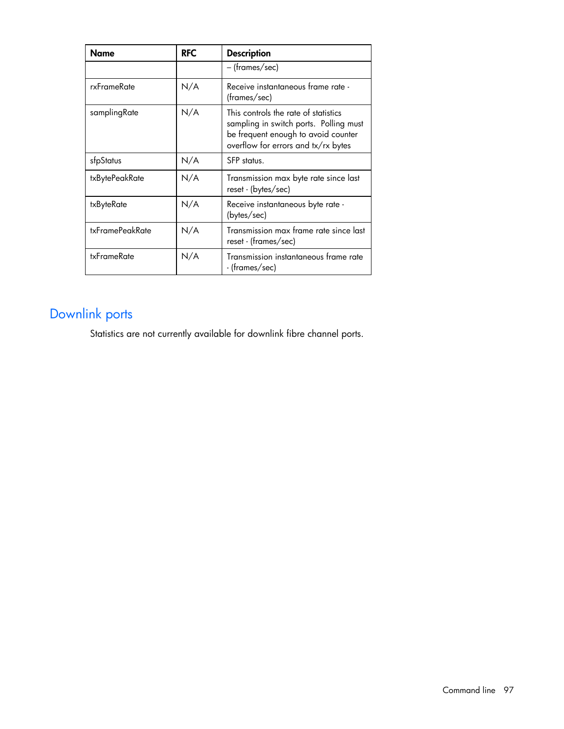| Name | RFC | Description |
|---|---|---|
| | | – (frames/sec) |
| rxFrameRate | N/A | Receive instantaneous frame rate - (frames/sec) |
| samplingRate | N/A | This controls the rate of statistics sampling in switch ports. Polling must be frequent enough to avoid counter overflow for errors and tx/rx bytes |
| sfpStatus | N/A | SFP status. |
| txBytePeakRate | N/A | Transmission max byte rate since last reset - (bytes/sec) |
| txByteRate | N/A | Receive instantaneous byte rate - (bytes/sec) |
| txFramePeakRate | N/A | Transmission max frame rate since last reset - (frames/sec) |
| txFrameRate | N/A | Transmission instantaneous frame rate - (frames/sec) |

## Downlink ports

Statistics are not currently available for downlink fibre channel ports.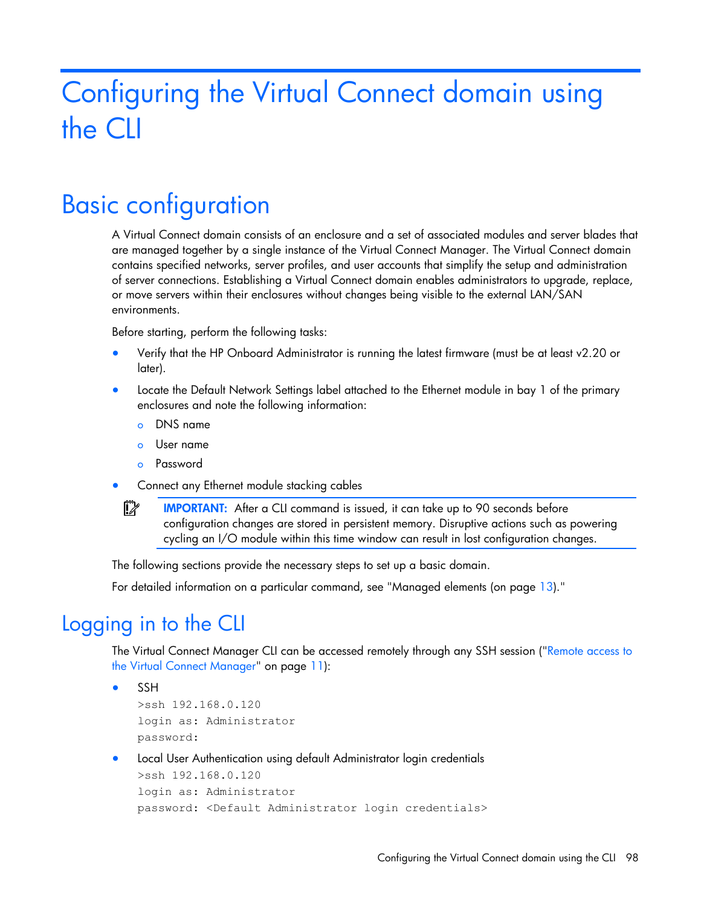# Configuring the Virtual Connect domain using the CLI

## Basic configuration

A Virtual Connect domain consists of an enclosure and a set of associated modules and server blades that are managed together by a single instance of the Virtual Connect Manager. The Virtual Connect domain contains specified networks, server profiles, and user accounts that simplify the setup and administration of server connections. Establishing a Virtual Connect domain enables administrators to upgrade, replace, or move servers within their enclosures without changes being visible to the external LAN/SAN environments.

Before starting, perform the following tasks:

- Verify that the HP Onboard Administrator is running the latest firmware (must be at least v2.20 or later).
- Locate the Default Network Settings label attached to the Ethernet module in bay 1 of the primary enclosures and note the following information:
  - DNS name
  - User name
  - Password
- Connect any Ethernet module stacking cables

> **IMPORTANT:** After a CLI command is issued, it can take up to 90 seconds before configuration changes are stored in persistent memory. Disruptive actions such as powering cycling an I/O module within this time window can result in lost configuration changes.

The following sections provide the necessary steps to set up a basic domain.

For detailed information on a particular command, see "Managed elements (on page 13)."

## Logging in to the CLI

The Virtual Connect Manager CLI can be accessed remotely through any SSH session ("Remote access to the Virtual Connect Manager" on page 11):

- SSH

```
>ssh 192.168.0.120
login as: Administrator
password:
```

- Local User Authentication using default Administrator login credentials

```
>ssh 192.168.0.120
login as: Administrator
password: <Default Administrator login credentials>
```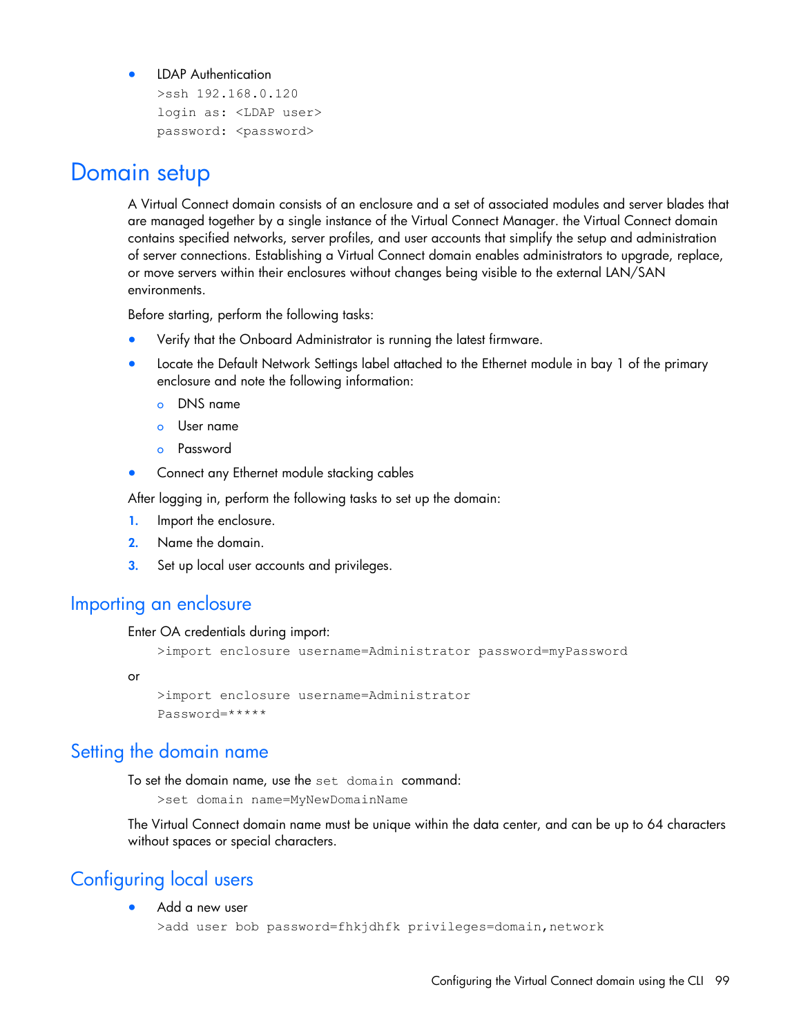- LDAP Authentication

```
>ssh 192.168.0.120
login as: <LDAP user>
password: <password>
```

# Domain setup

A Virtual Connect domain consists of an enclosure and a set of associated modules and server blades that are managed together by a single instance of the Virtual Connect Manager. the Virtual Connect domain contains specified networks, server profiles, and user accounts that simplify the setup and administration of server connections. Establishing a Virtual Connect domain enables administrators to upgrade, replace, or move servers within their enclosures without changes being visible to the external LAN/SAN environments.

Before starting, perform the following tasks:

- Verify that the Onboard Administrator is running the latest firmware.
- Locate the Default Network Settings label attached to the Ethernet module in bay 1 of the primary enclosure and note the following information:
  - DNS name
  - User name
  - Password
- Connect any Ethernet module stacking cables

After logging in, perform the following tasks to set up the domain:

1. Import the enclosure.
2. Name the domain.
3. Set up local user accounts and privileges.

## Importing an enclosure

Enter OA credentials during import:

```
>import enclosure username=Administrator password=myPassword
```

or

```
>import enclosure username=Administrator
Password=*****
```

## Setting the domain name

To set the domain name, use the `set domain` command:

```
>set domain name=MyNewDomainName
```

The Virtual Connect domain name must be unique within the data center, and can be up to 64 characters without spaces or special characters.

## Configuring local users

- Add a new user

```
>add user bob password=fhkjdhfk privileges=domain,network
```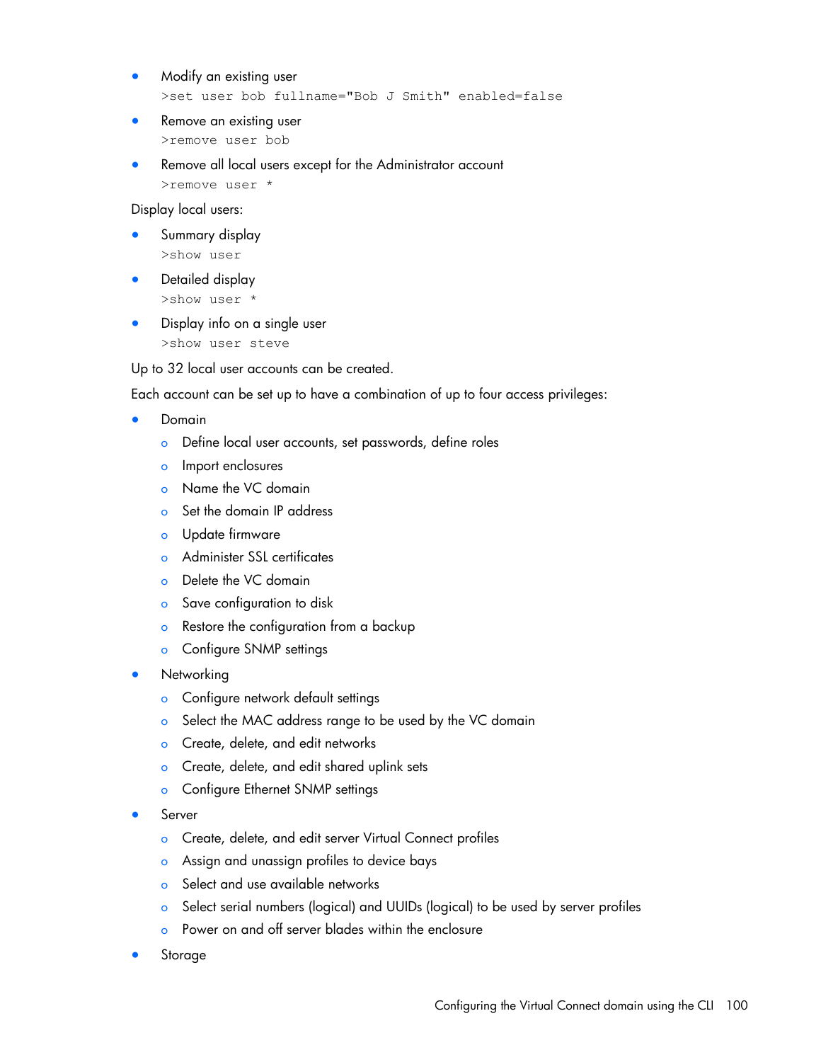- Modify an existing user

  ```
  >set user bob fullname="Bob J Smith" enabled=false
  ```

- Remove an existing user

  ```
  >remove user bob
  ```

- Remove all local users except for the Administrator account

  ```
  >remove user *
  ```

Display local users:

- Summary display

  ```
  >show user
  ```

- Detailed display

  ```
  >show user *
  ```

- Display info on a single user

  ```
  >show user steve
  ```

Up to 32 local user accounts can be created.

Each account can be set up to have a combination of up to four access privileges:

- Domain
  - Define local user accounts, set passwords, define roles
  - Import enclosures
  - Name the VC domain
  - Set the domain IP address
  - Update firmware
  - Administer SSL certificates
  - Delete the VC domain
  - Save configuration to disk
  - Restore the configuration from a backup
  - Configure SNMP settings
- Networking
  - Configure network default settings
  - Select the MAC address range to be used by the VC domain
  - Create, delete, and edit networks
  - Create, delete, and edit shared uplink sets
  - Configure Ethernet SNMP settings
- Server
  - Create, delete, and edit server Virtual Connect profiles
  - Assign and unassign profiles to device bays
  - Select and use available networks
  - Select serial numbers (logical) and UUIDs (logical) to be used by server profiles
  - Power on and off server blades within the enclosure
- Storage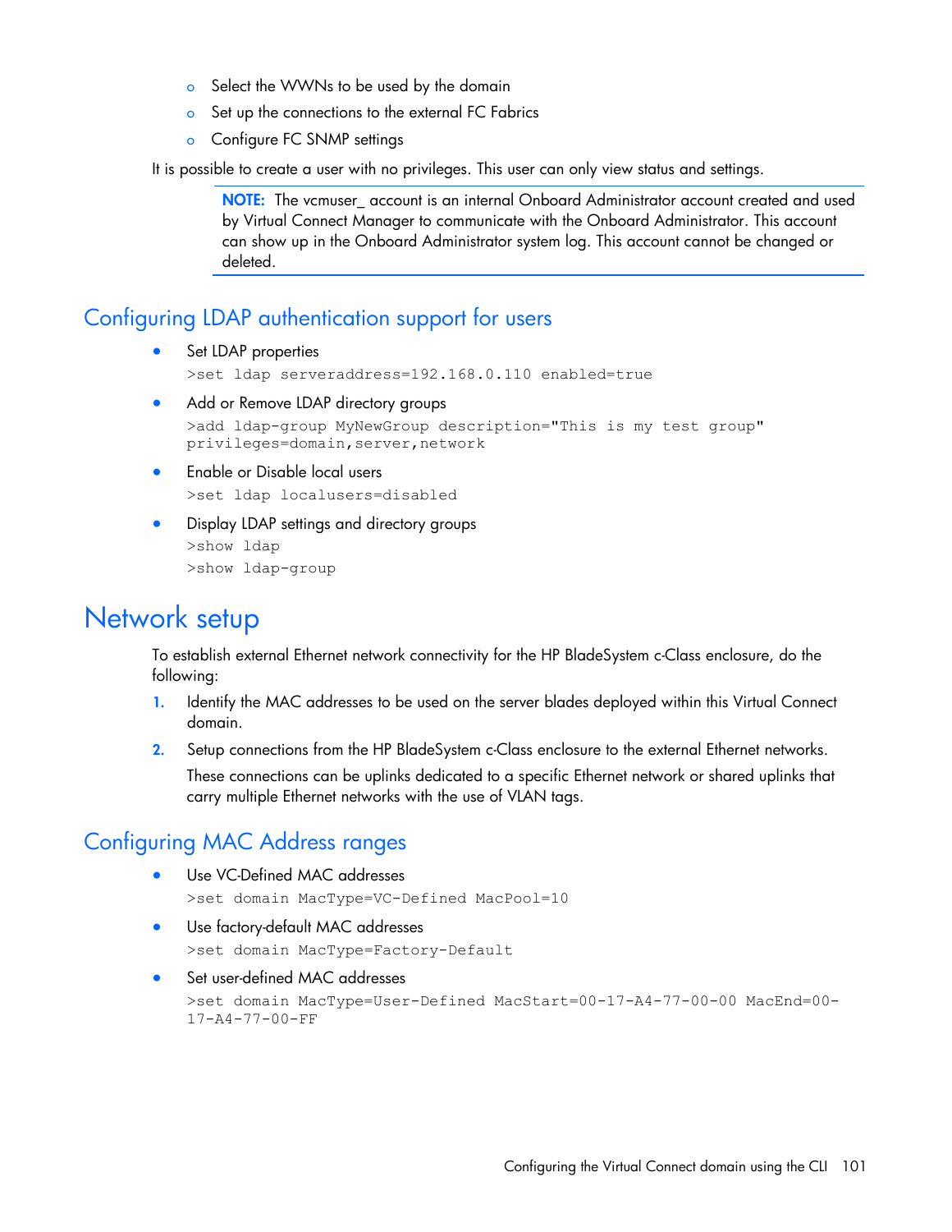- Select the WWNs to be used by the domain
- Set up the connections to the external FC Fabrics
- Configure FC SNMP settings

It is possible to create a user with no privileges. This user can only view status and settings.

> **NOTE:** The vcmuser_ account is an internal Onboard Administrator account created and used by Virtual Connect Manager to communicate with the Onboard Administrator. This account can show up in the Onboard Administrator system log. This account cannot be changed or deleted.

## Configuring LDAP authentication support for users

- Set LDAP properties

```
>set ldap serveraddress=192.168.0.110 enabled=true
```

- Add or Remove LDAP directory groups

```
>add ldap-group MyNewGroup description="This is my test group"
privileges=domain,server,network
```

- Enable or Disable local users

```
>set ldap localusers=disabled
```

- Display LDAP settings and directory groups

```
>show ldap
>show ldap-group
```

# Network setup

To establish external Ethernet network connectivity for the HP BladeSystem c-Class enclosure, do the following:

1. Identify the MAC addresses to be used on the server blades deployed within this Virtual Connect domain.
2. Setup connections from the HP BladeSystem c-Class enclosure to the external Ethernet networks.

   These connections can be uplinks dedicated to a specific Ethernet network or shared uplinks that carry multiple Ethernet networks with the use of VLAN tags.

## Configuring MAC Address ranges

- Use VC-Defined MAC addresses

```
>set domain MacType=VC-Defined MacPool=10
```

- Use factory-default MAC addresses

```
>set domain MacType=Factory-Default
```

- Set user-defined MAC addresses

```
>set domain MacType=User-Defined MacStart=00-17-A4-77-00-00 MacEnd=00-
17-A4-77-00-FF
```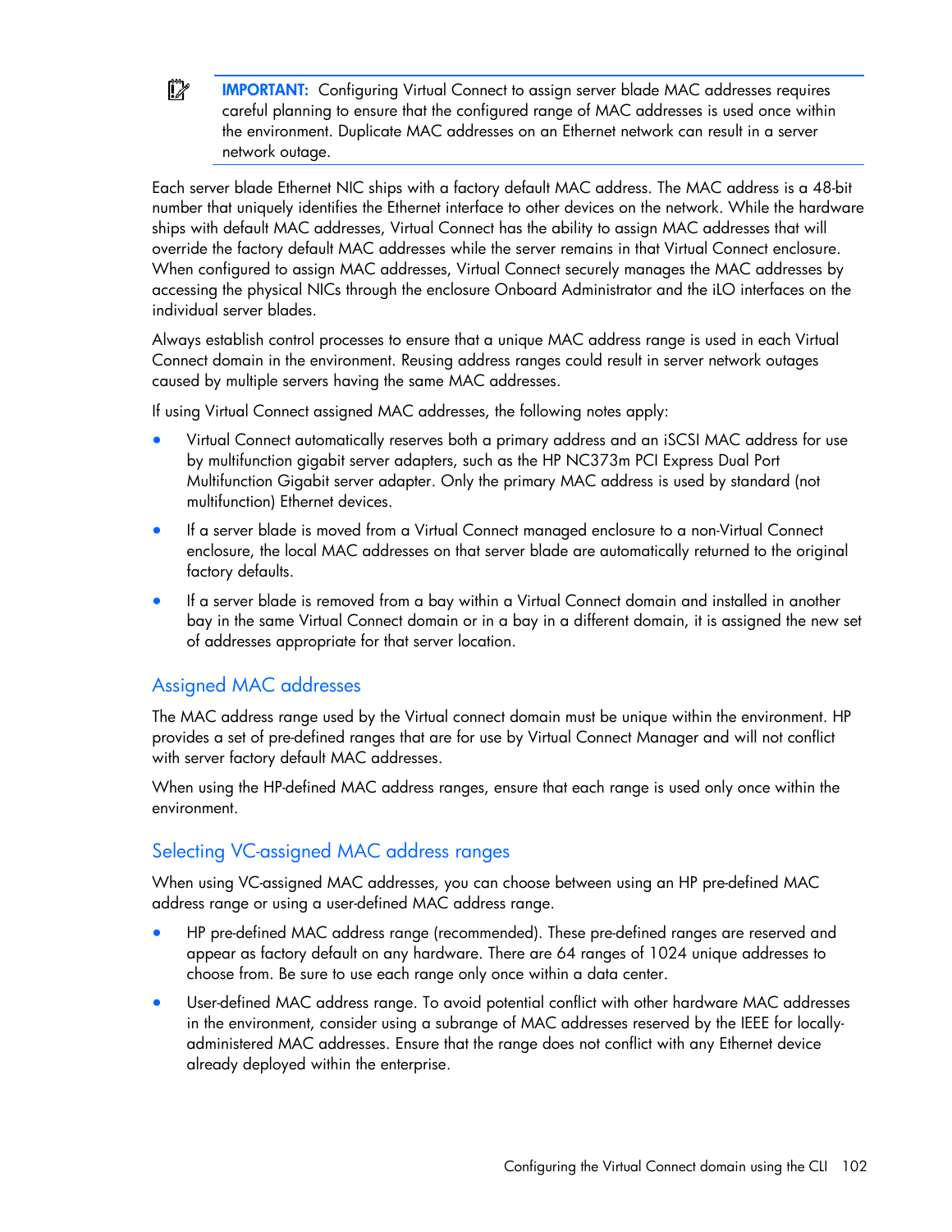**IMPORTANT:** Configuring Virtual Connect to assign server blade MAC addresses requires careful planning to ensure that the configured range of MAC addresses is used once within the environment. Duplicate MAC addresses on an Ethernet network can result in a server network outage.

Each server blade Ethernet NIC ships with a factory default MAC address. The MAC address is a 48-bit number that uniquely identifies the Ethernet interface to other devices on the network. While the hardware ships with default MAC addresses, Virtual Connect has the ability to assign MAC addresses that will override the factory default MAC addresses while the server remains in that Virtual Connect enclosure. When configured to assign MAC addresses, Virtual Connect securely manages the MAC addresses by accessing the physical NICs through the enclosure Onboard Administrator and the iLO interfaces on the individual server blades.

Always establish control processes to ensure that a unique MAC address range is used in each Virtual Connect domain in the environment. Reusing address ranges could result in server network outages caused by multiple servers having the same MAC addresses.

If using Virtual Connect assigned MAC addresses, the following notes apply:

- Virtual Connect automatically reserves both a primary address and an iSCSI MAC address for use by multifunction gigabit server adapters, such as the HP NC373m PCI Express Dual Port Multifunction Gigabit server adapter. Only the primary MAC address is used by standard (not multifunction) Ethernet devices.
- If a server blade is moved from a Virtual Connect managed enclosure to a non-Virtual Connect enclosure, the local MAC addresses on that server blade are automatically returned to the original factory defaults.
- If a server blade is removed from a bay within a Virtual Connect domain and installed in another bay in the same Virtual Connect domain or in a bay in a different domain, it is assigned the new set of addresses appropriate for that server location.

## Assigned MAC addresses

The MAC address range used by the Virtual connect domain must be unique within the environment. HP provides a set of pre-defined ranges that are for use by Virtual Connect Manager and will not conflict with server factory default MAC addresses.

When using the HP-defined MAC address ranges, ensure that each range is used only once within the environment.

## Selecting VC-assigned MAC address ranges

When using VC-assigned MAC addresses, you can choose between using an HP pre-defined MAC address range or using a user-defined MAC address range.

- HP pre-defined MAC address range (recommended). These pre-defined ranges are reserved and appear as factory default on any hardware. There are 64 ranges of 1024 unique addresses to choose from. Be sure to use each range only once within a data center.
- User-defined MAC address range. To avoid potential conflict with other hardware MAC addresses in the environment, consider using a subrange of MAC addresses reserved by the IEEE for locally-administered MAC addresses. Ensure that the range does not conflict with any Ethernet device already deployed within the enterprise.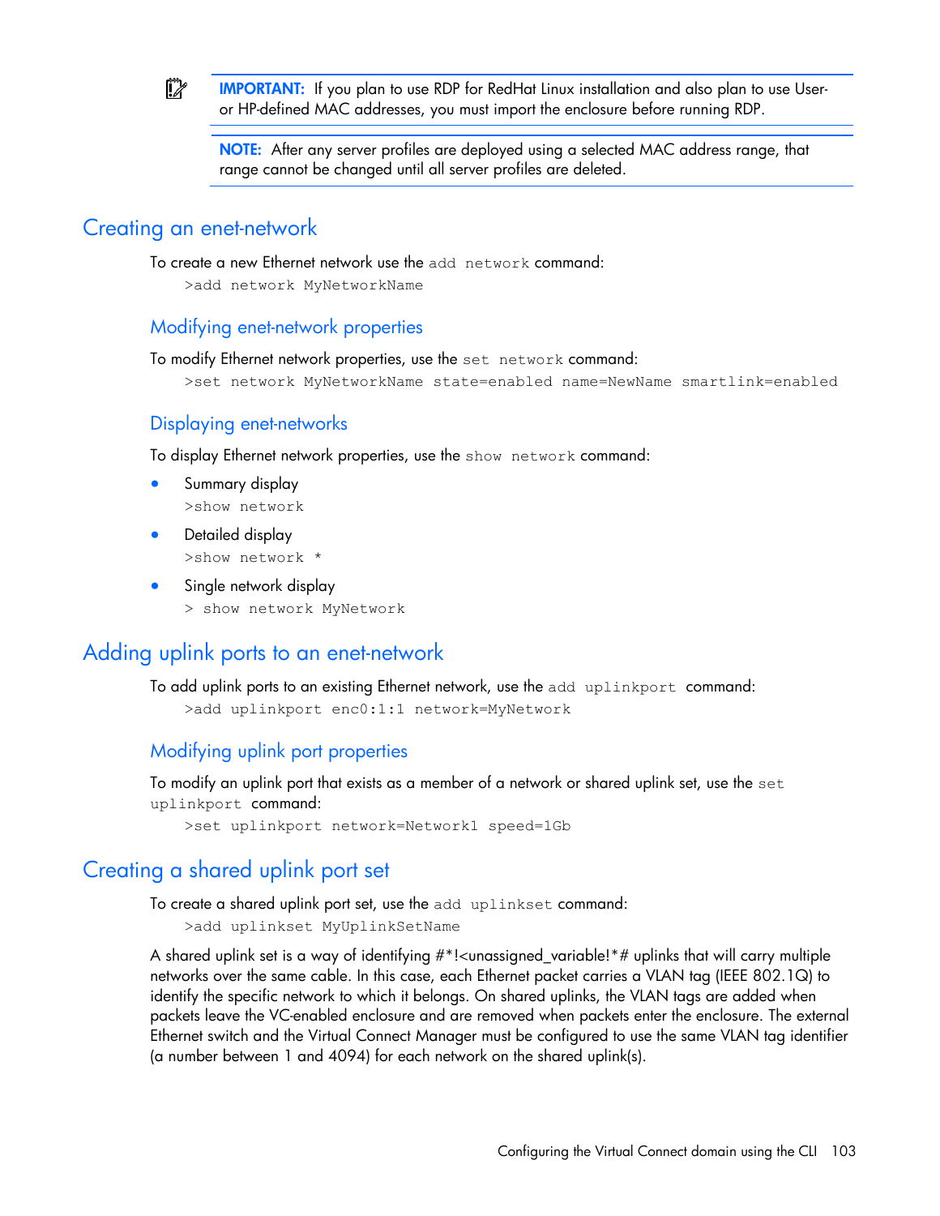**IMPORTANT:** If you plan to use RDP for RedHat Linux installation and also plan to use User- or HP-defined MAC addresses, you must import the enclosure before running RDP.

**NOTE:** After any server profiles are deployed using a selected MAC address range, that range cannot be changed until all server profiles are deleted.

## Creating an enet-network

To create a new Ethernet network use the `add network` command:

```
>add network MyNetworkName
```

### Modifying enet-network properties

To modify Ethernet network properties, use the `set network` command:

```
>set network MyNetworkName state=enabled name=NewName smartlink=enabled
```

### Displaying enet-networks

To display Ethernet network properties, use the `show network` command:

- Summary display
  ```
  >show network
  ```
- Detailed display
  ```
  >show network *
  ```
- Single network display
  ```
  > show network MyNetwork
  ```

## Adding uplink ports to an enet-network

To add uplink ports to an existing Ethernet network, use the `add uplinkport` command:

```
>add uplinkport enc0:1:1 network=MyNetwork
```

### Modifying uplink port properties

To modify an uplink port that exists as a member of a network or shared uplink set, use the `set uplinkport` command:

```
>set uplinkport network=Network1 speed=1Gb
```

## Creating a shared uplink port set

To create a shared uplink port set, use the `add uplinkset` command:

```
>add uplinkset MyUplinkSetName
```

A shared uplink set is a way of identifying #*!<unassigned_variable!*# uplinks that will carry multiple networks over the same cable. In this case, each Ethernet packet carries a VLAN tag (IEEE 802.1Q) to identify the specific network to which it belongs. On shared uplinks, the VLAN tags are added when packets leave the VC-enabled enclosure and are removed when packets enter the enclosure. The external Ethernet switch and the Virtual Connect Manager must be configured to use the same VLAN tag identifier (a number between 1 and 4094) for each network on the shared uplink(s).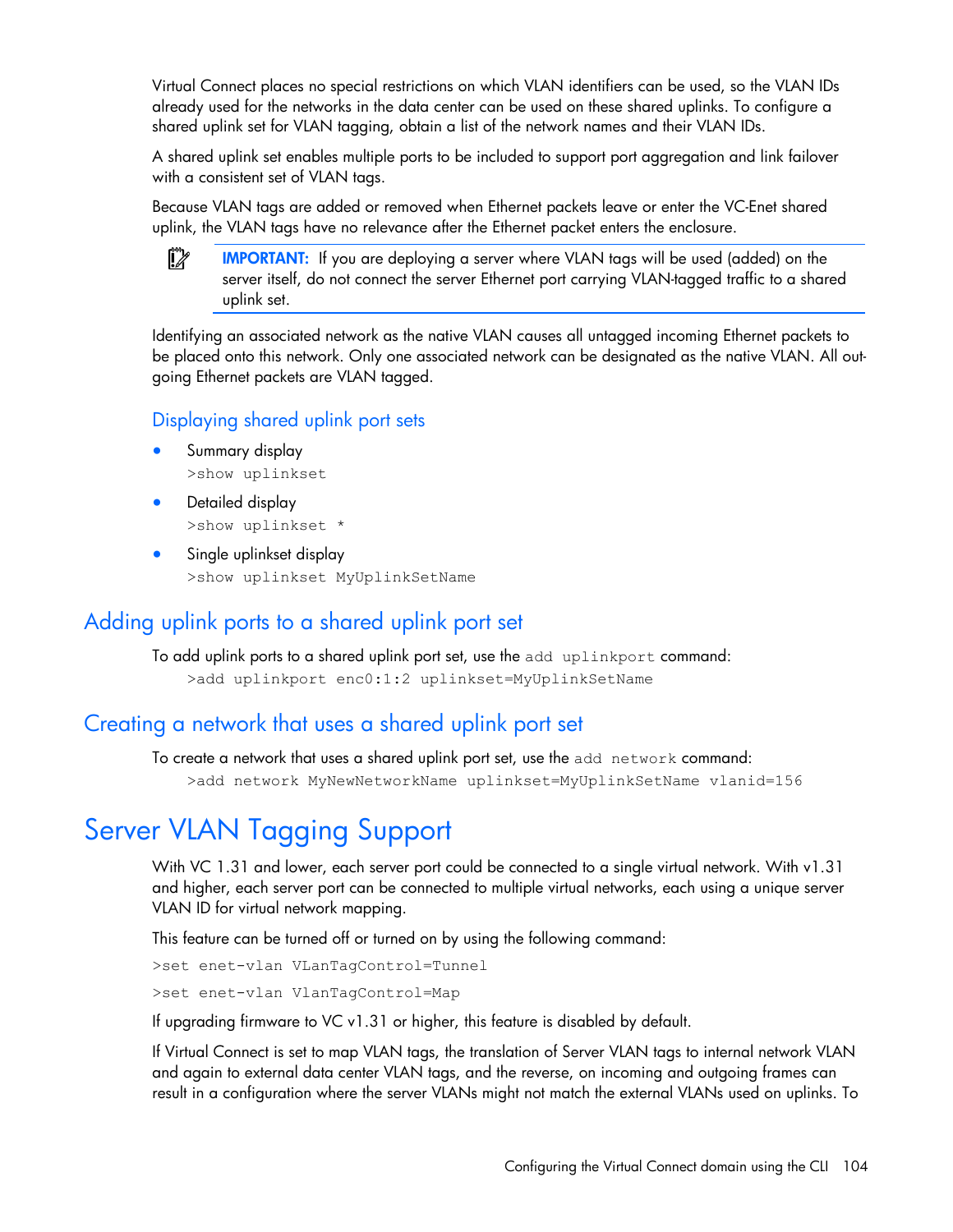Virtual Connect places no special restrictions on which VLAN identifiers can be used, so the VLAN IDs already used for the networks in the data center can be used on these shared uplinks. To configure a shared uplink set for VLAN tagging, obtain a list of the network names and their VLAN IDs.

A shared uplink set enables multiple ports to be included to support port aggregation and link failover with a consistent set of VLAN tags.

Because VLAN tags are added or removed when Ethernet packets leave or enter the VC-Enet shared uplink, the VLAN tags have no relevance after the Ethernet packet enters the enclosure.

> **IMPORTANT:** If you are deploying a server where VLAN tags will be used (added) on the server itself, do not connect the server Ethernet port carrying VLAN-tagged traffic to a shared uplink set.

Identifying an associated network as the native VLAN causes all untagged incoming Ethernet packets to be placed onto this network. Only one associated network can be designated as the native VLAN. All outgoing Ethernet packets are VLAN tagged.

### Displaying shared uplink port sets

- Summary display
  ```
  >show uplinkset
  ```
- Detailed display
  ```
  >show uplinkset *
  ```
- Single uplinkset display
  ```
  >show uplinkset MyUplinkSetName
  ```

## Adding uplink ports to a shared uplink port set

To add uplink ports to a shared uplink port set, use the `add uplinkport` command:

```
>add uplinkport enc0:1:2 uplinkset=MyUplinkSetName
```

## Creating a network that uses a shared uplink port set

To create a network that uses a shared uplink port set, use the `add network` command:

```
>add network MyNewNetworkName uplinkset=MyUplinkSetName vlanid=156
```

# Server VLAN Tagging Support

With VC 1.31 and lower, each server port could be connected to a single virtual network. With v1.31 and higher, each server port can be connected to multiple virtual networks, each using a unique server VLAN ID for virtual network mapping.

This feature can be turned off or turned on by using the following command:

```
>set enet-vlan VLanTagControl=Tunnel
```

```
>set enet-vlan VlanTagControl=Map
```

If upgrading firmware to VC v1.31 or higher, this feature is disabled by default.

If Virtual Connect is set to map VLAN tags, the translation of Server VLAN tags to internal network VLAN and again to external data center VLAN tags, and the reverse, on incoming and outgoing frames can result in a configuration where the server VLANs might not match the external VLANs used on uplinks. To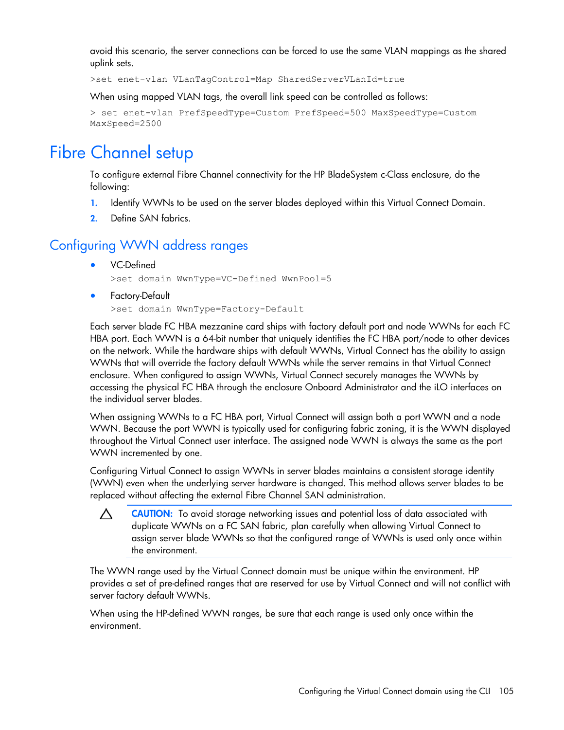avoid this scenario, the server connections can be forced to use the same VLAN mappings as the shared uplink sets.

```
>set enet-vlan VLanTagControl=Map SharedServerVLanId=true
```

When using mapped VLAN tags, the overall link speed can be controlled as follows:

```
> set enet-vlan PrefSpeedType=Custom PrefSpeed=500 MaxSpeedType=Custom
MaxSpeed=2500
```

# Fibre Channel setup

To configure external Fibre Channel connectivity for the HP BladeSystem c-Class enclosure, do the following:

1. Identify WWNs to be used on the server blades deployed within this Virtual Connect Domain.
2. Define SAN fabrics.

## Configuring WWN address ranges

- VC-Defined

  ```
  >set domain WwnType=VC-Defined WwnPool=5
  ```

- Factory-Default

  ```
  >set domain WwnType=Factory-Default
  ```

Each server blade FC HBA mezzanine card ships with factory default port and node WWNs for each FC HBA port. Each WWN is a 64-bit number that uniquely identifies the FC HBA port/node to other devices on the network. While the hardware ships with default WWNs, Virtual Connect has the ability to assign WWNs that will override the factory default WWNs while the server remains in that Virtual Connect enclosure. When configured to assign WWNs, Virtual Connect securely manages the WWNs by accessing the physical FC HBA through the enclosure Onboard Administrator and the iLO interfaces on the individual server blades.

When assigning WWNs to a FC HBA port, Virtual Connect will assign both a port WWN and a node WWN. Because the port WWN is typically used for configuring fabric zoning, it is the WWN displayed throughout the Virtual Connect user interface. The assigned node WWN is always the same as the port WWN incremented by one.

Configuring Virtual Connect to assign WWNs in server blades maintains a consistent storage identity (WWN) even when the underlying server hardware is changed. This method allows server blades to be replaced without affecting the external Fibre Channel SAN administration.

> **CAUTION:** To avoid storage networking issues and potential loss of data associated with duplicate WWNs on a FC SAN fabric, plan carefully when allowing Virtual Connect to assign server blade WWNs so that the configured range of WWNs is used only once within the environment.

The WWN range used by the Virtual Connect domain must be unique within the environment. HP provides a set of pre-defined ranges that are reserved for use by Virtual Connect and will not conflict with server factory default WWNs.

When using the HP-defined WWN ranges, be sure that each range is used only once within the environment.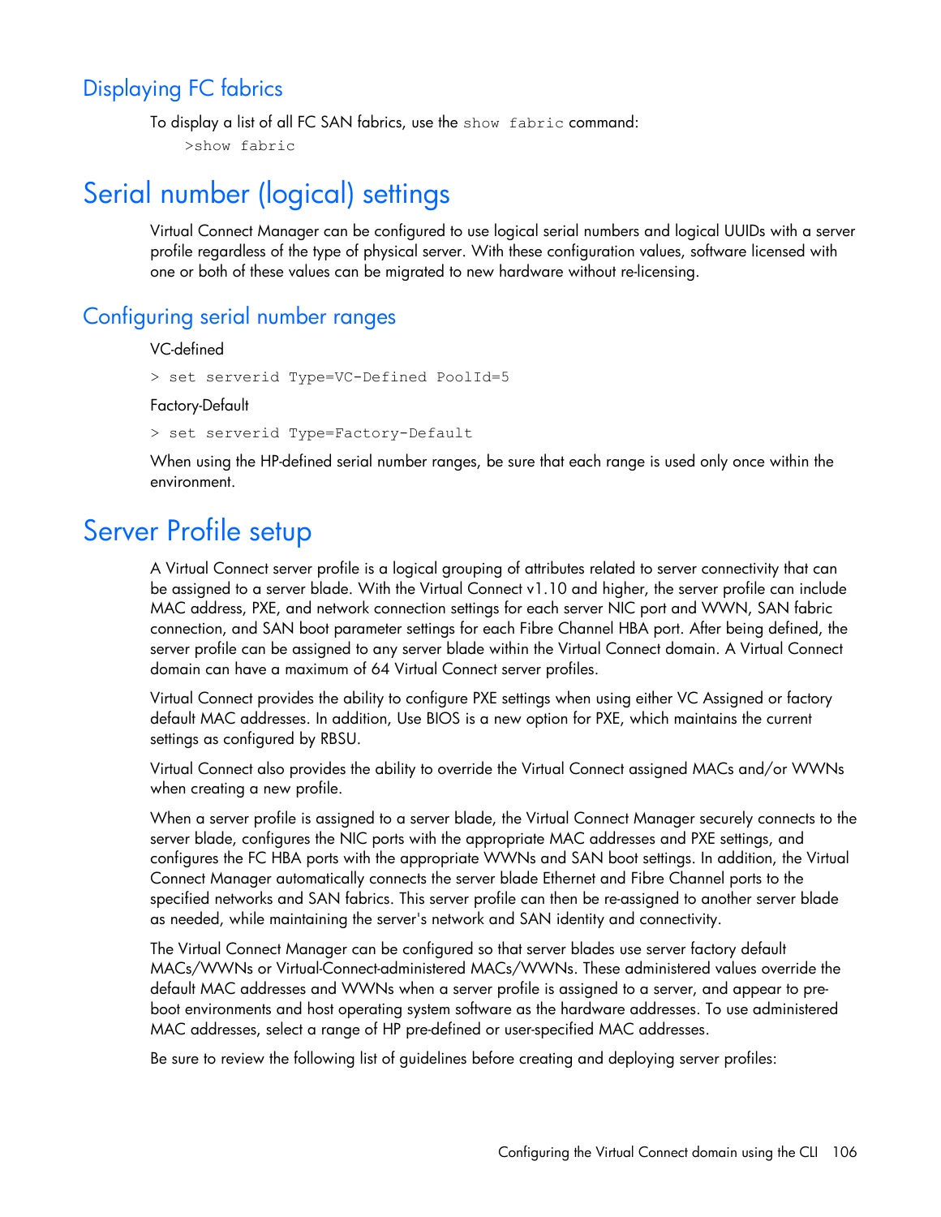## Displaying FC fabrics

To display a list of all FC SAN fabrics, use the `show fabric` command:

```
>show fabric
```

# Serial number (logical) settings

Virtual Connect Manager can be configured to use logical serial numbers and logical UUIDs with a server profile regardless of the type of physical server. With these configuration values, software licensed with one or both of these values can be migrated to new hardware without re-licensing.

## Configuring serial number ranges

VC-defined

```
> set serverid Type=VC-Defined PoolId=5
```

Factory-Default

```
> set serverid Type=Factory-Default
```

When using the HP-defined serial number ranges, be sure that each range is used only once within the environment.

# Server Profile setup

A Virtual Connect server profile is a logical grouping of attributes related to server connectivity that can be assigned to a server blade. With the Virtual Connect v1.10 and higher, the server profile can include MAC address, PXE, and network connection settings for each server NIC port and WWN, SAN fabric connection, and SAN boot parameter settings for each Fibre Channel HBA port. After being defined, the server profile can be assigned to any server blade within the Virtual Connect domain. A Virtual Connect domain can have a maximum of 64 Virtual Connect server profiles.

Virtual Connect provides the ability to configure PXE settings when using either VC Assigned or factory default MAC addresses. In addition, Use BIOS is a new option for PXE, which maintains the current settings as configured by RBSU.

Virtual Connect also provides the ability to override the Virtual Connect assigned MACs and/or WWNs when creating a new profile.

When a server profile is assigned to a server blade, the Virtual Connect Manager securely connects to the server blade, configures the NIC ports with the appropriate MAC addresses and PXE settings, and configures the FC HBA ports with the appropriate WWNs and SAN boot settings. In addition, the Virtual Connect Manager automatically connects the server blade Ethernet and Fibre Channel ports to the specified networks and SAN fabrics. This server profile can then be re-assigned to another server blade as needed, while maintaining the server's network and SAN identity and connectivity.

The Virtual Connect Manager can be configured so that server blades use server factory default MACs/WWNs or Virtual-Connect-administered MACs/WWNs. These administered values override the default MAC addresses and WWNs when a server profile is assigned to a server, and appear to pre-boot environments and host operating system software as the hardware addresses. To use administered MAC addresses, select a range of HP pre-defined or user-specified MAC addresses.

Be sure to review the following list of guidelines before creating and deploying server profiles: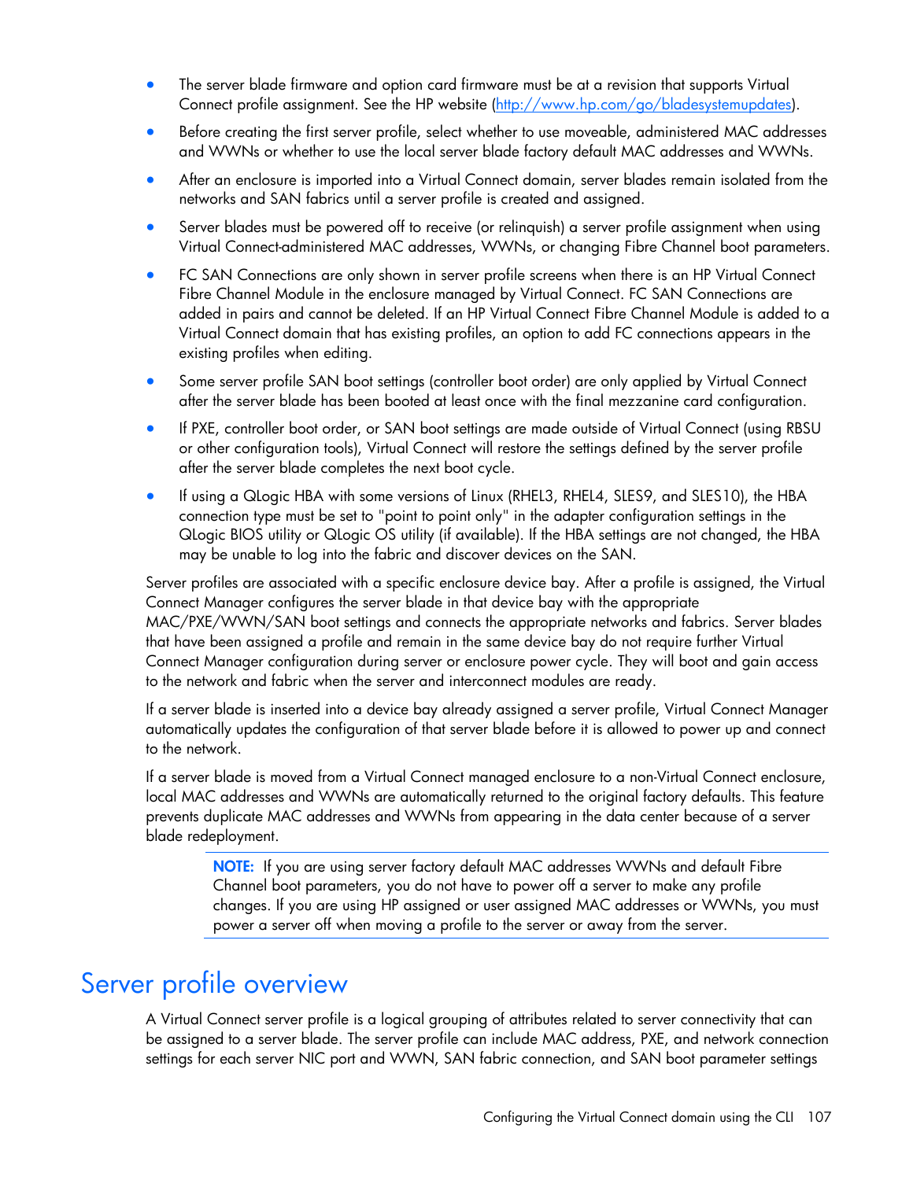- The server blade firmware and option card firmware must be at a revision that supports Virtual Connect profile assignment. See the HP website (http://www.hp.com/go/bladesystemupdates).
- Before creating the first server profile, select whether to use moveable, administered MAC addresses and WWNs or whether to use the local server blade factory default MAC addresses and WWNs.
- After an enclosure is imported into a Virtual Connect domain, server blades remain isolated from the networks and SAN fabrics until a server profile is created and assigned.
- Server blades must be powered off to receive (or relinquish) a server profile assignment when using Virtual Connect-administered MAC addresses, WWNs, or changing Fibre Channel boot parameters.
- FC SAN Connections are only shown in server profile screens when there is an HP Virtual Connect Fibre Channel Module in the enclosure managed by Virtual Connect. FC SAN Connections are added in pairs and cannot be deleted. If an HP Virtual Connect Fibre Channel Module is added to a Virtual Connect domain that has existing profiles, an option to add FC connections appears in the existing profiles when editing.
- Some server profile SAN boot settings (controller boot order) are only applied by Virtual Connect after the server blade has been booted at least once with the final mezzanine card configuration.
- If PXE, controller boot order, or SAN boot settings are made outside of Virtual Connect (using RBSU or other configuration tools), Virtual Connect will restore the settings defined by the server profile after the server blade completes the next boot cycle.
- If using a QLogic HBA with some versions of Linux (RHEL3, RHEL4, SLES9, and SLES10), the HBA connection type must be set to "point to point only" in the adapter configuration settings in the QLogic BIOS utility or QLogic OS utility (if available). If the HBA settings are not changed, the HBA may be unable to log into the fabric and discover devices on the SAN.

Server profiles are associated with a specific enclosure device bay. After a profile is assigned, the Virtual Connect Manager configures the server blade in that device bay with the appropriate MAC/PXE/WWN/SAN boot settings and connects the appropriate networks and fabrics. Server blades that have been assigned a profile and remain in the same device bay do not require further Virtual Connect Manager configuration during server or enclosure power cycle. They will boot and gain access to the network and fabric when the server and interconnect modules are ready.

If a server blade is inserted into a device bay already assigned a server profile, Virtual Connect Manager automatically updates the configuration of that server blade before it is allowed to power up and connect to the network.

If a server blade is moved from a Virtual Connect managed enclosure to a non-Virtual Connect enclosure, local MAC addresses and WWNs are automatically returned to the original factory defaults. This feature prevents duplicate MAC addresses and WWNs from appearing in the data center because of a server blade redeployment.

> **NOTE:** If you are using server factory default MAC addresses WWNs and default Fibre Channel boot parameters, you do not have to power off a server to make any profile changes. If you are using HP assigned or user assigned MAC addresses or WWNs, you must power a server off when moving a profile to the server or away from the server.

# Server profile overview

A Virtual Connect server profile is a logical grouping of attributes related to server connectivity that can be assigned to a server blade. The server profile can include MAC address, PXE, and network connection settings for each server NIC port and WWN, SAN fabric connection, and SAN boot parameter settings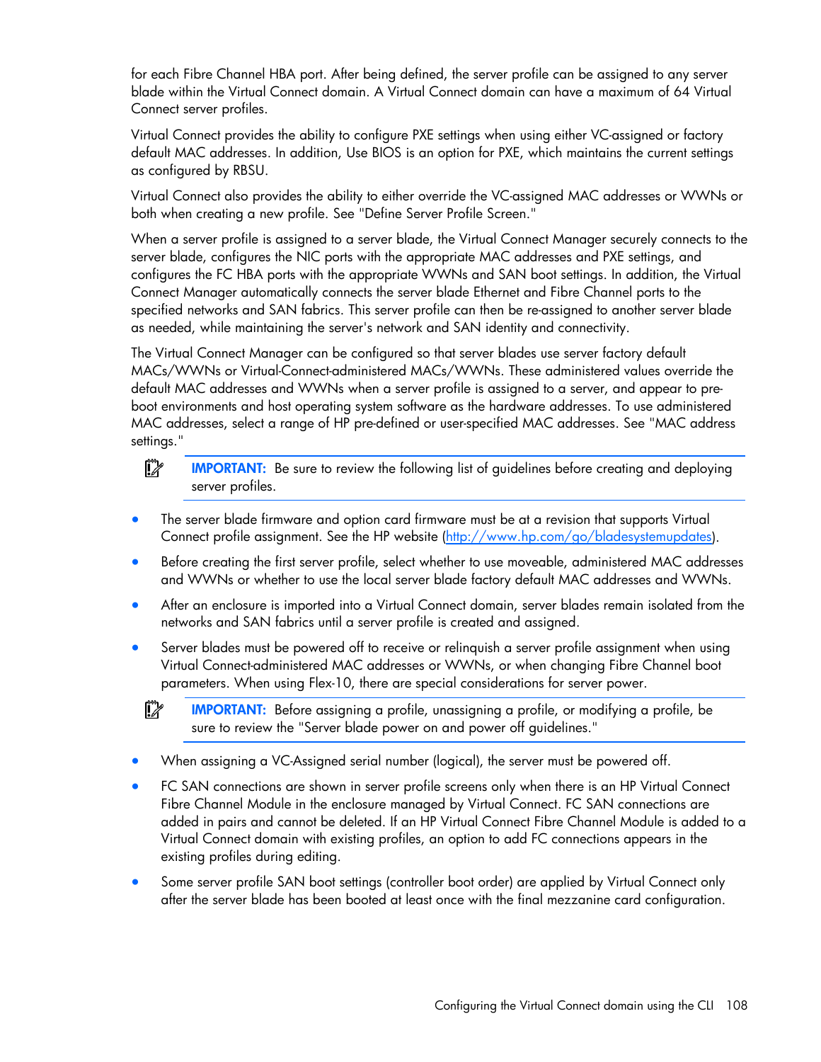for each Fibre Channel HBA port. After being defined, the server profile can be assigned to any server blade within the Virtual Connect domain. A Virtual Connect domain can have a maximum of 64 Virtual Connect server profiles.

Virtual Connect provides the ability to configure PXE settings when using either VC-assigned or factory default MAC addresses. In addition, Use BIOS is an option for PXE, which maintains the current settings as configured by RBSU.

Virtual Connect also provides the ability to either override the VC-assigned MAC addresses or WWNs or both when creating a new profile. See "Define Server Profile Screen."

When a server profile is assigned to a server blade, the Virtual Connect Manager securely connects to the server blade, configures the NIC ports with the appropriate MAC addresses and PXE settings, and configures the FC HBA ports with the appropriate WWNs and SAN boot settings. In addition, the Virtual Connect Manager automatically connects the server blade Ethernet and Fibre Channel ports to the specified networks and SAN fabrics. This server profile can then be re-assigned to another server blade as needed, while maintaining the server's network and SAN identity and connectivity.

The Virtual Connect Manager can be configured so that server blades use server factory default MACs/WWNs or Virtual-Connect-administered MACs/WWNs. These administered values override the default MAC addresses and WWNs when a server profile is assigned to a server, and appear to pre-boot environments and host operating system software as the hardware addresses. To use administered MAC addresses, select a range of HP pre-defined or user-specified MAC addresses. See "MAC address settings."

**IMPORTANT:** Be sure to review the following list of guidelines before creating and deploying server profiles.

- The server blade firmware and option card firmware must be at a revision that supports Virtual Connect profile assignment. See the HP website (http://www.hp.com/go/bladesystemupdates).
- Before creating the first server profile, select whether to use moveable, administered MAC addresses and WWNs or whether to use the local server blade factory default MAC addresses and WWNs.
- After an enclosure is imported into a Virtual Connect domain, server blades remain isolated from the networks and SAN fabrics until a server profile is created and assigned.
- Server blades must be powered off to receive or relinquish a server profile assignment when using Virtual Connect-administered MAC addresses or WWNs, or when changing Fibre Channel boot parameters. When using Flex-10, there are special considerations for server power.

**IMPORTANT:** Before assigning a profile, unassigning a profile, or modifying a profile, be sure to review the "Server blade power on and power off guidelines."

- When assigning a VC-Assigned serial number (logical), the server must be powered off.
- FC SAN connections are shown in server profile screens only when there is an HP Virtual Connect Fibre Channel Module in the enclosure managed by Virtual Connect. FC SAN connections are added in pairs and cannot be deleted. If an HP Virtual Connect Fibre Channel Module is added to a Virtual Connect domain with existing profiles, an option to add FC connections appears in the existing profiles during editing.
- Some server profile SAN boot settings (controller boot order) are applied by Virtual Connect only after the server blade has been booted at least once with the final mezzanine card configuration.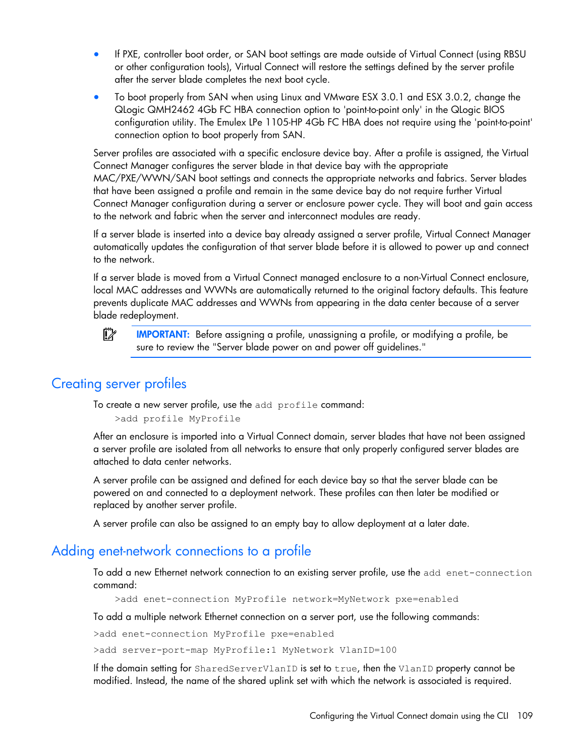- If PXE, controller boot order, or SAN boot settings are made outside of Virtual Connect (using RBSU or other configuration tools), Virtual Connect will restore the settings defined by the server profile after the server blade completes the next boot cycle.
- To boot properly from SAN when using Linux and VMware ESX 3.0.1 and ESX 3.0.2, change the QLogic QMH2462 4Gb FC HBA connection option to 'point-to-point only' in the QLogic BIOS configuration utility. The Emulex LPe 1105-HP 4Gb FC HBA does not require using the 'point-to-point' connection option to boot properly from SAN.

Server profiles are associated with a specific enclosure device bay. After a profile is assigned, the Virtual Connect Manager configures the server blade in that device bay with the appropriate MAC/PXE/WWN/SAN boot settings and connects the appropriate networks and fabrics. Server blades that have been assigned a profile and remain in the same device bay do not require further Virtual Connect Manager configuration during a server or enclosure power cycle. They will boot and gain access to the network and fabric when the server and interconnect modules are ready.

If a server blade is inserted into a device bay already assigned a server profile, Virtual Connect Manager automatically updates the configuration of that server blade before it is allowed to power up and connect to the network.

If a server blade is moved from a Virtual Connect managed enclosure to a non-Virtual Connect enclosure, local MAC addresses and WWNs are automatically returned to the original factory defaults. This feature prevents duplicate MAC addresses and WWNs from appearing in the data center because of a server blade redeployment.

**IMPORTANT:** Before assigning a profile, unassigning a profile, or modifying a profile, be sure to review the "Server blade power on and power off guidelines."

## Creating server profiles

To create a new server profile, use the `add profile` command:

```
>add profile MyProfile
```

After an enclosure is imported into a Virtual Connect domain, server blades that have not been assigned a server profile are isolated from all networks to ensure that only properly configured server blades are attached to data center networks.

A server profile can be assigned and defined for each device bay so that the server blade can be powered on and connected to a deployment network. These profiles can then later be modified or replaced by another server profile.

A server profile can also be assigned to an empty bay to allow deployment at a later date.

## Adding enet-network connections to a profile

To add a new Ethernet network connection to an existing server profile, use the `add enet-connection` command:

```
>add enet-connection MyProfile network=MyNetwork pxe=enabled
```

To add a multiple network Ethernet connection on a server port, use the following commands:

```
>add enet-connection MyProfile pxe=enabled
>add server-port-map MyProfile:1 MyNetwork VlanID=100
```

If the domain setting for `SharedServerVlanID` is set to `true`, then the `VlanID` property cannot be modified. Instead, the name of the shared uplink set with which the network is associated is required.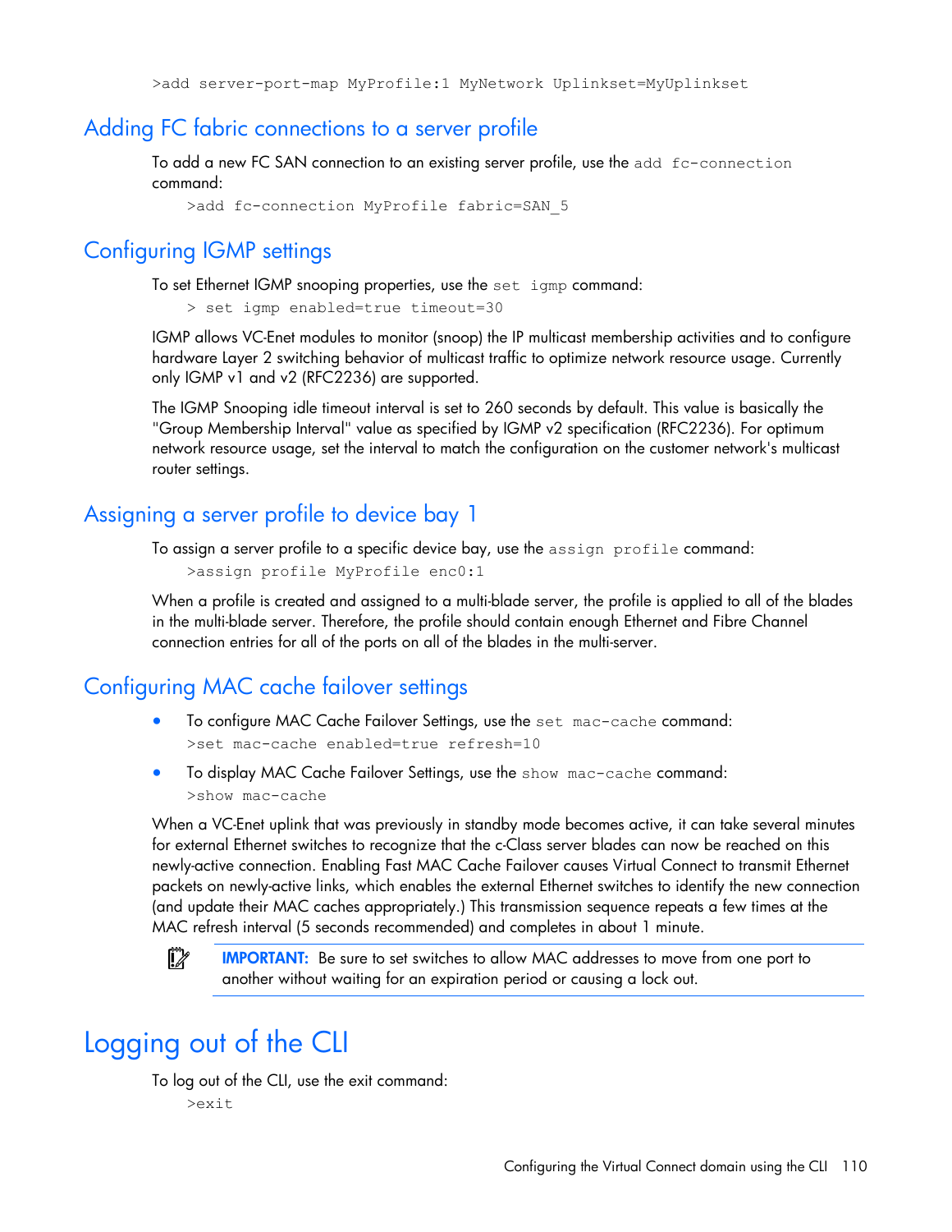```
>add server-port-map MyProfile:1 MyNetwork Uplinkset=MyUplinkset
```

## Adding FC fabric connections to a server profile

To add a new FC SAN connection to an existing server profile, use the `add fc-connection` command:

```
>add fc-connection MyProfile fabric=SAN_5
```

## Configuring IGMP settings

To set Ethernet IGMP snooping properties, use the `set igmp` command:

```
> set igmp enabled=true timeout=30
```

IGMP allows VC-Enet modules to monitor (snoop) the IP multicast membership activities and to configure hardware Layer 2 switching behavior of multicast traffic to optimize network resource usage. Currently only IGMP v1 and v2 (RFC2236) are supported.

The IGMP Snooping idle timeout interval is set to 260 seconds by default. This value is basically the "Group Membership Interval" value as specified by IGMP v2 specification (RFC2236). For optimum network resource usage, set the interval to match the configuration on the customer network's multicast router settings.

## Assigning a server profile to device bay 1

To assign a server profile to a specific device bay, use the `assign profile` command:

```
>assign profile MyProfile enc0:1
```

When a profile is created and assigned to a multi-blade server, the profile is applied to all of the blades in the multi-blade server. Therefore, the profile should contain enough Ethernet and Fibre Channel connection entries for all of the ports on all of the blades in the multi-server.

## Configuring MAC cache failover settings

- To configure MAC Cache Failover Settings, use the `set mac-cache` command:
  ```
  >set mac-cache enabled=true refresh=10
  ```
- To display MAC Cache Failover Settings, use the `show mac-cache` command:
  ```
  >show mac-cache
  ```

When a VC-Enet uplink that was previously in standby mode becomes active, it can take several minutes for external Ethernet switches to recognize that the c-Class server blades can now be reached on this newly-active connection. Enabling Fast MAC Cache Failover causes Virtual Connect to transmit Ethernet packets on newly-active links, which enables the external Ethernet switches to identify the new connection (and update their MAC caches appropriately.) This transmission sequence repeats a few times at the MAC refresh interval (5 seconds recommended) and completes in about 1 minute.

**IMPORTANT:** Be sure to set switches to allow MAC addresses to move from one port to another without waiting for an expiration period or causing a lock out.

# Logging out of the CLI

To log out of the CLI, use the exit command:

```
>exit
```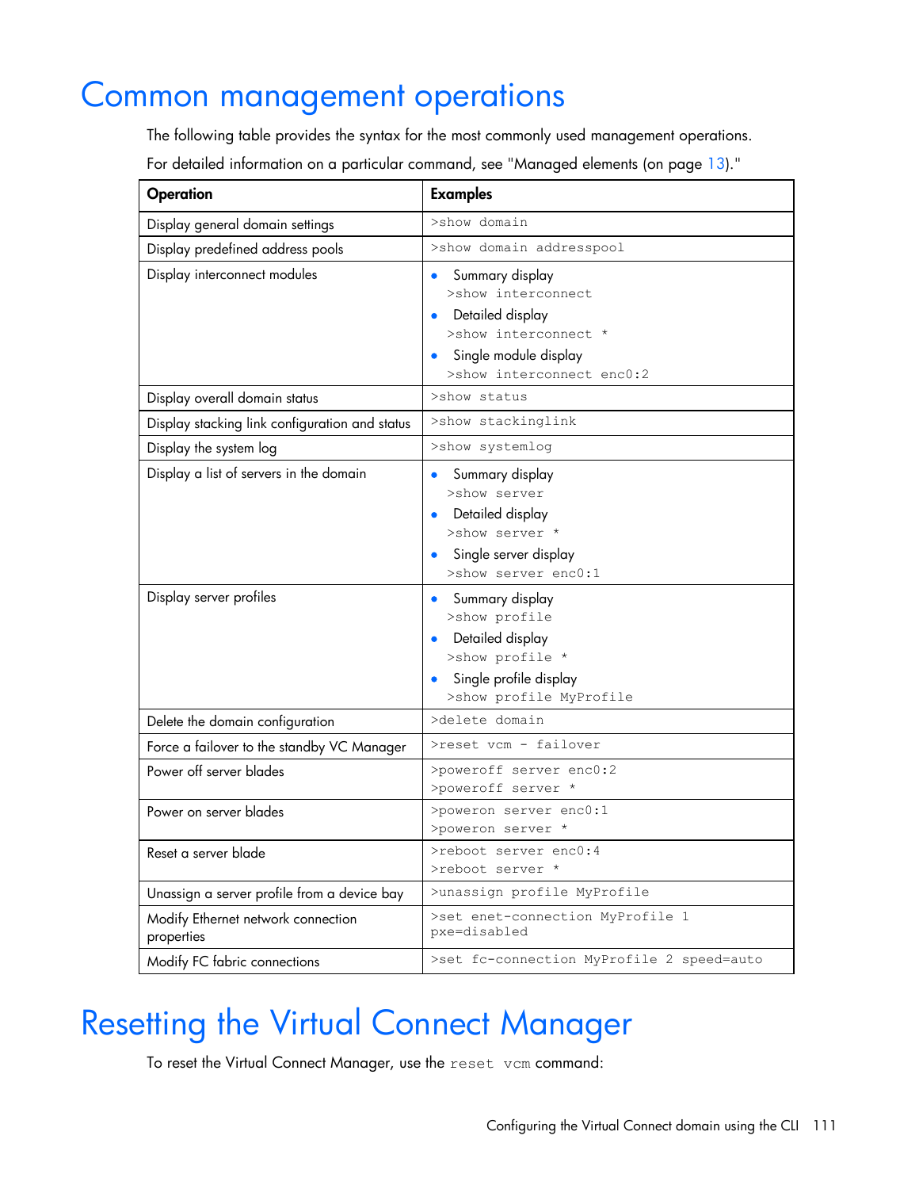# Common management operations

The following table provides the syntax for the most commonly used management operations.

For detailed information on a particular command, see "Managed elements (on page 13)."

| Operation | Examples |
|---|---|
| Display general domain settings | `>show domain` |
| Display predefined address pools | `>show domain addresspool` |
| Display interconnect modules | • Summary display `>show interconnect` • Detailed display `>show interconnect *` • Single module display `>show interconnect enc0:2` |
| Display overall domain status | `>show status` |
| Display stacking link configuration and status | `>show stackinglink` |
| Display the system log | `>show systemlog` |
| Display a list of servers in the domain | • Summary display `>show server` • Detailed display `>show server *` • Single server display `>show server enc0:1` |
| Display server profiles | • Summary display `>show profile` • Detailed display `>show profile *` • Single profile display `>show profile MyProfile` |
| Delete the domain configuration | `>delete domain` |
| Force a failover to the standby VC Manager | `>reset vcm - failover` |
| Power off server blades | `>poweroff server enc0:2` `>poweroff server *` |
| Power on server blades | `>poweron server enc0:1` `>poweron server *` |
| Reset a server blade | `>reboot server enc0:4` `>reboot server *` |
| Unassign a server profile from a device bay | `>unassign profile MyProfile` |
| Modify Ethernet network connection properties | `>set enet-connection MyProfile 1 pxe=disabled` |
| Modify FC fabric connections | `>set fc-connection MyProfile 2 speed=auto` |

# Resetting the Virtual Connect Manager

To reset the Virtual Connect Manager, use the `reset vcm` command: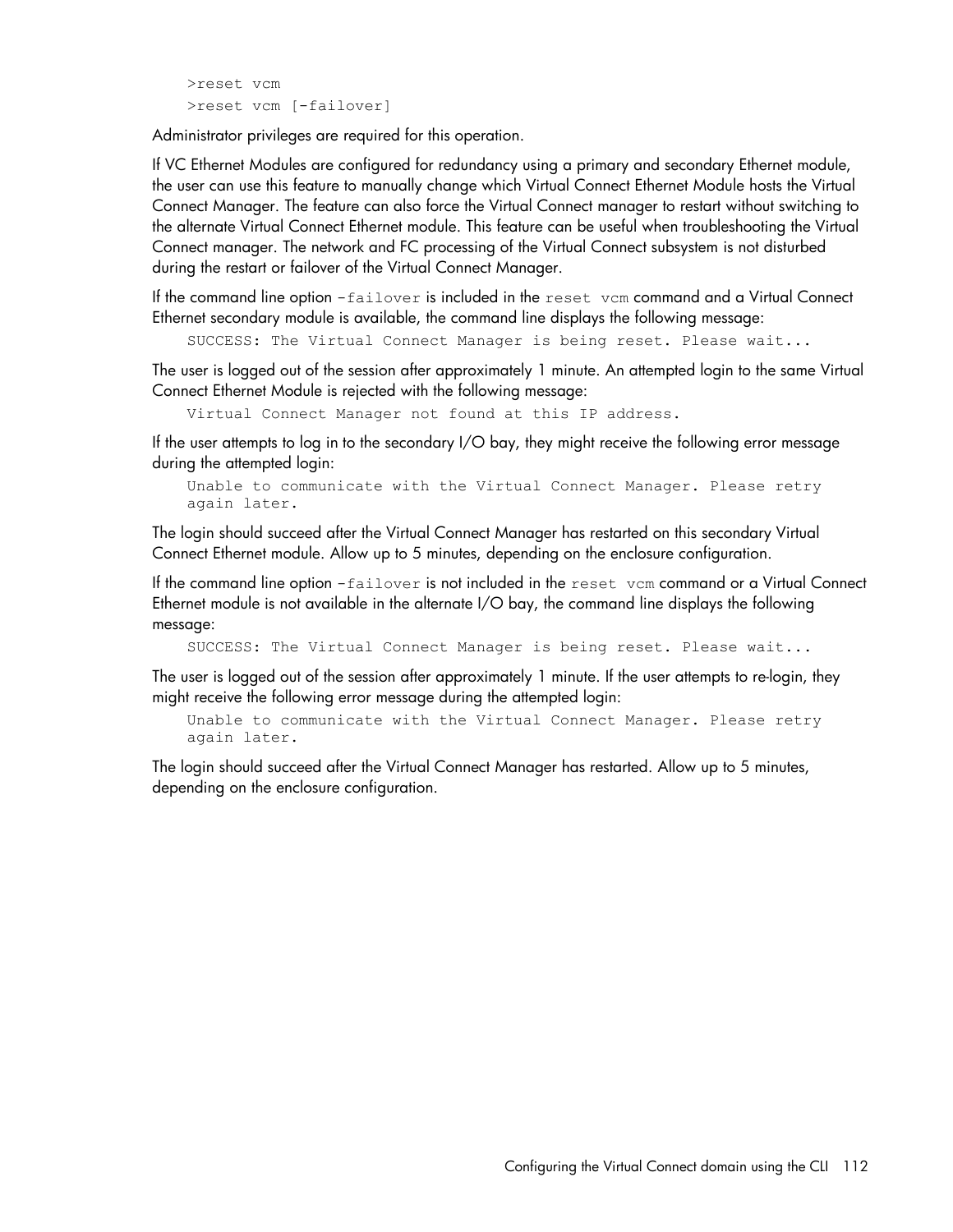```
>reset vcm
>reset vcm [-failover]
```

Administrator privileges are required for this operation.

If VC Ethernet Modules are configured for redundancy using a primary and secondary Ethernet module, the user can use this feature to manually change which Virtual Connect Ethernet Module hosts the Virtual Connect Manager. The feature can also force the Virtual Connect manager to restart without switching to the alternate Virtual Connect Ethernet module. This feature can be useful when troubleshooting the Virtual Connect manager. The network and FC processing of the Virtual Connect subsystem is not disturbed during the restart or failover of the Virtual Connect Manager.

If the command line option `-failover` is included in the `reset vcm` command and a Virtual Connect Ethernet secondary module is available, the command line displays the following message:

```
SUCCESS: The Virtual Connect Manager is being reset. Please wait...
```

The user is logged out of the session after approximately 1 minute. An attempted login to the same Virtual Connect Ethernet Module is rejected with the following message:

```
Virtual Connect Manager not found at this IP address.
```

If the user attempts to log in to the secondary I/O bay, they might receive the following error message during the attempted login:

```
Unable to communicate with the Virtual Connect Manager. Please retry
again later.
```

The login should succeed after the Virtual Connect Manager has restarted on this secondary Virtual Connect Ethernet module. Allow up to 5 minutes, depending on the enclosure configuration.

If the command line option `-failover` is not included in the `reset vcm` command or a Virtual Connect Ethernet module is not available in the alternate I/O bay, the command line displays the following message:

```
SUCCESS: The Virtual Connect Manager is being reset. Please wait...
```

The user is logged out of the session after approximately 1 minute. If the user attempts to re-login, they might receive the following error message during the attempted login:

```
Unable to communicate with the Virtual Connect Manager. Please retry
again later.
```

The login should succeed after the Virtual Connect Manager has restarted. Allow up to 5 minutes, depending on the enclosure configuration.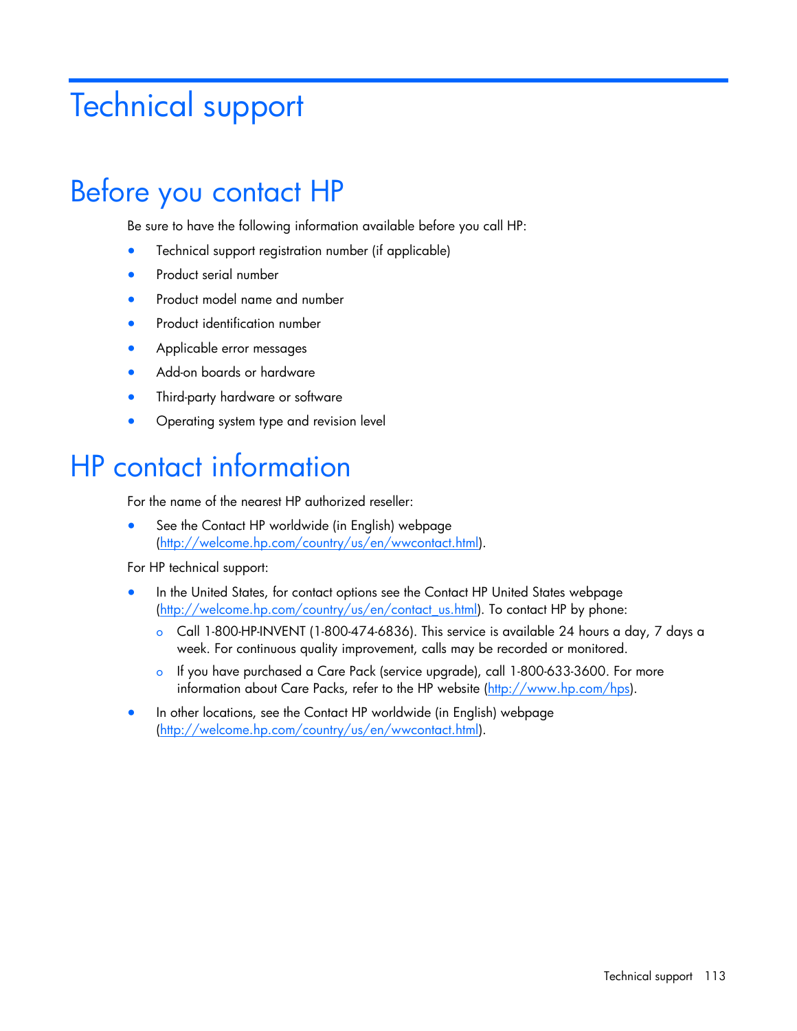# Technical support

## Before you contact HP

Be sure to have the following information available before you call HP:

- Technical support registration number (if applicable)
- Product serial number
- Product model name and number
- Product identification number
- Applicable error messages
- Add-on boards or hardware
- Third-party hardware or software
- Operating system type and revision level

## HP contact information

For the name of the nearest HP authorized reseller:

- See the Contact HP worldwide (in English) webpage (http://welcome.hp.com/country/us/en/wwcontact.html).

For HP technical support:

- In the United States, for contact options see the Contact HP United States webpage (http://welcome.hp.com/country/us/en/contact_us.html). To contact HP by phone:
  - Call 1-800-HP-INVENT (1-800-474-6836). This service is available 24 hours a day, 7 days a week. For continuous quality improvement, calls may be recorded or monitored.
  - If you have purchased a Care Pack (service upgrade), call 1-800-633-3600. For more information about Care Packs, refer to the HP website (http://www.hp.com/hps).
- In other locations, see the Contact HP worldwide (in English) webpage (http://welcome.hp.com/country/us/en/wwcontact.html).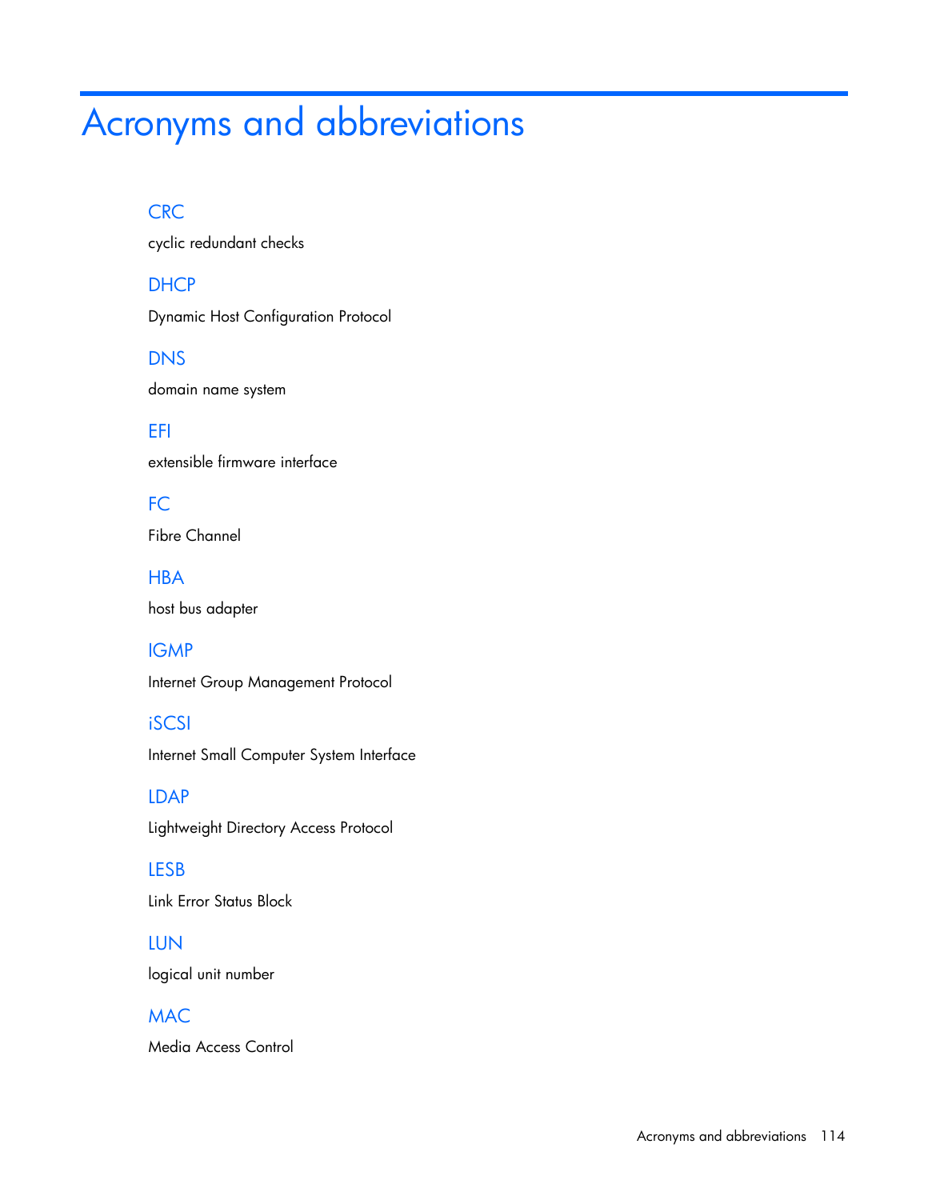# Acronyms and abbreviations

### CRC

cyclic redundant checks

### DHCP

Dynamic Host Configuration Protocol

### DNS

domain name system

### EFI

extensible firmware interface

### FC

Fibre Channel

### HBA

host bus adapter

### IGMP

Internet Group Management Protocol

### iSCSI

Internet Small Computer System Interface

### LDAP

Lightweight Directory Access Protocol

### LESB

Link Error Status Block

### LUN

logical unit number

### MAC

Media Access Control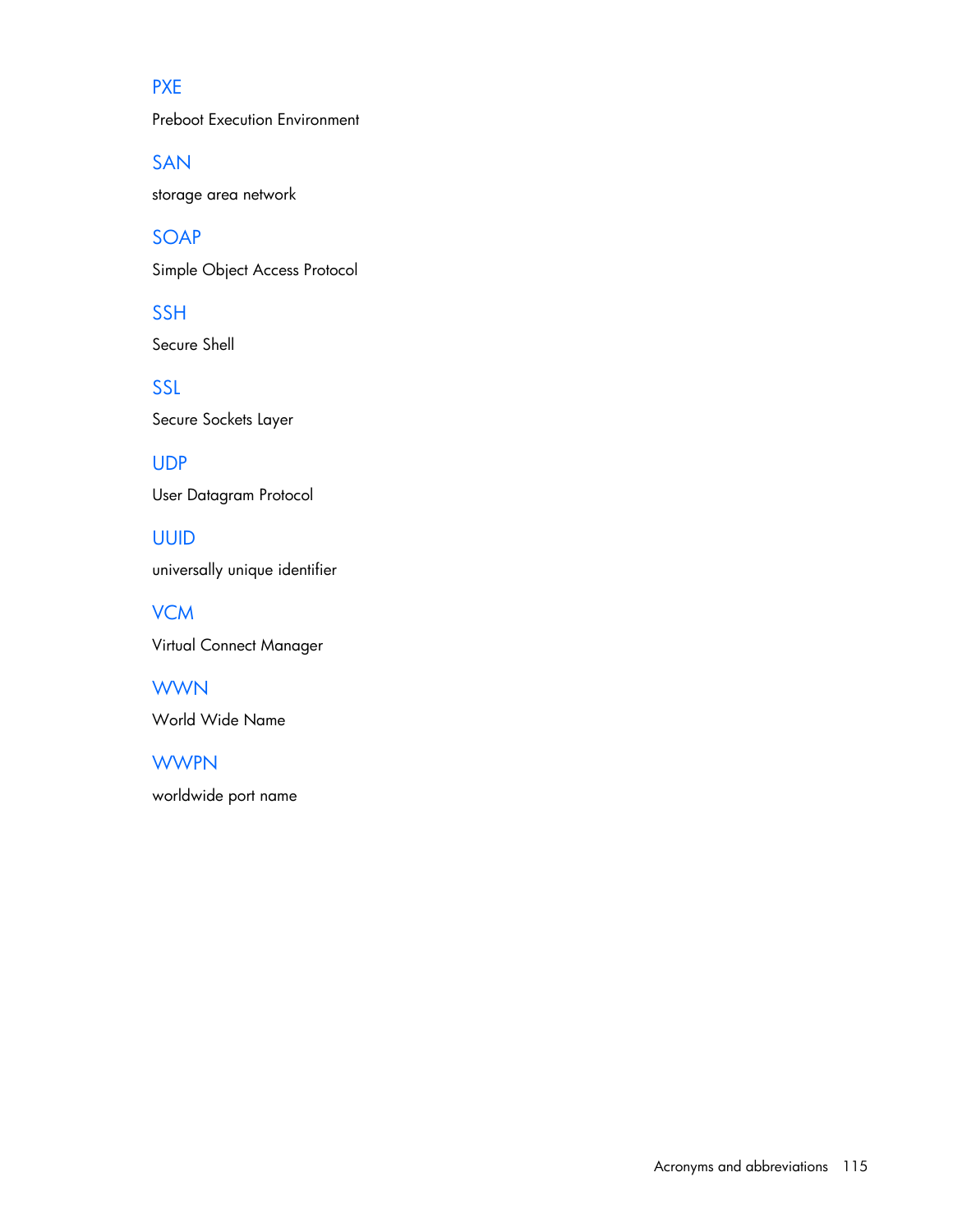PXE

Preboot Execution Environment

SAN

storage area network

SOAP

Simple Object Access Protocol

SSH

Secure Shell

SSL

Secure Sockets Layer

UDP

User Datagram Protocol

UUID

universally unique identifier

VCM

Virtual Connect Manager

WWN

World Wide Name

WWPN

worldwide port name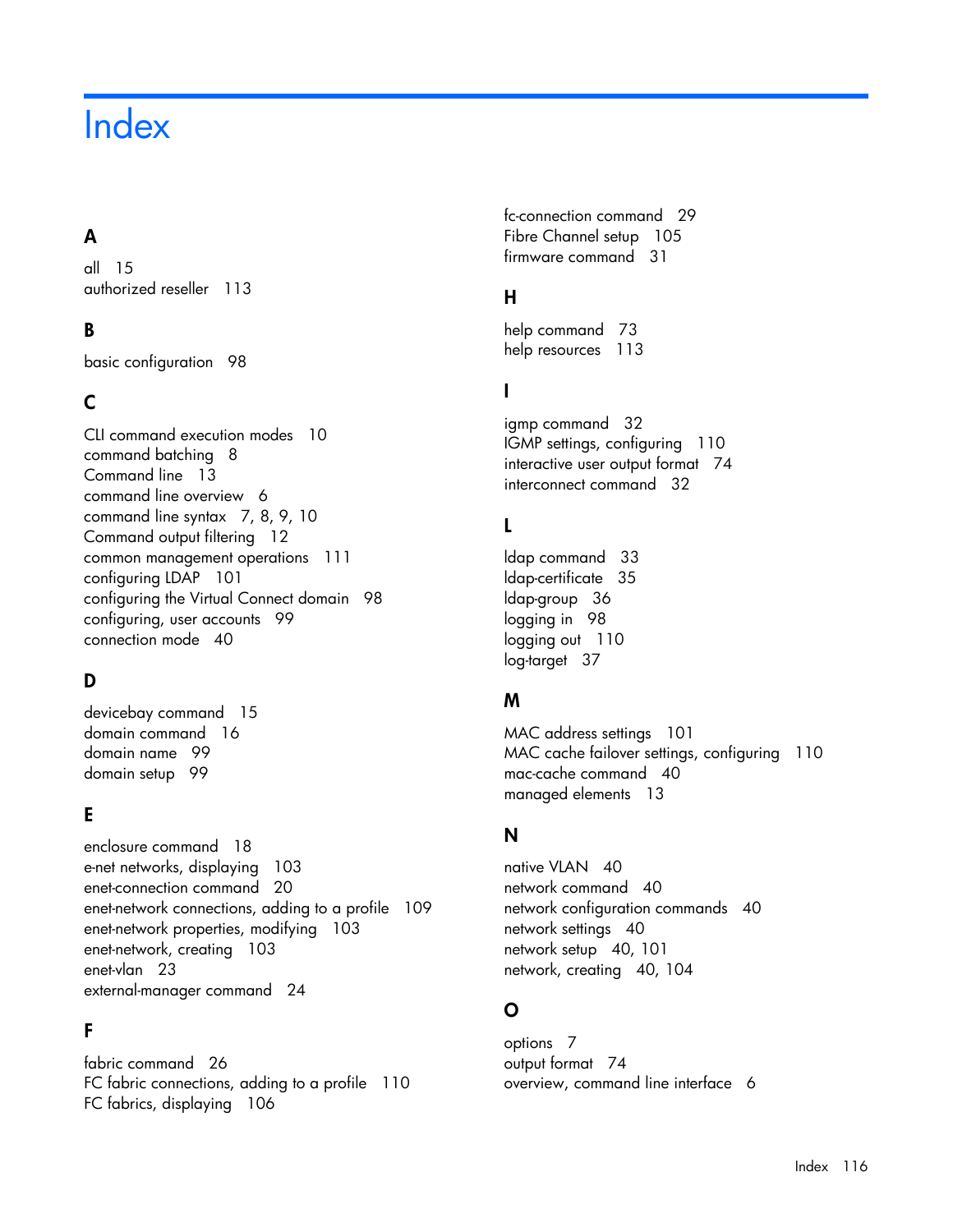# Index

## A

all 15
authorized reseller 113

## B

basic configuration 98

## C

CLI command execution modes 10
command batching 8
Command line 13
command line overview 6
command line syntax 7, 8, 9, 10
Command output filtering 12
common management operations 111
configuring LDAP 101
configuring the Virtual Connect domain 98
configuring, user accounts 99
connection mode 40

## D

devicebay command 15
domain command 16
domain name 99
domain setup 99

## E

enclosure command 18
e-net networks, displaying 103
enet-connection command 20
enet-network connections, adding to a profile 109
enet-network properties, modifying 103
enet-network, creating 103
enet-vlan 23
external-manager command 24

## F

fabric command 26
FC fabric connections, adding to a profile 110
FC fabrics, displaying 106
fc-connection command 29
Fibre Channel setup 105
firmware command 31

## H

help command 73
help resources 113

## I

igmp command 32
IGMP settings, configuring 110
interactive user output format 74
interconnect command 32

## L

ldap command 33
ldap-certificate 35
ldap-group 36
logging in 98
logging out 110
log-target 37

## M

MAC address settings 101
MAC cache failover settings, configuring 110
mac-cache command 40
managed elements 13

## N

native VLAN 40
network command 40
network configuration commands 40
network settings 40
network setup 40, 101
network, creating 40, 104

## O

options 7
output format 74
overview, command line interface 6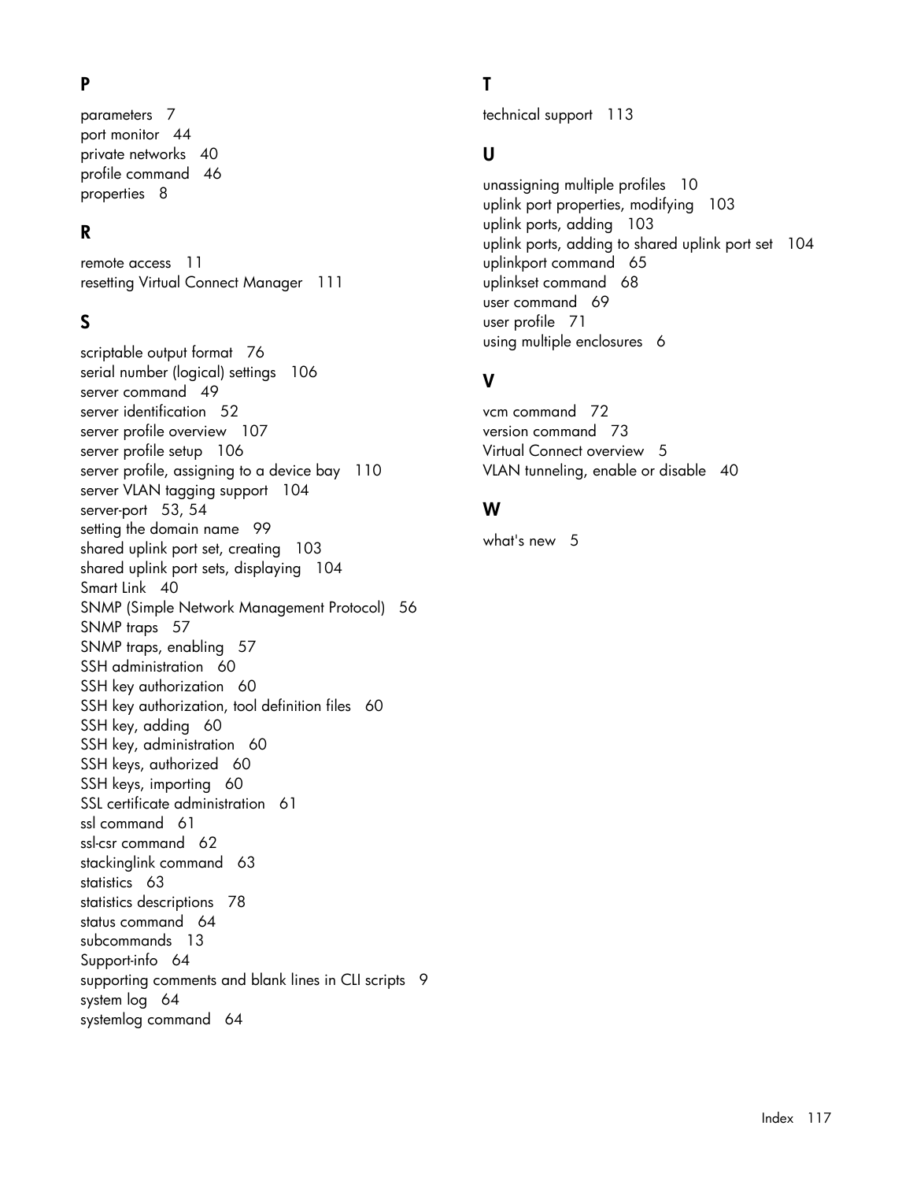## P

parameters 7
port monitor 44
private networks 40
profile command 46
properties 8

## R

remote access 11
resetting Virtual Connect Manager 111

## S

scriptable output format 76
serial number (logical) settings 106
server command 49
server identification 52
server profile overview 107
server profile setup 106
server profile, assigning to a device bay 110
server VLAN tagging support 104
server-port 53, 54
setting the domain name 99
shared uplink port set, creating 103
shared uplink port sets, displaying 104
Smart Link 40
SNMP (Simple Network Management Protocol) 56
SNMP traps 57
SNMP traps, enabling 57
SSH administration 60
SSH key authorization 60
SSH key authorization, tool definition files 60
SSH key, adding 60
SSH key, administration 60
SSH keys, authorized 60
SSH keys, importing 60
SSL certificate administration 61
ssl command 61
ssl-csr command 62
stackinglink command 63
statistics 63
statistics descriptions 78
status command 64
subcommands 13
Support-info 64
supporting comments and blank lines in CLI scripts 9
system log 64
systemlog command 64

## T

technical support 113

## U

unassigning multiple profiles 10
uplink port properties, modifying 103
uplink ports, adding 103
uplink ports, adding to shared uplink port set 104
uplinkport command 65
uplinkset command 68
user command 69
user profile 71
using multiple enclosures 6

## V

vcm command 72
version command 73
Virtual Connect overview 5
VLAN tunneling, enable or disable 40

## W

what's new 5